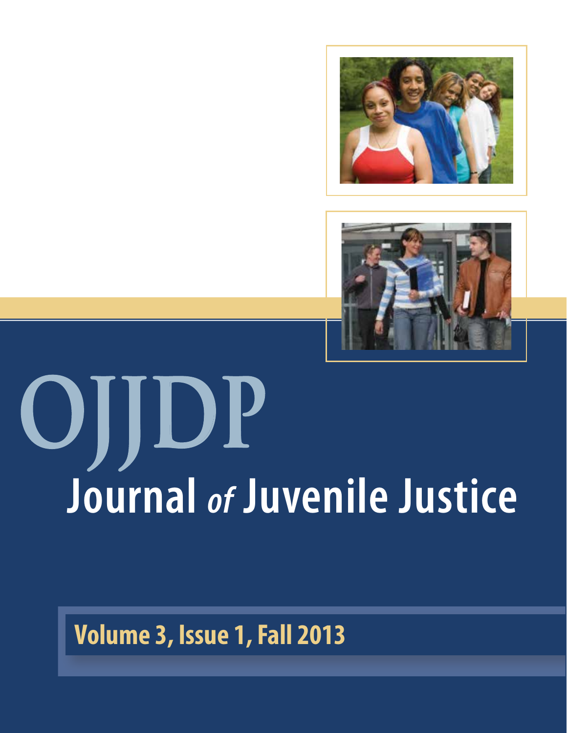# OJJDP

# Journal *of* Juvenile Justice

**Volume 3, Issue 1, Fall 2013**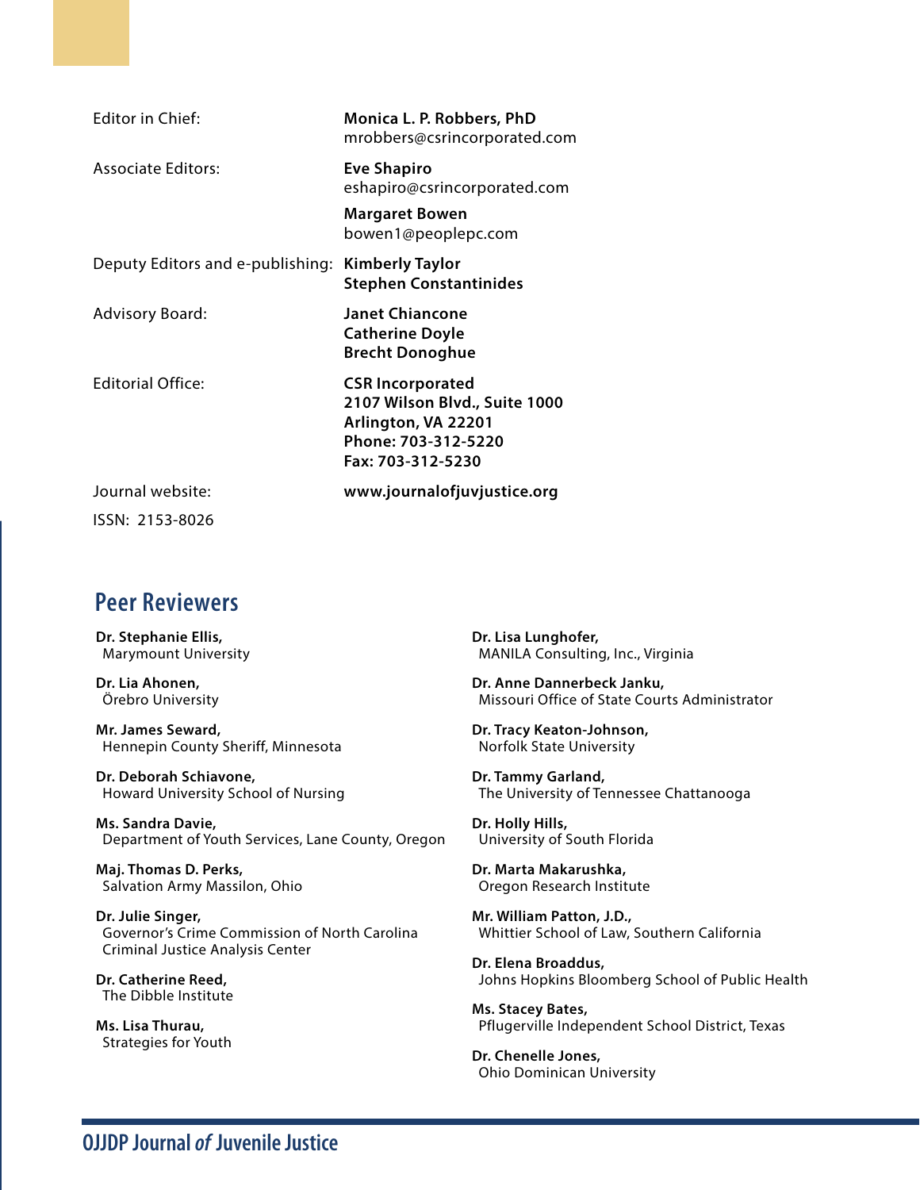Editor in Chief: **Monica L. P. Robbers, PhD**
mrobbers@csrincorporated.com

Associate Editors: **Eve Shapiro**
eshapiro@csrincorporated.com

**Margaret Bowen**
bowen1@peoplepc.com

Deputy Editors and e-publishing: **Kimberly Taylor**
**Stephen Constantinides**

Advisory Board: **Janet Chiancone**
**Catherine Doyle**
**Brecht Donoghue**

Editorial Office: **CSR Incorporated**
**2107 Wilson Blvd., Suite 1000**
**Arlington, VA 22201**
**Phone: 703-312-5220**
**Fax: 703-312-5230**

Journal website: **www.journalofjuvjustice.org**

ISSN: 2153-8026

## Peer Reviewers

**Dr. Stephanie Ellis,**
Marymount University

**Dr. Lia Ahonen,**
Örebro University

**Mr. James Seward,**
Hennepin County Sheriff, Minnesota

**Dr. Deborah Schiavone,**
Howard University School of Nursing

**Ms. Sandra Davie,**
Department of Youth Services, Lane County, Oregon

**Maj. Thomas D. Perks,**
Salvation Army Massilon, Ohio

**Dr. Julie Singer,**
Governor's Crime Commission of North Carolina Criminal Justice Analysis Center

**Dr. Catherine Reed,**
The Dibble Institute

**Ms. Lisa Thurau,**
Strategies for Youth

**Dr. Lisa Lunghofer,**
MANILA Consulting, Inc., Virginia

**Dr. Anne Dannerbeck Janku,**
Missouri Office of State Courts Administrator

**Dr. Tracy Keaton-Johnson,**
Norfolk State University

**Dr. Tammy Garland,**
The University of Tennessee Chattanooga

**Dr. Holly Hills,**
University of South Florida

**Dr. Marta Makarushka,**
Oregon Research Institute

**Mr. William Patton, J.D.,**
Whittier School of Law, Southern California

**Dr. Elena Broaddus,**
Johns Hopkins Bloomberg School of Public Health

**Ms. Stacey Bates,**
Pflugerville Independent School District, Texas

**Dr. Chenelle Jones,**
Ohio Dominican University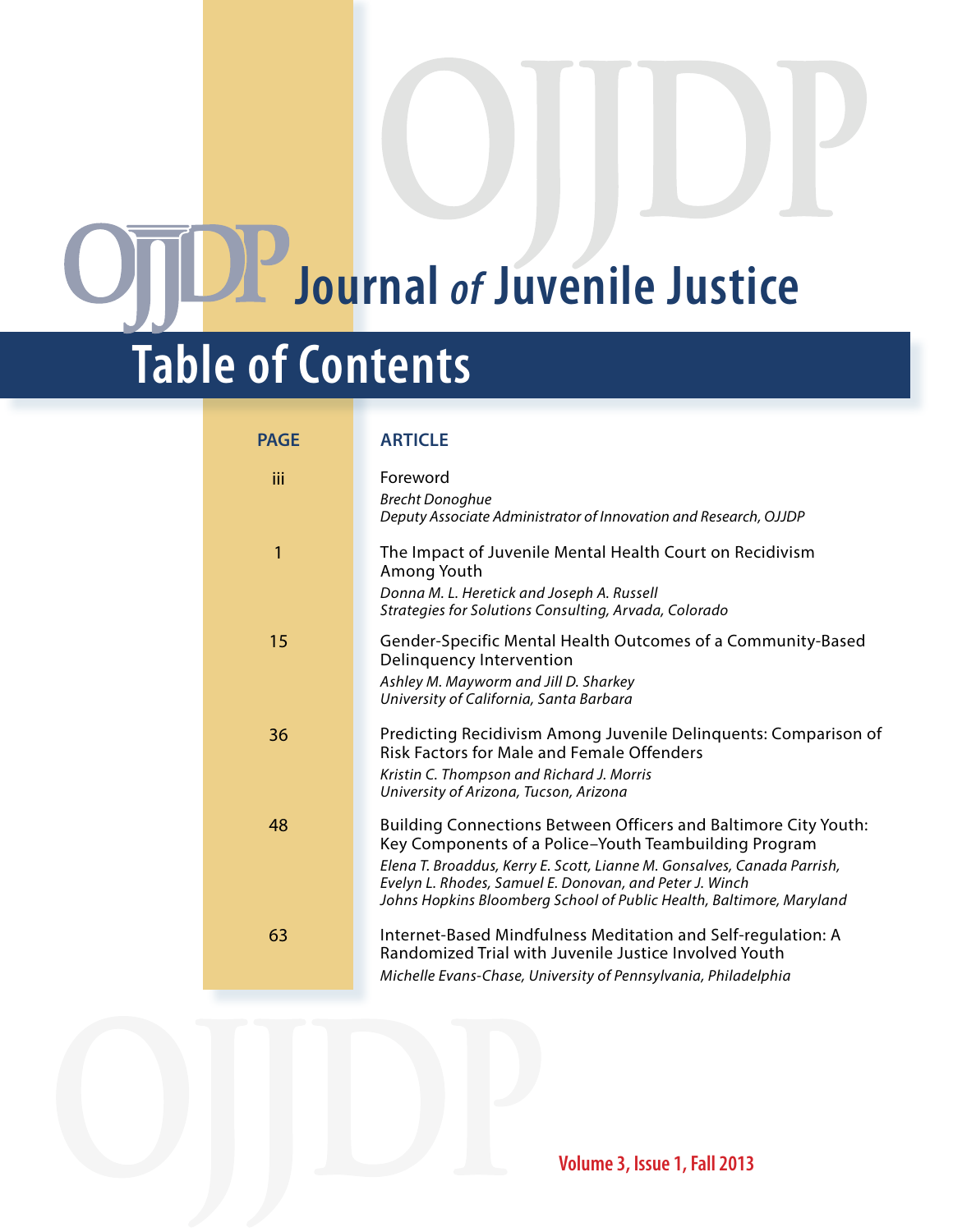# OJJDP Journal *of* Juvenile Justice

## Table of Contents

| PAGE | ARTICLE |
|---|---|
| iii | Foreword<br>*Brecht Donoghue*<br>*Deputy Associate Administrator of Innovation and Research, OJJDP* |
| 1 | The Impact of Juvenile Mental Health Court on Recidivism Among Youth<br>*Donna M. L. Heretick and Joseph A. Russell*<br>*Strategies for Solutions Consulting, Arvada, Colorado* |
| 15 | Gender-Specific Mental Health Outcomes of a Community-Based Delinquency Intervention<br>*Ashley M. Mayworm and Jill D. Sharkey*<br>*University of California, Santa Barbara* |
| 36 | Predicting Recidivism Among Juvenile Delinquents: Comparison of Risk Factors for Male and Female Offenders<br>*Kristin C. Thompson and Richard J. Morris*<br>*University of Arizona, Tucson, Arizona* |
| 48 | Building Connections Between Officers and Baltimore City Youth: Key Components of a Police–Youth Teambuilding Program<br>*Elena T. Broaddus, Kerry E. Scott, Lianne M. Gonsalves, Canada Parrish, Evelyn L. Rhodes, Samuel E. Donovan, and Peter J. Winch*<br>*Johns Hopkins Bloomberg School of Public Health, Baltimore, Maryland* |
| 63 | Internet-Based Mindfulness Meditation and Self-regulation: A Randomized Trial with Juvenile Justice Involved Youth<br>*Michelle Evans-Chase, University of Pennsylvania, Philadelphia* |

**Volume 3, Issue 1, Fall 2013**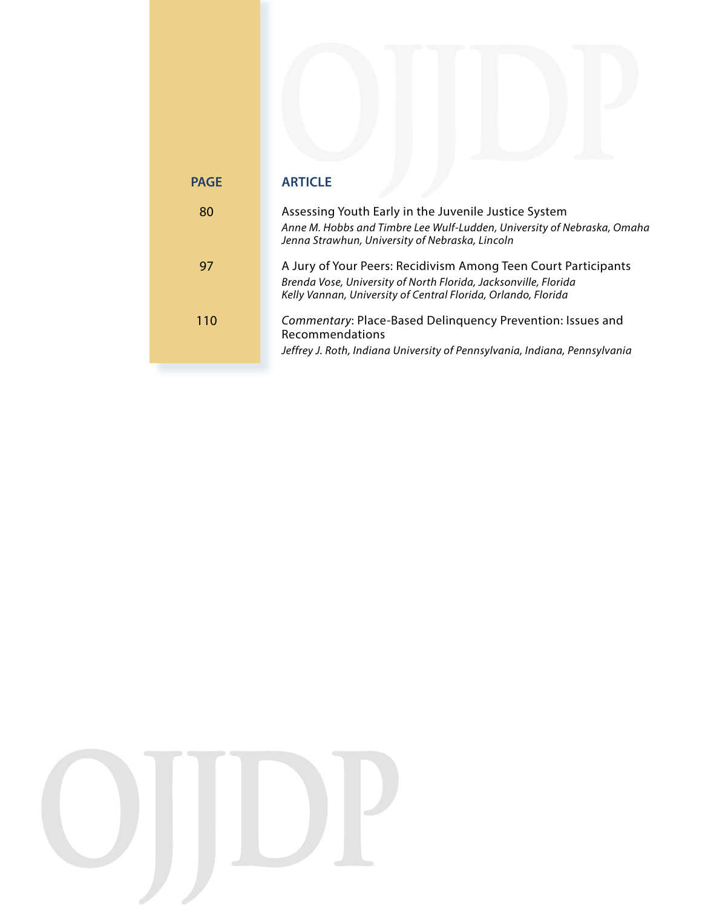| PAGE | ARTICLE |
| --- | --- |
| 80 | Assessing Youth Early in the Juvenile Justice System<br>*Anne M. Hobbs and Timbre Lee Wulf-Ludden, University of Nebraska, Omaha*<br>*Jenna Strawhun, University of Nebraska, Lincoln* |
| 97 | A Jury of Your Peers: Recidivism Among Teen Court Participants<br>*Brenda Vose, University of North Florida, Jacksonville, Florida*<br>*Kelly Vannan, University of Central Florida, Orlando, Florida* |
| 110 | *Commentary*: Place-Based Delinquency Prevention: Issues and Recommendations<br>*Jeffrey J. Roth, Indiana University of Pennsylvania, Indiana, Pennsylvania* |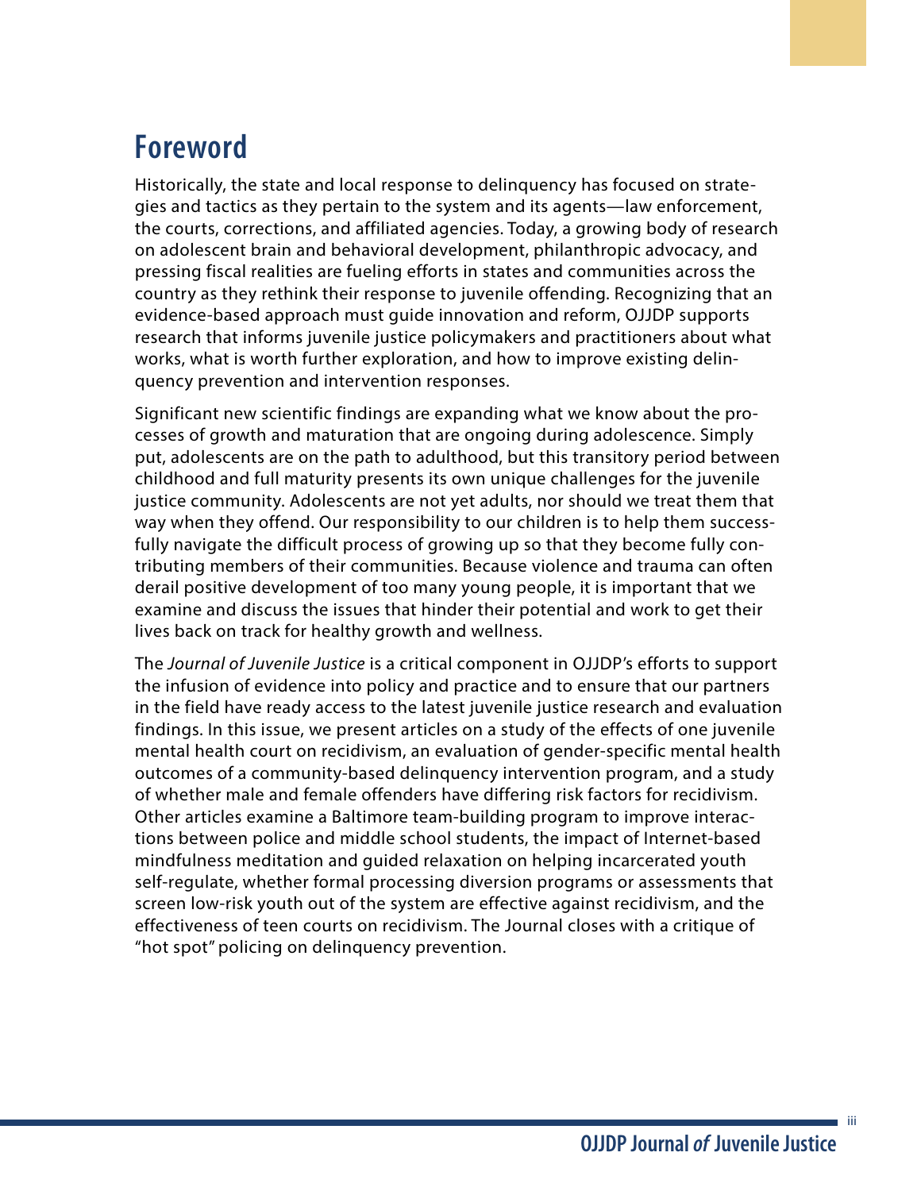# Foreword

Historically, the state and local response to delinquency has focused on strategies and tactics as they pertain to the system and its agents—law enforcement, the courts, corrections, and affiliated agencies. Today, a growing body of research on adolescent brain and behavioral development, philanthropic advocacy, and pressing fiscal realities are fueling efforts in states and communities across the country as they rethink their response to juvenile offending. Recognizing that an evidence-based approach must guide innovation and reform, OJJDP supports research that informs juvenile justice policymakers and practitioners about what works, what is worth further exploration, and how to improve existing delinquency prevention and intervention responses.

Significant new scientific findings are expanding what we know about the processes of growth and maturation that are ongoing during adolescence. Simply put, adolescents are on the path to adulthood, but this transitory period between childhood and full maturity presents its own unique challenges for the juvenile justice community. Adolescents are not yet adults, nor should we treat them that way when they offend. Our responsibility to our children is to help them successfully navigate the difficult process of growing up so that they become fully contributing members of their communities. Because violence and trauma can often derail positive development of too many young people, it is important that we examine and discuss the issues that hinder their potential and work to get their lives back on track for healthy growth and wellness.

The *Journal of Juvenile Justice* is a critical component in OJJDP's efforts to support the infusion of evidence into policy and practice and to ensure that our partners in the field have ready access to the latest juvenile justice research and evaluation findings. In this issue, we present articles on a study of the effects of one juvenile mental health court on recidivism, an evaluation of gender-specific mental health outcomes of a community-based delinquency intervention program, and a study of whether male and female offenders have differing risk factors for recidivism. Other articles examine a Baltimore team-building program to improve interactions between police and middle school students, the impact of Internet-based mindfulness meditation and guided relaxation on helping incarcerated youth self-regulate, whether formal processing diversion programs or assessments that screen low-risk youth out of the system are effective against recidivism, and the effectiveness of teen courts on recidivism. The Journal closes with a critique of "hot spot" policing on delinquency prevention.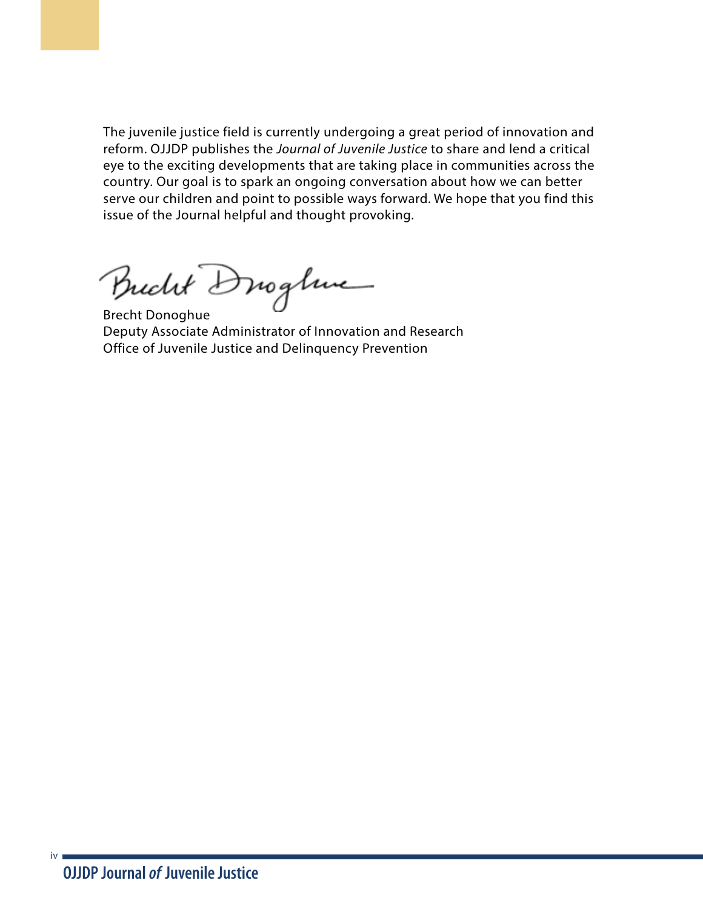The juvenile justice field is currently undergoing a great period of innovation and reform. OJJDP publishes the *Journal of Juvenile Justice* to share and lend a critical eye to the exciting developments that are taking place in communities across the country. Our goal is to spark an ongoing conversation about how we can better serve our children and point to possible ways forward. We hope that you find this issue of the Journal helpful and thought provoking.

Brecht Donoghue
Deputy Associate Administrator of Innovation and Research
Office of Juvenile Justice and Delinquency Prevention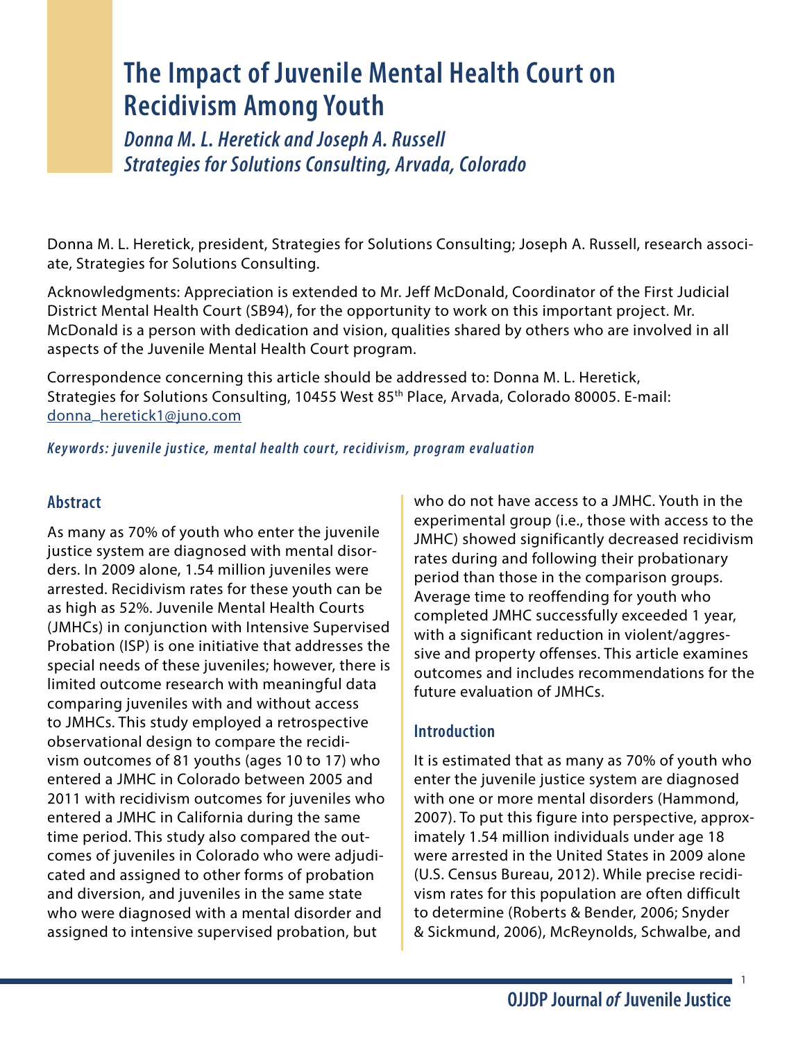# The Impact of Juvenile Mental Health Court on Recidivism Among Youth

*Donna M. L. Heretick and Joseph A. Russell*
*Strategies for Solutions Consulting, Arvada, Colorado*

Donna M. L. Heretick, president, Strategies for Solutions Consulting; Joseph A. Russell, research associate, Strategies for Solutions Consulting.

Acknowledgments: Appreciation is extended to Mr. Jeff McDonald, Coordinator of the First Judicial District Mental Health Court (SB94), for the opportunity to work on this important project. Mr. McDonald is a person with dedication and vision, qualities shared by others who are involved in all aspects of the Juvenile Mental Health Court program.

Correspondence concerning this article should be addressed to: Donna M. L. Heretick, Strategies for Solutions Consulting, 10455 West 85th Place, Arvada, Colorado 80005. E-mail: donna_heretick1@juno.com

***Keywords: juvenile justice, mental health court, recidivism, program evaluation***

## Abstract

As many as 70% of youth who enter the juvenile justice system are diagnosed with mental disorders. In 2009 alone, 1.54 million juveniles were arrested. Recidivism rates for these youth can be as high as 52%. Juvenile Mental Health Courts (JMHCs) in conjunction with Intensive Supervised Probation (ISP) is one initiative that addresses the special needs of these juveniles; however, there is limited outcome research with meaningful data comparing juveniles with and without access to JMHCs. This study employed a retrospective observational design to compare the recidivism outcomes of 81 youths (ages 10 to 17) who entered a JMHC in Colorado between 2005 and 2011 with recidivism outcomes for juveniles who entered a JMHC in California during the same time period. This study also compared the outcomes of juveniles in Colorado who were adjudicated and assigned to other forms of probation and diversion, and juveniles in the same state who were diagnosed with a mental disorder and assigned to intensive supervised probation, but who do not have access to a JMHC. Youth in the experimental group (i.e., those with access to the JMHC) showed significantly decreased recidivism rates during and following their probationary period than those in the comparison groups. Average time to reoffending for youth who completed JMHC successfully exceeded 1 year, with a significant reduction in violent/aggressive and property offenses. This article examines outcomes and includes recommendations for the future evaluation of JMHCs.

## Introduction

It is estimated that as many as 70% of youth who enter the juvenile justice system are diagnosed with one or more mental disorders (Hammond, 2007). To put this figure into perspective, approximately 1.54 million individuals under age 18 were arrested in the United States in 2009 alone (U.S. Census Bureau, 2012). While precise recidivism rates for this population are often difficult to determine (Roberts & Bender, 2006; Snyder & Sickmund, 2006), McReynolds, Schwalbe, and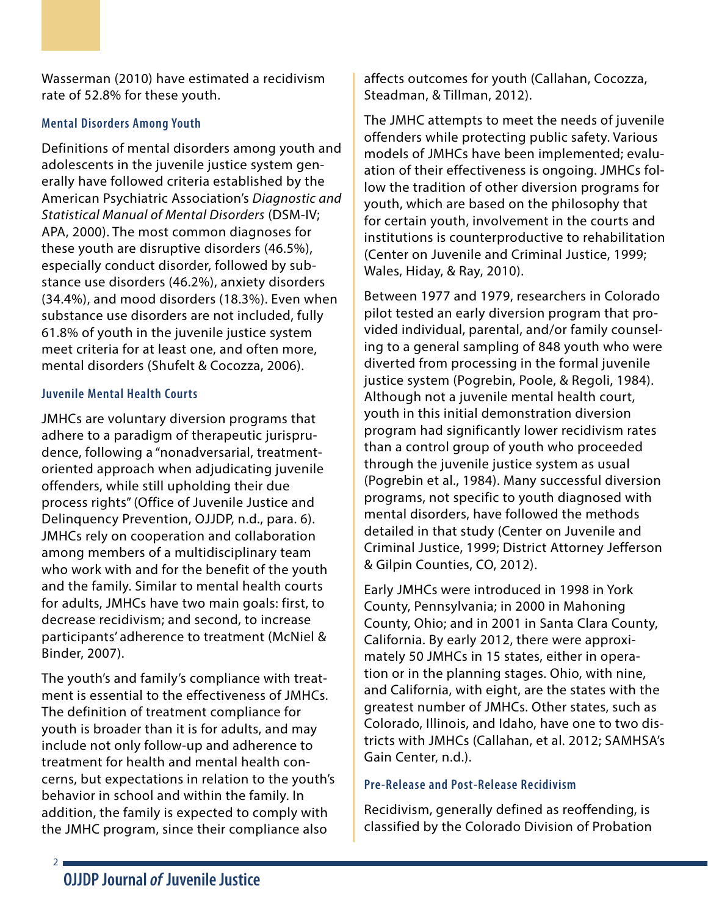Wasserman (2010) have estimated a recidivism rate of 52.8% for these youth.

### Mental Disorders Among Youth

Definitions of mental disorders among youth and adolescents in the juvenile justice system generally have followed criteria established by the American Psychiatric Association's *Diagnostic and Statistical Manual of Mental Disorders* (DSM-IV; APA, 2000). The most common diagnoses for these youth are disruptive disorders (46.5%), especially conduct disorder, followed by substance use disorders (46.2%), anxiety disorders (34.4%), and mood disorders (18.3%). Even when substance use disorders are not included, fully 61.8% of youth in the juvenile justice system meet criteria for at least one, and often more, mental disorders (Shufelt & Cocozza, 2006).

### Juvenile Mental Health Courts

JMHCs are voluntary diversion programs that adhere to a paradigm of therapeutic jurisprudence, following a "nonadversarial, treatment-oriented approach when adjudicating juvenile offenders, while still upholding their due process rights" (Office of Juvenile Justice and Delinquency Prevention, OJJDP, n.d., para. 6). JMHCs rely on cooperation and collaboration among members of a multidisciplinary team who work with and for the benefit of the youth and the family. Similar to mental health courts for adults, JMHCs have two main goals: first, to decrease recidivism; and second, to increase participants' adherence to treatment (McNiel & Binder, 2007).

The youth's and family's compliance with treatment is essential to the effectiveness of JMHCs. The definition of treatment compliance for youth is broader than it is for adults, and may include not only follow-up and adherence to treatment for health and mental health concerns, but expectations in relation to the youth's behavior in school and within the family. In addition, the family is expected to comply with the JMHC program, since their compliance also affects outcomes for youth (Callahan, Cocozza, Steadman, & Tillman, 2012).

The JMHC attempts to meet the needs of juvenile offenders while protecting public safety. Various models of JMHCs have been implemented; evaluation of their effectiveness is ongoing. JMHCs follow the tradition of other diversion programs for youth, which are based on the philosophy that for certain youth, involvement in the courts and institutions is counterproductive to rehabilitation (Center on Juvenile and Criminal Justice, 1999; Wales, Hiday, & Ray, 2010).

Between 1977 and 1979, researchers in Colorado pilot tested an early diversion program that provided individual, parental, and/or family counseling to a general sampling of 848 youth who were diverted from processing in the formal juvenile justice system (Pogrebin, Poole, & Regoli, 1984). Although not a juvenile mental health court, youth in this initial demonstration diversion program had significantly lower recidivism rates than a control group of youth who proceeded through the juvenile justice system as usual (Pogrebin et al., 1984). Many successful diversion programs, not specific to youth diagnosed with mental disorders, have followed the methods detailed in that study (Center on Juvenile and Criminal Justice, 1999; District Attorney Jefferson & Gilpin Counties, CO, 2012).

Early JMHCs were introduced in 1998 in York County, Pennsylvania; in 2000 in Mahoning County, Ohio; and in 2001 in Santa Clara County, California. By early 2012, there were approximately 50 JMHCs in 15 states, either in operation or in the planning stages. Ohio, with nine, and California, with eight, are the states with the greatest number of JMHCs. Other states, such as Colorado, Illinois, and Idaho, have one to two districts with JMHCs (Callahan, et al. 2012; SAMHSA's Gain Center, n.d.).

### Pre-Release and Post-Release Recidivism

Recidivism, generally defined as reoffending, is classified by the Colorado Division of Probation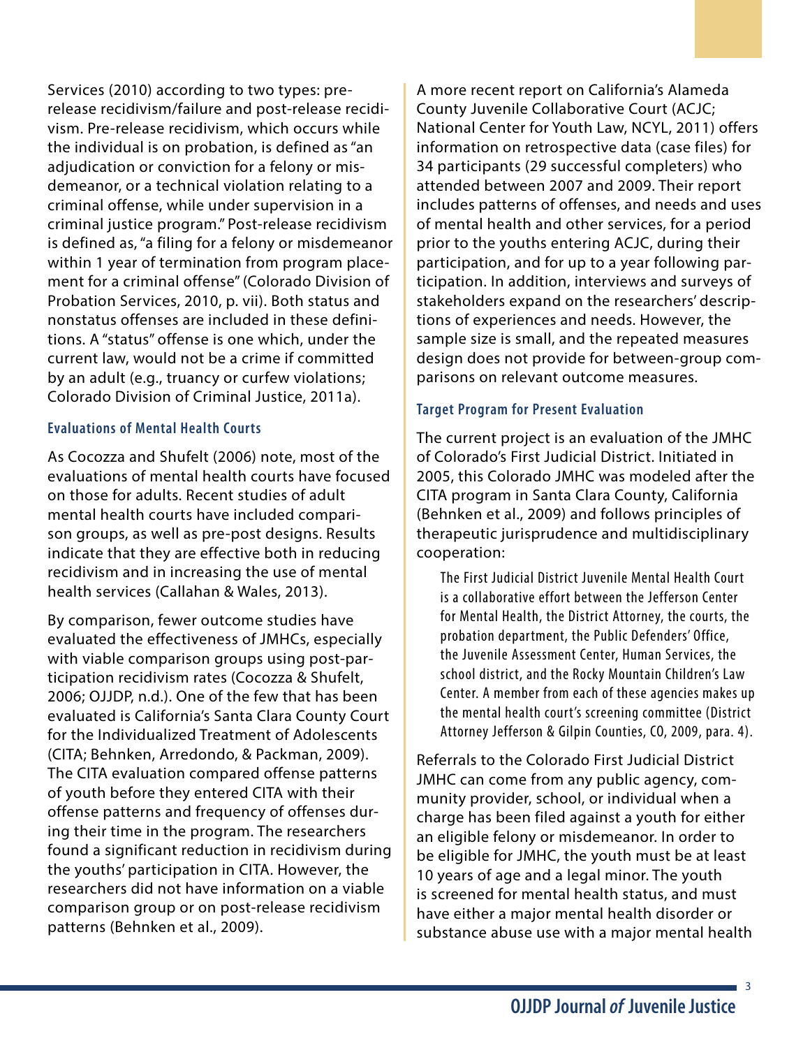Services (2010) according to two types: pre-release recidivism/failure and post-release recidivism. Pre-release recidivism, which occurs while the individual is on probation, is defined as "an adjudication or conviction for a felony or misdemeanor, or a technical violation relating to a criminal offense, while under supervision in a criminal justice program." Post-release recidivism is defined as, "a filing for a felony or misdemeanor within 1 year of termination from program placement for a criminal offense" (Colorado Division of Probation Services, 2010, p. vii). Both status and nonstatus offenses are included in these definitions. A "status" offense is one which, under the current law, would not be a crime if committed by an adult (e.g., truancy or curfew violations; Colorado Division of Criminal Justice, 2011a).

### Evaluations of Mental Health Courts

As Cocozza and Shufelt (2006) note, most of the evaluations of mental health courts have focused on those for adults. Recent studies of adult mental health courts have included comparison groups, as well as pre-post designs. Results indicate that they are effective both in reducing recidivism and in increasing the use of mental health services (Callahan & Wales, 2013).

By comparison, fewer outcome studies have evaluated the effectiveness of JMHCs, especially with viable comparison groups using post-participation recidivism rates (Cocozza & Shufelt, 2006; OJJDP, n.d.). One of the few that has been evaluated is California's Santa Clara County Court for the Individualized Treatment of Adolescents (CITA; Behnken, Arredondo, & Packman, 2009). The CITA evaluation compared offense patterns of youth before they entered CITA with their offense patterns and frequency of offenses during their time in the program. The researchers found a significant reduction in recidivism during the youths' participation in CITA. However, the researchers did not have information on a viable comparison group or on post-release recidivism patterns (Behnken et al., 2009).

A more recent report on California's Alameda County Juvenile Collaborative Court (ACJC; National Center for Youth Law, NCYL, 2011) offers information on retrospective data (case files) for 34 participants (29 successful completers) who attended between 2007 and 2009. Their report includes patterns of offenses, and needs and uses of mental health and other services, for a period prior to the youths entering ACJC, during their participation, and for up to a year following participation. In addition, interviews and surveys of stakeholders expand on the researchers' descriptions of experiences and needs. However, the sample size is small, and the repeated measures design does not provide for between-group comparisons on relevant outcome measures.

### Target Program for Present Evaluation

The current project is an evaluation of the JMHC of Colorado's First Judicial District. Initiated in 2005, this Colorado JMHC was modeled after the CITA program in Santa Clara County, California (Behnken et al., 2009) and follows principles of therapeutic jurisprudence and multidisciplinary cooperation:

> The First Judicial District Juvenile Mental Health Court is a collaborative effort between the Jefferson Center for Mental Health, the District Attorney, the courts, the probation department, the Public Defenders' Office, the Juvenile Assessment Center, Human Services, the school district, and the Rocky Mountain Children's Law Center. A member from each of these agencies makes up the mental health court's screening committee (District Attorney Jefferson & Gilpin Counties, CO, 2009, para. 4).

Referrals to the Colorado First Judicial District JMHC can come from any public agency, community provider, school, or individual when a charge has been filed against a youth for either an eligible felony or misdemeanor. In order to be eligible for JMHC, the youth must be at least 10 years of age and a legal minor. The youth is screened for mental health status, and must have either a major mental health disorder or substance abuse use with a major mental health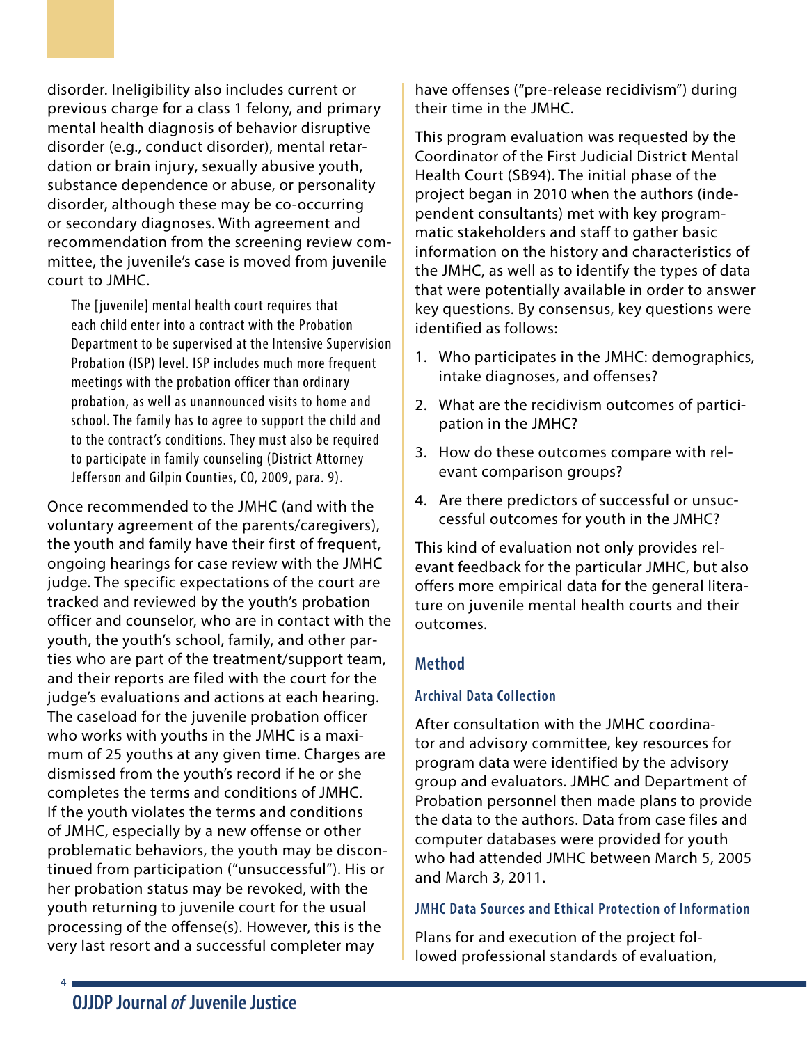disorder. Ineligibility also includes current or previous charge for a class 1 felony, and primary mental health diagnosis of behavior disruptive disorder (e.g., conduct disorder), mental retardation or brain injury, sexually abusive youth, substance dependence or abuse, or personality disorder, although these may be co-occurring or secondary diagnoses. With agreement and recommendation from the screening review committee, the juvenile's case is moved from juvenile court to JMHC.

> The [juvenile] mental health court requires that each child enter into a contract with the Probation Department to be supervised at the Intensive Supervision Probation (ISP) level. ISP includes much more frequent meetings with the probation officer than ordinary probation, as well as unannounced visits to home and school. The family has to agree to support the child and to the contract's conditions. They must also be required to participate in family counseling (District Attorney Jefferson and Gilpin Counties, CO, 2009, para. 9).

Once recommended to the JMHC (and with the voluntary agreement of the parents/caregivers), the youth and family have their first of frequent, ongoing hearings for case review with the JMHC judge. The specific expectations of the court are tracked and reviewed by the youth's probation officer and counselor, who are in contact with the youth, the youth's school, family, and other parties who are part of the treatment/support team, and their reports are filed with the court for the judge's evaluations and actions at each hearing. The caseload for the juvenile probation officer who works with youths in the JMHC is a maximum of 25 youths at any given time. Charges are dismissed from the youth's record if he or she completes the terms and conditions of JMHC. If the youth violates the terms and conditions of JMHC, especially by a new offense or other problematic behaviors, the youth may be discontinued from participation ("unsuccessful"). His or her probation status may be revoked, with the youth returning to juvenile court for the usual processing of the offense(s). However, this is the very last resort and a successful completer may have offenses ("pre-release recidivism") during their time in the JMHC.

This program evaluation was requested by the Coordinator of the First Judicial District Mental Health Court (SB94). The initial phase of the project began in 2010 when the authors (independent consultants) met with key programmatic stakeholders and staff to gather basic information on the history and characteristics of the JMHC, as well as to identify the types of data that were potentially available in order to answer key questions. By consensus, key questions were identified as follows:

1. Who participates in the JMHC: demographics, intake diagnoses, and offenses?
2. What are the recidivism outcomes of participation in the JMHC?
3. How do these outcomes compare with relevant comparison groups?
4. Are there predictors of successful or unsuccessful outcomes for youth in the JMHC?

This kind of evaluation not only provides relevant feedback for the particular JMHC, but also offers more empirical data for the general literature on juvenile mental health courts and their outcomes.

## Method

### Archival Data Collection

After consultation with the JMHC coordinator and advisory committee, key resources for program data were identified by the advisory group and evaluators. JMHC and Department of Probation personnel then made plans to provide the data to the authors. Data from case files and computer databases were provided for youth who had attended JMHC between March 5, 2005 and March 3, 2011.

### JMHC Data Sources and Ethical Protection of Information

Plans for and execution of the project followed professional standards of evaluation,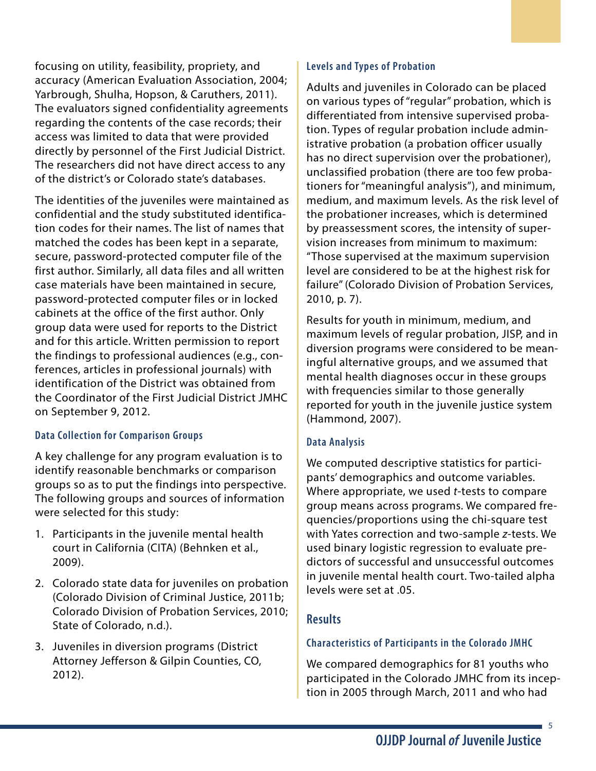focusing on utility, feasibility, propriety, and accuracy (American Evaluation Association, 2004; Yarbrough, Shulha, Hopson, & Caruthers, 2011). The evaluators signed confidentiality agreements regarding the contents of the case records; their access was limited to data that were provided directly by personnel of the First Judicial District. The researchers did not have direct access to any of the district's or Colorado state's databases.

The identities of the juveniles were maintained as confidential and the study substituted identification codes for their names. The list of names that matched the codes has been kept in a separate, secure, password-protected computer file of the first author. Similarly, all data files and all written case materials have been maintained in secure, password-protected computer files or in locked cabinets at the office of the first author. Only group data were used for reports to the District and for this article. Written permission to report the findings to professional audiences (e.g., conferences, articles in professional journals) with identification of the District was obtained from the Coordinator of the First Judicial District JMHC on September 9, 2012.

### Data Collection for Comparison Groups

A key challenge for any program evaluation is to identify reasonable benchmarks or comparison groups so as to put the findings into perspective. The following groups and sources of information were selected for this study:

1. Participants in the juvenile mental health court in California (CITA) (Behnken et al., 2009).
2. Colorado state data for juveniles on probation (Colorado Division of Criminal Justice, 2011b; Colorado Division of Probation Services, 2010; State of Colorado, n.d.).
3. Juveniles in diversion programs (District Attorney Jefferson & Gilpin Counties, CO, 2012).

### Levels and Types of Probation

Adults and juveniles in Colorado can be placed on various types of "regular" probation, which is differentiated from intensive supervised probation. Types of regular probation include administrative probation (a probation officer usually has no direct supervision over the probationer), unclassified probation (there are too few probationers for "meaningful analysis"), and minimum, medium, and maximum levels. As the risk level of the probationer increases, which is determined by preassessment scores, the intensity of supervision increases from minimum to maximum: "Those supervised at the maximum supervision level are considered to be at the highest risk for failure" (Colorado Division of Probation Services, 2010, p. 7).

Results for youth in minimum, medium, and maximum levels of regular probation, JISP, and in diversion programs were considered to be meaningful alternative groups, and we assumed that mental health diagnoses occur in these groups with frequencies similar to those generally reported for youth in the juvenile justice system (Hammond, 2007).

### Data Analysis

We computed descriptive statistics for participants' demographics and outcome variables. Where appropriate, we used *t*-tests to compare group means across programs. We compared frequencies/proportions using the chi-square test with Yates correction and two-sample *z*-tests. We used binary logistic regression to evaluate predictors of successful and unsuccessful outcomes in juvenile mental health court. Two-tailed alpha levels were set at .05.

## Results

### Characteristics of Participants in the Colorado JMHC

We compared demographics for 81 youths who participated in the Colorado JMHC from its inception in 2005 through March, 2011 and who had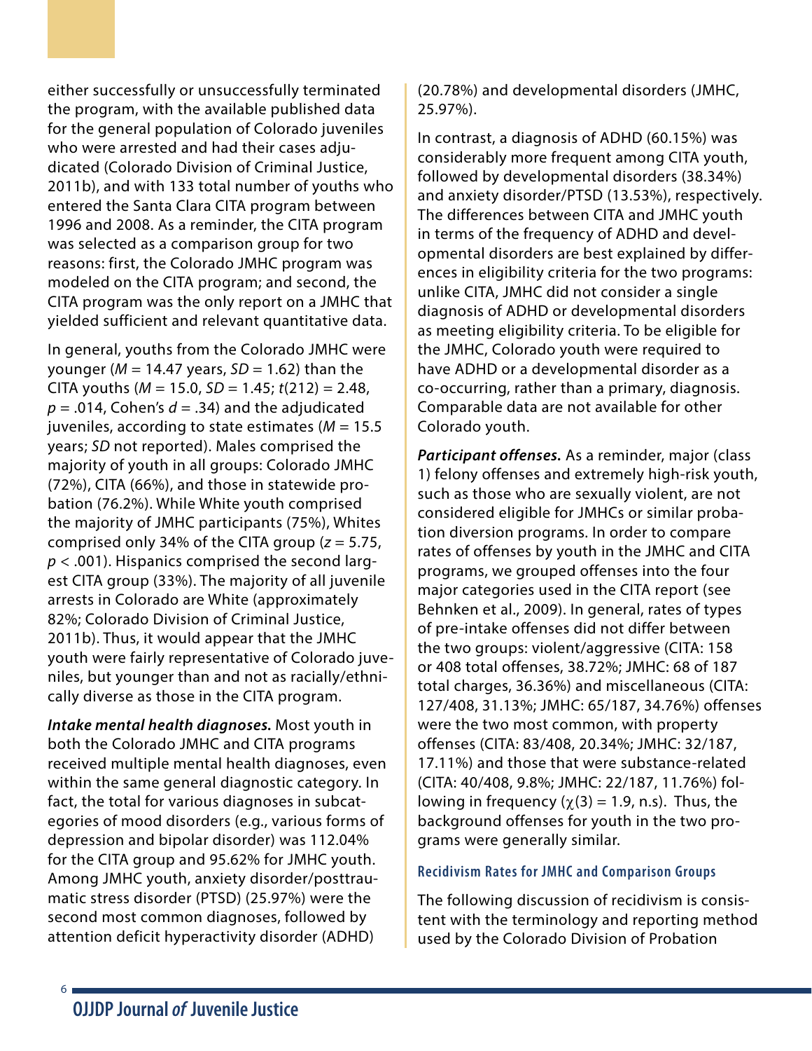either successfully or unsuccessfully terminated the program, with the available published data for the general population of Colorado juveniles who were arrested and had their cases adjudicated (Colorado Division of Criminal Justice, 2011b), and with 133 total number of youths who entered the Santa Clara CITA program between 1996 and 2008. As a reminder, the CITA program was selected as a comparison group for two reasons: first, the Colorado JMHC program was modeled on the CITA program; and second, the CITA program was the only report on a JMHC that yielded sufficient and relevant quantitative data.

In general, youths from the Colorado JMHC were younger ($M$ = 14.47 years, $SD$ = 1.62) than the CITA youths ($M$ = 15.0, $SD$ = 1.45; $t(212) = 2.48$, $p = .014$, Cohen's $d = .34$) and the adjudicated juveniles, according to state estimates ($M$ = 15.5 years; $SD$ not reported). Males comprised the majority of youth in all groups: Colorado JMHC (72%), CITA (66%), and those in statewide probation (76.2%). While White youth comprised the majority of JMHC participants (75%), Whites comprised only 34% of the CITA group ($z = 5.75$, $p < .001$). Hispanics comprised the second largest CITA group (33%). The majority of all juvenile arrests in Colorado are White (approximately 82%; Colorado Division of Criminal Justice, 2011b). Thus, it would appear that the JMHC youth were fairly representative of Colorado juveniles, but younger than and not as racially/ethnically diverse as those in the CITA program.

***Intake mental health diagnoses.*** Most youth in both the Colorado JMHC and CITA programs received multiple mental health diagnoses, even within the same general diagnostic category. In fact, the total for various diagnoses in subcategories of mood disorders (e.g., various forms of depression and bipolar disorder) was 112.04% for the CITA group and 95.62% for JMHC youth. Among JMHC youth, anxiety disorder/posttraumatic stress disorder (PTSD) (25.97%) were the second most common diagnoses, followed by attention deficit hyperactivity disorder (ADHD) (20.78%) and developmental disorders (JMHC, 25.97%).

In contrast, a diagnosis of ADHD (60.15%) was considerably more frequent among CITA youth, followed by developmental disorders (38.34%) and anxiety disorder/PTSD (13.53%), respectively. The differences between CITA and JMHC youth in terms of the frequency of ADHD and developmental disorders are best explained by differences in eligibility criteria for the two programs: unlike CITA, JMHC did not consider a single diagnosis of ADHD or developmental disorders as meeting eligibility criteria. To be eligible for the JMHC, Colorado youth were required to have ADHD or a developmental disorder as a co-occurring, rather than a primary, diagnosis. Comparable data are not available for other Colorado youth.

***Participant offenses.*** As a reminder, major (class 1) felony offenses and extremely high-risk youth, such as those who are sexually violent, are not considered eligible for JMHCs or similar probation diversion programs. In order to compare rates of offenses by youth in the JMHC and CITA programs, we grouped offenses into the four major categories used in the CITA report (see Behnken et al., 2009). In general, rates of types of pre-intake offenses did not differ between the two groups: violent/aggressive (CITA: 158 or 408 total offenses, 38.72%; JMHC: 68 of 187 total charges, 36.36%) and miscellaneous (CITA: 127/408, 31.13%; JMHC: 65/187, 34.76%) offenses were the two most common, with property offenses (CITA: 83/408, 20.34%; JMHC: 32/187, 17.11%) and those that were substance-related (CITA: 40/408, 9.8%; JMHC: 22/187, 11.76%) following in frequency ($\chi(3) = 1.9$, n.s). Thus, the background offenses for youth in the two programs were generally similar.

### Recidivism Rates for JMHC and Comparison Groups

The following discussion of recidivism is consistent with the terminology and reporting method used by the Colorado Division of Probation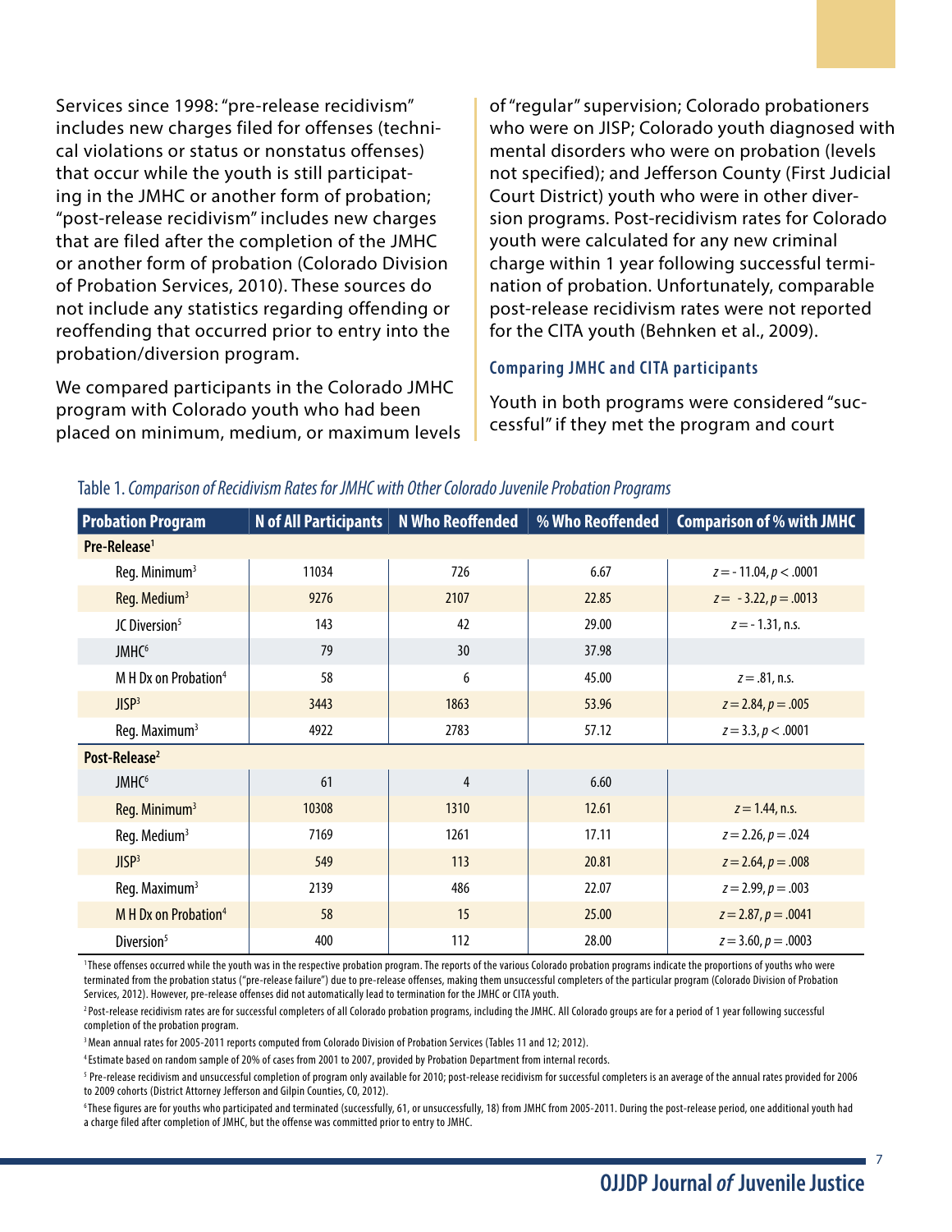Services since 1998: "pre-release recidivism" includes new charges filed for offenses (technical violations or status or nonstatus offenses) that occur while the youth is still participating in the JMHC or another form of probation; "post-release recidivism" includes new charges that are filed after the completion of the JMHC or another form of probation (Colorado Division of Probation Services, 2010). These sources do not include any statistics regarding offending or reoffending that occurred prior to entry into the probation/diversion program.

We compared participants in the Colorado JMHC program with Colorado youth who had been placed on minimum, medium, or maximum levels of "regular" supervision; Colorado probationers who were on JISP; Colorado youth diagnosed with mental disorders who were on probation (levels not specified); and Jefferson County (First Judicial Court District) youth who were in other diversion programs. Post-recidivism rates for Colorado youth were calculated for any new criminal charge within 1 year following successful termination of probation. Unfortunately, comparable post-release recidivism rates were not reported for the CITA youth (Behnken et al., 2009).

### Comparing JMHC and CITA participants

Youth in both programs were considered "successful" if they met the program and court

Table 1. *Comparison of Recidivism Rates for JMHC with Other Colorado Juvenile Probation Programs*

| Probation Program | N of All Participants | N Who Reoffended | % Who Reoffended | Comparison of % with JMHC |
|---|---|---|---|---|
| **Pre-Release**[1] | | | | |
| Reg. Minimum[3] | 11034 | 726 | 6.67 | $z = -11.04, p < .0001$ |
| Reg. Medium[3] | 9276 | 2107 | 22.85 | $z = -3.22, p = .0013$ |
| JC Diversion[5] | 143 | 42 | 29.00 | $z = -1.31$, n.s. |
| JMHC[6] | 79 | 30 | 37.98 | |
| M H Dx on Probation[4] | 58 | 6 | 45.00 | $z = .81$, n.s. |
| JISP[3] | 3443 | 1863 | 53.96 | $z = 2.84, p = .005$ |
| Reg. Maximum[3] | 4922 | 2783 | 57.12 | $z = 3.3, p < .0001$ |
| **Post-Release**[2] | | | | |
| JMHC[6] | 61 | 4 | 6.60 | |
| Reg. Minimum[3] | 10308 | 1310 | 12.61 | $z = 1.44$, n.s. |
| Reg. Medium[3] | 7169 | 1261 | 17.11 | $z = 2.26, p = .024$ |
| JISP[3] | 549 | 113 | 20.81 | $z = 2.64, p = .008$ |
| Reg. Maximum[3] | 2139 | 486 | 22.07 | $z = 2.99, p = .003$ |
| M H Dx on Probation[4] | 58 | 15 | 25.00 | $z = 2.87, p = .0041$ |
| Diversion[5] | 400 | 112 | 28.00 | $z = 3.60, p = .0003$ |

[1] These offenses occurred while the youth was in the respective probation program. The reports of the various Colorado probation programs indicate the proportions of youths who were terminated from the probation status ("pre-release failure") due to pre-release offenses, making them unsuccessful completers of the particular program (Colorado Division of Probation Services, 2012). However, pre-release offenses did not automatically lead to termination for the JMHC or CITA youth.

[2] Post-release recidivism rates are for successful completers of all Colorado probation programs, including the JMHC. All Colorado groups are for a period of 1 year following successful completion of the probation program.

[3] Mean annual rates for 2005-2011 reports computed from Colorado Division of Probation Services (Tables 11 and 12; 2012).

[4] Estimate based on random sample of 20% of cases from 2001 to 2007, provided by Probation Department from internal records.

[5] Pre-release recidivism and unsuccessful completion of program only available for 2010; post-release recidivism for successful completers is an average of the annual rates provided for 2006 to 2009 cohorts (District Attorney Jefferson and Gilpin Counties, CO, 2012).

[6] These figures are for youths who participated and terminated (successfully, 61, or unsuccessfully, 18) from JMHC from 2005-2011. During the post-release period, one additional youth had a charge filed after completion of JMHC, but the offense was committed prior to entry to JMHC.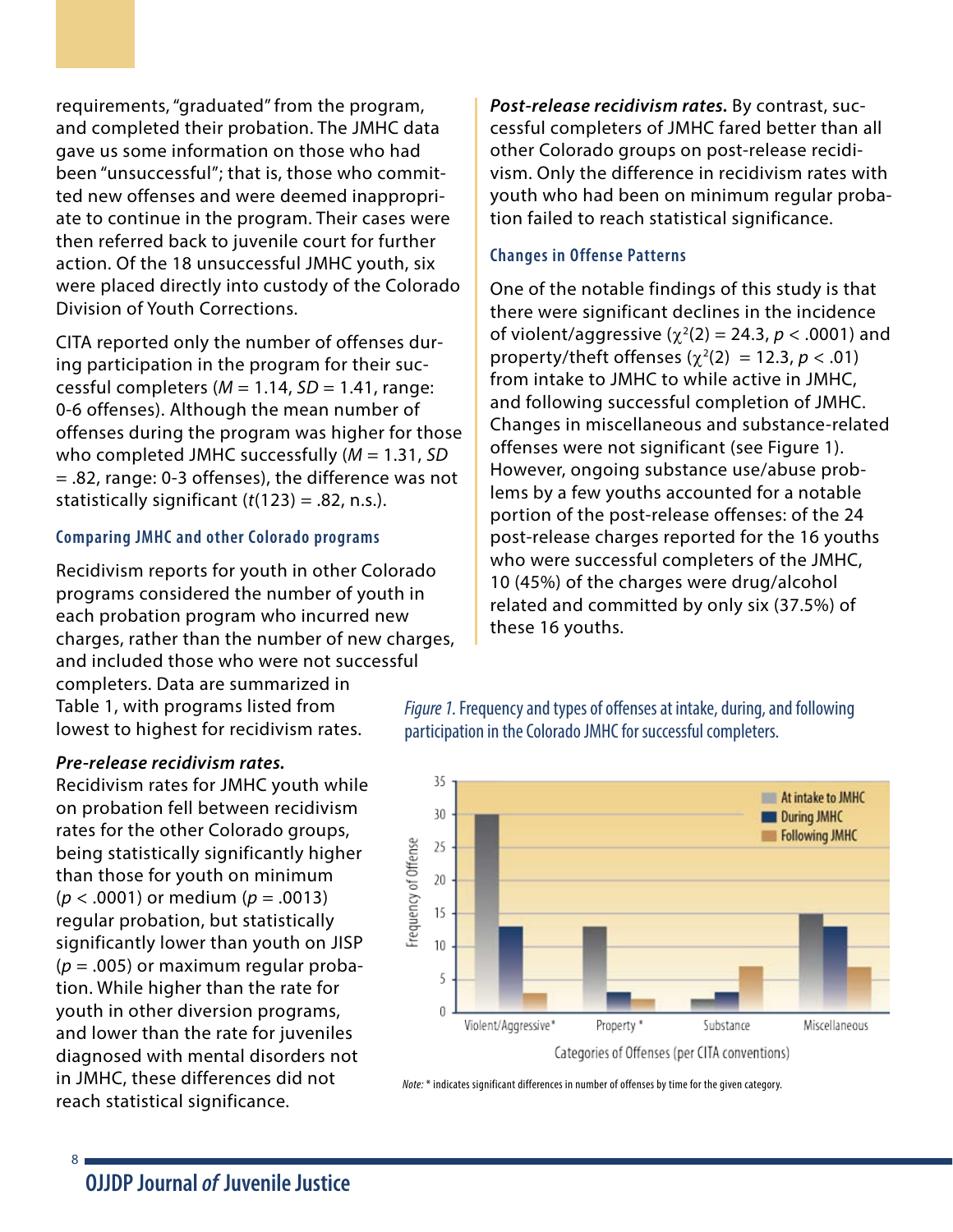requirements, "graduated" from the program, and completed their probation. The JMHC data gave us some information on those who had been "unsuccessful"; that is, those who committed new offenses and were deemed inappropriate to continue in the program. Their cases were then referred back to juvenile court for further action. Of the 18 unsuccessful JMHC youth, six were placed directly into custody of the Colorado Division of Youth Corrections.

CITA reported only the number of offenses during participation in the program for their successful completers (*M* = 1.14, *SD* = 1.41, range: 0-6 offenses). Although the mean number of offenses during the program was higher for those who completed JMHC successfully (*M* = 1.31, *SD* = .82, range: 0-3 offenses), the difference was not statistically significant ($t(123) = .82$, n.s.).

### Comparing JMHC and other Colorado programs

Recidivism reports for youth in other Colorado programs considered the number of youth in each probation program who incurred new charges, rather than the number of new charges, and included those who were not successful completers. Data are summarized in Table 1, with programs listed from lowest to highest for recidivism rates.

***Pre-release recidivism rates.*** Recidivism rates for JMHC youth while on probation fell between recidivism rates for the other Colorado groups, being statistically significantly higher than those for youth on minimum ($p < .0001$) or medium ($p = .0013$) regular probation, but statistically significantly lower than youth on JISP ($p = .005$) or maximum regular probation. While higher than the rate for youth in other diversion programs, and lower than the rate for juveniles diagnosed with mental disorders not in JMHC, these differences did not reach statistical significance.

***Post-release recidivism rates.*** By contrast, successful completers of JMHC fared better than all other Colorado groups on post-release recidivism. Only the difference in recidivism rates with youth who had been on minimum regular probation failed to reach statistical significance.

### Changes in Offense Patterns

One of the notable findings of this study is that there were significant declines in the incidence of violent/aggressive ($\chi^2(2) = 24.3$, $p < .0001$) and property/theft offenses ($\chi^2(2) = 12.3$, $p < .01$) from intake to JMHC to while active in JMHC, and following successful completion of JMHC. Changes in miscellaneous and substance-related offenses were not significant (see Figure 1). However, ongoing substance use/abuse problems by a few youths accounted for a notable portion of the post-release offenses: of the 24 post-release charges reported for the 16 youths who were successful completers of the JMHC, 10 (45%) of the charges were drug/alcohol related and committed by only six (37.5%) of these 16 youths.

*Figure 1.* Frequency and types of offenses at intake, during, and following participation in the Colorado JMHC for successful completers.

| Categories of Offenses (per CITA conventions) | At intake to JMHC | During JMHC | Following JMHC |
|---|---|---|---|
| Violent/Aggressive* | 30 | 13 | 3 |
| Property * | 13 | 3 | 2 |
| Substance | 2 | 3 | 7 |
| Miscellaneous | 15 | 13 | 7 |

*Note:* * indicates significant differences in number of offenses by time for the given category.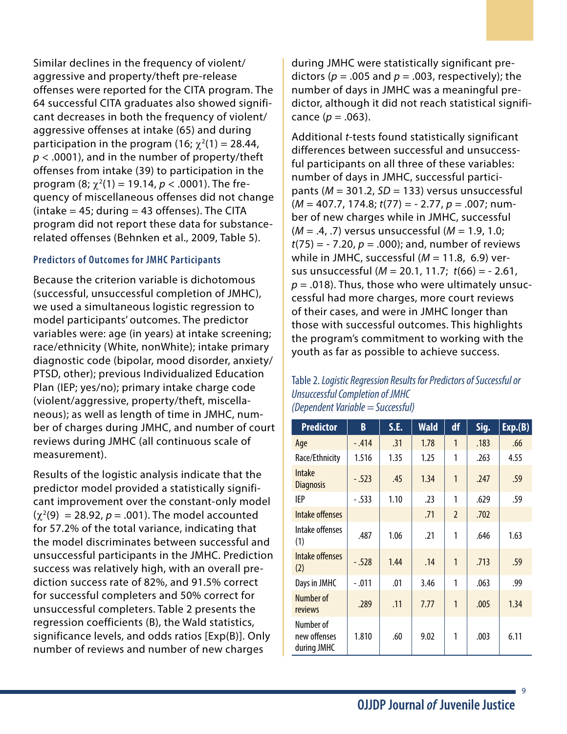Similar declines in the frequency of violent/aggressive and property/theft pre-release offenses were reported for the CITA program. The 64 successful CITA graduates also showed significant decreases in both the frequency of violent/aggressive offenses at intake (65) and during participation in the program (16; $\chi^2(1) = 28.44$, $p < .0001$), and in the number of property/theft offenses from intake (39) to participation in the program (8; $\chi^2(1) = 19.14$, $p < .0001$). The frequency of miscellaneous offenses did not change (intake = 45; during = 43 offenses). The CITA program did not report these data for substance-related offenses (Behnken et al., 2009, Table 5).

### Predictors of Outcomes for JMHC Participants

Because the criterion variable is dichotomous (successful, unsuccessful completion of JMHC), we used a simultaneous logistic regression to model participants' outcomes. The predictor variables were: age (in years) at intake screening; race/ethnicity (White, nonWhite); intake primary diagnostic code (bipolar, mood disorder, anxiety/PTSD, other); previous Individualized Education Plan (IEP; yes/no); primary intake charge code (violent/aggressive, property/theft, miscellaneous); as well as length of time in JMHC, number of charges during JMHC, and number of court reviews during JMHC (all continuous scale of measurement).

Results of the logistic analysis indicate that the predictor model provided a statistically significant improvement over the constant-only model ($\chi^2(9) = 28.92$, $p = .001$). The model accounted for 57.2% of the total variance, indicating that the model discriminates between successful and unsuccessful participants in the JMHC. Prediction success was relatively high, with an overall prediction success rate of 82%, and 91.5% correct for successful completers and 50% correct for unsuccessful completers. Table 2 presents the regression coefficients (B), the Wald statistics, significance levels, and odds ratios [Exp(B)]. Only number of reviews and number of new charges during JMHC were statistically significant predictors ($p = .005$ and $p = .003$, respectively); the number of days in JMHC was a meaningful predictor, although it did not reach statistical significance ($p = .063$).

Additional *t*-tests found statistically significant differences between successful and unsuccessful participants on all three of these variables: number of days in JMHC, successful participants ($M = 301.2$, $SD = 133$) versus unsuccessful ($M = 407.7$, 174.8; $t(77) = -2.77$, $p = .007$; number of new charges while in JMHC, successful ($M = .4$, .7) versus unsuccessful ($M = 1.9$, 1.0; $t(75) = -7.20$, $p = .000$); and, number of reviews while in JMHC, successful ($M = 11.8$, 6.9) versus unsuccessful ($M = 20.1$, 11.7; $t(66) = -2.61$, $p = .018$). Thus, those who were ultimately unsuccessful had more charges, more court reviews of their cases, and were in JMHC longer than those with successful outcomes. This highlights the program's commitment to working with the youth as far as possible to achieve success.

Table 2. *Logistic Regression Results for Predictors of Successful or Unsuccessful Completion of JMHC (Dependent Variable = Successful)*

| Predictor | B | S.E. | Wald | df | Sig. | Exp.(B) |
|---|---|---|---|---|---|---|
| Age | -.414 | .31 | 1.78 | 1 | .183 | .66 |
| Race/Ethnicity | 1.516 | 1.35 | 1.25 | 1 | .263 | 4.55 |
| Intake Diagnosis | -.523 | .45 | 1.34 | 1 | .247 | .59 |
| IEP | -.533 | 1.10 | .23 | 1 | .629 | .59 |
| Intake offenses | | | .71 | 2 | .702 | |
| Intake offenses (1) | .487 | 1.06 | .21 | 1 | .646 | 1.63 |
| Intake offenses (2) | -.528 | 1.44 | .14 | 1 | .713 | .59 |
| Days in JMHC | -.011 | .01 | 3.46 | 1 | .063 | .99 |
| Number of reviews | .289 | .11 | 7.77 | 1 | .005 | 1.34 |
| Number of new offenses during JMHC | 1.810 | .60 | 9.02 | 1 | .003 | 6.11 |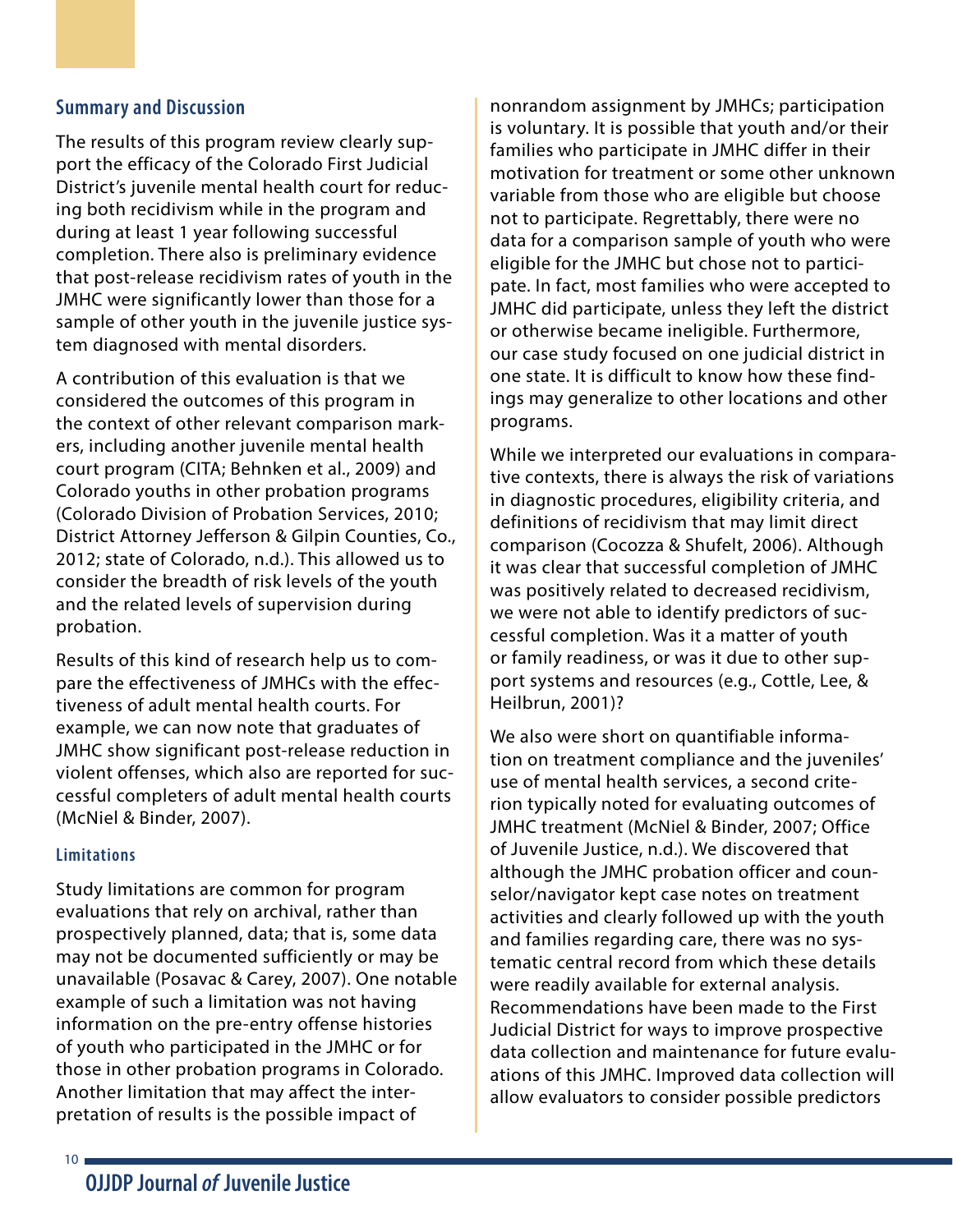## Summary and Discussion

The results of this program review clearly support the efficacy of the Colorado First Judicial District's juvenile mental health court for reducing both recidivism while in the program and during at least 1 year following successful completion. There also is preliminary evidence that post-release recidivism rates of youth in the JMHC were significantly lower than those for a sample of other youth in the juvenile justice system diagnosed with mental disorders.

A contribution of this evaluation is that we considered the outcomes of this program in the context of other relevant comparison markers, including another juvenile mental health court program (CITA; Behnken et al., 2009) and Colorado youths in other probation programs (Colorado Division of Probation Services, 2010; District Attorney Jefferson & Gilpin Counties, Co., 2012; state of Colorado, n.d.). This allowed us to consider the breadth of risk levels of the youth and the related levels of supervision during probation.

Results of this kind of research help us to compare the effectiveness of JMHCs with the effectiveness of adult mental health courts. For example, we can now note that graduates of JMHC show significant post-release reduction in violent offenses, which also are reported for successful completers of adult mental health courts (McNiel & Binder, 2007).

### Limitations

Study limitations are common for program evaluations that rely on archival, rather than prospectively planned, data; that is, some data may not be documented sufficiently or may be unavailable (Posavac & Carey, 2007). One notable example of such a limitation was not having information on the pre-entry offense histories of youth who participated in the JMHC or for those in other probation programs in Colorado. Another limitation that may affect the interpretation of results is the possible impact of nonrandom assignment by JMHCs; participation is voluntary. It is possible that youth and/or their families who participate in JMHC differ in their motivation for treatment or some other unknown variable from those who are eligible but choose not to participate. Regrettably, there were no data for a comparison sample of youth who were eligible for the JMHC but chose not to participate. In fact, most families who were accepted to JMHC did participate, unless they left the district or otherwise became ineligible. Furthermore, our case study focused on one judicial district in one state. It is difficult to know how these findings may generalize to other locations and other programs.

While we interpreted our evaluations in comparative contexts, there is always the risk of variations in diagnostic procedures, eligibility criteria, and definitions of recidivism that may limit direct comparison (Cocozza & Shufelt, 2006). Although it was clear that successful completion of JMHC was positively related to decreased recidivism, we were not able to identify predictors of successful completion. Was it a matter of youth or family readiness, or was it due to other support systems and resources (e.g., Cottle, Lee, & Heilbrun, 2001)?

We also were short on quantifiable information on treatment compliance and the juveniles' use of mental health services, a second criterion typically noted for evaluating outcomes of JMHC treatment (McNiel & Binder, 2007; Office of Juvenile Justice, n.d.). We discovered that although the JMHC probation officer and counselor/navigator kept case notes on treatment activities and clearly followed up with the youth and families regarding care, there was no systematic central record from which these details were readily available for external analysis. Recommendations have been made to the First Judicial District for ways to improve prospective data collection and maintenance for future evaluations of this JMHC. Improved data collection will allow evaluators to consider possible predictors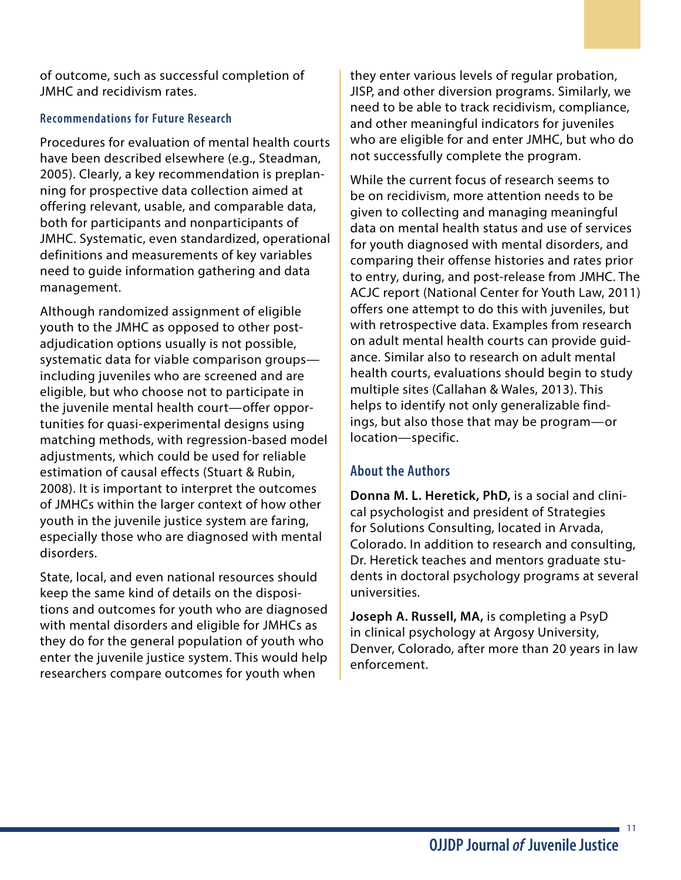of outcome, such as successful completion of JMHC and recidivism rates.

### Recommendations for Future Research

Procedures for evaluation of mental health courts have been described elsewhere (e.g., Steadman, 2005). Clearly, a key recommendation is preplanning for prospective data collection aimed at offering relevant, usable, and comparable data, both for participants and nonparticipants of JMHC. Systematic, even standardized, operational definitions and measurements of key variables need to guide information gathering and data management.

Although randomized assignment of eligible youth to the JMHC as opposed to other post-adjudication options usually is not possible, systematic data for viable comparison groups—including juveniles who are screened and are eligible, but who choose not to participate in the juvenile mental health court—offer opportunities for quasi-experimental designs using matching methods, with regression-based model adjustments, which could be used for reliable estimation of causal effects (Stuart & Rubin, 2008). It is important to interpret the outcomes of JMHCs within the larger context of how other youth in the juvenile justice system are faring, especially those who are diagnosed with mental disorders.

State, local, and even national resources should keep the same kind of details on the dispositions and outcomes for youth who are diagnosed with mental disorders and eligible for JMHCs as they do for the general population of youth who enter the juvenile justice system. This would help researchers compare outcomes for youth when they enter various levels of regular probation, JISP, and other diversion programs. Similarly, we need to be able to track recidivism, compliance, and other meaningful indicators for juveniles who are eligible for and enter JMHC, but who do not successfully complete the program.

While the current focus of research seems to be on recidivism, more attention needs to be given to collecting and managing meaningful data on mental health status and use of services for youth diagnosed with mental disorders, and comparing their offense histories and rates prior to entry, during, and post-release from JMHC. The ACJC report (National Center for Youth Law, 2011) offers one attempt to do this with juveniles, but with retrospective data. Examples from research on adult mental health courts can provide guidance. Similar also to research on adult mental health courts, evaluations should begin to study multiple sites (Callahan & Wales, 2013). This helps to identify not only generalizable findings, but also those that may be program—or location—specific.

## About the Authors

**Donna M. L. Heretick, PhD,** is a social and clinical psychologist and president of Strategies for Solutions Consulting, located in Arvada, Colorado. In addition to research and consulting, Dr. Heretick teaches and mentors graduate students in doctoral psychology programs at several universities.

**Joseph A. Russell, MA,** is completing a PsyD in clinical psychology at Argosy University, Denver, Colorado, after more than 20 years in law enforcement.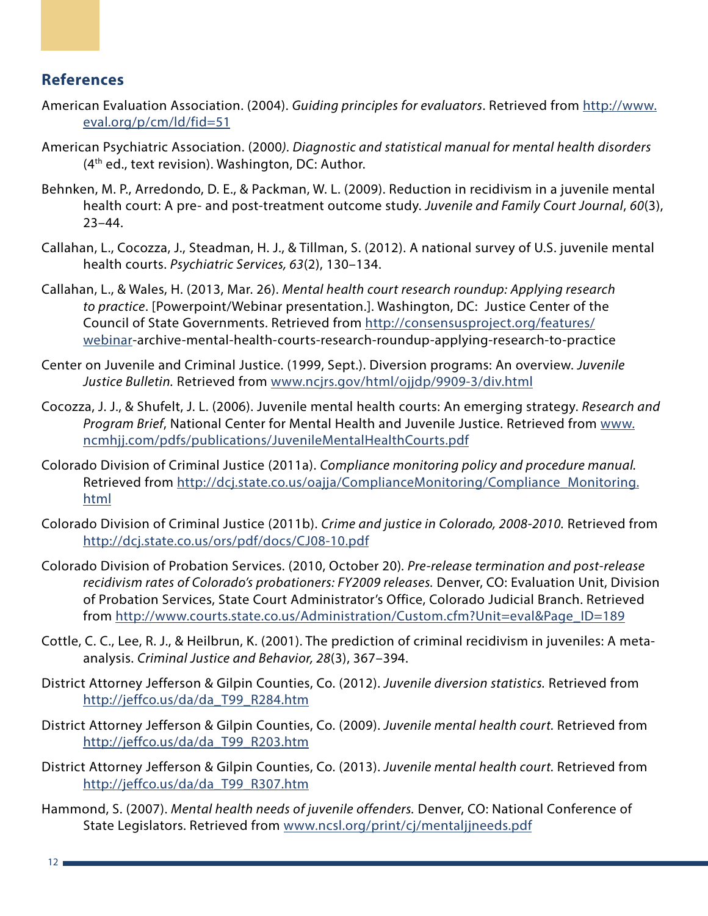## References

American Evaluation Association. (2004). *Guiding principles for evaluators*. Retrieved from http://www.eval.org/p/cm/ld/fid=51

American Psychiatric Association. (2000*). Diagnostic and statistical manual for mental health disorders* (4th ed., text revision). Washington, DC: Author.

Behnken, M. P., Arredondo, D. E., & Packman, W. L. (2009). Reduction in recidivism in a juvenile mental health court: A pre- and post-treatment outcome study. *Juvenile and Family Court Journal*, *60*(3), 23–44.

Callahan, L., Cocozza, J., Steadman, H. J., & Tillman, S. (2012). A national survey of U.S. juvenile mental health courts. *Psychiatric Services, 63*(2), 130–134.

Callahan, L., & Wales, H. (2013, Mar. 26). *Mental health court research roundup: Applying research to practice*. [Powerpoint/Webinar presentation.]. Washington, DC: Justice Center of the Council of State Governments. Retrieved from http://consensusproject.org/features/webinar-archive-mental-health-courts-research-roundup-applying-research-to-practice

Center on Juvenile and Criminal Justice. (1999, Sept.). Diversion programs: An overview. *Juvenile Justice Bulletin.* Retrieved from www.ncjrs.gov/html/ojjdp/9909-3/div.html

Cocozza, J. J., & Shufelt, J. L. (2006). Juvenile mental health courts: An emerging strategy. *Research and Program Brief*, National Center for Mental Health and Juvenile Justice. Retrieved from www.ncmhjj.com/pdfs/publications/JuvenileMentalHealthCourts.pdf

Colorado Division of Criminal Justice (2011a). *Compliance monitoring policy and procedure manual.* Retrieved from http://dcj.state.co.us/oajja/ComplianceMonitoring/Compliance_Monitoring.html

Colorado Division of Criminal Justice (2011b). *Crime and justice in Colorado, 2008-2010.* Retrieved from http://dcj.state.co.us/ors/pdf/docs/CJ08-10.pdf

Colorado Division of Probation Services. (2010, October 20). *Pre-release termination and post-release recidivism rates of Colorado's probationers: FY2009 releases.* Denver, CO: Evaluation Unit, Division of Probation Services, State Court Administrator's Office, Colorado Judicial Branch. Retrieved from http://www.courts.state.co.us/Administration/Custom.cfm?Unit=eval&Page_ID=189

Cottle, C. C., Lee, R. J., & Heilbrun, K. (2001). The prediction of criminal recidivism in juveniles: A meta-analysis. *Criminal Justice and Behavior, 28*(3), 367–394.

District Attorney Jefferson & Gilpin Counties, Co. (2012). *Juvenile diversion statistics.* Retrieved from http://jeffco.us/da/da_T99_R284.htm

District Attorney Jefferson & Gilpin Counties, Co. (2009). *Juvenile mental health court.* Retrieved from http://jeffco.us/da/da_T99_R203.htm

District Attorney Jefferson & Gilpin Counties, Co. (2013). *Juvenile mental health court.* Retrieved from http://jeffco.us/da/da_T99_R307.htm

Hammond, S. (2007). *Mental health needs of juvenile offenders.* Denver, CO: National Conference of State Legislators. Retrieved from www.ncsl.org/print/cj/mentaljjneeds.pdf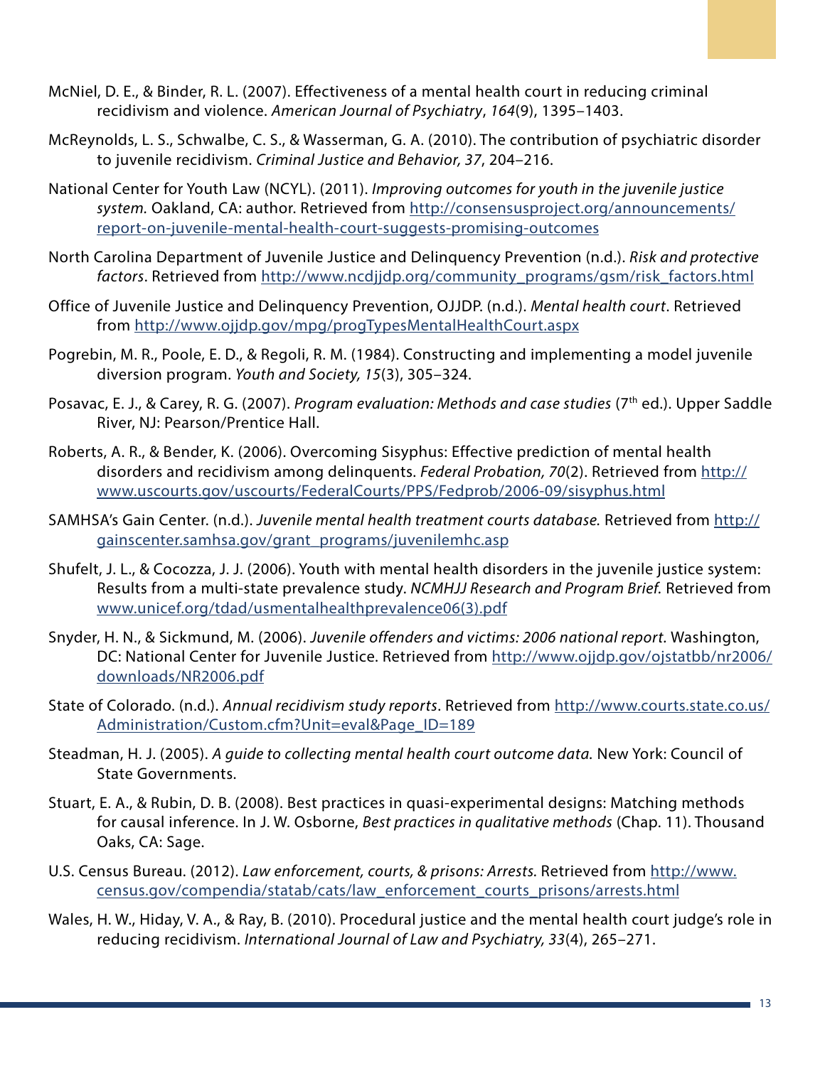McNiel, D. E., & Binder, R. L. (2007). Effectiveness of a mental health court in reducing criminal recidivism and violence. *American Journal of Psychiatry*, *164*(9), 1395–1403.

McReynolds, L. S., Schwalbe, C. S., & Wasserman, G. A. (2010). The contribution of psychiatric disorder to juvenile recidivism. *Criminal Justice and Behavior, 37*, 204–216.

National Center for Youth Law (NCYL). (2011). *Improving outcomes for youth in the juvenile justice system.* Oakland, CA: author. Retrieved from http://consensusproject.org/announcements/report-on-juvenile-mental-health-court-suggests-promising-outcomes

North Carolina Department of Juvenile Justice and Delinquency Prevention (n.d.). *Risk and protective factors*. Retrieved from http://www.ncdjjdp.org/community_programs/gsm/risk_factors.html

Office of Juvenile Justice and Delinquency Prevention, OJJDP. (n.d.). *Mental health court*. Retrieved from http://www.ojjdp.gov/mpg/progTypesMentalHealthCourt.aspx

Pogrebin, M. R., Poole, E. D., & Regoli, R. M. (1984). Constructing and implementing a model juvenile diversion program. *Youth and Society, 15*(3), 305–324.

Posavac, E. J., & Carey, R. G. (2007). *Program evaluation: Methods and case studies* (7th ed.). Upper Saddle River, NJ: Pearson/Prentice Hall.

Roberts, A. R., & Bender, K. (2006). Overcoming Sisyphus: Effective prediction of mental health disorders and recidivism among delinquents. *Federal Probation, 70*(2). Retrieved from http://www.uscourts.gov/uscourts/FederalCourts/PPS/Fedprob/2006-09/sisyphus.html

SAMHSA's Gain Center. (n.d.). *Juvenile mental health treatment courts database.* Retrieved from http://gainscenter.samhsa.gov/grant_programs/juvenilemhc.asp

Shufelt, J. L., & Cocozza, J. J. (2006). Youth with mental health disorders in the juvenile justice system: Results from a multi-state prevalence study. *NCMHJJ Research and Program Brief.* Retrieved from www.unicef.org/tdad/usmentalhealthprevalence06(3).pdf

Snyder, H. N., & Sickmund, M. (2006). *Juvenile offenders and victims: 2006 national report*. Washington, DC: National Center for Juvenile Justice. Retrieved from http://www.ojjdp.gov/ojstatbb/nr2006/downloads/NR2006.pdf

State of Colorado. (n.d.). *Annual recidivism study reports*. Retrieved from http://www.courts.state.co.us/Administration/Custom.cfm?Unit=eval&Page_ID=189

Steadman, H. J. (2005). *A guide to collecting mental health court outcome data.* New York: Council of State Governments.

Stuart, E. A., & Rubin, D. B. (2008). Best practices in quasi-experimental designs: Matching methods for causal inference. In J. W. Osborne, *Best practices in qualitative methods* (Chap. 11). Thousand Oaks, CA: Sage.

U.S. Census Bureau. (2012). *Law enforcement, courts, & prisons: Arrests.* Retrieved from http://www.census.gov/compendia/statab/cats/law_enforcement_courts_prisons/arrests.html

Wales, H. W., Hiday, V. A., & Ray, B. (2010). Procedural justice and the mental health court judge's role in reducing recidivism. *International Journal of Law and Psychiatry, 33*(4), 265–271.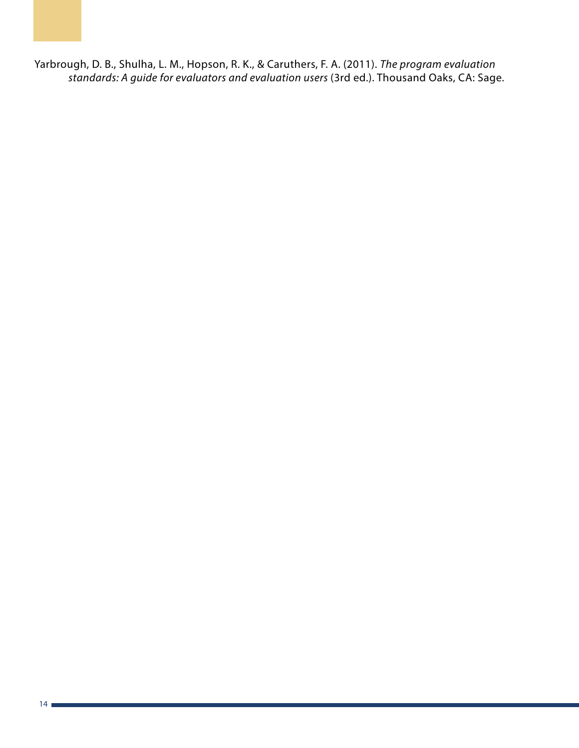Yarbrough, D. B., Shulha, L. M., Hopson, R. K., & Caruthers, F. A. (2011). *The program evaluation standards: A guide for evaluators and evaluation users* (3rd ed.). Thousand Oaks, CA: Sage.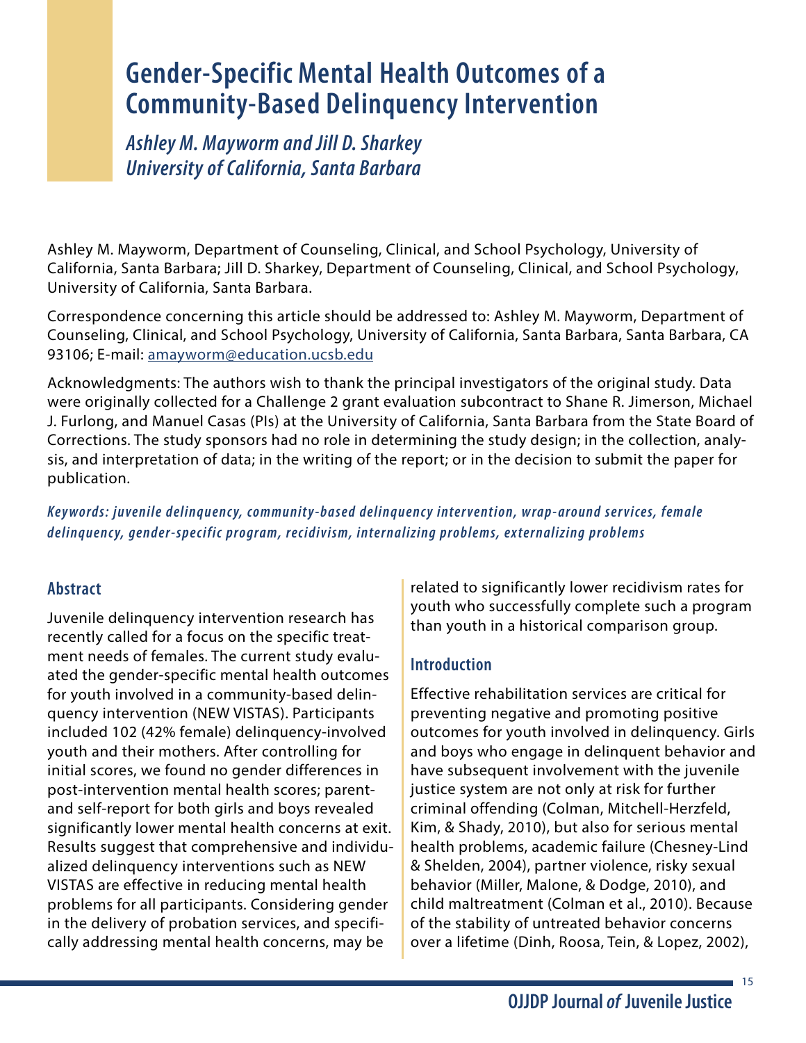# Gender-Specific Mental Health Outcomes of a Community-Based Delinquency Intervention

*Ashley M. Mayworm and Jill D. Sharkey*
*University of California, Santa Barbara*

Ashley M. Mayworm, Department of Counseling, Clinical, and School Psychology, University of California, Santa Barbara; Jill D. Sharkey, Department of Counseling, Clinical, and School Psychology, University of California, Santa Barbara.

Correspondence concerning this article should be addressed to: Ashley M. Mayworm, Department of Counseling, Clinical, and School Psychology, University of California, Santa Barbara, Santa Barbara, CA 93106; E-mail: amayworm@education.ucsb.edu

Acknowledgments: The authors wish to thank the principal investigators of the original study. Data were originally collected for a Challenge 2 grant evaluation subcontract to Shane R. Jimerson, Michael J. Furlong, and Manuel Casas (PIs) at the University of California, Santa Barbara from the State Board of Corrections. The study sponsors had no role in determining the study design; in the collection, analysis, and interpretation of data; in the writing of the report; or in the decision to submit the paper for publication.

***Keywords: juvenile delinquency, community-based delinquency intervention, wrap-around services, female delinquency, gender-specific program, recidivism, internalizing problems, externalizing problems***

## Abstract

Juvenile delinquency intervention research has recently called for a focus on the specific treatment needs of females. The current study evaluated the gender-specific mental health outcomes for youth involved in a community-based delinquency intervention (NEW VISTAS). Participants included 102 (42% female) delinquency-involved youth and their mothers. After controlling for initial scores, we found no gender differences in post-intervention mental health scores; parent- and self-report for both girls and boys revealed significantly lower mental health concerns at exit. Results suggest that comprehensive and individualized delinquency interventions such as NEW VISTAS are effective in reducing mental health problems for all participants. Considering gender in the delivery of probation services, and specifically addressing mental health concerns, may be related to significantly lower recidivism rates for youth who successfully complete such a program than youth in a historical comparison group.

## Introduction

Effective rehabilitation services are critical for preventing negative and promoting positive outcomes for youth involved in delinquency. Girls and boys who engage in delinquent behavior and have subsequent involvement with the juvenile justice system are not only at risk for further criminal offending (Colman, Mitchell-Herzfeld, Kim, & Shady, 2010), but also for serious mental health problems, academic failure (Chesney-Lind & Shelden, 2004), partner violence, risky sexual behavior (Miller, Malone, & Dodge, 2010), and child maltreatment (Colman et al., 2010). Because of the stability of untreated behavior concerns over a lifetime (Dinh, Roosa, Tein, & Lopez, 2002),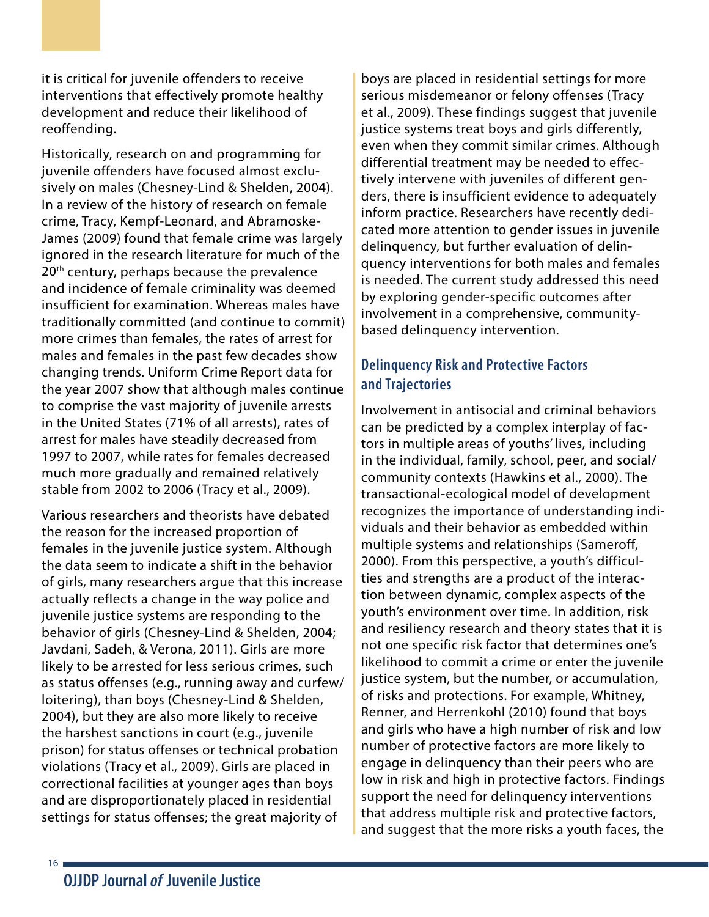it is critical for juvenile offenders to receive interventions that effectively promote healthy development and reduce their likelihood of reoffending.

Historically, research on and programming for juvenile offenders have focused almost exclusively on males (Chesney-Lind & Shelden, 2004). In a review of the history of research on female crime, Tracy, Kempf-Leonard, and Abramoske-James (2009) found that female crime was largely ignored in the research literature for much of the 20th century, perhaps because the prevalence and incidence of female criminality was deemed insufficient for examination. Whereas males have traditionally committed (and continue to commit) more crimes than females, the rates of arrest for males and females in the past few decades show changing trends. Uniform Crime Report data for the year 2007 show that although males continue to comprise the vast majority of juvenile arrests in the United States (71% of all arrests), rates of arrest for males have steadily decreased from 1997 to 2007, while rates for females decreased much more gradually and remained relatively stable from 2002 to 2006 (Tracy et al., 2009).

Various researchers and theorists have debated the reason for the increased proportion of females in the juvenile justice system. Although the data seem to indicate a shift in the behavior of girls, many researchers argue that this increase actually reflects a change in the way police and juvenile justice systems are responding to the behavior of girls (Chesney-Lind & Shelden, 2004; Javdani, Sadeh, & Verona, 2011). Girls are more likely to be arrested for less serious crimes, such as status offenses (e.g., running away and curfew/loitering), than boys (Chesney-Lind & Shelden, 2004), but they are also more likely to receive the harshest sanctions in court (e.g., juvenile prison) for status offenses or technical probation violations (Tracy et al., 2009). Girls are placed in correctional facilities at younger ages than boys and are disproportionately placed in residential settings for status offenses; the great majority of boys are placed in residential settings for more serious misdemeanor or felony offenses (Tracy et al., 2009). These findings suggest that juvenile justice systems treat boys and girls differently, even when they commit similar crimes. Although differential treatment may be needed to effectively intervene with juveniles of different genders, there is insufficient evidence to adequately inform practice. Researchers have recently dedicated more attention to gender issues in juvenile delinquency, but further evaluation of delinquency interventions for both males and females is needed. The current study addressed this need by exploring gender-specific outcomes after involvement in a comprehensive, community-based delinquency intervention.

## Delinquency Risk and Protective Factors and Trajectories

Involvement in antisocial and criminal behaviors can be predicted by a complex interplay of factors in multiple areas of youths' lives, including in the individual, family, school, peer, and social/community contexts (Hawkins et al., 2000). The transactional-ecological model of development recognizes the importance of understanding individuals and their behavior as embedded within multiple systems and relationships (Sameroff, 2000). From this perspective, a youth's difficulties and strengths are a product of the interaction between dynamic, complex aspects of the youth's environment over time. In addition, risk and resiliency research and theory states that it is not one specific risk factor that determines one's likelihood to commit a crime or enter the juvenile justice system, but the number, or accumulation, of risks and protections. For example, Whitney, Renner, and Herrenkohl (2010) found that boys and girls who have a high number of risk and low number of protective factors are more likely to engage in delinquency than their peers who are low in risk and high in protective factors. Findings support the need for delinquency interventions that address multiple risk and protective factors, and suggest that the more risks a youth faces, the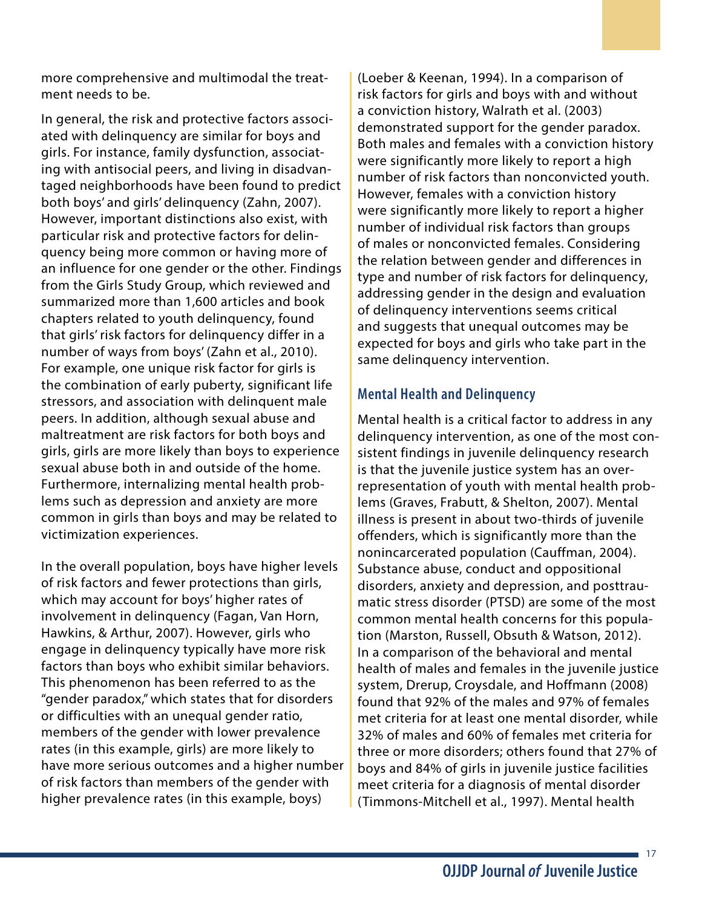more comprehensive and multimodal the treatment needs to be.

In general, the risk and protective factors associated with delinquency are similar for boys and girls. For instance, family dysfunction, associating with antisocial peers, and living in disadvantaged neighborhoods have been found to predict both boys' and girls' delinquency (Zahn, 2007). However, important distinctions also exist, with particular risk and protective factors for delinquency being more common or having more of an influence for one gender or the other. Findings from the Girls Study Group, which reviewed and summarized more than 1,600 articles and book chapters related to youth delinquency, found that girls' risk factors for delinquency differ in a number of ways from boys' (Zahn et al., 2010). For example, one unique risk factor for girls is the combination of early puberty, significant life stressors, and association with delinquent male peers. In addition, although sexual abuse and maltreatment are risk factors for both boys and girls, girls are more likely than boys to experience sexual abuse both in and outside of the home. Furthermore, internalizing mental health problems such as depression and anxiety are more common in girls than boys and may be related to victimization experiences.

In the overall population, boys have higher levels of risk factors and fewer protections than girls, which may account for boys' higher rates of involvement in delinquency (Fagan, Van Horn, Hawkins, & Arthur, 2007). However, girls who engage in delinquency typically have more risk factors than boys who exhibit similar behaviors. This phenomenon has been referred to as the "gender paradox," which states that for disorders or difficulties with an unequal gender ratio, members of the gender with lower prevalence rates (in this example, girls) are more likely to have more serious outcomes and a higher number of risk factors than members of the gender with higher prevalence rates (in this example, boys) (Loeber & Keenan, 1994). In a comparison of risk factors for girls and boys with and without a conviction history, Walrath et al. (2003) demonstrated support for the gender paradox. Both males and females with a conviction history were significantly more likely to report a high number of risk factors than nonconvicted youth. However, females with a conviction history were significantly more likely to report a higher number of individual risk factors than groups of males or nonconvicted females. Considering the relation between gender and differences in type and number of risk factors for delinquency, addressing gender in the design and evaluation of delinquency interventions seems critical and suggests that unequal outcomes may be expected for boys and girls who take part in the same delinquency intervention.

## Mental Health and Delinquency

Mental health is a critical factor to address in any delinquency intervention, as one of the most consistent findings in juvenile delinquency research is that the juvenile justice system has an overrepresentation of youth with mental health problems (Graves, Frabutt, & Shelton, 2007). Mental illness is present in about two-thirds of juvenile offenders, which is significantly more than the nonincarcerated population (Cauffman, 2004). Substance abuse, conduct and oppositional disorders, anxiety and depression, and posttraumatic stress disorder (PTSD) are some of the most common mental health concerns for this population (Marston, Russell, Obsuth & Watson, 2012). In a comparison of the behavioral and mental health of males and females in the juvenile justice system, Drerup, Croysdale, and Hoffmann (2008) found that 92% of the males and 97% of females met criteria for at least one mental disorder, while 32% of males and 60% of females met criteria for three or more disorders; others found that 27% of boys and 84% of girls in juvenile justice facilities meet criteria for a diagnosis of mental disorder (Timmons-Mitchell et al., 1997). Mental health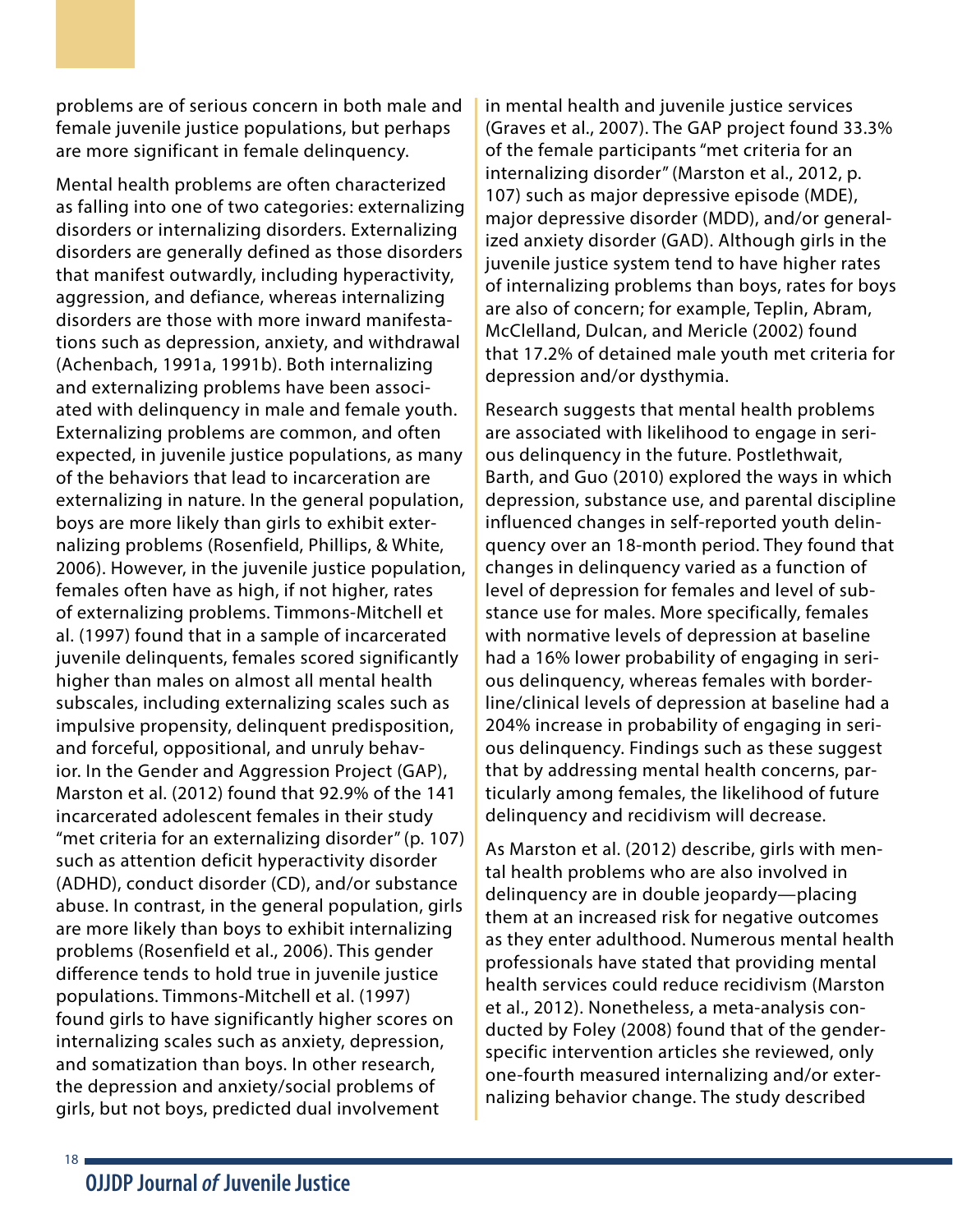problems are of serious concern in both male and female juvenile justice populations, but perhaps are more significant in female delinquency.

Mental health problems are often characterized as falling into one of two categories: externalizing disorders or internalizing disorders. Externalizing disorders are generally defined as those disorders that manifest outwardly, including hyperactivity, aggression, and defiance, whereas internalizing disorders are those with more inward manifestations such as depression, anxiety, and withdrawal (Achenbach, 1991a, 1991b). Both internalizing and externalizing problems have been associated with delinquency in male and female youth. Externalizing problems are common, and often expected, in juvenile justice populations, as many of the behaviors that lead to incarceration are externalizing in nature. In the general population, boys are more likely than girls to exhibit externalizing problems (Rosenfield, Phillips, & White, 2006). However, in the juvenile justice population, females often have as high, if not higher, rates of externalizing problems. Timmons-Mitchell et al. (1997) found that in a sample of incarcerated juvenile delinquents, females scored significantly higher than males on almost all mental health subscales, including externalizing scales such as impulsive propensity, delinquent predisposition, and forceful, oppositional, and unruly behavior. In the Gender and Aggression Project (GAP), Marston et al. (2012) found that 92.9% of the 141 incarcerated adolescent females in their study "met criteria for an externalizing disorder" (p. 107) such as attention deficit hyperactivity disorder (ADHD), conduct disorder (CD), and/or substance abuse. In contrast, in the general population, girls are more likely than boys to exhibit internalizing problems (Rosenfield et al., 2006). This gender difference tends to hold true in juvenile justice populations. Timmons-Mitchell et al. (1997) found girls to have significantly higher scores on internalizing scales such as anxiety, depression, and somatization than boys. In other research, the depression and anxiety/social problems of girls, but not boys, predicted dual involvement in mental health and juvenile justice services (Graves et al., 2007). The GAP project found 33.3% of the female participants "met criteria for an internalizing disorder" (Marston et al., 2012, p. 107) such as major depressive episode (MDE), major depressive disorder (MDD), and/or generalized anxiety disorder (GAD). Although girls in the juvenile justice system tend to have higher rates of internalizing problems than boys, rates for boys are also of concern; for example, Teplin, Abram, McClelland, Dulcan, and Mericle (2002) found that 17.2% of detained male youth met criteria for depression and/or dysthymia.

Research suggests that mental health problems are associated with likelihood to engage in serious delinquency in the future. Postlethwait, Barth, and Guo (2010) explored the ways in which depression, substance use, and parental discipline influenced changes in self-reported youth delinquency over an 18-month period. They found that changes in delinquency varied as a function of level of depression for females and level of substance use for males. More specifically, females with normative levels of depression at baseline had a 16% lower probability of engaging in serious delinquency, whereas females with borderline/clinical levels of depression at baseline had a 204% increase in probability of engaging in serious delinquency. Findings such as these suggest that by addressing mental health concerns, particularly among females, the likelihood of future delinquency and recidivism will decrease.

As Marston et al. (2012) describe, girls with mental health problems who are also involved in delinquency are in double jeopardy—placing them at an increased risk for negative outcomes as they enter adulthood. Numerous mental health professionals have stated that providing mental health services could reduce recidivism (Marston et al., 2012). Nonetheless, a meta-analysis conducted by Foley (2008) found that of the gender-specific intervention articles she reviewed, only one-fourth measured internalizing and/or externalizing behavior change. The study described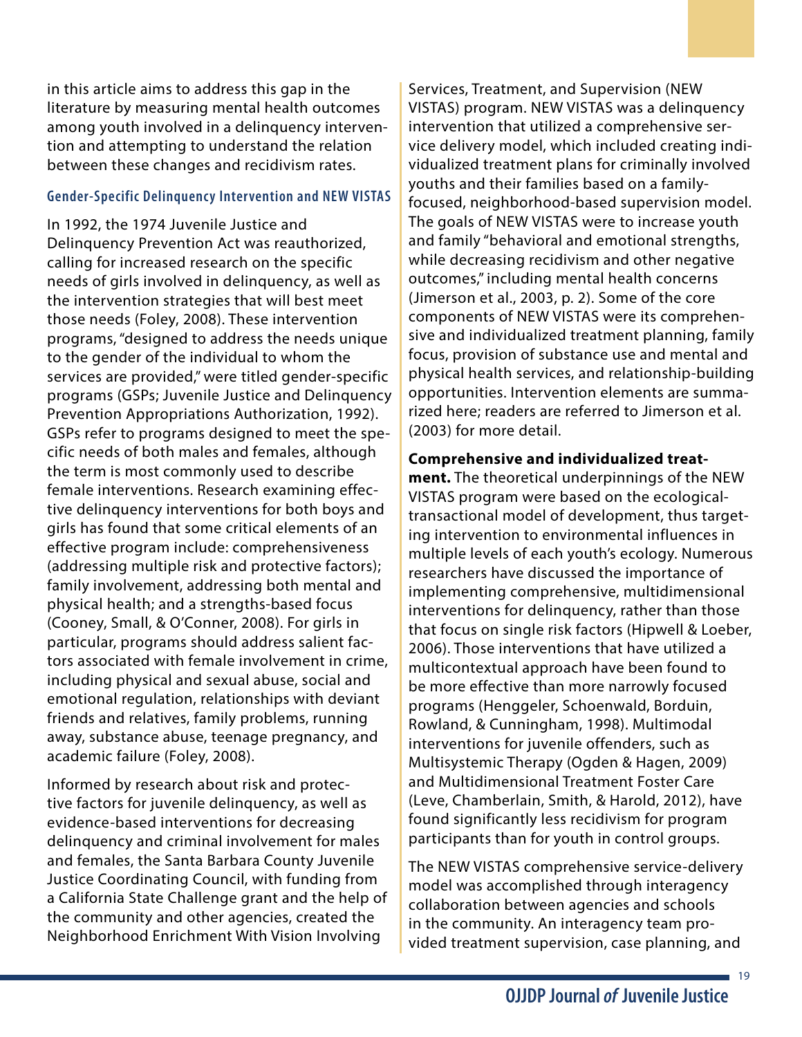in this article aims to address this gap in the literature by measuring mental health outcomes among youth involved in a delinquency intervention and attempting to understand the relation between these changes and recidivism rates.

### Gender-Specific Delinquency Intervention and NEW VISTAS

In 1992, the 1974 Juvenile Justice and Delinquency Prevention Act was reauthorized, calling for increased research on the specific needs of girls involved in delinquency, as well as the intervention strategies that will best meet those needs (Foley, 2008). These intervention programs, "designed to address the needs unique to the gender of the individual to whom the services are provided," were titled gender-specific programs (GSPs; Juvenile Justice and Delinquency Prevention Appropriations Authorization, 1992). GSPs refer to programs designed to meet the specific needs of both males and females, although the term is most commonly used to describe female interventions. Research examining effective delinquency interventions for both boys and girls has found that some critical elements of an effective program include: comprehensiveness (addressing multiple risk and protective factors); family involvement, addressing both mental and physical health; and a strengths-based focus (Cooney, Small, & O'Conner, 2008). For girls in particular, programs should address salient factors associated with female involvement in crime, including physical and sexual abuse, social and emotional regulation, relationships with deviant friends and relatives, family problems, running away, substance abuse, teenage pregnancy, and academic failure (Foley, 2008).

Informed by research about risk and protective factors for juvenile delinquency, as well as evidence-based interventions for decreasing delinquency and criminal involvement for males and females, the Santa Barbara County Juvenile Justice Coordinating Council, with funding from a California State Challenge grant and the help of the community and other agencies, created the Neighborhood Enrichment With Vision Involving Services, Treatment, and Supervision (NEW VISTAS) program. NEW VISTAS was a delinquency intervention that utilized a comprehensive service delivery model, which included creating individualized treatment plans for criminally involved youths and their families based on a family-focused, neighborhood-based supervision model. The goals of NEW VISTAS were to increase youth and family "behavioral and emotional strengths, while decreasing recidivism and other negative outcomes," including mental health concerns (Jimerson et al., 2003, p. 2). Some of the core components of NEW VISTAS were its comprehensive and individualized treatment planning, family focus, provision of substance use and mental and physical health services, and relationship-building opportunities. Intervention elements are summarized here; readers are referred to Jimerson et al. (2003) for more detail.

**Comprehensive and individualized treatment.** The theoretical underpinnings of the NEW VISTAS program were based on the ecological-transactional model of development, thus targeting intervention to environmental influences in multiple levels of each youth's ecology. Numerous researchers have discussed the importance of implementing comprehensive, multidimensional interventions for delinquency, rather than those that focus on single risk factors (Hipwell & Loeber, 2006). Those interventions that have utilized a multicontextual approach have been found to be more effective than more narrowly focused programs (Henggeler, Schoenwald, Borduin, Rowland, & Cunningham, 1998). Multimodal interventions for juvenile offenders, such as Multisystemic Therapy (Ogden & Hagen, 2009) and Multidimensional Treatment Foster Care (Leve, Chamberlain, Smith, & Harold, 2012), have found significantly less recidivism for program participants than for youth in control groups.

The NEW VISTAS comprehensive service-delivery model was accomplished through interagency collaboration between agencies and schools in the community. An interagency team provided treatment supervision, case planning, and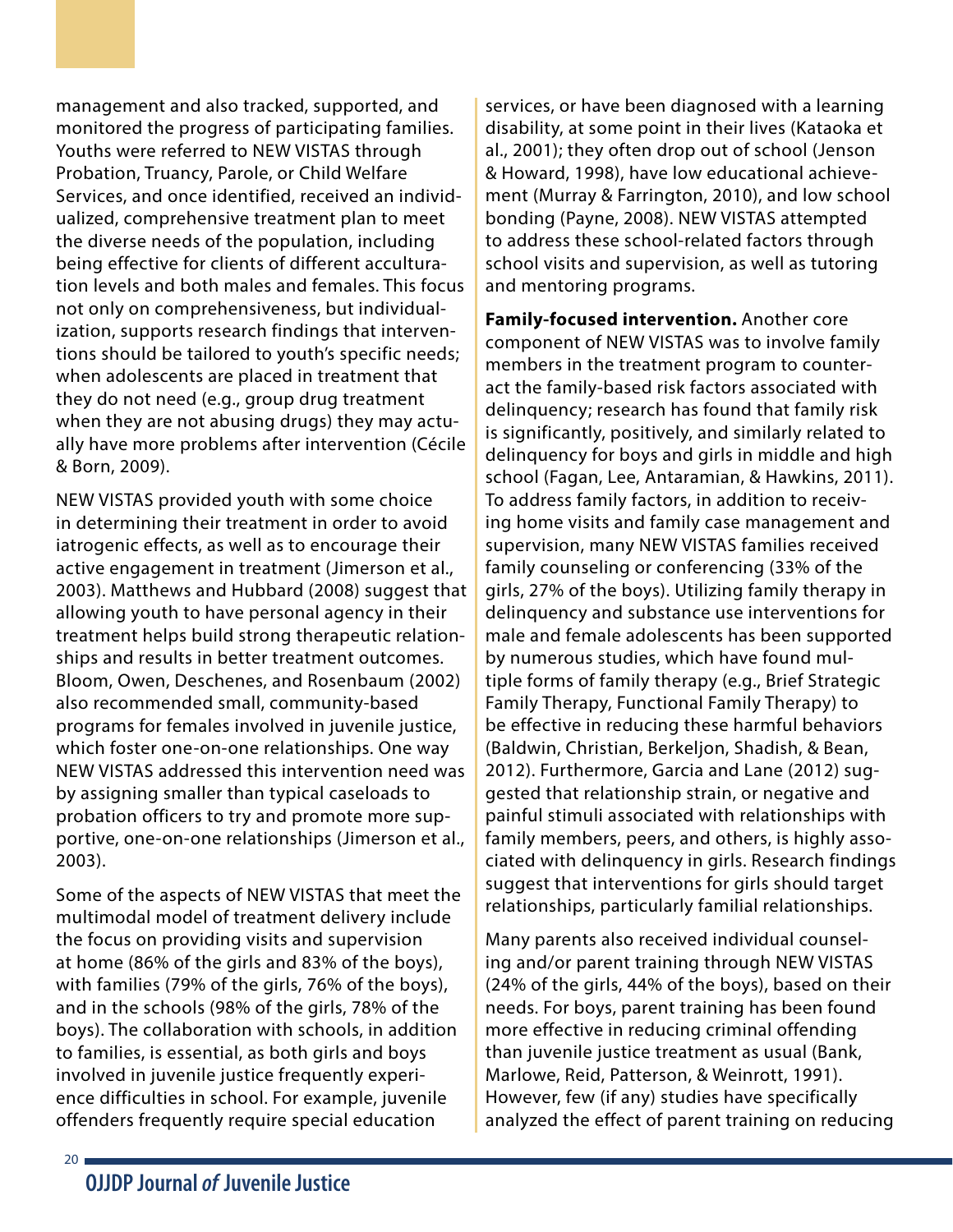management and also tracked, supported, and monitored the progress of participating families. Youths were referred to NEW VISTAS through Probation, Truancy, Parole, or Child Welfare Services, and once identified, received an individualized, comprehensive treatment plan to meet the diverse needs of the population, including being effective for clients of different acculturation levels and both males and females. This focus not only on comprehensiveness, but individualization, supports research findings that interventions should be tailored to youth's specific needs; when adolescents are placed in treatment that they do not need (e.g., group drug treatment when they are not abusing drugs) they may actually have more problems after intervention (Cécile & Born, 2009).

NEW VISTAS provided youth with some choice in determining their treatment in order to avoid iatrogenic effects, as well as to encourage their active engagement in treatment (Jimerson et al., 2003). Matthews and Hubbard (2008) suggest that allowing youth to have personal agency in their treatment helps build strong therapeutic relationships and results in better treatment outcomes. Bloom, Owen, Deschenes, and Rosenbaum (2002) also recommended small, community-based programs for females involved in juvenile justice, which foster one-on-one relationships. One way NEW VISTAS addressed this intervention need was by assigning smaller than typical caseloads to probation officers to try and promote more supportive, one-on-one relationships (Jimerson et al., 2003).

Some of the aspects of NEW VISTAS that meet the multimodal model of treatment delivery include the focus on providing visits and supervision at home (86% of the girls and 83% of the boys), with families (79% of the girls, 76% of the boys), and in the schools (98% of the girls, 78% of the boys). The collaboration with schools, in addition to families, is essential, as both girls and boys involved in juvenile justice frequently experience difficulties in school. For example, juvenile offenders frequently require special education services, or have been diagnosed with a learning disability, at some point in their lives (Kataoka et al., 2001); they often drop out of school (Jenson & Howard, 1998), have low educational achievement (Murray & Farrington, 2010), and low school bonding (Payne, 2008). NEW VISTAS attempted to address these school-related factors through school visits and supervision, as well as tutoring and mentoring programs.

**Family-focused intervention.** Another core component of NEW VISTAS was to involve family members in the treatment program to counteract the family-based risk factors associated with delinquency; research has found that family risk is significantly, positively, and similarly related to delinquency for boys and girls in middle and high school (Fagan, Lee, Antaramian, & Hawkins, 2011). To address family factors, in addition to receiving home visits and family case management and supervision, many NEW VISTAS families received family counseling or conferencing (33% of the girls, 27% of the boys). Utilizing family therapy in delinquency and substance use interventions for male and female adolescents has been supported by numerous studies, which have found multiple forms of family therapy (e.g., Brief Strategic Family Therapy, Functional Family Therapy) to be effective in reducing these harmful behaviors (Baldwin, Christian, Berkeljon, Shadish, & Bean, 2012). Furthermore, Garcia and Lane (2012) suggested that relationship strain, or negative and painful stimuli associated with relationships with family members, peers, and others, is highly associated with delinquency in girls. Research findings suggest that interventions for girls should target relationships, particularly familial relationships.

Many parents also received individual counseling and/or parent training through NEW VISTAS (24% of the girls, 44% of the boys), based on their needs. For boys, parent training has been found more effective in reducing criminal offending than juvenile justice treatment as usual (Bank, Marlowe, Reid, Patterson, & Weinrott, 1991). However, few (if any) studies have specifically analyzed the effect of parent training on reducing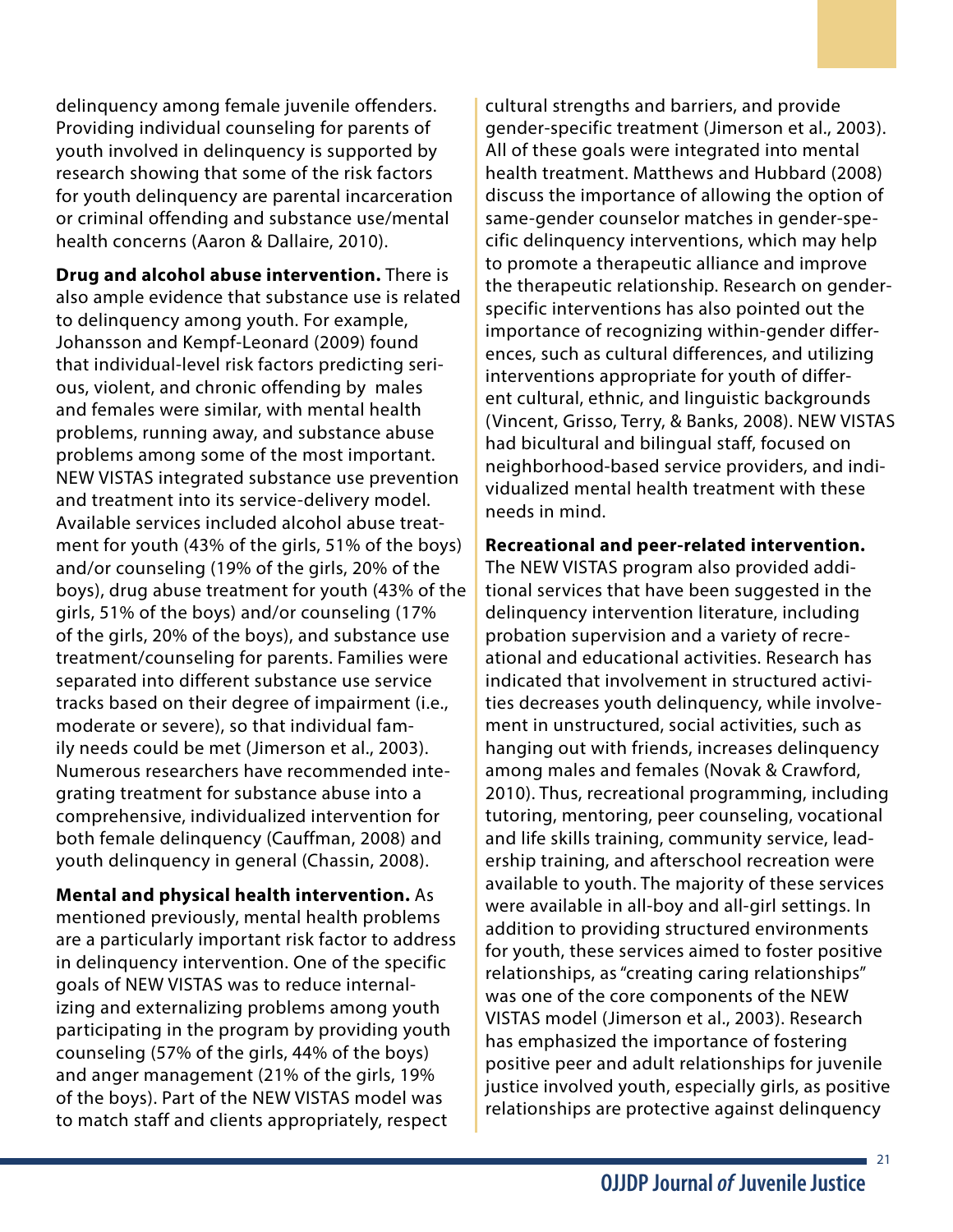delinquency among female juvenile offenders. Providing individual counseling for parents of youth involved in delinquency is supported by research showing that some of the risk factors for youth delinquency are parental incarceration or criminal offending and substance use/mental health concerns (Aaron & Dallaire, 2010).

**Drug and alcohol abuse intervention.** There is also ample evidence that substance use is related to delinquency among youth. For example, Johansson and Kempf-Leonard (2009) found that individual-level risk factors predicting serious, violent, and chronic offending by males and females were similar, with mental health problems, running away, and substance abuse problems among some of the most important. NEW VISTAS integrated substance use prevention and treatment into its service-delivery model. Available services included alcohol abuse treatment for youth (43% of the girls, 51% of the boys) and/or counseling (19% of the girls, 20% of the boys), drug abuse treatment for youth (43% of the girls, 51% of the boys) and/or counseling (17% of the girls, 20% of the boys), and substance use treatment/counseling for parents. Families were separated into different substance use service tracks based on their degree of impairment (i.e., moderate or severe), so that individual family needs could be met (Jimerson et al., 2003). Numerous researchers have recommended integrating treatment for substance abuse into a comprehensive, individualized intervention for both female delinquency (Cauffman, 2008) and youth delinquency in general (Chassin, 2008).

**Mental and physical health intervention.** As mentioned previously, mental health problems are a particularly important risk factor to address in delinquency intervention. One of the specific goals of NEW VISTAS was to reduce internalizing and externalizing problems among youth participating in the program by providing youth counseling (57% of the girls, 44% of the boys) and anger management (21% of the girls, 19% of the boys). Part of the NEW VISTAS model was to match staff and clients appropriately, respect cultural strengths and barriers, and provide gender-specific treatment (Jimerson et al., 2003). All of these goals were integrated into mental health treatment. Matthews and Hubbard (2008) discuss the importance of allowing the option of same-gender counselor matches in gender-specific delinquency interventions, which may help to promote a therapeutic alliance and improve the therapeutic relationship. Research on gender-specific interventions has also pointed out the importance of recognizing within-gender differences, such as cultural differences, and utilizing interventions appropriate for youth of different cultural, ethnic, and linguistic backgrounds (Vincent, Grisso, Terry, & Banks, 2008). NEW VISTAS had bicultural and bilingual staff, focused on neighborhood-based service providers, and individualized mental health treatment with these needs in mind.

**Recreational and peer-related intervention.** The NEW VISTAS program also provided additional services that have been suggested in the delinquency intervention literature, including probation supervision and a variety of recreational and educational activities. Research has indicated that involvement in structured activities decreases youth delinquency, while involvement in unstructured, social activities, such as hanging out with friends, increases delinquency among males and females (Novak & Crawford, 2010). Thus, recreational programming, including tutoring, mentoring, peer counseling, vocational and life skills training, community service, leadership training, and afterschool recreation were available to youth. The majority of these services were available in all-boy and all-girl settings. In addition to providing structured environments for youth, these services aimed to foster positive relationships, as "creating caring relationships" was one of the core components of the NEW VISTAS model (Jimerson et al., 2003). Research has emphasized the importance of fostering positive peer and adult relationships for juvenile justice involved youth, especially girls, as positive relationships are protective against delinquency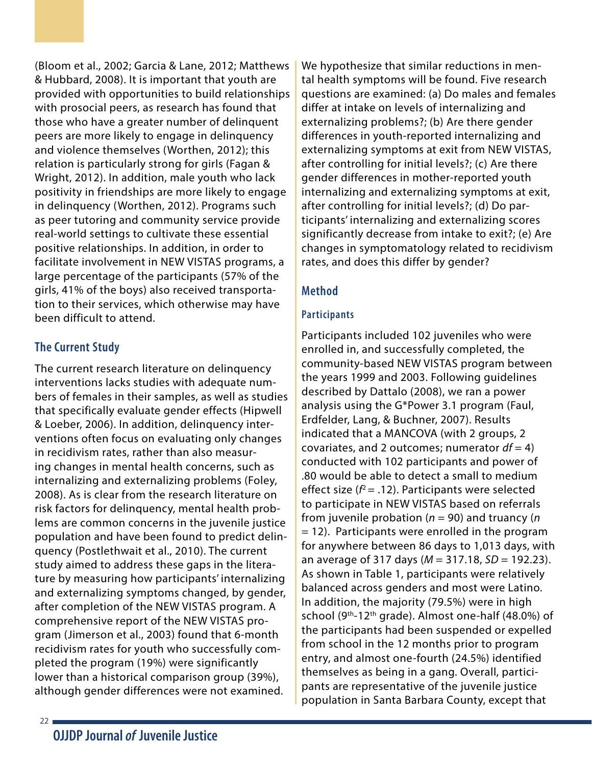(Bloom et al., 2002; Garcia & Lane, 2012; Matthews & Hubbard, 2008). It is important that youth are provided with opportunities to build relationships with prosocial peers, as research has found that those who have a greater number of delinquent peers are more likely to engage in delinquency and violence themselves (Worthen, 2012); this relation is particularly strong for girls (Fagan & Wright, 2012). In addition, male youth who lack positivity in friendships are more likely to engage in delinquency (Worthen, 2012). Programs such as peer tutoring and community service provide real-world settings to cultivate these essential positive relationships. In addition, in order to facilitate involvement in NEW VISTAS programs, a large percentage of the participants (57% of the girls, 41% of the boys) also received transportation to their services, which otherwise may have been difficult to attend.

## The Current Study

The current research literature on delinquency interventions lacks studies with adequate numbers of females in their samples, as well as studies that specifically evaluate gender effects (Hipwell & Loeber, 2006). In addition, delinquency interventions often focus on evaluating only changes in recidivism rates, rather than also measuring changes in mental health concerns, such as internalizing and externalizing problems (Foley, 2008). As is clear from the research literature on risk factors for delinquency, mental health problems are common concerns in the juvenile justice population and have been found to predict delinquency (Postlethwait et al., 2010). The current study aimed to address these gaps in the literature by measuring how participants' internalizing and externalizing symptoms changed, by gender, after completion of the NEW VISTAS program. A comprehensive report of the NEW VISTAS program (Jimerson et al., 2003) found that 6-month recidivism rates for youth who successfully completed the program (19%) were significantly lower than a historical comparison group (39%), although gender differences were not examined. We hypothesize that similar reductions in mental health symptoms will be found. Five research questions are examined: (a) Do males and females differ at intake on levels of internalizing and externalizing problems?; (b) Are there gender differences in youth-reported internalizing and externalizing symptoms at exit from NEW VISTAS, after controlling for initial levels?; (c) Are there gender differences in mother-reported youth internalizing and externalizing symptoms at exit, after controlling for initial levels?; (d) Do participants' internalizing and externalizing scores significantly decrease from intake to exit?; (e) Are changes in symptomatology related to recidivism rates, and does this differ by gender?

## Method

### Participants

Participants included 102 juveniles who were enrolled in, and successfully completed, the community-based NEW VISTAS program between the years 1999 and 2003. Following guidelines described by Dattalo (2008), we ran a power analysis using the G*Power 3.1 program (Faul, Erdfelder, Lang, & Buchner, 2007). Results indicated that a MANCOVA (with 2 groups, 2 covariates, and 2 outcomes; numerator $df = 4$) conducted with 102 participants and power of .80 would be able to detect a small to medium effect size ($f^2 = .12$). Participants were selected to participate in NEW VISTAS based on referrals from juvenile probation ($n = 90$) and truancy ($n = 12$). Participants were enrolled in the program for anywhere between 86 days to 1,013 days, with an average of 317 days ($M = 317.18$, $SD = 192.23$). As shown in Table 1, participants were relatively balanced across genders and most were Latino. In addition, the majority (79.5%) were in high school (9th-12th grade). Almost one-half (48.0%) of the participants had been suspended or expelled from school in the 12 months prior to program entry, and almost one-fourth (24.5%) identified themselves as being in a gang. Overall, participants are representative of the juvenile justice population in Santa Barbara County, except that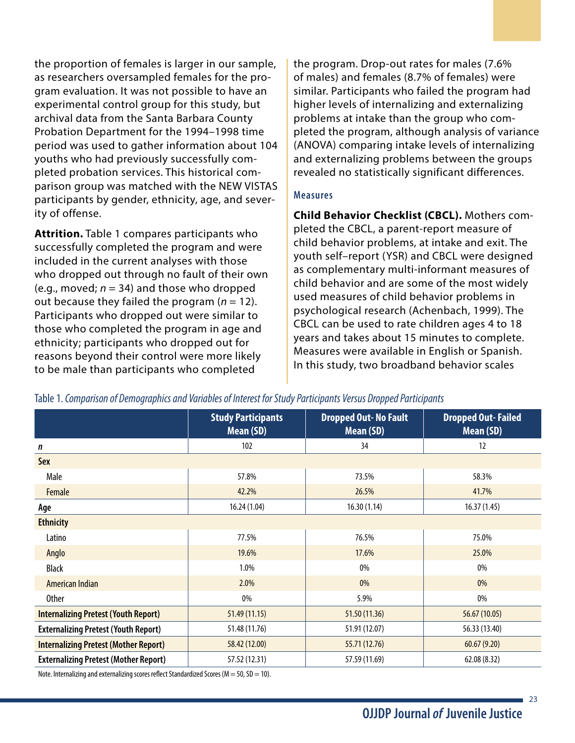the proportion of females is larger in our sample, as researchers oversampled females for the program evaluation. It was not possible to have an experimental control group for this study, but archival data from the Santa Barbara County Probation Department for the 1994–1998 time period was used to gather information about 104 youths who had previously successfully completed probation services. This historical comparison group was matched with the NEW VISTAS participants by gender, ethnicity, age, and severity of offense.

**Attrition.** Table 1 compares participants who successfully completed the program and were included in the current analyses with those who dropped out through no fault of their own (e.g., moved; *n* = 34) and those who dropped out because they failed the program (*n* = 12). Participants who dropped out were similar to those who completed the program in age and ethnicity; participants who dropped out for reasons beyond their control were more likely to be male than participants who completed the program. Drop-out rates for males (7.6% of males) and females (8.7% of females) were similar. Participants who failed the program had higher levels of internalizing and externalizing problems at intake than the group who completed the program, although analysis of variance (ANOVA) comparing intake levels of internalizing and externalizing problems between the groups revealed no statistically significant differences.

### Measures

**Child Behavior Checklist (CBCL).** Mothers completed the CBCL, a parent-report measure of child behavior problems, at intake and exit. The youth self–report (YSR) and CBCL were designed as complementary multi-informant measures of child behavior and are some of the most widely used measures of child behavior problems in psychological research (Achenbach, 1999). The CBCL can be used to rate children ages 4 to 18 years and takes about 15 minutes to complete. Measures were available in English or Spanish. In this study, two broadband behavior scales

Table 1. *Comparison of Demographics and Variables of Interest for Study Participants Versus Dropped Participants*

| | Study Participants Mean (SD) | Dropped Out- No Fault Mean (SD) | Dropped Out- Failed Mean (SD) |
|---|---|---|---|
| ***n*** | 102 | 34 | 12 |
| **Sex** | | | |
| Male | 57.8% | 73.5% | 58.3% |
| Female | 42.2% | 26.5% | 41.7% |
| **Age** | 16.24 (1.04) | 16.30 (1.14) | 16.37 (1.45) |
| **Ethnicity** | | | |
| Latino | 77.5% | 76.5% | 75.0% |
| Anglo | 19.6% | 17.6% | 25.0% |
| Black | 1.0% | 0% | 0% |
| American Indian | 2.0% | 0% | 0% |
| Other | 0% | 5.9% | 0% |
| **Internalizing Pretest (Youth Report)** | 51.49 (11.15) | 51.50 (11.36) | 56.67 (10.05) |
| **Externalizing Pretest (Youth Report)** | 51.48 (11.76) | 51.91 (12.07) | 56.33 (13.40) |
| **Internalizing Pretest (Mother Report)** | 58.42 (12.00) | 55.71 (12.76) | 60.67 (9.20) |
| **Externalizing Pretest (Mother Report)** | 57.52 (12.31) | 57.59 (11.69) | 62.08 (8.32) |

Note. Internalizing and externalizing scores reflect Standardized Scores (M = 50, SD = 10).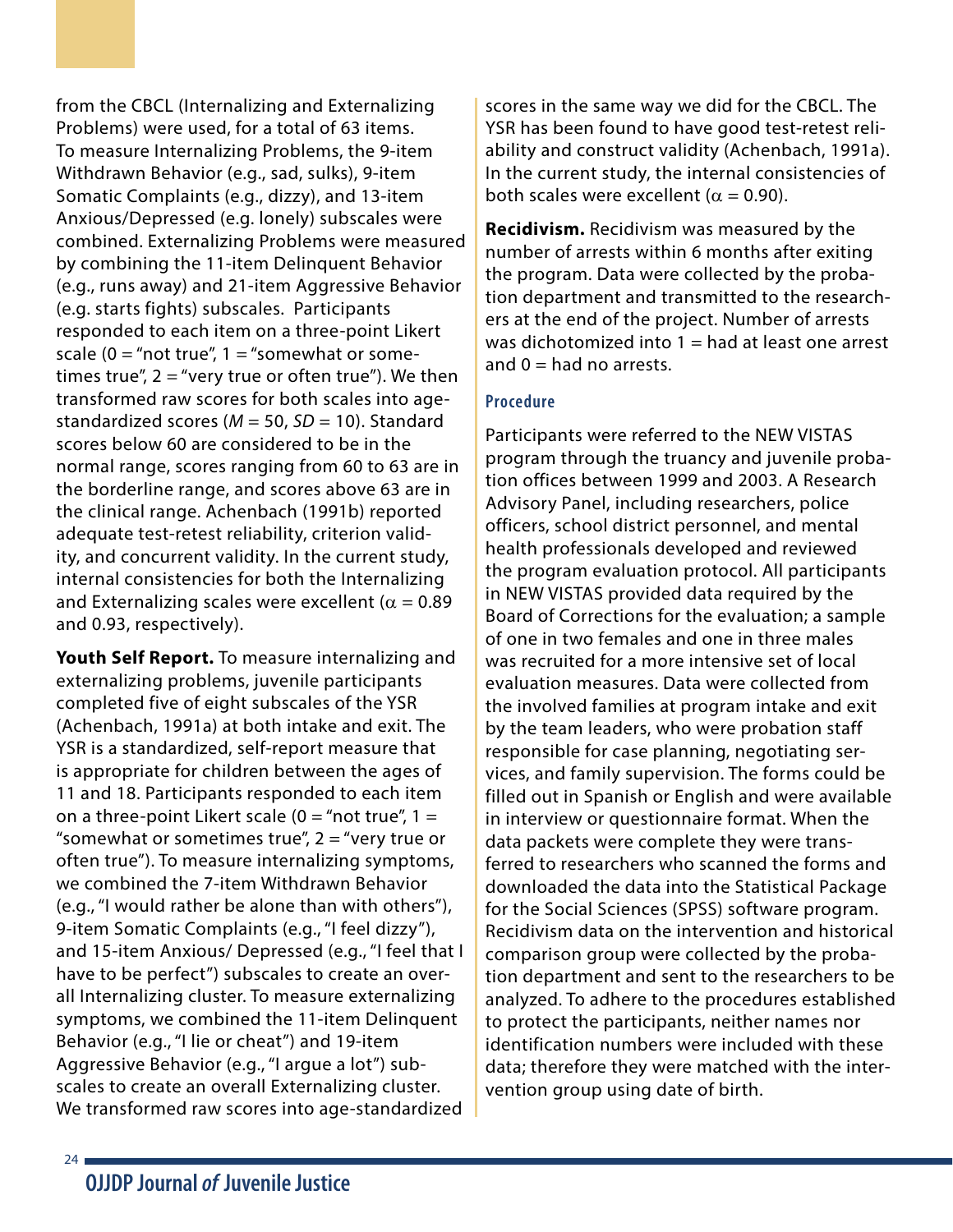from the CBCL (Internalizing and Externalizing Problems) were used, for a total of 63 items. To measure Internalizing Problems, the 9-item Withdrawn Behavior (e.g., sad, sulks), 9-item Somatic Complaints (e.g., dizzy), and 13-item Anxious/Depressed (e.g. lonely) subscales were combined. Externalizing Problems were measured by combining the 11-item Delinquent Behavior (e.g., runs away) and 21-item Aggressive Behavior (e.g. starts fights) subscales. Participants responded to each item on a three-point Likert scale (0 = "not true", 1 = "somewhat or sometimes true", 2 = "very true or often true"). We then transformed raw scores for both scales into age-standardized scores (*M* = 50, *SD* = 10). Standard scores below 60 are considered to be in the normal range, scores ranging from 60 to 63 are in the borderline range, and scores above 63 are in the clinical range. Achenbach (1991b) reported adequate test-retest reliability, criterion validity, and concurrent validity. In the current study, internal consistencies for both the Internalizing and Externalizing scales were excellent ($\alpha = 0.89$ and 0.93, respectively).

**Youth Self Report.** To measure internalizing and externalizing problems, juvenile participants completed five of eight subscales of the YSR (Achenbach, 1991a) at both intake and exit. The YSR is a standardized, self-report measure that is appropriate for children between the ages of 11 and 18. Participants responded to each item on a three-point Likert scale (0 = "not true", 1 = "somewhat or sometimes true", 2 = "very true or often true"). To measure internalizing symptoms, we combined the 7-item Withdrawn Behavior (e.g., "I would rather be alone than with others"), 9-item Somatic Complaints (e.g., "I feel dizzy"), and 15-item Anxious/ Depressed (e.g., "I feel that I have to be perfect") subscales to create an overall Internalizing cluster. To measure externalizing symptoms, we combined the 11-item Delinquent Behavior (e.g., "I lie or cheat") and 19-item Aggressive Behavior (e.g., "I argue a lot") subscales to create an overall Externalizing cluster. We transformed raw scores into age-standardized scores in the same way we did for the CBCL. The YSR has been found to have good test-retest reliability and construct validity (Achenbach, 1991a). In the current study, the internal consistencies of both scales were excellent ($\alpha = 0.90$).

**Recidivism.** Recidivism was measured by the number of arrests within 6 months after exiting the program. Data were collected by the probation department and transmitted to the researchers at the end of the project. Number of arrests was dichotomized into 1 = had at least one arrest and 0 = had no arrests.

### Procedure

Participants were referred to the NEW VISTAS program through the truancy and juvenile probation offices between 1999 and 2003. A Research Advisory Panel, including researchers, police officers, school district personnel, and mental health professionals developed and reviewed the program evaluation protocol. All participants in NEW VISTAS provided data required by the Board of Corrections for the evaluation; a sample of one in two females and one in three males was recruited for a more intensive set of local evaluation measures. Data were collected from the involved families at program intake and exit by the team leaders, who were probation staff responsible for case planning, negotiating services, and family supervision. The forms could be filled out in Spanish or English and were available in interview or questionnaire format. When the data packets were complete they were transferred to researchers who scanned the forms and downloaded the data into the Statistical Package for the Social Sciences (SPSS) software program. Recidivism data on the intervention and historical comparison group were collected by the probation department and sent to the researchers to be analyzed. To adhere to the procedures established to protect the participants, neither names nor identification numbers were included with these data; therefore they were matched with the intervention group using date of birth.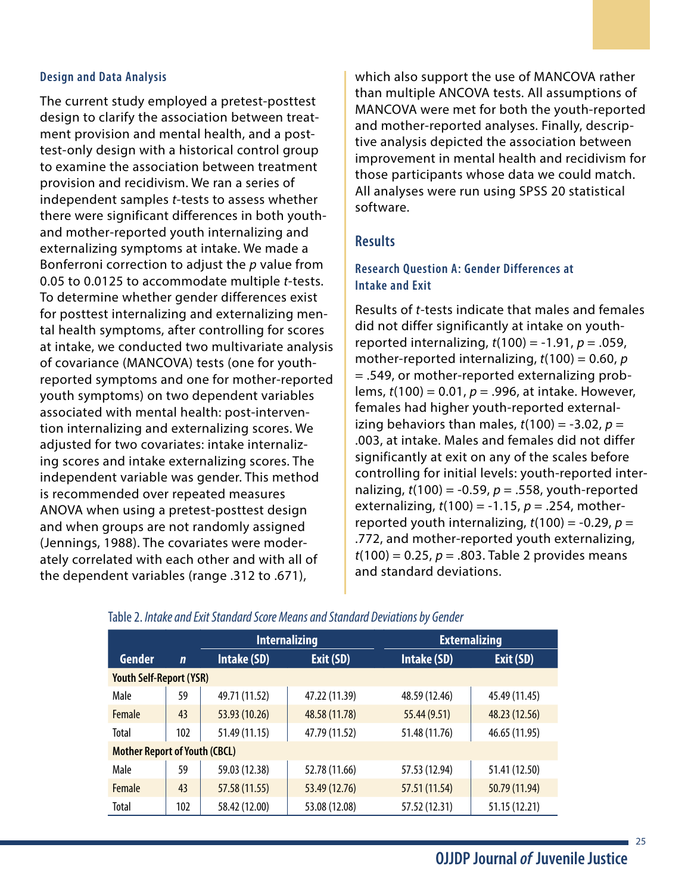### Design and Data Analysis

The current study employed a pretest-posttest design to clarify the association between treatment provision and mental health, and a posttest-only design with a historical control group to examine the association between treatment provision and recidivism. We ran a series of independent samples *t*-tests to assess whether there were significant differences in both youth- and mother-reported youth internalizing and externalizing symptoms at intake. We made a Bonferroni correction to adjust the *p* value from 0.05 to 0.0125 to accommodate multiple *t*-tests. To determine whether gender differences exist for posttest internalizing and externalizing mental health symptoms, after controlling for scores at intake, we conducted two multivariate analysis of covariance (MANCOVA) tests (one for youth-reported symptoms and one for mother-reported youth symptoms) on two dependent variables associated with mental health: post-intervention internalizing and externalizing scores. We adjusted for two covariates: intake internalizing scores and intake externalizing scores. The independent variable was gender. This method is recommended over repeated measures ANOVA when using a pretest-posttest design and when groups are not randomly assigned (Jennings, 1988). The covariates were moderately correlated with each other and with all of the dependent variables (range .312 to .671), which also support the use of MANCOVA rather than multiple ANCOVA tests. All assumptions of MANCOVA were met for both the youth-reported and mother-reported analyses. Finally, descriptive analysis depicted the association between improvement in mental health and recidivism for those participants whose data we could match. All analyses were run using SPSS 20 statistical software.

## Results

### Research Question A: Gender Differences at Intake and Exit

Results of *t*-tests indicate that males and females did not differ significantly at intake on youth-reported internalizing, $t(100) = -1.91$, $p = .059$, mother-reported internalizing, $t(100) = 0.60$, $p = .549$, or mother-reported externalizing problems, $t(100) = 0.01$, $p = .996$, at intake. However, females had higher youth-reported externalizing behaviors than males, $t(100) = -3.02$, $p = .003$, at intake. Males and females did not differ significantly at exit on any of the scales before controlling for initial levels: youth-reported internalizing, $t(100) = -0.59$, $p = .558$, youth-reported externalizing, $t(100) = -1.15$, $p = .254$, mother-reported youth internalizing, $t(100) = -0.29$, $p = .772$, and mother-reported youth externalizing, $t(100) = 0.25$, $p = .803$. Table 2 provides means and standard deviations.

Table 2. *Intake and Exit Standard Score Means and Standard Deviations by Gender*

| | | Internalizing | | Externalizing | |
|---|---|---|---|---|---|
| **Gender** | ***n*** | **Intake (SD)** | **Exit (SD)** | **Intake (SD)** | **Exit (SD)** |
| **Youth Self-Report (YSR)** | | | | | |
| Male | 59 | 49.71 (11.52) | 47.22 (11.39) | 48.59 (12.46) | 45.49 (11.45) |
| Female | 43 | 53.93 (10.26) | 48.58 (11.78) | 55.44 (9.51) | 48.23 (12.56) |
| Total | 102 | 51.49 (11.15) | 47.79 (11.52) | 51.48 (11.76) | 46.65 (11.95) |
| **Mother Report of Youth (CBCL)** | | | | | |
| Male | 59 | 59.03 (12.38) | 52.78 (11.66) | 57.53 (12.94) | 51.41 (12.50) |
| Female | 43 | 57.58 (11.55) | 53.49 (12.76) | 57.51 (11.54) | 50.79 (11.94) |
| Total | 102 | 58.42 (12.00) | 53.08 (12.08) | 57.52 (12.31) | 51.15 (12.21) |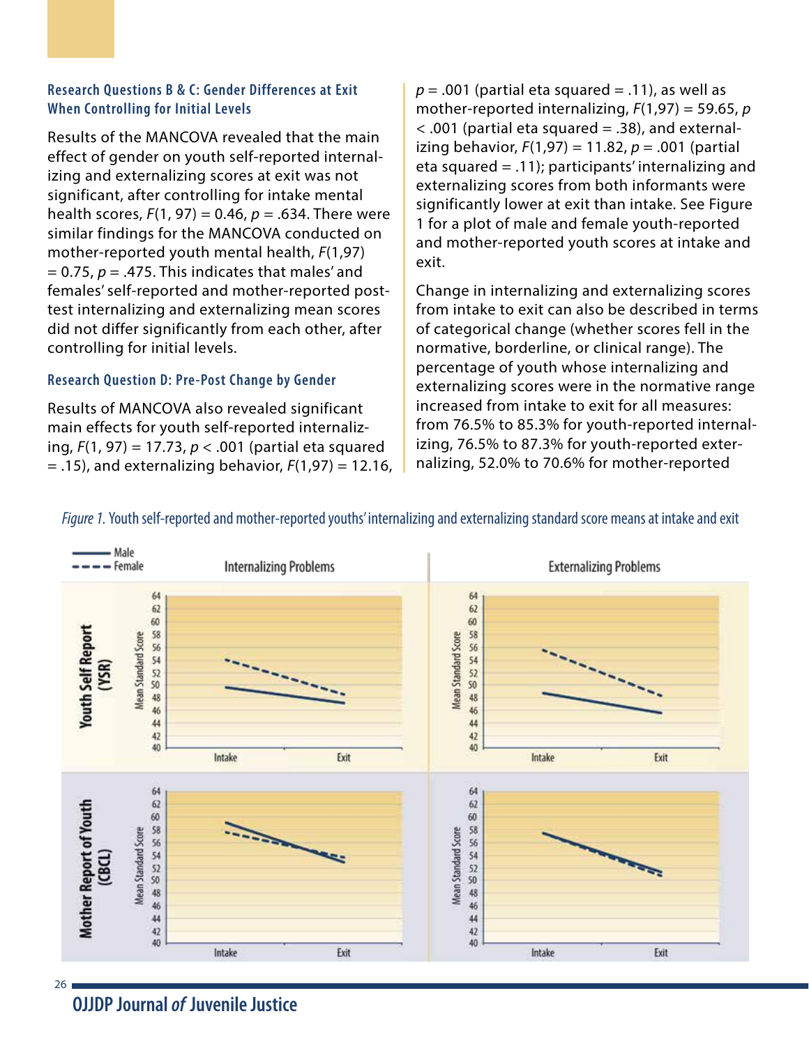### Research Questions B & C: Gender Differences at Exit When Controlling for Initial Levels

Results of the MANCOVA revealed that the main effect of gender on youth self-reported internalizing and externalizing scores at exit was not significant, after controlling for intake mental health scores, $F(1, 97) = 0.46$, $p = .634$. There were similar findings for the MANCOVA conducted on mother-reported youth mental health, $F(1,97) = 0.75$, $p = .475$. This indicates that males' and females' self-reported and mother-reported posttest internalizing and externalizing mean scores did not differ significantly from each other, after controlling for initial levels.

### Research Question D: Pre-Post Change by Gender

Results of MANCOVA also revealed significant main effects for youth self-reported internalizing, $F(1, 97) = 17.73$, $p < .001$ (partial eta squared = .15), and externalizing behavior, $F(1,97) = 12.16$, $p = .001$ (partial eta squared = .11), as well as mother-reported internalizing, $F(1,97) = 59.65$, $p < .001$ (partial eta squared = .38), and externalizing behavior, $F(1,97) = 11.82$, $p = .001$ (partial eta squared = .11); participants' internalizing and externalizing scores from both informants were significantly lower at exit than intake. See Figure 1 for a plot of male and female youth-reported and mother-reported youth scores at intake and exit.

Change in internalizing and externalizing scores from intake to exit can also be described in terms of categorical change (whether scores fell in the normative, borderline, or clinical range). The percentage of youth whose internalizing and externalizing scores were in the normative range increased from intake to exit for all measures: from 76.5% to 85.3% for youth-reported internalizing, 76.5% to 87.3% for youth-reported externalizing, 52.0% to 70.6% for mother-reported

*Figure 1.* Youth self-reported and mother-reported youths' internalizing and externalizing standard score means at intake and exit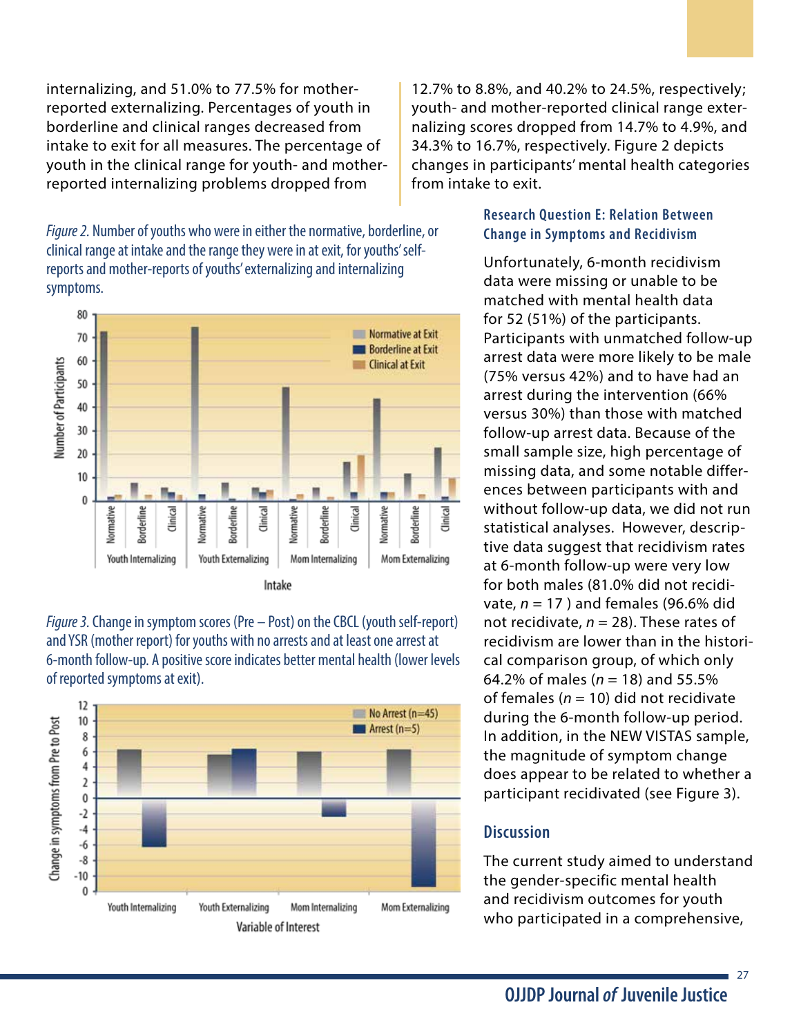internalizing, and 51.0% to 77.5% for mother-reported externalizing. Percentages of youth in borderline and clinical ranges decreased from intake to exit for all measures. The percentage of youth in the clinical range for youth- and mother-reported internalizing problems dropped from 12.7% to 8.8%, and 40.2% to 24.5%, respectively; youth- and mother-reported clinical range externalizing scores dropped from 14.7% to 4.9%, and 34.3% to 16.7%, respectively. Figure 2 depicts changes in participants' mental health categories from intake to exit.

*Figure 2.* Number of youths who were in either the normative, borderline, or clinical range at intake and the range they were in at exit, for youths' self-reports and mother-reports of youths' externalizing and internalizing symptoms.

*Figure 3.* Change in symptom scores (Pre – Post) on the CBCL (youth self-report) and YSR (mother report) for youths with no arrests and at least one arrest at 6-month follow-up. A positive score indicates better mental health (lower levels of reported symptoms at exit).

### Research Question E: Relation Between Change in Symptoms and Recidivism

Unfortunately, 6-month recidivism data were missing or unable to be matched with mental health data for 52 (51%) of the participants. Participants with unmatched follow-up arrest data were more likely to be male (75% versus 42%) and to have had an arrest during the intervention (66% versus 30%) than those with matched follow-up arrest data. Because of the small sample size, high percentage of missing data, and some notable differences between participants with and without follow-up data, we did not run statistical analyses. However, descriptive data suggest that recidivism rates at 6-month follow-up were very low for both males (81.0% did not recidivate, *n* = 17 ) and females (96.6% did not recidivate, *n* = 28). These rates of recidivism are lower than in the historical comparison group, of which only 64.2% of males (*n* = 18) and 55.5% of females (*n* = 10) did not recidivate during the 6-month follow-up period. In addition, in the NEW VISTAS sample, the magnitude of symptom change does appear to be related to whether a participant recidivated (see Figure 3).

## Discussion

The current study aimed to understand the gender-specific mental health and recidivism outcomes for youth who participated in a comprehensive,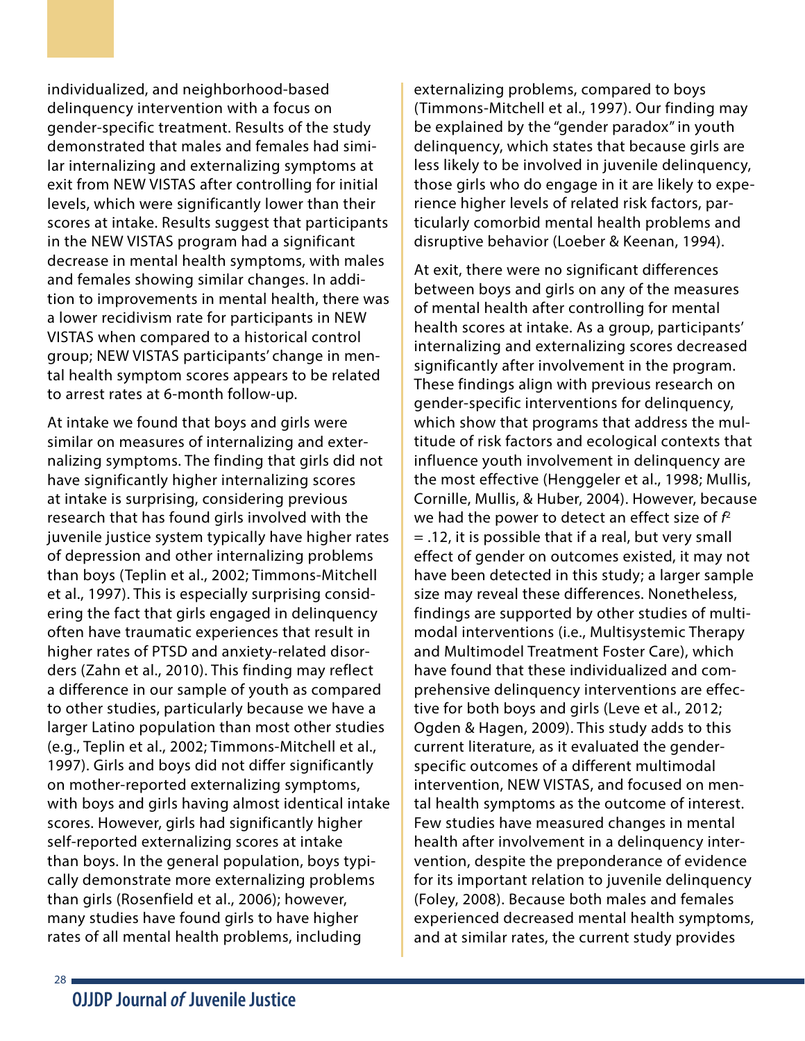individualized, and neighborhood-based delinquency intervention with a focus on gender-specific treatment. Results of the study demonstrated that males and females had similar internalizing and externalizing symptoms at exit from NEW VISTAS after controlling for initial levels, which were significantly lower than their scores at intake. Results suggest that participants in the NEW VISTAS program had a significant decrease in mental health symptoms, with males and females showing similar changes. In addition to improvements in mental health, there was a lower recidivism rate for participants in NEW VISTAS when compared to a historical control group; NEW VISTAS participants' change in mental health symptom scores appears to be related to arrest rates at 6-month follow-up.

At intake we found that boys and girls were similar on measures of internalizing and externalizing symptoms. The finding that girls did not have significantly higher internalizing scores at intake is surprising, considering previous research that has found girls involved with the juvenile justice system typically have higher rates of depression and other internalizing problems than boys (Teplin et al., 2002; Timmons-Mitchell et al., 1997). This is especially surprising considering the fact that girls engaged in delinquency often have traumatic experiences that result in higher rates of PTSD and anxiety-related disorders (Zahn et al., 2010). This finding may reflect a difference in our sample of youth as compared to other studies, particularly because we have a larger Latino population than most other studies (e.g., Teplin et al., 2002; Timmons-Mitchell et al., 1997). Girls and boys did not differ significantly on mother-reported externalizing symptoms, with boys and girls having almost identical intake scores. However, girls had significantly higher self-reported externalizing scores at intake than boys. In the general population, boys typically demonstrate more externalizing problems than girls (Rosenfield et al., 2006); however, many studies have found girls to have higher rates of all mental health problems, including externalizing problems, compared to boys (Timmons-Mitchell et al., 1997). Our finding may be explained by the "gender paradox" in youth delinquency, which states that because girls are less likely to be involved in juvenile delinquency, those girls who do engage in it are likely to experience higher levels of related risk factors, particularly comorbid mental health problems and disruptive behavior (Loeber & Keenan, 1994).

At exit, there were no significant differences between boys and girls on any of the measures of mental health after controlling for mental health scores at intake. As a group, participants' internalizing and externalizing scores decreased significantly after involvement in the program. These findings align with previous research on gender-specific interventions for delinquency, which show that programs that address the multitude of risk factors and ecological contexts that influence youth involvement in delinquency are the most effective (Henggeler et al., 1998; Mullis, Cornille, Mullis, & Huber, 2004). However, because we had the power to detect an effect size of $f^2 = .12$, it is possible that if a real, but very small effect of gender on outcomes existed, it may not have been detected in this study; a larger sample size may reveal these differences. Nonetheless, findings are supported by other studies of multimodal interventions (i.e., Multisystemic Therapy and Multimodel Treatment Foster Care), which have found that these individualized and comprehensive delinquency interventions are effective for both boys and girls (Leve et al., 2012; Ogden & Hagen, 2009). This study adds to this current literature, as it evaluated the gender-specific outcomes of a different multimodal intervention, NEW VISTAS, and focused on mental health symptoms as the outcome of interest. Few studies have measured changes in mental health after involvement in a delinquency intervention, despite the preponderance of evidence for its important relation to juvenile delinquency (Foley, 2008). Because both males and females experienced decreased mental health symptoms, and at similar rates, the current study provides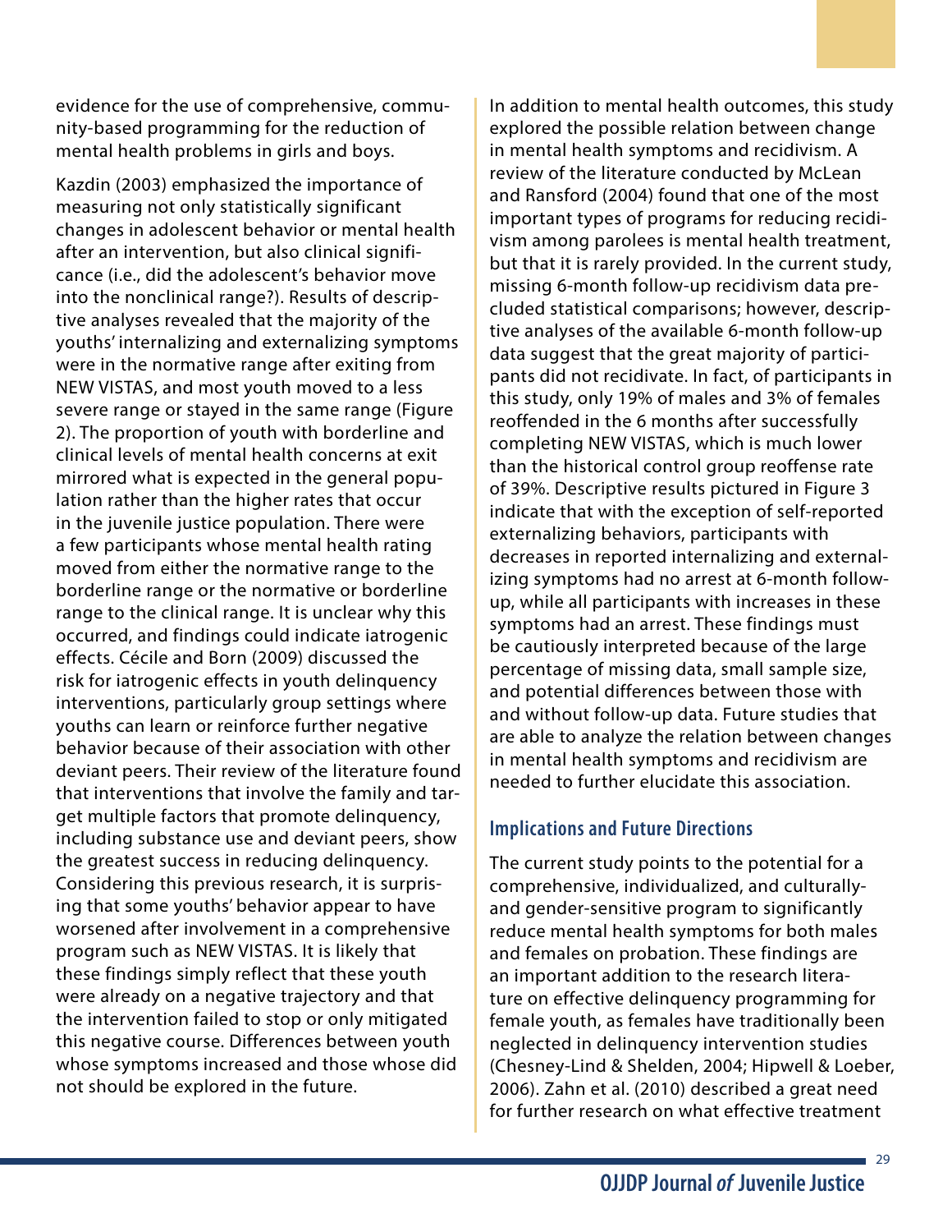evidence for the use of comprehensive, community-based programming for the reduction of mental health problems in girls and boys.

Kazdin (2003) emphasized the importance of measuring not only statistically significant changes in adolescent behavior or mental health after an intervention, but also clinical significance (i.e., did the adolescent's behavior move into the nonclinical range?). Results of descriptive analyses revealed that the majority of the youths' internalizing and externalizing symptoms were in the normative range after exiting from NEW VISTAS, and most youth moved to a less severe range or stayed in the same range (Figure 2). The proportion of youth with borderline and clinical levels of mental health concerns at exit mirrored what is expected in the general population rather than the higher rates that occur in the juvenile justice population. There were a few participants whose mental health rating moved from either the normative range to the borderline range or the normative or borderline range to the clinical range. It is unclear why this occurred, and findings could indicate iatrogenic effects. Cécile and Born (2009) discussed the risk for iatrogenic effects in youth delinquency interventions, particularly group settings where youths can learn or reinforce further negative behavior because of their association with other deviant peers. Their review of the literature found that interventions that involve the family and target multiple factors that promote delinquency, including substance use and deviant peers, show the greatest success in reducing delinquency. Considering this previous research, it is surprising that some youths' behavior appear to have worsened after involvement in a comprehensive program such as NEW VISTAS. It is likely that these findings simply reflect that these youth were already on a negative trajectory and that the intervention failed to stop or only mitigated this negative course. Differences between youth whose symptoms increased and those whose did not should be explored in the future.

In addition to mental health outcomes, this study explored the possible relation between change in mental health symptoms and recidivism. A review of the literature conducted by McLean and Ransford (2004) found that one of the most important types of programs for reducing recidivism among parolees is mental health treatment, but that it is rarely provided. In the current study, missing 6-month follow-up recidivism data precluded statistical comparisons; however, descriptive analyses of the available 6-month follow-up data suggest that the great majority of participants did not recidivate. In fact, of participants in this study, only 19% of males and 3% of females reoffended in the 6 months after successfully completing NEW VISTAS, which is much lower than the historical control group reoffense rate of 39%. Descriptive results pictured in Figure 3 indicate that with the exception of self-reported externalizing behaviors, participants with decreases in reported internalizing and externalizing symptoms had no arrest at 6-month follow-up, while all participants with increases in these symptoms had an arrest. These findings must be cautiously interpreted because of the large percentage of missing data, small sample size, and potential differences between those with and without follow-up data. Future studies that are able to analyze the relation between changes in mental health symptoms and recidivism are needed to further elucidate this association.

## Implications and Future Directions

The current study points to the potential for a comprehensive, individualized, and culturally- and gender-sensitive program to significantly reduce mental health symptoms for both males and females on probation. These findings are an important addition to the research literature on effective delinquency programming for female youth, as females have traditionally been neglected in delinquency intervention studies (Chesney-Lind & Shelden, 2004; Hipwell & Loeber, 2006). Zahn et al. (2010) described a great need for further research on what effective treatment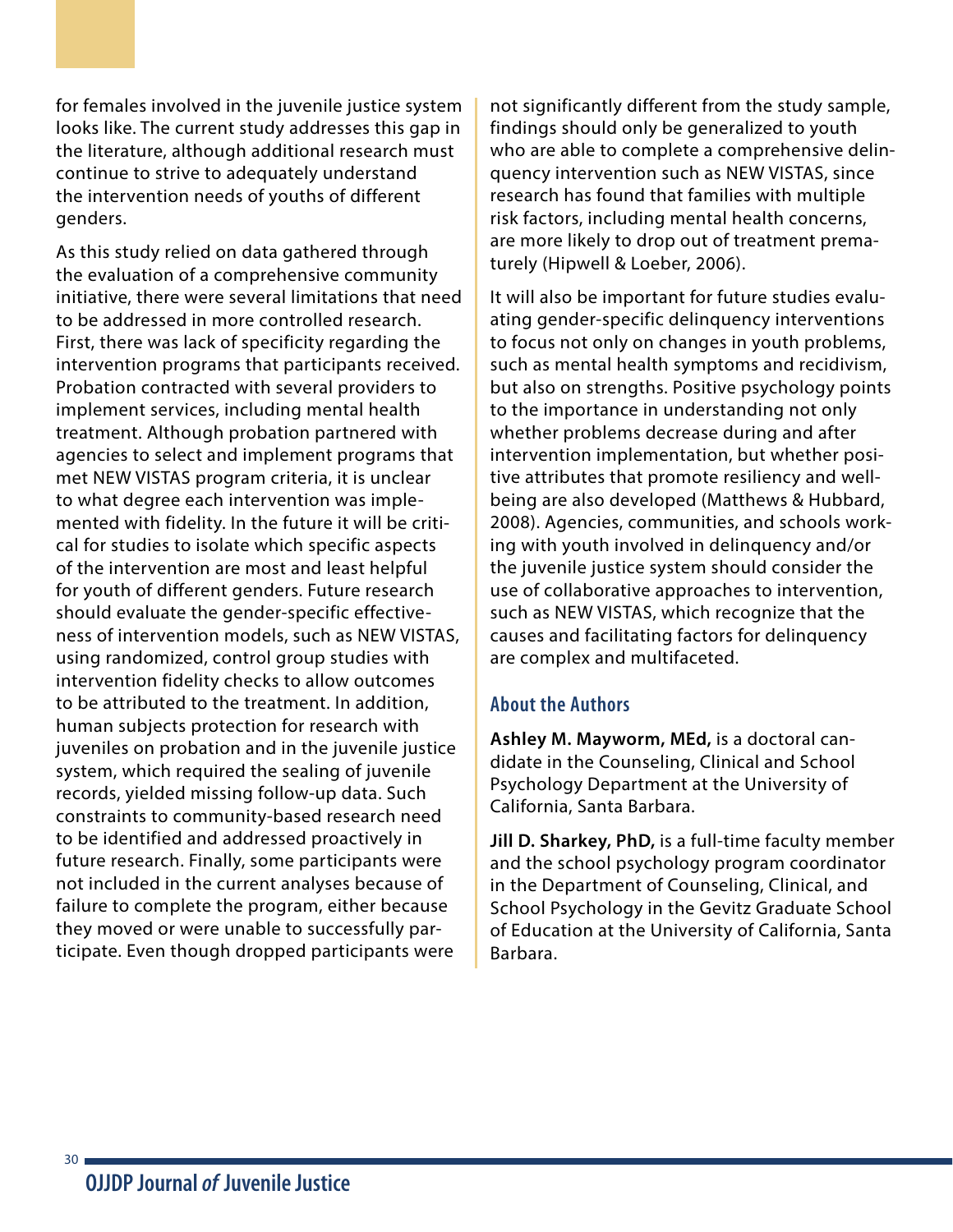for females involved in the juvenile justice system looks like. The current study addresses this gap in the literature, although additional research must continue to strive to adequately understand the intervention needs of youths of different genders.

As this study relied on data gathered through the evaluation of a comprehensive community initiative, there were several limitations that need to be addressed in more controlled research. First, there was lack of specificity regarding the intervention programs that participants received. Probation contracted with several providers to implement services, including mental health treatment. Although probation partnered with agencies to select and implement programs that met NEW VISTAS program criteria, it is unclear to what degree each intervention was implemented with fidelity. In the future it will be critical for studies to isolate which specific aspects of the intervention are most and least helpful for youth of different genders. Future research should evaluate the gender-specific effectiveness of intervention models, such as NEW VISTAS, using randomized, control group studies with intervention fidelity checks to allow outcomes to be attributed to the treatment. In addition, human subjects protection for research with juveniles on probation and in the juvenile justice system, which required the sealing of juvenile records, yielded missing follow-up data. Such constraints to community-based research need to be identified and addressed proactively in future research. Finally, some participants were not included in the current analyses because of failure to complete the program, either because they moved or were unable to successfully participate. Even though dropped participants were not significantly different from the study sample, findings should only be generalized to youth who are able to complete a comprehensive delinquency intervention such as NEW VISTAS, since research has found that families with multiple risk factors, including mental health concerns, are more likely to drop out of treatment prematurely (Hipwell & Loeber, 2006).

It will also be important for future studies evaluating gender-specific delinquency interventions to focus not only on changes in youth problems, such as mental health symptoms and recidivism, but also on strengths. Positive psychology points to the importance in understanding not only whether problems decrease during and after intervention implementation, but whether positive attributes that promote resiliency and well-being are also developed (Matthews & Hubbard, 2008). Agencies, communities, and schools working with youth involved in delinquency and/or the juvenile justice system should consider the use of collaborative approaches to intervention, such as NEW VISTAS, which recognize that the causes and facilitating factors for delinquency are complex and multifaceted.

## About the Authors

**Ashley M. Mayworm, MEd,** is a doctoral candidate in the Counseling, Clinical and School Psychology Department at the University of California, Santa Barbara.

**Jill D. Sharkey, PhD,** is a full-time faculty member and the school psychology program coordinator in the Department of Counseling, Clinical, and School Psychology in the Gevitz Graduate School of Education at the University of California, Santa Barbara.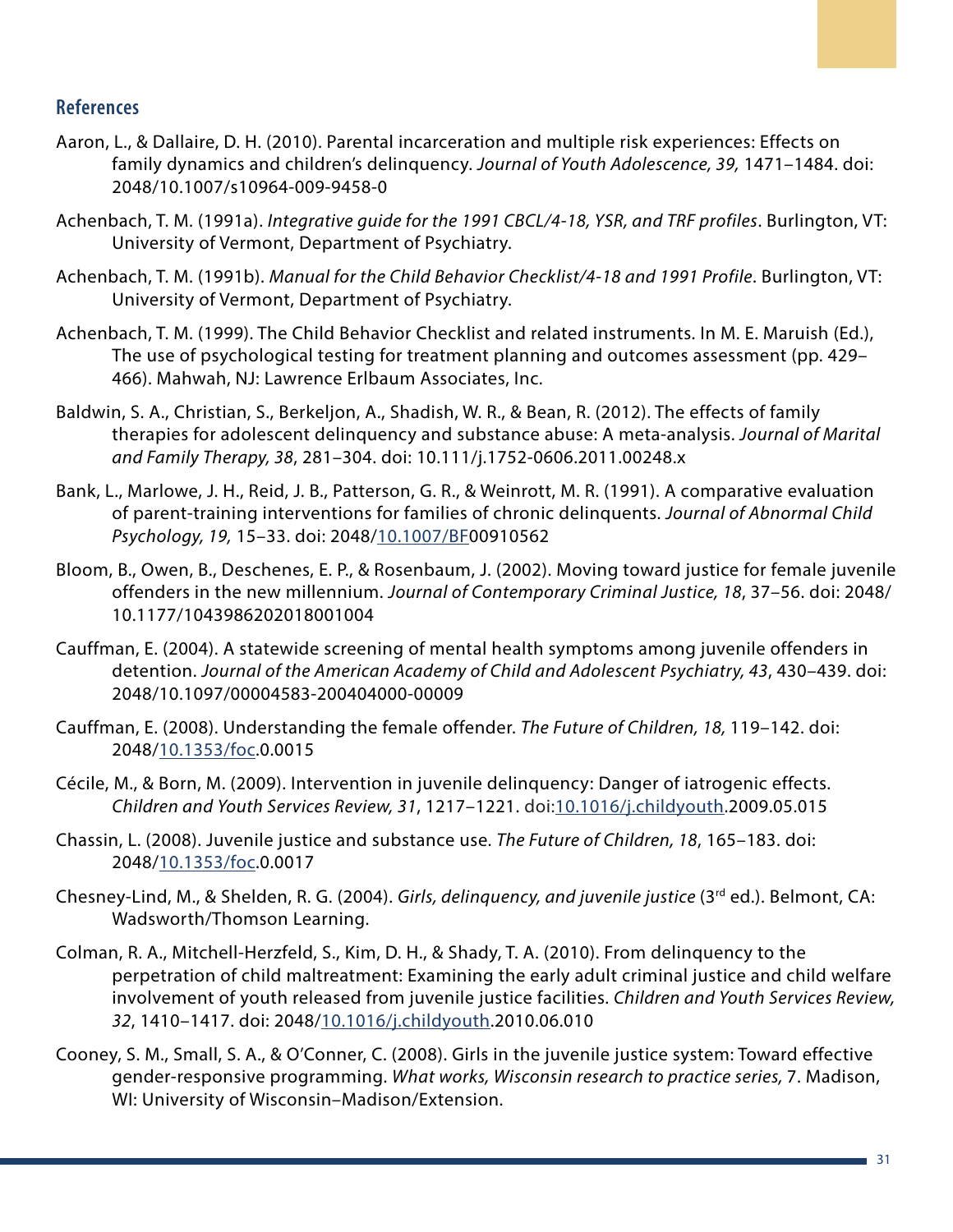## References

Aaron, L., & Dallaire, D. H. (2010). Parental incarceration and multiple risk experiences: Effects on family dynamics and children's delinquency. *Journal of Youth Adolescence, 39,* 1471–1484. doi: 2048/10.1007/s10964-009-9458-0

Achenbach, T. M. (1991a). *Integrative guide for the 1991 CBCL/4-18, YSR, and TRF profiles*. Burlington, VT: University of Vermont, Department of Psychiatry.

Achenbach, T. M. (1991b). *Manual for the Child Behavior Checklist/4-18 and 1991 Profile*. Burlington, VT: University of Vermont, Department of Psychiatry.

Achenbach, T. M. (1999). The Child Behavior Checklist and related instruments. In M. E. Maruish (Ed.), The use of psychological testing for treatment planning and outcomes assessment (pp. 429–466). Mahwah, NJ: Lawrence Erlbaum Associates, Inc.

Baldwin, S. A., Christian, S., Berkeljon, A., Shadish, W. R., & Bean, R. (2012). The effects of family therapies for adolescent delinquency and substance abuse: A meta-analysis. *Journal of Marital and Family Therapy, 38*, 281–304. doi: 10.111/j.1752-0606.2011.00248.x

Bank, L., Marlowe, J. H., Reid, J. B., Patterson, G. R., & Weinrott, M. R. (1991). A comparative evaluation of parent-training interventions for families of chronic delinquents. *Journal of Abnormal Child Psychology, 19,* 15–33. doi: 2048/10.1007/BF00910562

Bloom, B., Owen, B., Deschenes, E. P., & Rosenbaum, J. (2002). Moving toward justice for female juvenile offenders in the new millennium. *Journal of Contemporary Criminal Justice, 18*, 37–56. doi: 2048/10.1177/1043986202018001004

Cauffman, E. (2004). A statewide screening of mental health symptoms among juvenile offenders in detention. *Journal of the American Academy of Child and Adolescent Psychiatry, 43*, 430–439. doi: 2048/10.1097/00004583-200404000-00009

Cauffman, E. (2008). Understanding the female offender. *The Future of Children, 18,* 119–142. doi: 2048/10.1353/foc.0.0015

Cécile, M., & Born, M. (2009). Intervention in juvenile delinquency: Danger of iatrogenic effects. *Children and Youth Services Review, 31*, 1217–1221. doi:10.1016/j.childyouth.2009.05.015

Chassin, L. (2008). Juvenile justice and substance use. *The Future of Children, 18*, 165–183. doi: 2048/10.1353/foc.0.0017

Chesney-Lind, M., & Shelden, R. G. (2004). *Girls, delinquency, and juvenile justice* (3rd ed.). Belmont, CA: Wadsworth/Thomson Learning.

Colman, R. A., Mitchell-Herzfeld, S., Kim, D. H., & Shady, T. A. (2010). From delinquency to the perpetration of child maltreatment: Examining the early adult criminal justice and child welfare involvement of youth released from juvenile justice facilities. *Children and Youth Services Review, 32*, 1410–1417. doi: 2048/10.1016/j.childyouth.2010.06.010

Cooney, S. M., Small, S. A., & O'Conner, C. (2008). Girls in the juvenile justice system: Toward effective gender-responsive programming. *What works, Wisconsin research to practice series,* 7. Madison, WI: University of Wisconsin–Madison/Extension.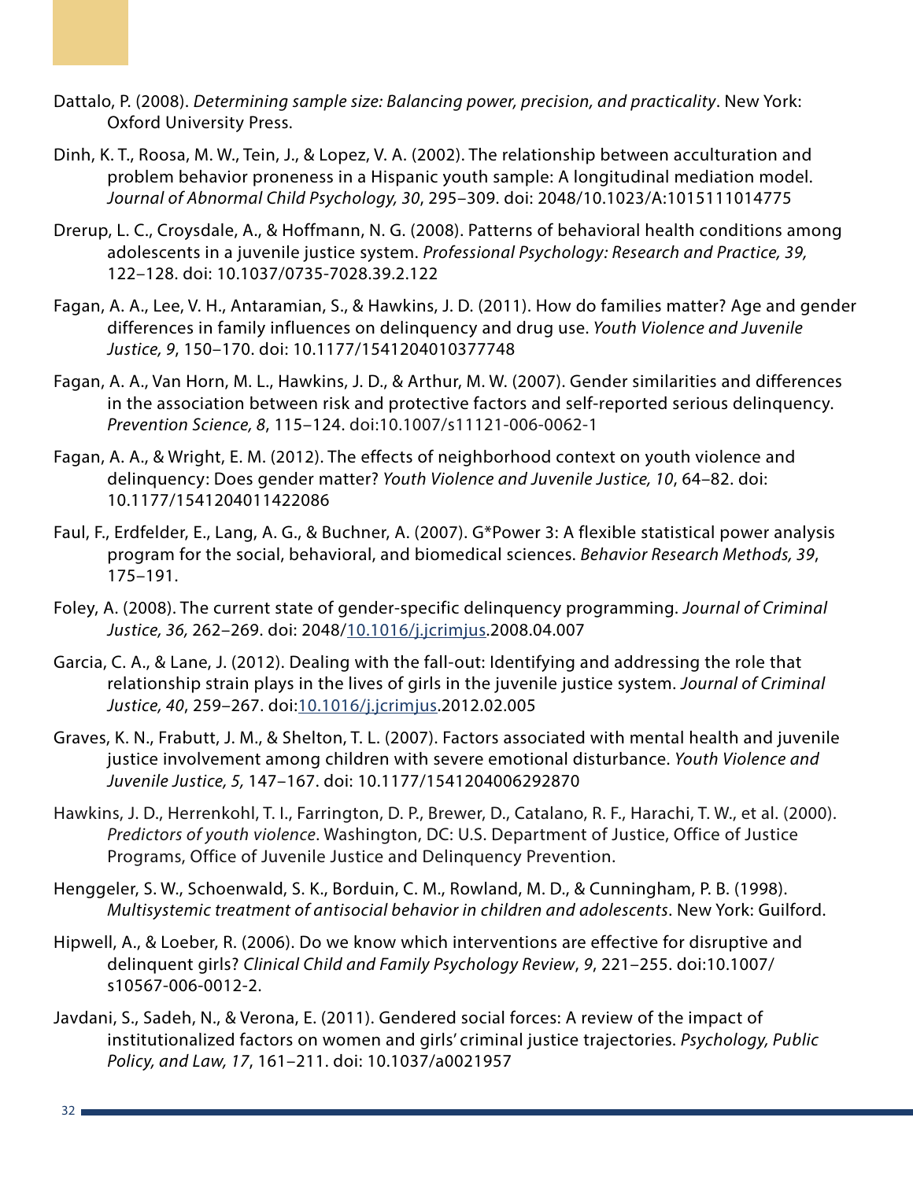Dattalo, P. (2008). *Determining sample size: Balancing power, precision, and practicality*. New York: Oxford University Press.

Dinh, K. T., Roosa, M. W., Tein, J., & Lopez, V. A. (2002). The relationship between acculturation and problem behavior proneness in a Hispanic youth sample: A longitudinal mediation model. *Journal of Abnormal Child Psychology, 30*, 295–309. doi: 2048/10.1023/A:1015111014775

Drerup, L. C., Croysdale, A., & Hoffmann, N. G. (2008). Patterns of behavioral health conditions among adolescents in a juvenile justice system. *Professional Psychology: Research and Practice, 39,* 122–128. doi: 10.1037/0735-7028.39.2.122

Fagan, A. A., Lee, V. H., Antaramian, S., & Hawkins, J. D. (2011). How do families matter? Age and gender differences in family influences on delinquency and drug use. *Youth Violence and Juvenile Justice, 9*, 150–170. doi: 10.1177/1541204010377748

Fagan, A. A., Van Horn, M. L., Hawkins, J. D., & Arthur, M. W. (2007). Gender similarities and differences in the association between risk and protective factors and self-reported serious delinquency. *Prevention Science, 8*, 115–124. doi:10.1007/s11121-006-0062-1

Fagan, A. A., & Wright, E. M. (2012). The effects of neighborhood context on youth violence and delinquency: Does gender matter? *Youth Violence and Juvenile Justice, 10*, 64–82. doi: 10.1177/1541204011422086

Faul, F., Erdfelder, E., Lang, A. G., & Buchner, A. (2007). G*Power 3: A flexible statistical power analysis program for the social, behavioral, and biomedical sciences. *Behavior Research Methods, 39*, 175–191.

Foley, A. (2008). The current state of gender-specific delinquency programming. *Journal of Criminal Justice, 36,* 262–269. doi: 2048/10.1016/j.jcrimjus.2008.04.007

Garcia, C. A., & Lane, J. (2012). Dealing with the fall-out: Identifying and addressing the role that relationship strain plays in the lives of girls in the juvenile justice system. *Journal of Criminal Justice, 40*, 259–267. doi:10.1016/j.jcrimjus.2012.02.005

Graves, K. N., Frabutt, J. M., & Shelton, T. L. (2007). Factors associated with mental health and juvenile justice involvement among children with severe emotional disturbance. *Youth Violence and Juvenile Justice, 5,* 147–167. doi: 10.1177/1541204006292870

Hawkins, J. D., Herrenkohl, T. I., Farrington, D. P., Brewer, D., Catalano, R. F., Harachi, T. W., et al. (2000). *Predictors of youth violence*. Washington, DC: U.S. Department of Justice, Office of Justice Programs, Office of Juvenile Justice and Delinquency Prevention.

Henggeler, S. W., Schoenwald, S. K., Borduin, C. M., Rowland, M. D., & Cunningham, P. B. (1998). *Multisystemic treatment of antisocial behavior in children and adolescents*. New York: Guilford.

Hipwell, A., & Loeber, R. (2006). Do we know which interventions are effective for disruptive and delinquent girls? *Clinical Child and Family Psychology Review*, *9*, 221–255. doi:10.1007/s10567-006-0012-2.

Javdani, S., Sadeh, N., & Verona, E. (2011). Gendered social forces: A review of the impact of institutionalized factors on women and girls' criminal justice trajectories. *Psychology, Public Policy, and Law, 17*, 161–211. doi: 10.1037/a0021957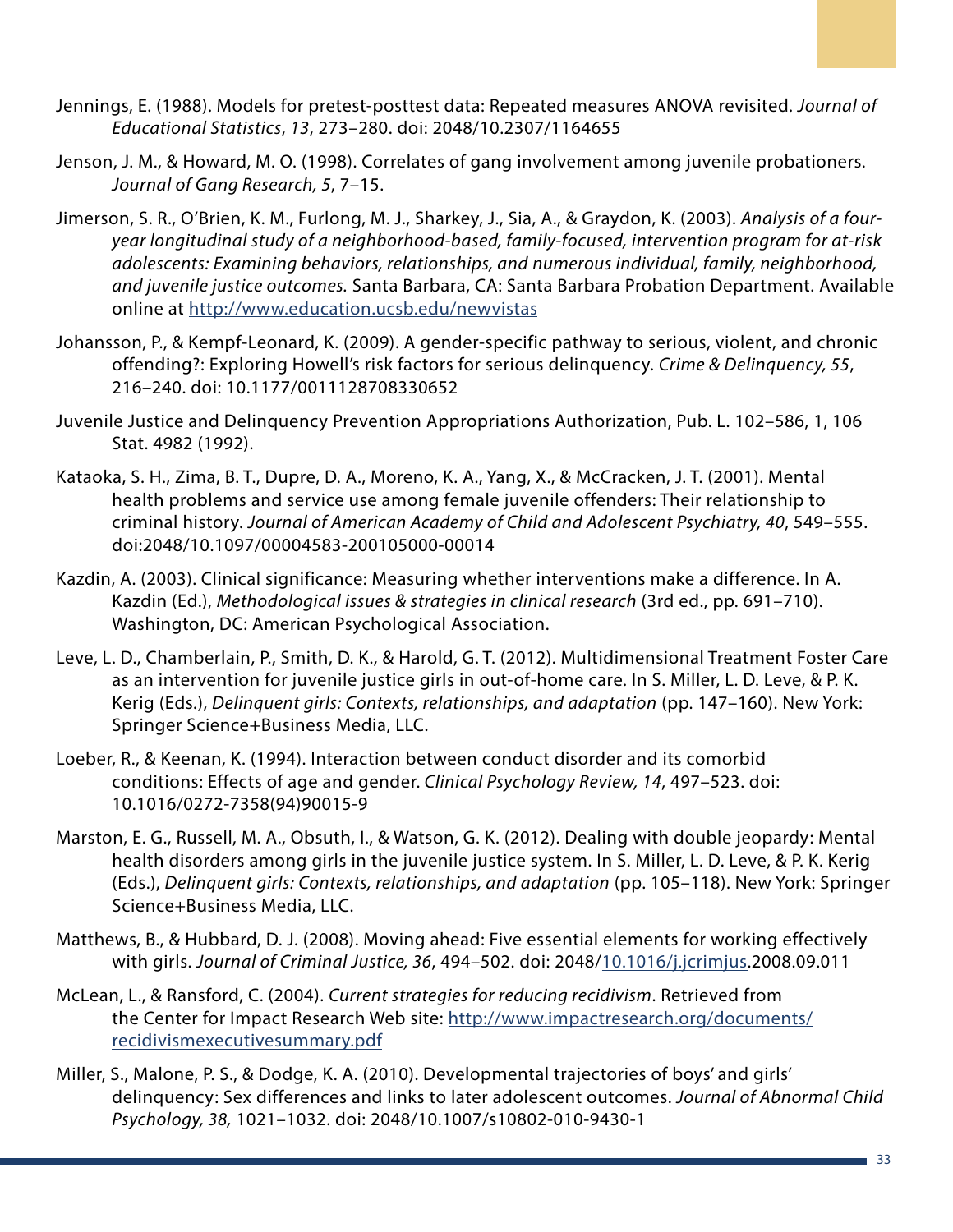Jennings, E. (1988). Models for pretest-posttest data: Repeated measures ANOVA revisited. *Journal of Educational Statistics*, *13*, 273–280. doi: 2048/10.2307/1164655

Jenson, J. M., & Howard, M. O. (1998). Correlates of gang involvement among juvenile probationers. *Journal of Gang Research, 5*, 7–15.

Jimerson, S. R., O'Brien, K. M., Furlong, M. J., Sharkey, J., Sia, A., & Graydon, K. (2003). *Analysis of a four-year longitudinal study of a neighborhood-based, family-focused, intervention program for at-risk adolescents: Examining behaviors, relationships, and numerous individual, family, neighborhood, and juvenile justice outcomes.* Santa Barbara, CA: Santa Barbara Probation Department. Available online at http://www.education.ucsb.edu/newvistas

Johansson, P., & Kempf-Leonard, K. (2009). A gender-specific pathway to serious, violent, and chronic offending?: Exploring Howell's risk factors for serious delinquency. *Crime & Delinquency, 55*, 216–240. doi: 10.1177/0011128708330652

Juvenile Justice and Delinquency Prevention Appropriations Authorization, Pub. L. 102–586, 1, 106 Stat. 4982 (1992).

Kataoka, S. H., Zima, B. T., Dupre, D. A., Moreno, K. A., Yang, X., & McCracken, J. T. (2001). Mental health problems and service use among female juvenile offenders: Their relationship to criminal history. *Journal of American Academy of Child and Adolescent Psychiatry, 40*, 549–555. doi:2048/10.1097/00004583-200105000-00014

Kazdin, A. (2003). Clinical significance: Measuring whether interventions make a difference. In A. Kazdin (Ed.), *Methodological issues & strategies in clinical research* (3rd ed., pp. 691–710). Washington, DC: American Psychological Association.

Leve, L. D., Chamberlain, P., Smith, D. K., & Harold, G. T. (2012). Multidimensional Treatment Foster Care as an intervention for juvenile justice girls in out-of-home care. In S. Miller, L. D. Leve, & P. K. Kerig (Eds.), *Delinquent girls: Contexts, relationships, and adaptation* (pp. 147–160). New York: Springer Science+Business Media, LLC.

Loeber, R., & Keenan, K. (1994). Interaction between conduct disorder and its comorbid conditions: Effects of age and gender. *Clinical Psychology Review, 14*, 497–523. doi: 10.1016/0272-7358(94)90015-9

Marston, E. G., Russell, M. A., Obsuth, I., & Watson, G. K. (2012). Dealing with double jeopardy: Mental health disorders among girls in the juvenile justice system. In S. Miller, L. D. Leve, & P. K. Kerig (Eds.), *Delinquent girls: Contexts, relationships, and adaptation* (pp. 105–118). New York: Springer Science+Business Media, LLC.

Matthews, B., & Hubbard, D. J. (2008). Moving ahead: Five essential elements for working effectively with girls. *Journal of Criminal Justice, 36*, 494–502. doi: 2048/10.1016/j.jcrimjus.2008.09.011

McLean, L., & Ransford, C. (2004). *Current strategies for reducing recidivism*. Retrieved from the Center for Impact Research Web site: http://www.impactresearch.org/documents/recidivismexecutivesummary.pdf

Miller, S., Malone, P. S., & Dodge, K. A. (2010). Developmental trajectories of boys' and girls' delinquency: Sex differences and links to later adolescent outcomes. *Journal of Abnormal Child Psychology, 38,* 1021–1032. doi: 2048/10.1007/s10802-010-9430-1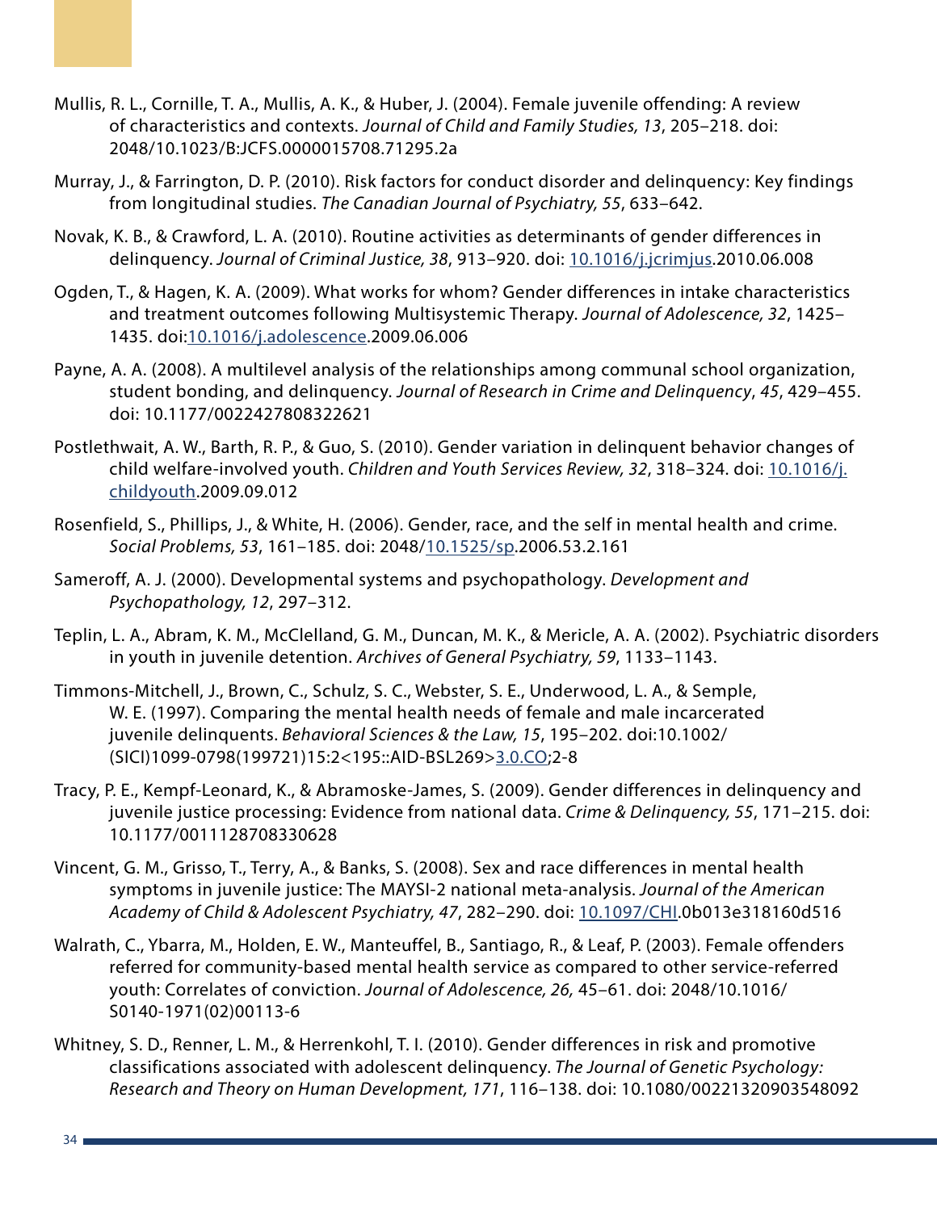Mullis, R. L., Cornille, T. A., Mullis, A. K., & Huber, J. (2004). Female juvenile offending: A review of characteristics and contexts. *Journal of Child and Family Studies, 13*, 205–218. doi: 2048/10.1023/B:JCFS.0000015708.71295.2a

Murray, J., & Farrington, D. P. (2010). Risk factors for conduct disorder and delinquency: Key findings from longitudinal studies. *The Canadian Journal of Psychiatry, 55*, 633–642.

Novak, K. B., & Crawford, L. A. (2010). Routine activities as determinants of gender differences in delinquency. *Journal of Criminal Justice, 38*, 913–920. doi: 10.1016/j.jcrimjus.2010.06.008

Ogden, T., & Hagen, K. A. (2009). What works for whom? Gender differences in intake characteristics and treatment outcomes following Multisystemic Therapy. *Journal of Adolescence, 32*, 1425–1435. doi:10.1016/j.adolescence.2009.06.006

Payne, A. A. (2008). A multilevel analysis of the relationships among communal school organization, student bonding, and delinquency. *Journal of Research in Crime and Delinquency*, *45*, 429–455. doi: 10.1177/0022427808322621

Postlethwait, A. W., Barth, R. P., & Guo, S. (2010). Gender variation in delinquent behavior changes of child welfare-involved youth. *Children and Youth Services Review, 32*, 318–324. doi: 10.1016/j.childyouth.2009.09.012

Rosenfield, S., Phillips, J., & White, H. (2006). Gender, race, and the self in mental health and crime. *Social Problems, 53*, 161–185. doi: 2048/10.1525/sp.2006.53.2.161

Sameroff, A. J. (2000). Developmental systems and psychopathology. *Development and Psychopathology, 12*, 297–312.

Teplin, L. A., Abram, K. M., McClelland, G. M., Duncan, M. K., & Mericle, A. A. (2002). Psychiatric disorders in youth in juvenile detention. *Archives of General Psychiatry, 59*, 1133–1143.

Timmons-Mitchell, J., Brown, C., Schulz, S. C., Webster, S. E., Underwood, L. A., & Semple, W. E. (1997). Comparing the mental health needs of female and male incarcerated juvenile delinquents. *Behavioral Sciences & the Law, 15*, 195–202. doi:10.1002/(SICI)1099-0798(199721)15:2<195::AID-BSL269>3.0.CO;2-8

Tracy, P. E., Kempf-Leonard, K., & Abramoske-James, S. (2009). Gender differences in delinquency and juvenile justice processing: Evidence from national data. *Crime & Delinquency, 55*, 171–215. doi: 10.1177/0011128708330628

Vincent, G. M., Grisso, T., Terry, A., & Banks, S. (2008). Sex and race differences in mental health symptoms in juvenile justice: The MAYSI-2 national meta-analysis. *Journal of the American Academy of Child & Adolescent Psychiatry, 47*, 282–290. doi: 10.1097/CHI.0b013e318160d516

Walrath, C., Ybarra, M., Holden, E. W., Manteuffel, B., Santiago, R., & Leaf, P. (2003). Female offenders referred for community-based mental health service as compared to other service-referred youth: Correlates of conviction. *Journal of Adolescence, 26,* 45–61. doi: 2048/10.1016/S0140-1971(02)00113-6

Whitney, S. D., Renner, L. M., & Herrenkohl, T. I. (2010). Gender differences in risk and promotive classifications associated with adolescent delinquency. *The Journal of Genetic Psychology: Research and Theory on Human Development, 171*, 116–138. doi: 10.1080/00221320903548092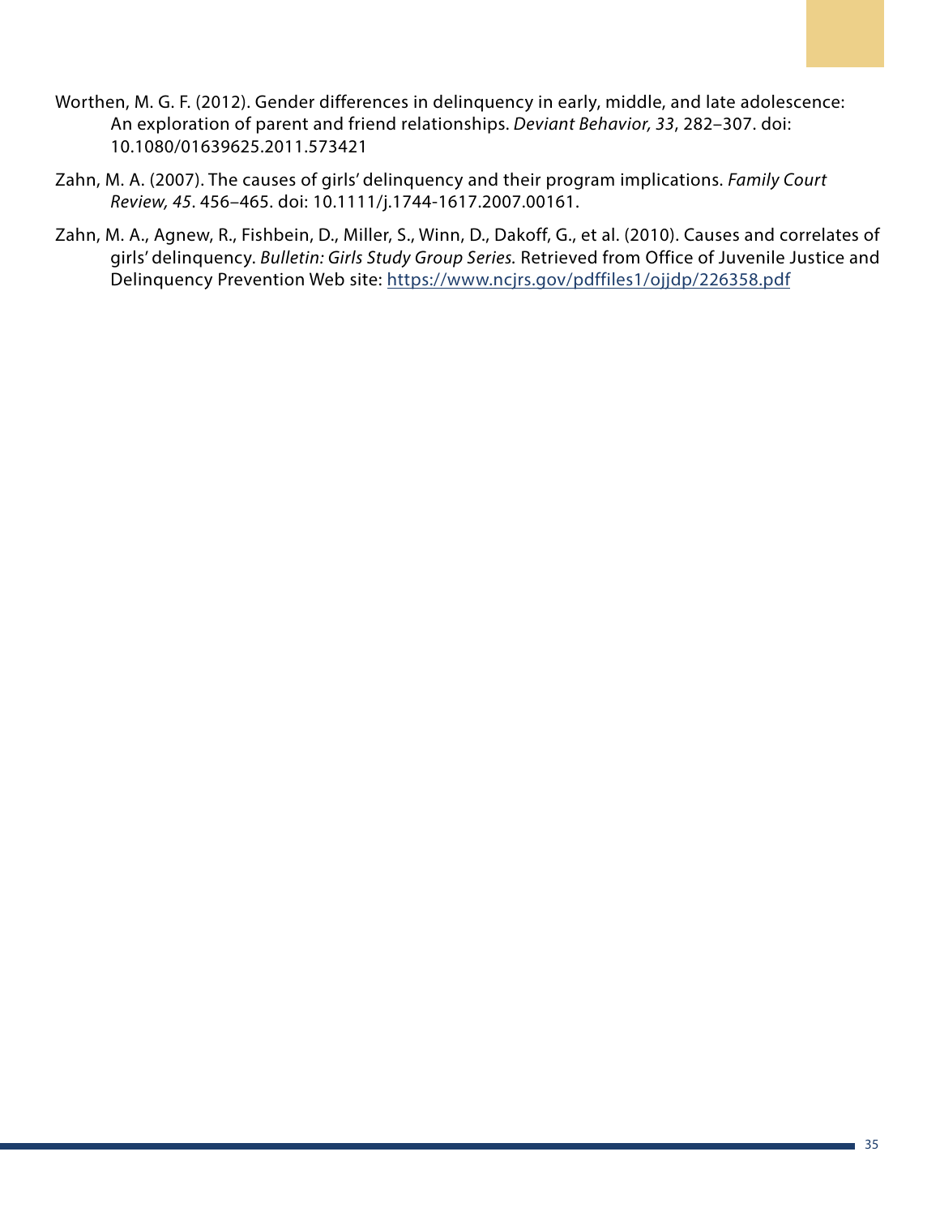Worthen, M. G. F. (2012). Gender differences in delinquency in early, middle, and late adolescence: An exploration of parent and friend relationships. *Deviant Behavior, 33*, 282–307. doi: 10.1080/01639625.2011.573421

Zahn, M. A. (2007). The causes of girls' delinquency and their program implications. *Family Court Review, 45*. 456–465. doi: 10.1111/j.1744-1617.2007.00161.

Zahn, M. A., Agnew, R., Fishbein, D., Miller, S., Winn, D., Dakoff, G., et al. (2010). Causes and correlates of girls' delinquency. *Bulletin: Girls Study Group Series.* Retrieved from Office of Juvenile Justice and Delinquency Prevention Web site: https://www.ncjrs.gov/pdffiles1/ojjdp/226358.pdf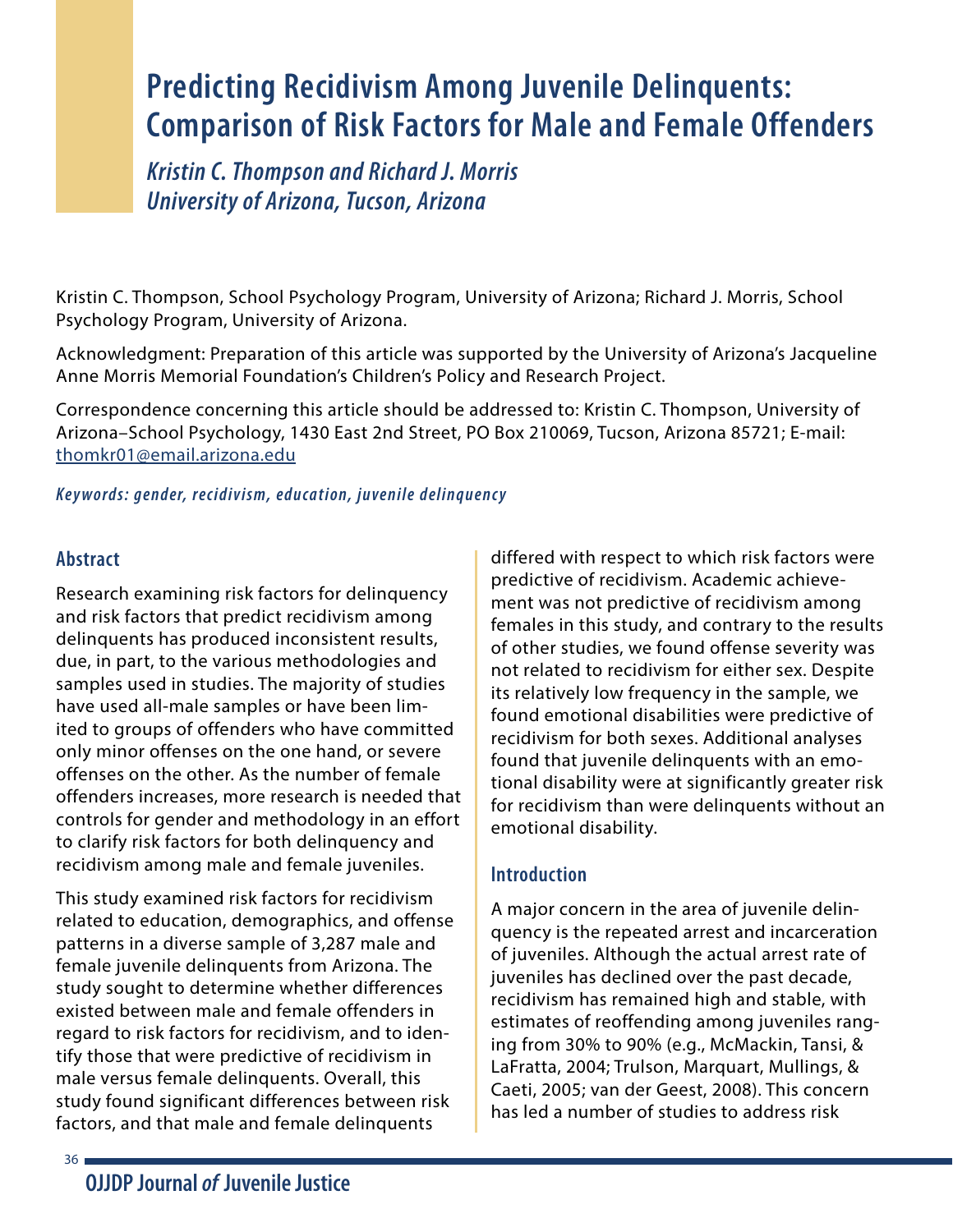# Predicting Recidivism Among Juvenile Delinquents: Comparison of Risk Factors for Male and Female Offenders

*Kristin C. Thompson and Richard J. Morris*
*University of Arizona, Tucson, Arizona*

Kristin C. Thompson, School Psychology Program, University of Arizona; Richard J. Morris, School Psychology Program, University of Arizona.

Acknowledgment: Preparation of this article was supported by the University of Arizona's Jacqueline Anne Morris Memorial Foundation's Children's Policy and Research Project.

Correspondence concerning this article should be addressed to: Kristin C. Thompson, University of Arizona–School Psychology, 1430 East 2nd Street, PO Box 210069, Tucson, Arizona 85721; E-mail: thomkr01@email.arizona.edu

*Keywords: gender, recidivism, education, juvenile delinquency*

## Abstract

Research examining risk factors for delinquency and risk factors that predict recidivism among delinquents has produced inconsistent results, due, in part, to the various methodologies and samples used in studies. The majority of studies have used all-male samples or have been limited to groups of offenders who have committed only minor offenses on the one hand, or severe offenses on the other. As the number of female offenders increases, more research is needed that controls for gender and methodology in an effort to clarify risk factors for both delinquency and recidivism among male and female juveniles.

This study examined risk factors for recidivism related to education, demographics, and offense patterns in a diverse sample of 3,287 male and female juvenile delinquents from Arizona. The study sought to determine whether differences existed between male and female offenders in regard to risk factors for recidivism, and to identify those that were predictive of recidivism in male versus female delinquents. Overall, this study found significant differences between risk factors, and that male and female delinquents differed with respect to which risk factors were predictive of recidivism. Academic achievement was not predictive of recidivism among females in this study, and contrary to the results of other studies, we found offense severity was not related to recidivism for either sex. Despite its relatively low frequency in the sample, we found emotional disabilities were predictive of recidivism for both sexes. Additional analyses found that juvenile delinquents with an emotional disability were at significantly greater risk for recidivism than were delinquents without an emotional disability.

## Introduction

A major concern in the area of juvenile delinquency is the repeated arrest and incarceration of juveniles. Although the actual arrest rate of juveniles has declined over the past decade, recidivism has remained high and stable, with estimates of reoffending among juveniles ranging from 30% to 90% (e.g., McMackin, Tansi, & LaFratta, 2004; Trulson, Marquart, Mullings, & Caeti, 2005; van der Geest, 2008). This concern has led a number of studies to address risk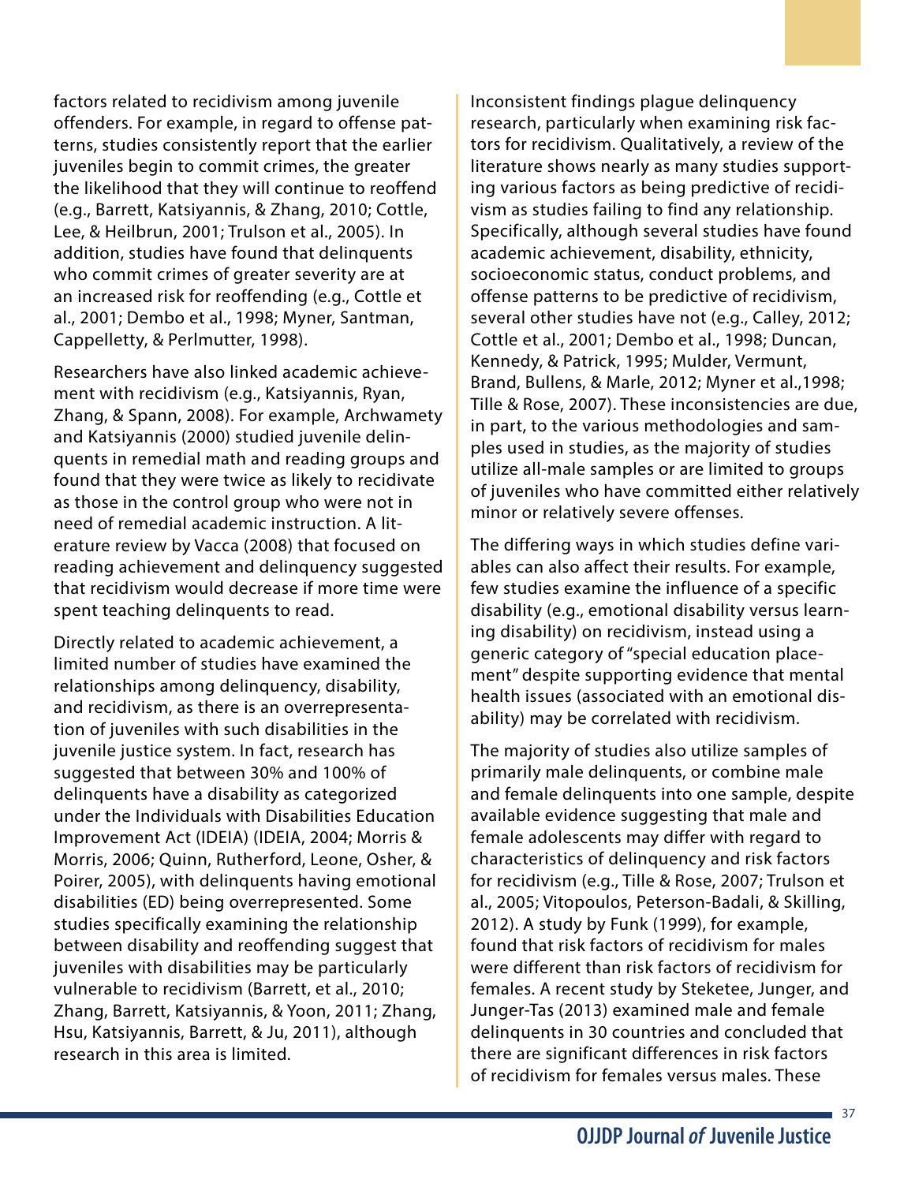factors related to recidivism among juvenile offenders. For example, in regard to offense patterns, studies consistently report that the earlier juveniles begin to commit crimes, the greater the likelihood that they will continue to reoffend (e.g., Barrett, Katsiyannis, & Zhang, 2010; Cottle, Lee, & Heilbrun, 2001; Trulson et al., 2005). In addition, studies have found that delinquents who commit crimes of greater severity are at an increased risk for reoffending (e.g., Cottle et al., 2001; Dembo et al., 1998; Myner, Santman, Cappelletty, & Perlmutter, 1998).

Researchers have also linked academic achievement with recidivism (e.g., Katsiyannis, Ryan, Zhang, & Spann, 2008). For example, Archwamety and Katsiyannis (2000) studied juvenile delinquents in remedial math and reading groups and found that they were twice as likely to recidivate as those in the control group who were not in need of remedial academic instruction. A literature review by Vacca (2008) that focused on reading achievement and delinquency suggested that recidivism would decrease if more time were spent teaching delinquents to read.

Directly related to academic achievement, a limited number of studies have examined the relationships among delinquency, disability, and recidivism, as there is an overrepresentation of juveniles with such disabilities in the juvenile justice system. In fact, research has suggested that between 30% and 100% of delinquents have a disability as categorized under the Individuals with Disabilities Education Improvement Act (IDEIA) (IDEIA, 2004; Morris & Morris, 2006; Quinn, Rutherford, Leone, Osher, & Poirer, 2005), with delinquents having emotional disabilities (ED) being overrepresented. Some studies specifically examining the relationship between disability and reoffending suggest that juveniles with disabilities may be particularly vulnerable to recidivism (Barrett, et al., 2010; Zhang, Barrett, Katsiyannis, & Yoon, 2011; Zhang, Hsu, Katsiyannis, Barrett, & Ju, 2011), although research in this area is limited.

Inconsistent findings plague delinquency research, particularly when examining risk factors for recidivism. Qualitatively, a review of the literature shows nearly as many studies supporting various factors as being predictive of recidivism as studies failing to find any relationship. Specifically, although several studies have found academic achievement, disability, ethnicity, socioeconomic status, conduct problems, and offense patterns to be predictive of recidivism, several other studies have not (e.g., Calley, 2012; Cottle et al., 2001; Dembo et al., 1998; Duncan, Kennedy, & Patrick, 1995; Mulder, Vermunt, Brand, Bullens, & Marle, 2012; Myner et al.,1998; Tille & Rose, 2007). These inconsistencies are due, in part, to the various methodologies and samples used in studies, as the majority of studies utilize all-male samples or are limited to groups of juveniles who have committed either relatively minor or relatively severe offenses.

The differing ways in which studies define variables can also affect their results. For example, few studies examine the influence of a specific disability (e.g., emotional disability versus learning disability) on recidivism, instead using a generic category of "special education placement" despite supporting evidence that mental health issues (associated with an emotional disability) may be correlated with recidivism.

The majority of studies also utilize samples of primarily male delinquents, or combine male and female delinquents into one sample, despite available evidence suggesting that male and female adolescents may differ with regard to characteristics of delinquency and risk factors for recidivism (e.g., Tille & Rose, 2007; Trulson et al., 2005; Vitopoulos, Peterson-Badali, & Skilling, 2012). A study by Funk (1999), for example, found that risk factors of recidivism for males were different than risk factors of recidivism for females. A recent study by Steketee, Junger, and Junger-Tas (2013) examined male and female delinquents in 30 countries and concluded that there are significant differences in risk factors of recidivism for females versus males. These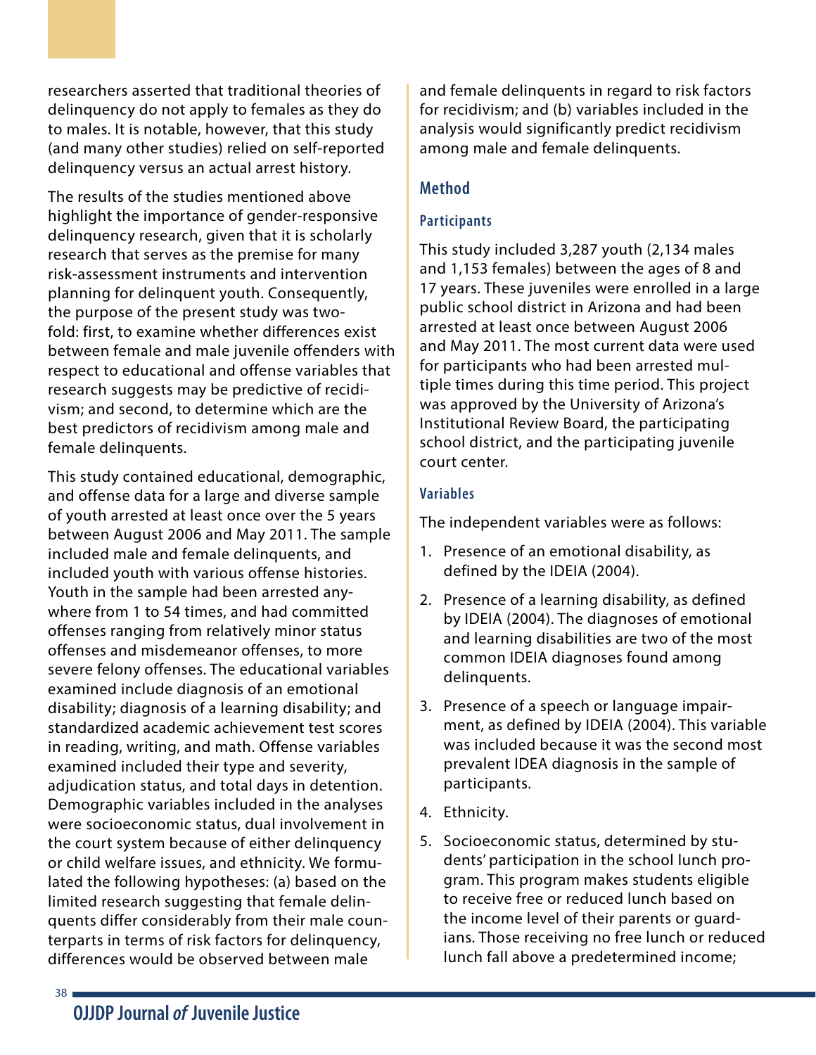researchers asserted that traditional theories of delinquency do not apply to females as they do to males. It is notable, however, that this study (and many other studies) relied on self-reported delinquency versus an actual arrest history.

The results of the studies mentioned above highlight the importance of gender-responsive delinquency research, given that it is scholarly research that serves as the premise for many risk-assessment instruments and intervention planning for delinquent youth. Consequently, the purpose of the present study was two-fold: first, to examine whether differences exist between female and male juvenile offenders with respect to educational and offense variables that research suggests may be predictive of recidivism; and second, to determine which are the best predictors of recidivism among male and female delinquents.

This study contained educational, demographic, and offense data for a large and diverse sample of youth arrested at least once over the 5 years between August 2006 and May 2011. The sample included male and female delinquents, and included youth with various offense histories. Youth in the sample had been arrested anywhere from 1 to 54 times, and had committed offenses ranging from relatively minor status offenses and misdemeanor offenses, to more severe felony offenses. The educational variables examined include diagnosis of an emotional disability; diagnosis of a learning disability; and standardized academic achievement test scores in reading, writing, and math. Offense variables examined included their type and severity, adjudication status, and total days in detention. Demographic variables included in the analyses were socioeconomic status, dual involvement in the court system because of either delinquency or child welfare issues, and ethnicity. We formulated the following hypotheses: (a) based on the limited research suggesting that female delinquents differ considerably from their male counterparts in terms of risk factors for delinquency, differences would be observed between male and female delinquents in regard to risk factors for recidivism; and (b) variables included in the analysis would significantly predict recidivism among male and female delinquents.

## Method

### Participants

This study included 3,287 youth (2,134 males and 1,153 females) between the ages of 8 and 17 years. These juveniles were enrolled in a large public school district in Arizona and had been arrested at least once between August 2006 and May 2011. The most current data were used for participants who had been arrested multiple times during this time period. This project was approved by the University of Arizona's Institutional Review Board, the participating school district, and the participating juvenile court center.

### Variables

The independent variables were as follows:

1. Presence of an emotional disability, as defined by the IDEIA (2004).
2. Presence of a learning disability, as defined by IDEIA (2004). The diagnoses of emotional and learning disabilities are two of the most common IDEIA diagnoses found among delinquents.
3. Presence of a speech or language impairment, as defined by IDEIA (2004). This variable was included because it was the second most prevalent IDEA diagnosis in the sample of participants.
4. Ethnicity.
5. Socioeconomic status, determined by students' participation in the school lunch program. This program makes students eligible to receive free or reduced lunch based on the income level of their parents or guardians. Those receiving no free lunch or reduced lunch fall above a predetermined income;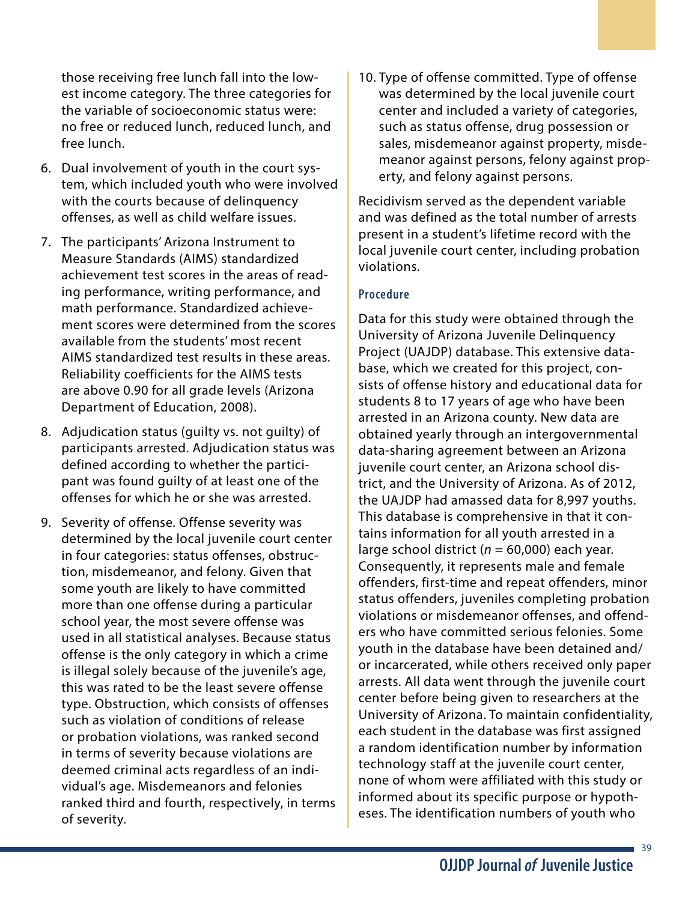those receiving free lunch fall into the lowest income category. The three categories for the variable of socioeconomic status were: no free or reduced lunch, reduced lunch, and free lunch.

6. Dual involvement of youth in the court system, which included youth who were involved with the courts because of delinquency offenses, as well as child welfare issues.

7. The participants' Arizona Instrument to Measure Standards (AIMS) standardized achievement test scores in the areas of reading performance, writing performance, and math performance. Standardized achievement scores were determined from the scores available from the students' most recent AIMS standardized test results in these areas. Reliability coefficients for the AIMS tests are above 0.90 for all grade levels (Arizona Department of Education, 2008).

8. Adjudication status (guilty vs. not guilty) of participants arrested. Adjudication status was defined according to whether the participant was found guilty of at least one of the offenses for which he or she was arrested.

9. Severity of offense. Offense severity was determined by the local juvenile court center in four categories: status offenses, obstruction, misdemeanor, and felony. Given that some youth are likely to have committed more than one offense during a particular school year, the most severe offense was used in all statistical analyses. Because status offense is the only category in which a crime is illegal solely because of the juvenile's age, this was rated to be the least severe offense type. Obstruction, which consists of offenses such as violation of conditions of release or probation violations, was ranked second in terms of severity because violations are deemed criminal acts regardless of an individual's age. Misdemeanors and felonies ranked third and fourth, respectively, in terms of severity.

10. Type of offense committed. Type of offense was determined by the local juvenile court center and included a variety of categories, such as status offense, drug possession or sales, misdemeanor against property, misdemeanor against persons, felony against property, and felony against persons.

Recidivism served as the dependent variable and was defined as the total number of arrests present in a student's lifetime record with the local juvenile court center, including probation violations.

### Procedure

Data for this study were obtained through the University of Arizona Juvenile Delinquency Project (UAJDP) database. This extensive database, which we created for this project, consists of offense history and educational data for students 8 to 17 years of age who have been arrested in an Arizona county. New data are obtained yearly through an intergovernmental data-sharing agreement between an Arizona juvenile court center, an Arizona school district, and the University of Arizona. As of 2012, the UAJDP had amassed data for 8,997 youths. This database is comprehensive in that it contains information for all youth arrested in a large school district ($n$ = 60,000) each year. Consequently, it represents male and female offenders, first-time and repeat offenders, minor status offenders, juveniles completing probation violations or misdemeanor offenses, and offenders who have committed serious felonies. Some youth in the database have been detained and/or incarcerated, while others received only paper arrests. All data went through the juvenile court center before being given to researchers at the University of Arizona. To maintain confidentiality, each student in the database was first assigned a random identification number by information technology staff at the juvenile court center, none of whom were affiliated with this study or informed about its specific purpose or hypotheses. The identification numbers of youth who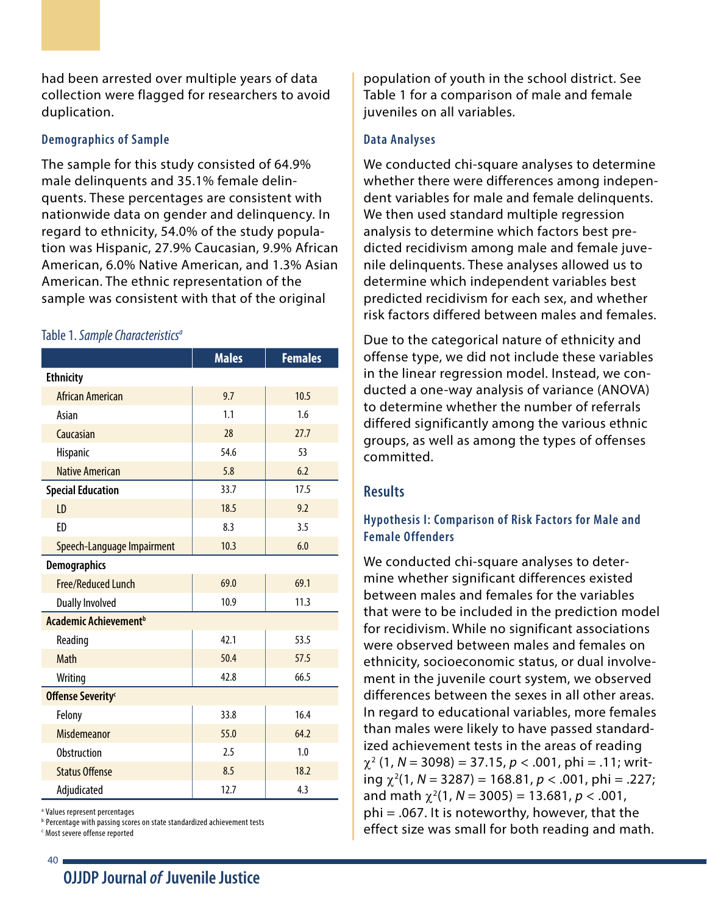had been arrested over multiple years of data collection were flagged for researchers to avoid duplication.

### Demographics of Sample

The sample for this study consisted of 64.9% male delinquents and 35.1% female delinquents. These percentages are consistent with nationwide data on gender and delinquency. In regard to ethnicity, 54.0% of the study population was Hispanic, 27.9% Caucasian, 9.9% African American, 6.0% Native American, and 1.3% Asian American. The ethnic representation of the sample was consistent with that of the original population of youth in the school district. See Table 1 for a comparison of male and female juveniles on all variables.

Table 1. *Sample Characteristics*[a]

| | Males | Females |
|---|---|---|
| **Ethnicity** | | |
| African American | 9.7 | 10.5 |
| Asian | 1.1 | 1.6 |
| Caucasian | 28 | 27.7 |
| Hispanic | 54.6 | 53 |
| Native American | 5.8 | 6.2 |
| **Special Education** | 33.7 | 17.5 |
| LD | 18.5 | 9.2 |
| ED | 8.3 | 3.5 |
| Speech-Language Impairment | 10.3 | 6.0 |
| **Demographics** | | |
| Free/Reduced Lunch | 69.0 | 69.1 |
| Dually Involved | 10.9 | 11.3 |
| **Academic Achievement**[b] | | |
| Reading | 42.1 | 53.5 |
| Math | 50.4 | 57.5 |
| Writing | 42.8 | 66.5 |
| **Offense Severity**[c] | | |
| Felony | 33.8 | 16.4 |
| Misdemeanor | 55.0 | 64.2 |
| Obstruction | 2.5 | 1.0 |
| Status Offense | 8.5 | 18.2 |
| Adjudicated | 12.7 | 4.3 |

[a] Values represent percentages
[b] Percentage with passing scores on state standardized achievement tests
[c] Most severe offense reported

### Data Analyses

We conducted chi-square analyses to determine whether there were differences among independent variables for male and female delinquents. We then used standard multiple regression analysis to determine which factors best predicted recidivism among male and female juvenile delinquents. These analyses allowed us to determine which independent variables best predicted recidivism for each sex, and whether risk factors differed between males and females.

Due to the categorical nature of ethnicity and offense type, we did not include these variables in the linear regression model. Instead, we conducted a one-way analysis of variance (ANOVA) to determine whether the number of referrals differed significantly among the various ethnic groups, as well as among the types of offenses committed.

## Results

### Hypothesis I: Comparison of Risk Factors for Male and Female Offenders

We conducted chi-square analyses to determine whether significant differences existed between males and females for the variables that were to be included in the prediction model for recidivism. While no significant associations were observed between males and females on ethnicity, socioeconomic status, or dual involvement in the juvenile court system, we observed differences between the sexes in all other areas. In regard to educational variables, more females than males were likely to have passed standardized achievement tests in the areas of reading $\chi^2$ (1, $N$ = 3098) = 37.15, $p$ < .001, phi = .11; writing $\chi^2$(1, $N$ = 3287) = 168.81, $p$ < .001, phi = .227; and math $\chi^2$(1, $N$ = 3005) = 13.681, $p$ < .001, phi = .067. It is noteworthy, however, that the effect size was small for both reading and math.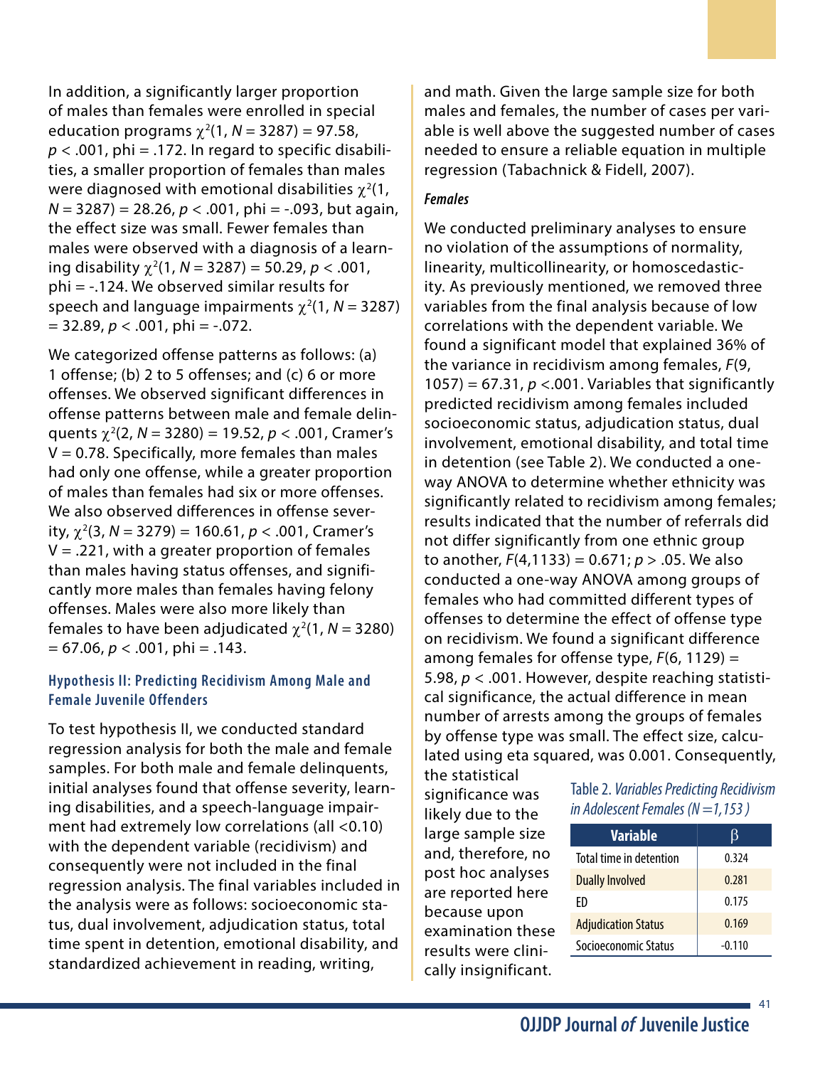In addition, a significantly larger proportion of males than females were enrolled in special education programs $\chi^2(1, N = 3287) = 97.58$, $p < .001$, phi = .172. In regard to specific disabilities, a smaller proportion of females than males were diagnosed with emotional disabilities $\chi^2(1, N = 3287) = 28.26$, $p < .001$, phi = -.093, but again, the effect size was small. Fewer females than males were observed with a diagnosis of a learning disability $\chi^2(1, N = 3287) = 50.29$, $p < .001$, phi = -.124. We observed similar results for speech and language impairments $\chi^2(1, N = 3287) = 32.89$, $p < .001$, phi = -.072.

We categorized offense patterns as follows: (a) 1 offense; (b) 2 to 5 offenses; and (c) 6 or more offenses. We observed significant differences in offense patterns between male and female delinquents $\chi^2(2, N = 3280) = 19.52$, $p < .001$, Cramer's V = 0.78. Specifically, more females than males had only one offense, while a greater proportion of males than females had six or more offenses. We also observed differences in offense severity, $\chi^2(3, N = 3279) = 160.61$, $p < .001$, Cramer's V = .221, with a greater proportion of females than males having status offenses, and significantly more males than females having felony offenses. Males were also more likely than females to have been adjudicated $\chi^2(1, N = 3280) = 67.06$, $p < .001$, phi = .143.

### Hypothesis II: Predicting Recidivism Among Male and Female Juvenile Offenders

To test hypothesis II, we conducted standard regression analysis for both the male and female samples. For both male and female delinquents, initial analyses found that offense severity, learning disabilities, and a speech-language impairment had extremely low correlations (all <0.10) with the dependent variable (recidivism) and consequently were not included in the final regression analysis. The final variables included in the analysis were as follows: socioeconomic status, dual involvement, adjudication status, total time spent in detention, emotional disability, and standardized achievement in reading, writing, and math. Given the large sample size for both males and females, the number of cases per variable is well above the suggested number of cases needed to ensure a reliable equation in multiple regression (Tabachnick & Fidell, 2007).

#### *Females*

We conducted preliminary analyses to ensure no violation of the assumptions of normality, linearity, multicollinearity, or homoscedasticity. As previously mentioned, we removed three variables from the final analysis because of low correlations with the dependent variable. We found a significant model that explained 36% of the variance in recidivism among females, $F(9, 1057) = 67.31$, $p < .001$. Variables that significantly predicted recidivism among females included socioeconomic status, adjudication status, dual involvement, emotional disability, and total time in detention (see Table 2). We conducted a one-way ANOVA to determine whether ethnicity was significantly related to recidivism among females; results indicated that the number of referrals did not differ significantly from one ethnic group to another, $F(4,1133) = 0.671$; $p > .05$. We also conducted a one-way ANOVA among groups of females who had committed different types of offenses to determine the effect of offense type on recidivism. We found a significant difference among females for offense type, $F(6, 1129) = 5.98$, $p < .001$. However, despite reaching statistical significance, the actual difference in mean number of arrests among the groups of females by offense type was small. The effect size, calculated using eta squared, was 0.001. Consequently, the statistical significance was likely due to the large sample size and, therefore, no post hoc analyses are reported here because upon examination these results were clinically insignificant.

Table 2. *Variables Predicting Recidivism in Adolescent Females (N = 1,153 )*

| Variable | $\beta$ |
|---|---|
| Total time in detention | 0.324 |
| Dually Involved | 0.281 |
| ED | 0.175 |
| Adjudication Status | 0.169 |
| Socioeconomic Status | -0.110 |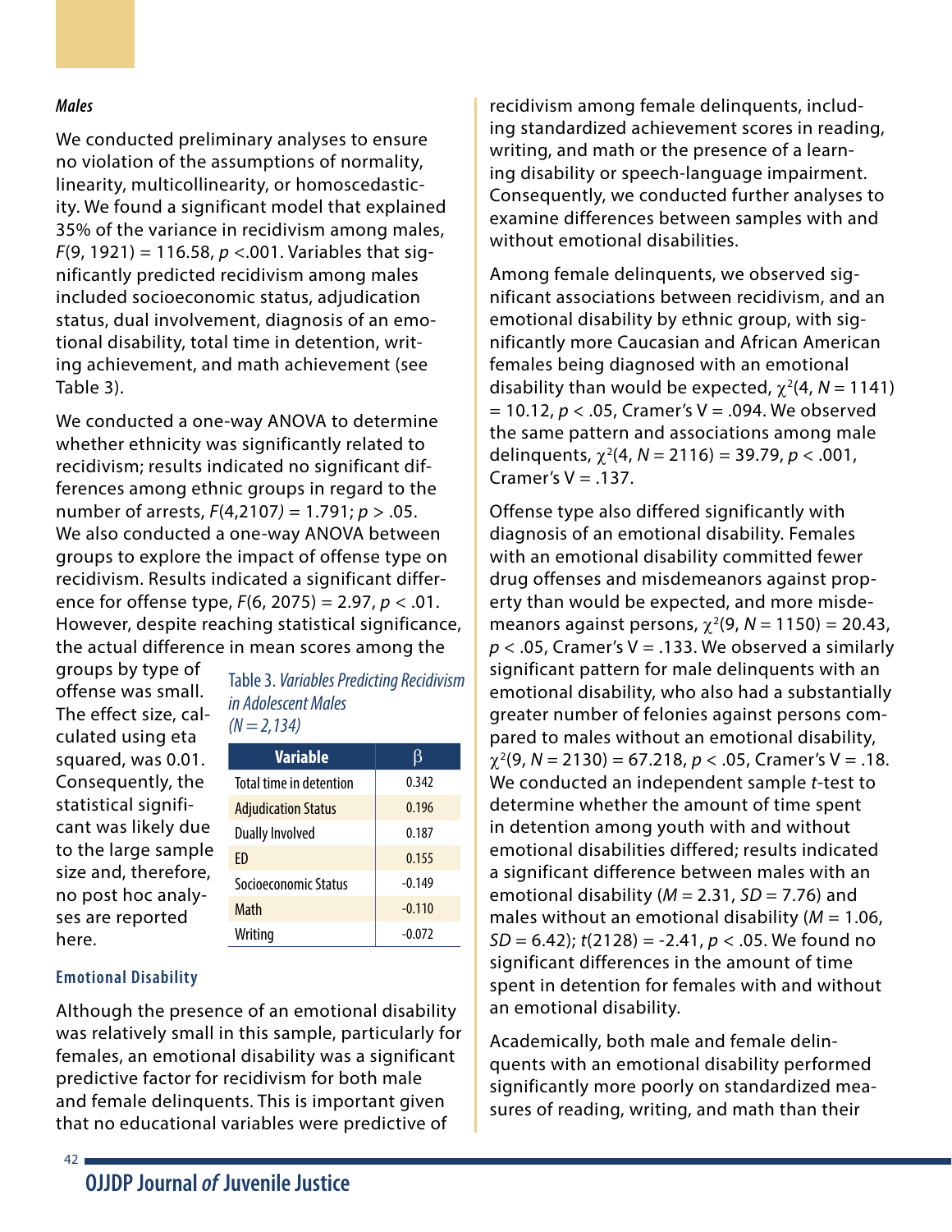### *Males*

We conducted preliminary analyses to ensure no violation of the assumptions of normality, linearity, multicollinearity, or homoscedasticity. We found a significant model that explained 35% of the variance in recidivism among males, $F(9, 1921) = 116.58$, $p < .001$. Variables that significantly predicted recidivism among males included socioeconomic status, adjudication status, dual involvement, diagnosis of an emotional disability, total time in detention, writing achievement, and math achievement (see Table 3).

We conducted a one-way ANOVA to determine whether ethnicity was significantly related to recidivism; results indicated no significant differences among ethnic groups in regard to the number of arrests, $F(4,2107) = 1.791$; $p > .05$. We also conducted a one-way ANOVA between groups to explore the impact of offense type on recidivism. Results indicated a significant difference for offense type, $F(6, 2075) = 2.97$, $p < .01$. However, despite reaching statistical significance, the actual difference in mean scores among the groups by type of offense was small. The effect size, calculated using eta squared, was 0.01. Consequently, the statistical significant was likely due to the large sample size and, therefore, no post hoc analyses are reported here.

Table 3. *Variables Predicting Recidivism in Adolescent Males (N = 2,134)*

| Variable | $\beta$ |
|---|---|
| Total time in detention | 0.342 |
| Adjudication Status | 0.196 |
| Dually Involved | 0.187 |
| ED | 0.155 |
| Socioeconomic Status | -0.149 |
| Math | -0.110 |
| Writing | -0.072 |

### Emotional Disability

Although the presence of an emotional disability was relatively small in this sample, particularly for females, an emotional disability was a significant predictive factor for recidivism for both male and female delinquents. This is important given that no educational variables were predictive of recidivism among female delinquents, including standardized achievement scores in reading, writing, and math or the presence of a learning disability or speech-language impairment. Consequently, we conducted further analyses to examine differences between samples with and without emotional disabilities.

Among female delinquents, we observed significant associations between recidivism, and an emotional disability by ethnic group, with significantly more Caucasian and African American females being diagnosed with an emotional disability than would be expected, $\chi^2(4, N = 1141) = 10.12$, $p < .05$, Cramer's V = .094. We observed the same pattern and associations among male delinquents, $\chi^2(4, N = 2116) = 39.79$, $p < .001$, Cramer's V = .137.

Offense type also differed significantly with diagnosis of an emotional disability. Females with an emotional disability committed fewer drug offenses and misdemeanors against property than would be expected, and more misdemeanors against persons, $\chi^2(9, N = 1150) = 20.43$, $p < .05$, Cramer's V = .133. We observed a similarly significant pattern for male delinquents with an emotional disability, who also had a substantially greater number of felonies against persons compared to males without an emotional disability, $\chi^2(9, N = 2130) = 67.218$, $p < .05$, Cramer's V = .18. We conducted an independent sample *t*-test to determine whether the amount of time spent in detention among youth with and without emotional disabilities differed; results indicated a significant difference between males with an emotional disability ($M = 2.31$, $SD = 7.76$) and males without an emotional disability ($M = 1.06$, $SD = 6.42$); $t(2128) = -2.41$, $p < .05$. We found no significant differences in the amount of time spent in detention for females with and without an emotional disability.

Academically, both male and female delinquents with an emotional disability performed significantly more poorly on standardized measures of reading, writing, and math than their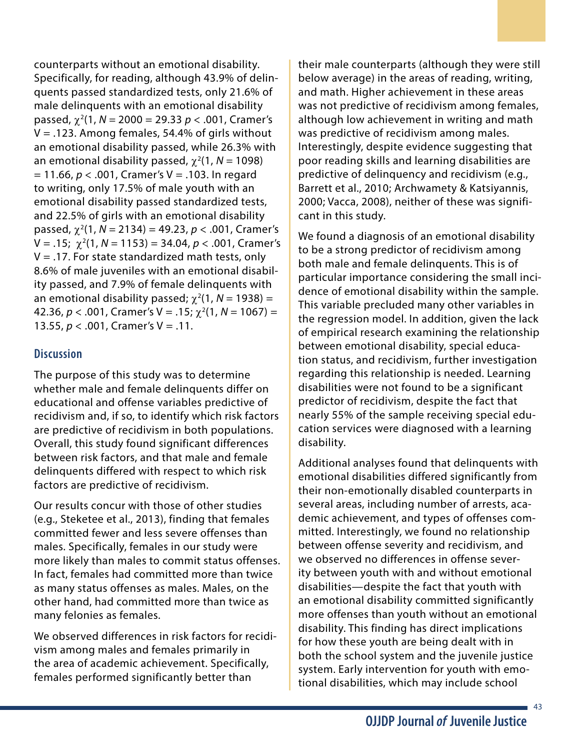counterparts without an emotional disability. Specifically, for reading, although 43.9% of delinquents passed standardized tests, only 21.6% of male delinquents with an emotional disability passed, $\chi^2(1, N = 2000 = 29.33$ $p < .001$, Cramer's V = .123. Among females, 54.4% of girls without an emotional disability passed, while 26.3% with an emotional disability passed, $\chi^2(1, N = 1098) = 11.66$, $p < .001$, Cramer's V = .103. In regard to writing, only 17.5% of male youth with an emotional disability passed standardized tests, and 22.5% of girls with an emotional disability passed, $\chi^2(1, N = 2134) = 49.23$, $p < .001$, Cramer's V = .15; $\chi^2(1, N = 1153) = 34.04$, $p < .001$, Cramer's V = .17. For state standardized math tests, only 8.6% of male juveniles with an emotional disability passed, and 7.9% of female delinquents with an emotional disability passed; $\chi^2(1, N = 1938) = 42.36$, $p < .001$, Cramer's V = .15; $\chi^2(1, N = 1067) = 13.55$, $p < .001$, Cramer's V = .11.

## Discussion

The purpose of this study was to determine whether male and female delinquents differ on educational and offense variables predictive of recidivism and, if so, to identify which risk factors are predictive of recidivism in both populations. Overall, this study found significant differences between risk factors, and that male and female delinquents differed with respect to which risk factors are predictive of recidivism.

Our results concur with those of other studies (e.g., Steketee et al., 2013), finding that females committed fewer and less severe offenses than males. Specifically, females in our study were more likely than males to commit status offenses. In fact, females had committed more than twice as many status offenses as males. Males, on the other hand, had committed more than twice as many felonies as females.

We observed differences in risk factors for recidivism among males and females primarily in the area of academic achievement. Specifically, females performed significantly better than their male counterparts (although they were still below average) in the areas of reading, writing, and math. Higher achievement in these areas was not predictive of recidivism among females, although low achievement in writing and math was predictive of recidivism among males. Interestingly, despite evidence suggesting that poor reading skills and learning disabilities are predictive of delinquency and recidivism (e.g., Barrett et al., 2010; Archwamety & Katsiyannis, 2000; Vacca, 2008), neither of these was significant in this study.

We found a diagnosis of an emotional disability to be a strong predictor of recidivism among both male and female delinquents. This is of particular importance considering the small incidence of emotional disability within the sample. This variable precluded many other variables in the regression model. In addition, given the lack of empirical research examining the relationship between emotional disability, special education status, and recidivism, further investigation regarding this relationship is needed. Learning disabilities were not found to be a significant predictor of recidivism, despite the fact that nearly 55% of the sample receiving special education services were diagnosed with a learning disability.

Additional analyses found that delinquents with emotional disabilities differed significantly from their non-emotionally disabled counterparts in several areas, including number of arrests, academic achievement, and types of offenses committed. Interestingly, we found no relationship between offense severity and recidivism, and we observed no differences in offense severity between youth with and without emotional disabilities—despite the fact that youth with an emotional disability committed significantly more offenses than youth without an emotional disability. This finding has direct implications for how these youth are being dealt with in both the school system and the juvenile justice system. Early intervention for youth with emotional disabilities, which may include school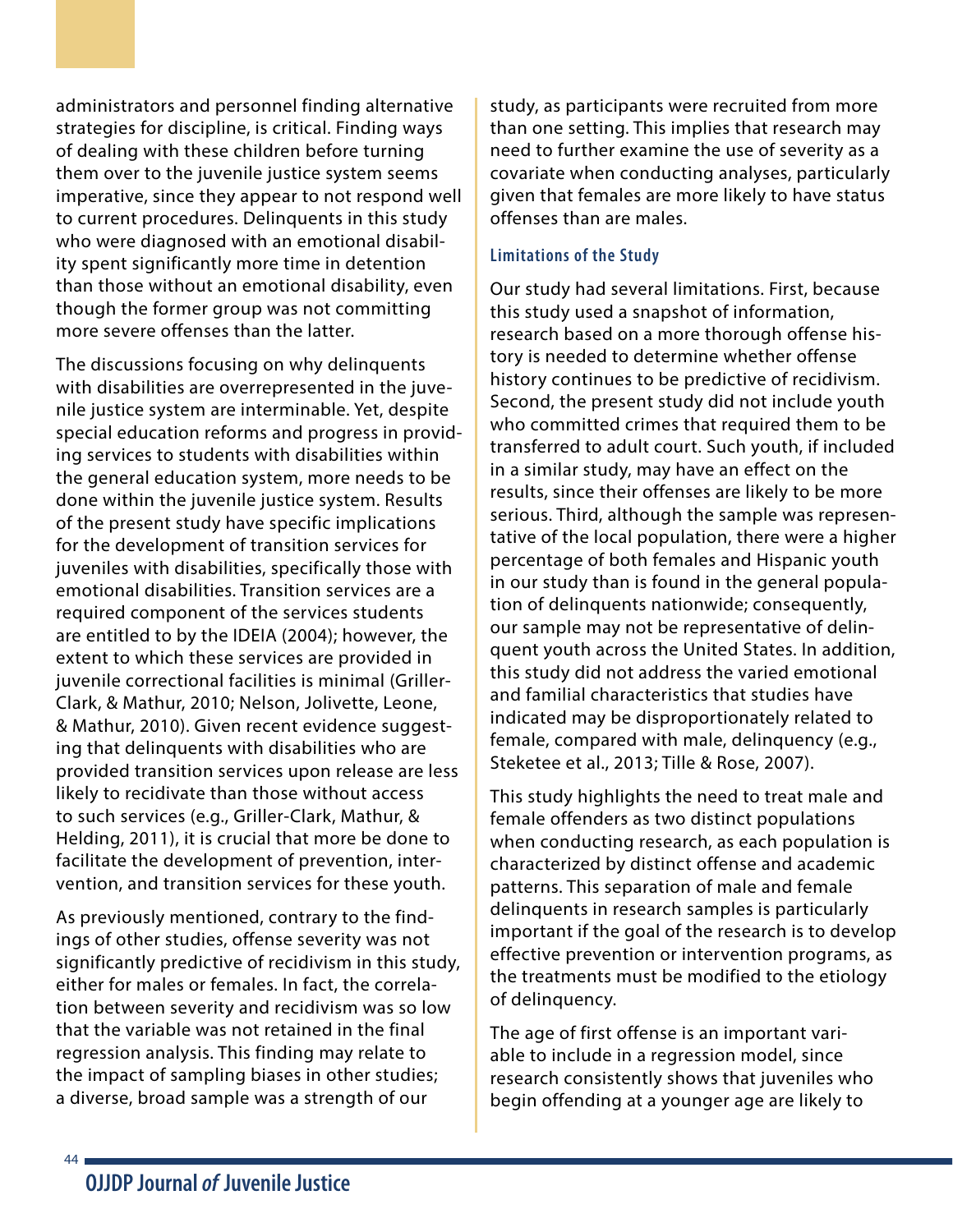administrators and personnel finding alternative strategies for discipline, is critical. Finding ways of dealing with these children before turning them over to the juvenile justice system seems imperative, since they appear to not respond well to current procedures. Delinquents in this study who were diagnosed with an emotional disability spent significantly more time in detention than those without an emotional disability, even though the former group was not committing more severe offenses than the latter.

The discussions focusing on why delinquents with disabilities are overrepresented in the juvenile justice system are interminable. Yet, despite special education reforms and progress in providing services to students with disabilities within the general education system, more needs to be done within the juvenile justice system. Results of the present study have specific implications for the development of transition services for juveniles with disabilities, specifically those with emotional disabilities. Transition services are a required component of the services students are entitled to by the IDEIA (2004); however, the extent to which these services are provided in juvenile correctional facilities is minimal (Griller-Clark, & Mathur, 2010; Nelson, Jolivette, Leone, & Mathur, 2010). Given recent evidence suggesting that delinquents with disabilities who are provided transition services upon release are less likely to recidivate than those without access to such services (e.g., Griller-Clark, Mathur, & Helding, 2011), it is crucial that more be done to facilitate the development of prevention, intervention, and transition services for these youth.

As previously mentioned, contrary to the findings of other studies, offense severity was not significantly predictive of recidivism in this study, either for males or females. In fact, the correlation between severity and recidivism was so low that the variable was not retained in the final regression analysis. This finding may relate to the impact of sampling biases in other studies; a diverse, broad sample was a strength of our study, as participants were recruited from more than one setting. This implies that research may need to further examine the use of severity as a covariate when conducting analyses, particularly given that females are more likely to have status offenses than are males.

#### Limitations of the Study

Our study had several limitations. First, because this study used a snapshot of information, research based on a more thorough offense history is needed to determine whether offense history continues to be predictive of recidivism. Second, the present study did not include youth who committed crimes that required them to be transferred to adult court. Such youth, if included in a similar study, may have an effect on the results, since their offenses are likely to be more serious. Third, although the sample was representative of the local population, there were a higher percentage of both females and Hispanic youth in our study than is found in the general population of delinquents nationwide; consequently, our sample may not be representative of delinquent youth across the United States. In addition, this study did not address the varied emotional and familial characteristics that studies have indicated may be disproportionately related to female, compared with male, delinquency (e.g., Steketee et al., 2013; Tille & Rose, 2007).

This study highlights the need to treat male and female offenders as two distinct populations when conducting research, as each population is characterized by distinct offense and academic patterns. This separation of male and female delinquents in research samples is particularly important if the goal of the research is to develop effective prevention or intervention programs, as the treatments must be modified to the etiology of delinquency.

The age of first offense is an important variable to include in a regression model, since research consistently shows that juveniles who begin offending at a younger age are likely to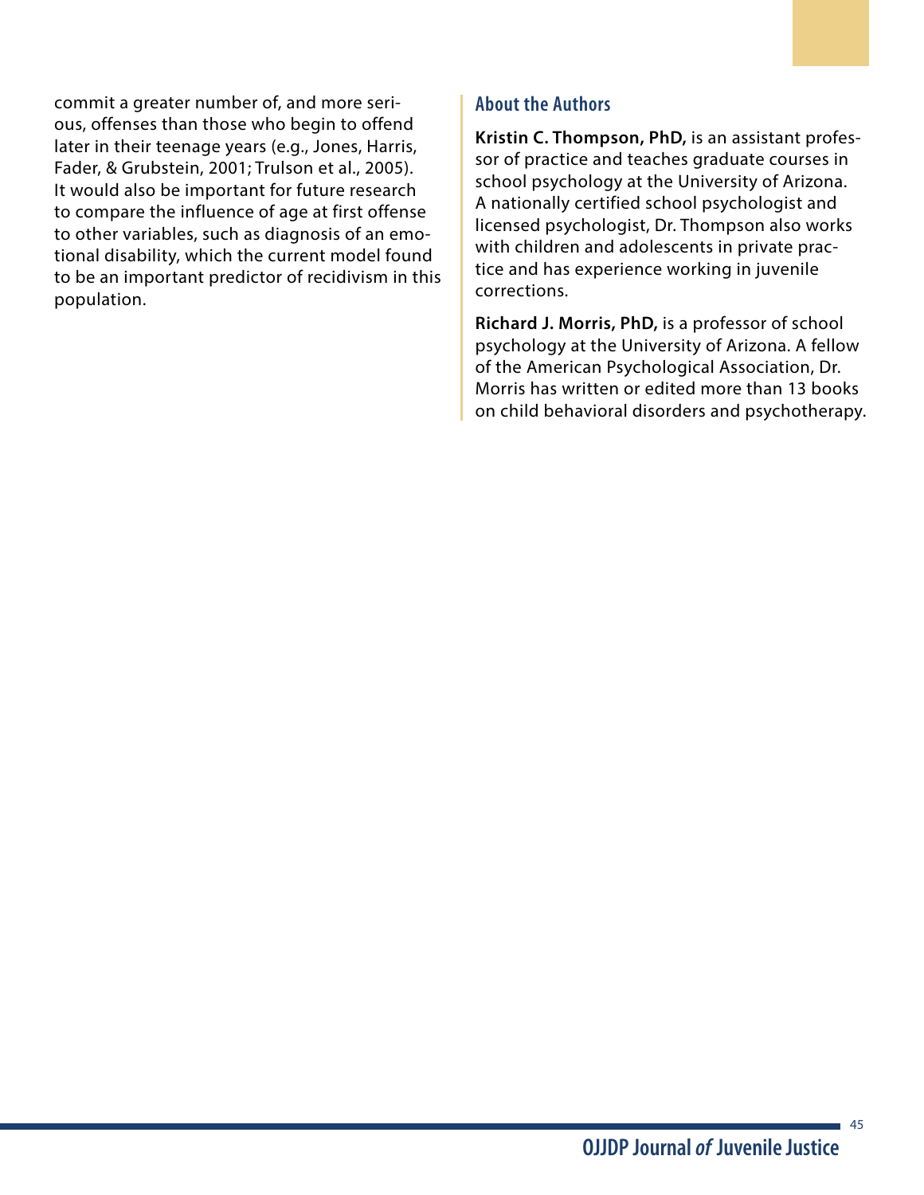commit a greater number of, and more serious, offenses than those who begin to offend later in their teenage years (e.g., Jones, Harris, Fader, & Grubstein, 2001; Trulson et al., 2005). It would also be important for future research to compare the influence of age at first offense to other variables, such as diagnosis of an emotional disability, which the current model found to be an important predictor of recidivism in this population.

## About the Authors

**Kristin C. Thompson, PhD,** is an assistant professor of practice and teaches graduate courses in school psychology at the University of Arizona. A nationally certified school psychologist and licensed psychologist, Dr. Thompson also works with children and adolescents in private practice and has experience working in juvenile corrections.

**Richard J. Morris, PhD,** is a professor of school psychology at the University of Arizona. A fellow of the American Psychological Association, Dr. Morris has written or edited more than 13 books on child behavioral disorders and psychotherapy.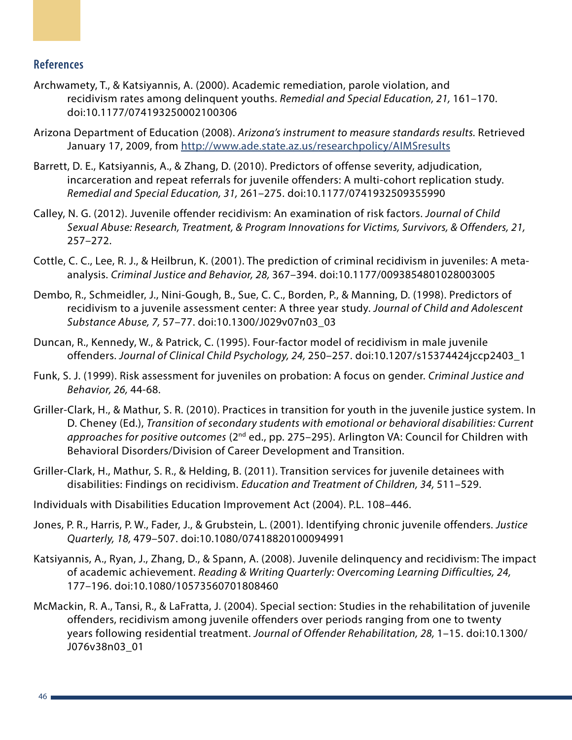## References

Archwamety, T., & Katsiyannis, A. (2000). Academic remediation, parole violation, and recidivism rates among delinquent youths. *Remedial and Special Education, 21,* 161–170. doi:10.1177/074193250002100306

Arizona Department of Education (2008). *Arizona's instrument to measure standards results.* Retrieved January 17, 2009, from http://www.ade.state.az.us/researchpolicy/AIMSresults

Barrett, D. E., Katsiyannis, A., & Zhang, D. (2010). Predictors of offense severity, adjudication, incarceration and repeat referrals for juvenile offenders: A multi-cohort replication study. *Remedial and Special Education, 31,* 261–275. doi:10.1177/0741932509355990

Calley, N. G. (2012). Juvenile offender recidivism: An examination of risk factors. *Journal of Child Sexual Abuse: Research, Treatment, & Program Innovations for Victims, Survivors, & Offenders, 21,* 257–272.

Cottle, C. C., Lee, R. J., & Heilbrun, K. (2001). The prediction of criminal recidivism in juveniles: A meta-analysis. *Criminal Justice and Behavior, 28,* 367–394. doi:10.1177/0093854801028003005

Dembo, R., Schmeidler, J., Nini-Gough, B., Sue, C. C., Borden, P., & Manning, D. (1998). Predictors of recidivism to a juvenile assessment center: A three year study. *Journal of Child and Adolescent Substance Abuse, 7,* 57–77. doi:10.1300/J029v07n03_03

Duncan, R., Kennedy, W., & Patrick, C. (1995). Four-factor model of recidivism in male juvenile offenders. *Journal of Clinical Child Psychology, 24,* 250–257. doi:10.1207/s15374424jccp2403_1

Funk, S. J. (1999). Risk assessment for juveniles on probation: A focus on gender. *Criminal Justice and Behavior, 26,* 44-68.

Griller-Clark, H., & Mathur, S. R. (2010). Practices in transition for youth in the juvenile justice system. In D. Cheney (Ed.), *Transition of secondary students with emotional or behavioral disabilities: Current approaches for positive outcomes* (2nd ed., pp. 275–295). Arlington VA: Council for Children with Behavioral Disorders/Division of Career Development and Transition.

Griller-Clark, H., Mathur, S. R., & Helding, B. (2011). Transition services for juvenile detainees with disabilities: Findings on recidivism. *Education and Treatment of Children, 34,* 511–529.

Individuals with Disabilities Education Improvement Act (2004). P.L. 108–446.

Jones, P. R., Harris, P. W., Fader, J., & Grubstein, L. (2001). Identifying chronic juvenile offenders. *Justice Quarterly, 18,* 479–507. doi:10.1080/07418820100094991

Katsiyannis, A., Ryan, J., Zhang, D., & Spann, A. (2008). Juvenile delinquency and recidivism: The impact of academic achievement. *Reading & Writing Quarterly: Overcoming Learning Difficulties, 24,* 177–196. doi:10.1080/10573560701808460

McMackin, R. A., Tansi, R., & LaFratta, J. (2004). Special section: Studies in the rehabilitation of juvenile offenders, recidivism among juvenile offenders over periods ranging from one to twenty years following residential treatment. *Journal of Offender Rehabilitation, 28,* 1–15. doi:10.1300/J076v38n03_01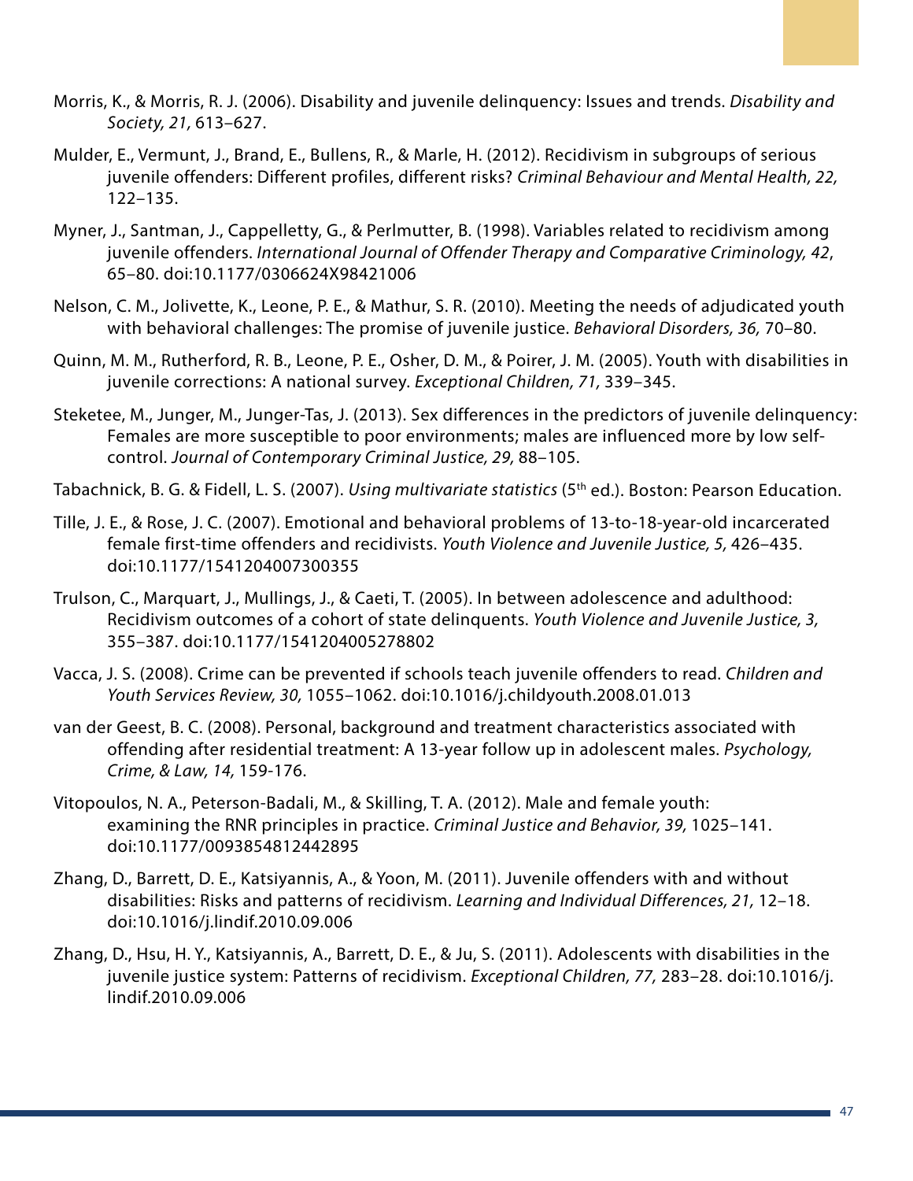Morris, K., & Morris, R. J. (2006). Disability and juvenile delinquency: Issues and trends. *Disability and Society, 21,* 613–627.

Mulder, E., Vermunt, J., Brand, E., Bullens, R., & Marle, H. (2012). Recidivism in subgroups of serious juvenile offenders: Different profiles, different risks? *Criminal Behaviour and Mental Health, 22,* 122–135.

Myner, J., Santman, J., Cappelletty, G., & Perlmutter, B. (1998). Variables related to recidivism among juvenile offenders. *International Journal of Offender Therapy and Comparative Criminology, 42*, 65–80. doi:10.1177/0306624X98421006

Nelson, C. M., Jolivette, K., Leone, P. E., & Mathur, S. R. (2010). Meeting the needs of adjudicated youth with behavioral challenges: The promise of juvenile justice. *Behavioral Disorders, 36,* 70–80.

Quinn, M. M., Rutherford, R. B., Leone, P. E., Osher, D. M., & Poirer, J. M. (2005). Youth with disabilities in juvenile corrections: A national survey. *Exceptional Children, 71,* 339–345.

Steketee, M., Junger, M., Junger-Tas, J. (2013). Sex differences in the predictors of juvenile delinquency: Females are more susceptible to poor environments; males are influenced more by low self-control. *Journal of Contemporary Criminal Justice, 29,* 88–105.

Tabachnick, B. G. & Fidell, L. S. (2007). *Using multivariate statistics* (5th ed.). Boston: Pearson Education.

Tille, J. E., & Rose, J. C. (2007). Emotional and behavioral problems of 13-to-18-year-old incarcerated female first-time offenders and recidivists. *Youth Violence and Juvenile Justice, 5,* 426–435. doi:10.1177/1541204007300355

Trulson, C., Marquart, J., Mullings, J., & Caeti, T. (2005). In between adolescence and adulthood: Recidivism outcomes of a cohort of state delinquents. *Youth Violence and Juvenile Justice, 3,* 355–387. doi:10.1177/1541204005278802

Vacca, J. S. (2008). Crime can be prevented if schools teach juvenile offenders to read. *Children and Youth Services Review, 30,* 1055–1062. doi:10.1016/j.childyouth.2008.01.013

van der Geest, B. C. (2008). Personal, background and treatment characteristics associated with offending after residential treatment: A 13-year follow up in adolescent males. *Psychology, Crime, & Law, 14,* 159-176.

Vitopoulos, N. A., Peterson-Badali, M., & Skilling, T. A. (2012). Male and female youth: examining the RNR principles in practice. *Criminal Justice and Behavior, 39,* 1025–141. doi:10.1177/0093854812442895

Zhang, D., Barrett, D. E., Katsiyannis, A., & Yoon, M. (2011). Juvenile offenders with and without disabilities: Risks and patterns of recidivism. *Learning and Individual Differences, 21,* 12–18. doi:10.1016/j.lindif.2010.09.006

Zhang, D., Hsu, H. Y., Katsiyannis, A., Barrett, D. E., & Ju, S. (2011). Adolescents with disabilities in the juvenile justice system: Patterns of recidivism. *Exceptional Children, 77,* 283–28. doi:10.1016/j.lindif.2010.09.006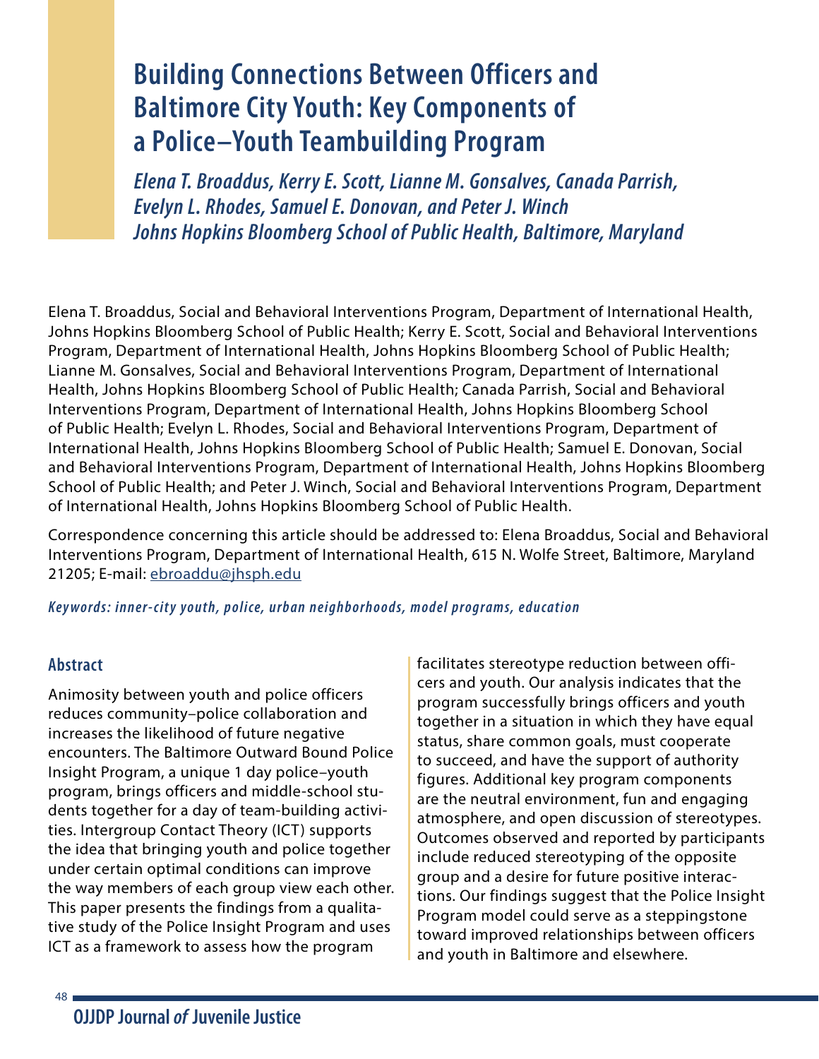# Building Connections Between Officers and Baltimore City Youth: Key Components of a Police–Youth Teambuilding Program

***Elena T. Broaddus, Kerry E. Scott, Lianne M. Gonsalves, Canada Parrish, Evelyn L. Rhodes, Samuel E. Donovan, and Peter J. Winch***
***Johns Hopkins Bloomberg School of Public Health, Baltimore, Maryland***

Elena T. Broaddus, Social and Behavioral Interventions Program, Department of International Health, Johns Hopkins Bloomberg School of Public Health; Kerry E. Scott, Social and Behavioral Interventions Program, Department of International Health, Johns Hopkins Bloomberg School of Public Health; Lianne M. Gonsalves, Social and Behavioral Interventions Program, Department of International Health, Johns Hopkins Bloomberg School of Public Health; Canada Parrish, Social and Behavioral Interventions Program, Department of International Health, Johns Hopkins Bloomberg School of Public Health; Evelyn L. Rhodes, Social and Behavioral Interventions Program, Department of International Health, Johns Hopkins Bloomberg School of Public Health; Samuel E. Donovan, Social and Behavioral Interventions Program, Department of International Health, Johns Hopkins Bloomberg School of Public Health; and Peter J. Winch, Social and Behavioral Interventions Program, Department of International Health, Johns Hopkins Bloomberg School of Public Health.

Correspondence concerning this article should be addressed to: Elena Broaddus, Social and Behavioral Interventions Program, Department of International Health, 615 N. Wolfe Street, Baltimore, Maryland 21205; E-mail: ebroaddu@jhsph.edu

***Keywords: inner-city youth, police, urban neighborhoods, model programs, education***

## Abstract

Animosity between youth and police officers reduces community–police collaboration and increases the likelihood of future negative encounters. The Baltimore Outward Bound Police Insight Program, a unique 1 day police–youth program, brings officers and middle-school students together for a day of team-building activities. Intergroup Contact Theory (ICT) supports the idea that bringing youth and police together under certain optimal conditions can improve the way members of each group view each other. This paper presents the findings from a qualitative study of the Police Insight Program and uses ICT as a framework to assess how the program facilitates stereotype reduction between officers and youth. Our analysis indicates that the program successfully brings officers and youth together in a situation in which they have equal status, share common goals, must cooperate to succeed, and have the support of authority figures. Additional key program components are the neutral environment, fun and engaging atmosphere, and open discussion of stereotypes. Outcomes observed and reported by participants include reduced stereotyping of the opposite group and a desire for future positive interactions. Our findings suggest that the Police Insight Program model could serve as a steppingstone toward improved relationships between officers and youth in Baltimore and elsewhere.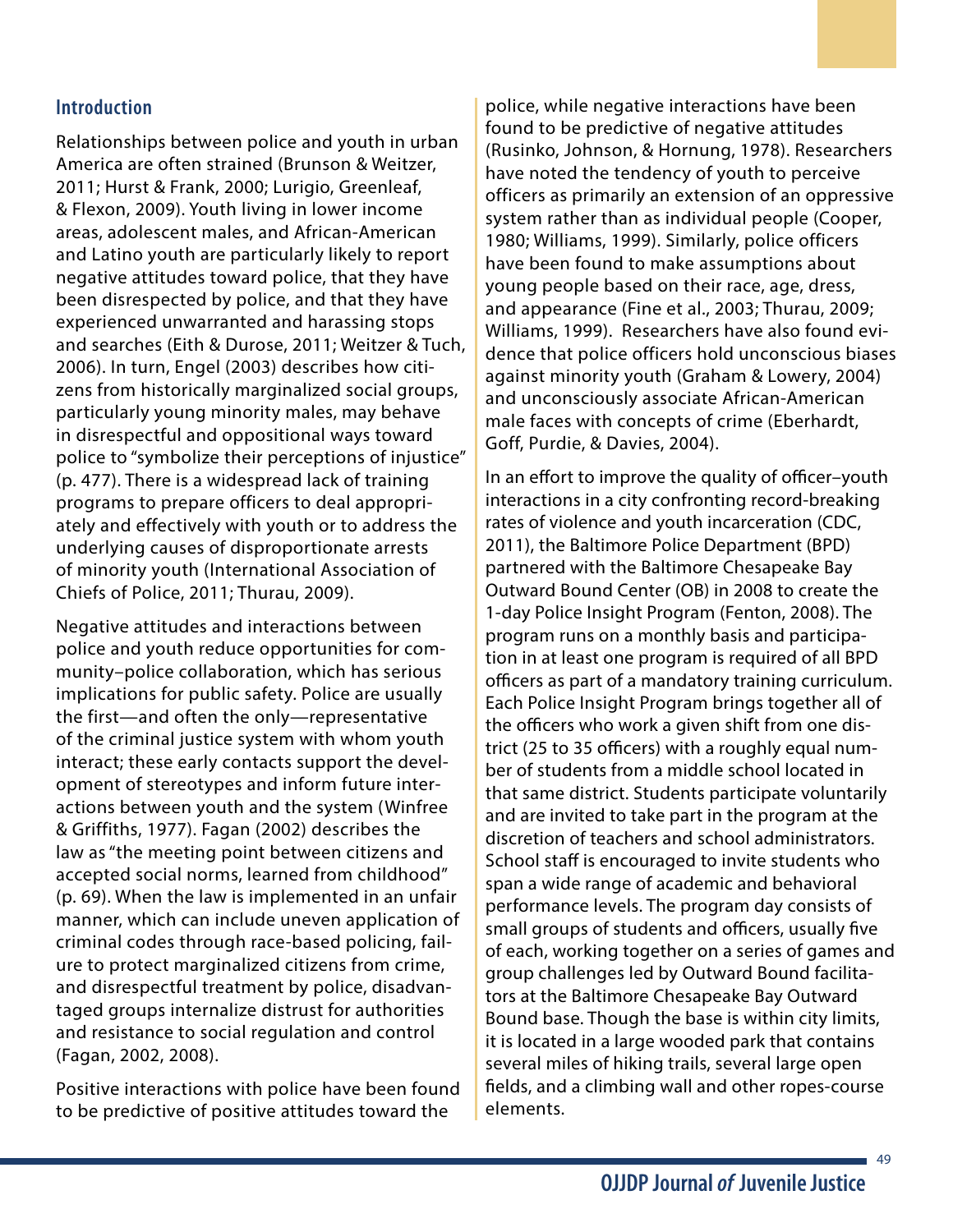## Introduction

Relationships between police and youth in urban America are often strained (Brunson & Weitzer, 2011; Hurst & Frank, 2000; Lurigio, Greenleaf, & Flexon, 2009). Youth living in lower income areas, adolescent males, and African-American and Latino youth are particularly likely to report negative attitudes toward police, that they have been disrespected by police, and that they have experienced unwarranted and harassing stops and searches (Eith & Durose, 2011; Weitzer & Tuch, 2006). In turn, Engel (2003) describes how citizens from historically marginalized social groups, particularly young minority males, may behave in disrespectful and oppositional ways toward police to "symbolize their perceptions of injustice" (p. 477). There is a widespread lack of training programs to prepare officers to deal appropriately and effectively with youth or to address the underlying causes of disproportionate arrests of minority youth (International Association of Chiefs of Police, 2011; Thurau, 2009).

Negative attitudes and interactions between police and youth reduce opportunities for community–police collaboration, which has serious implications for public safety. Police are usually the first—and often the only—representative of the criminal justice system with whom youth interact; these early contacts support the development of stereotypes and inform future interactions between youth and the system (Winfree & Griffiths, 1977). Fagan (2002) describes the law as "the meeting point between citizens and accepted social norms, learned from childhood" (p. 69). When the law is implemented in an unfair manner, which can include uneven application of criminal codes through race-based policing, failure to protect marginalized citizens from crime, and disrespectful treatment by police, disadvantaged groups internalize distrust for authorities and resistance to social regulation and control (Fagan, 2002, 2008).

Positive interactions with police have been found to be predictive of positive attitudes toward the police, while negative interactions have been found to be predictive of negative attitudes (Rusinko, Johnson, & Hornung, 1978). Researchers have noted the tendency of youth to perceive officers as primarily an extension of an oppressive system rather than as individual people (Cooper, 1980; Williams, 1999). Similarly, police officers have been found to make assumptions about young people based on their race, age, dress, and appearance (Fine et al., 2003; Thurau, 2009; Williams, 1999). Researchers have also found evidence that police officers hold unconscious biases against minority youth (Graham & Lowery, 2004) and unconsciously associate African-American male faces with concepts of crime (Eberhardt, Goff, Purdie, & Davies, 2004).

In an effort to improve the quality of officer–youth interactions in a city confronting record-breaking rates of violence and youth incarceration (CDC, 2011), the Baltimore Police Department (BPD) partnered with the Baltimore Chesapeake Bay Outward Bound Center (OB) in 2008 to create the 1-day Police Insight Program (Fenton, 2008). The program runs on a monthly basis and participation in at least one program is required of all BPD officers as part of a mandatory training curriculum. Each Police Insight Program brings together all of the officers who work a given shift from one district (25 to 35 officers) with a roughly equal number of students from a middle school located in that same district. Students participate voluntarily and are invited to take part in the program at the discretion of teachers and school administrators. School staff is encouraged to invite students who span a wide range of academic and behavioral performance levels. The program day consists of small groups of students and officers, usually five of each, working together on a series of games and group challenges led by Outward Bound facilitators at the Baltimore Chesapeake Bay Outward Bound base. Though the base is within city limits, it is located in a large wooded park that contains several miles of hiking trails, several large open fields, and a climbing wall and other ropes-course elements.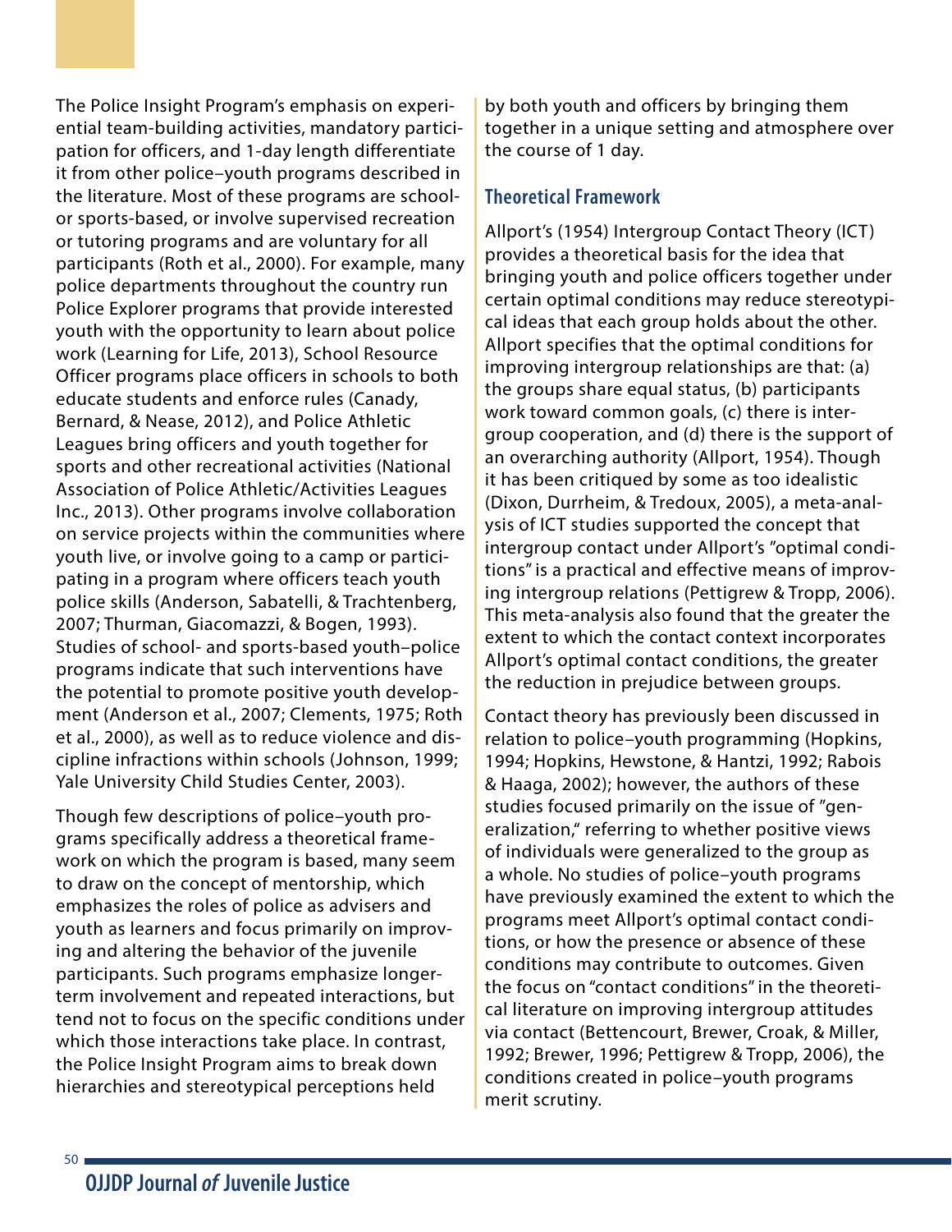The Police Insight Program's emphasis on experiential team-building activities, mandatory participation for officers, and 1-day length differentiate it from other police–youth programs described in the literature. Most of these programs are school- or sports-based, or involve supervised recreation or tutoring programs and are voluntary for all participants (Roth et al., 2000). For example, many police departments throughout the country run Police Explorer programs that provide interested youth with the opportunity to learn about police work (Learning for Life, 2013), School Resource Officer programs place officers in schools to both educate students and enforce rules (Canady, Bernard, & Nease, 2012), and Police Athletic Leagues bring officers and youth together for sports and other recreational activities (National Association of Police Athletic/Activities Leagues Inc., 2013). Other programs involve collaboration on service projects within the communities where youth live, or involve going to a camp or participating in a program where officers teach youth police skills (Anderson, Sabatelli, & Trachtenberg, 2007; Thurman, Giacomazzi, & Bogen, 1993). Studies of school- and sports-based youth–police programs indicate that such interventions have the potential to promote positive youth development (Anderson et al., 2007; Clements, 1975; Roth et al., 2000), as well as to reduce violence and discipline infractions within schools (Johnson, 1999; Yale University Child Studies Center, 2003).

Though few descriptions of police–youth programs specifically address a theoretical framework on which the program is based, many seem to draw on the concept of mentorship, which emphasizes the roles of police as advisers and youth as learners and focus primarily on improving and altering the behavior of the juvenile participants. Such programs emphasize longer-term involvement and repeated interactions, but tend not to focus on the specific conditions under which those interactions take place. In contrast, the Police Insight Program aims to break down hierarchies and stereotypical perceptions held by both youth and officers by bringing them together in a unique setting and atmosphere over the course of 1 day.

## Theoretical Framework

Allport's (1954) Intergroup Contact Theory (ICT) provides a theoretical basis for the idea that bringing youth and police officers together under certain optimal conditions may reduce stereotypical ideas that each group holds about the other. Allport specifies that the optimal conditions for improving intergroup relationships are that: (a) the groups share equal status, (b) participants work toward common goals, (c) there is intergroup cooperation, and (d) there is the support of an overarching authority (Allport, 1954). Though it has been critiqued by some as too idealistic (Dixon, Durrheim, & Tredoux, 2005), a meta-analysis of ICT studies supported the concept that intergroup contact under Allport's "optimal conditions" is a practical and effective means of improving intergroup relations (Pettigrew & Tropp, 2006). This meta-analysis also found that the greater the extent to which the contact context incorporates Allport's optimal contact conditions, the greater the reduction in prejudice between groups.

Contact theory has previously been discussed in relation to police–youth programming (Hopkins, 1994; Hopkins, Hewstone, & Hantzi, 1992; Rabois & Haaga, 2002); however, the authors of these studies focused primarily on the issue of "generalization," referring to whether positive views of individuals were generalized to the group as a whole. No studies of police–youth programs have previously examined the extent to which the programs meet Allport's optimal contact conditions, or how the presence or absence of these conditions may contribute to outcomes. Given the focus on "contact conditions" in the theoretical literature on improving intergroup attitudes via contact (Bettencourt, Brewer, Croak, & Miller, 1992; Brewer, 1996; Pettigrew & Tropp, 2006), the conditions created in police–youth programs merit scrutiny.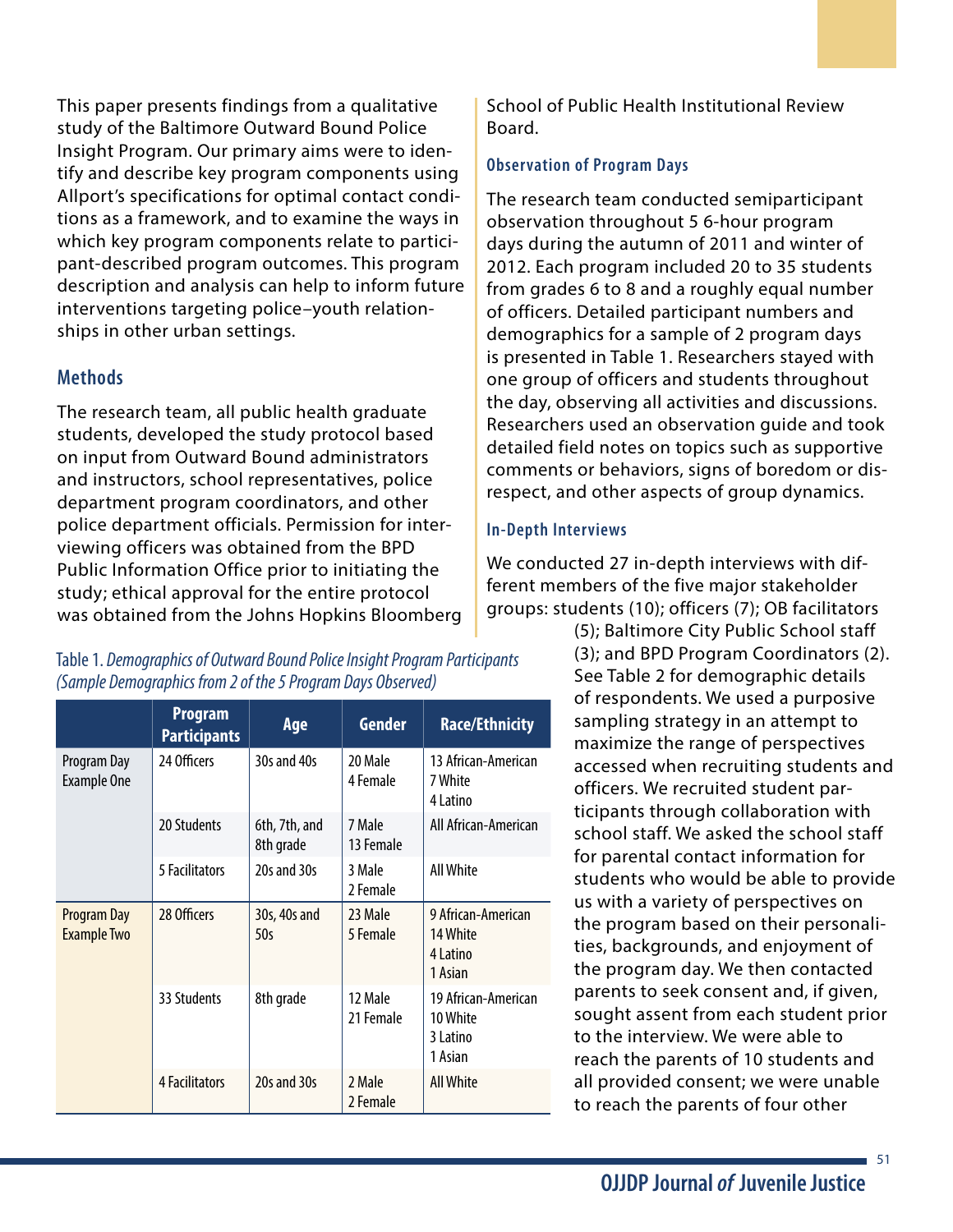This paper presents findings from a qualitative study of the Baltimore Outward Bound Police Insight Program. Our primary aims were to identify and describe key program components using Allport's specifications for optimal contact conditions as a framework, and to examine the ways in which key program components relate to participant-described program outcomes. This program description and analysis can help to inform future interventions targeting police–youth relationships in other urban settings.

## Methods

The research team, all public health graduate students, developed the study protocol based on input from Outward Bound administrators and instructors, school representatives, police department program coordinators, and other police department officials. Permission for interviewing officers was obtained from the BPD Public Information Office prior to initiating the study; ethical approval for the entire protocol was obtained from the Johns Hopkins Bloomberg School of Public Health Institutional Review Board.

### Observation of Program Days

The research team conducted semiparticipant observation throughout 5 6-hour program days during the autumn of 2011 and winter of 2012. Each program included 20 to 35 students from grades 6 to 8 and a roughly equal number of officers. Detailed participant numbers and demographics for a sample of 2 program days is presented in Table 1. Researchers stayed with one group of officers and students throughout the day, observing all activities and discussions. Researchers used an observation guide and took detailed field notes on topics such as supportive comments or behaviors, signs of boredom or disrespect, and other aspects of group dynamics.

Table 1. *Demographics of Outward Bound Police Insight Program Participants (Sample Demographics from 2 of the 5 Program Days Observed)*

| | Program Participants | Age | Gender | Race/Ethnicity |
|---|---|---|---|---|
| Program Day Example One | 24 Officers | 30s and 40s | 20 Male<br>4 Female | 13 African-American<br>7 White<br>4 Latino |
| | 20 Students | 6th, 7th, and 8th grade | 7 Male<br>13 Female | All African-American |
| | 5 Facilitators | 20s and 30s | 3 Male<br>2 Female | All White |
| Program Day Example Two | 28 Officers | 30s, 40s and 50s | 23 Male<br>5 Female | 9 African-American<br>14 White<br>4 Latino<br>1 Asian |
| | 33 Students | 8th grade | 12 Male<br>21 Female | 19 African-American<br>10 White<br>3 Latino<br>1 Asian |
| | 4 Facilitators | 20s and 30s | 2 Male<br>2 Female | All White |

### In-Depth Interviews

We conducted 27 in-depth interviews with different members of the five major stakeholder groups: students (10); officers (7); OB facilitators (5); Baltimore City Public School staff (3); and BPD Program Coordinators (2). See Table 2 for demographic details of respondents. We used a purposive sampling strategy in an attempt to maximize the range of perspectives accessed when recruiting students and officers. We recruited student participants through collaboration with school staff. We asked the school staff for parental contact information for students who would be able to provide us with a variety of perspectives on the program based on their personalities, backgrounds, and enjoyment of the program day. We then contacted parents to seek consent and, if given, sought assent from each student prior to the interview. We were able to reach the parents of 10 students and all provided consent; we were unable to reach the parents of four other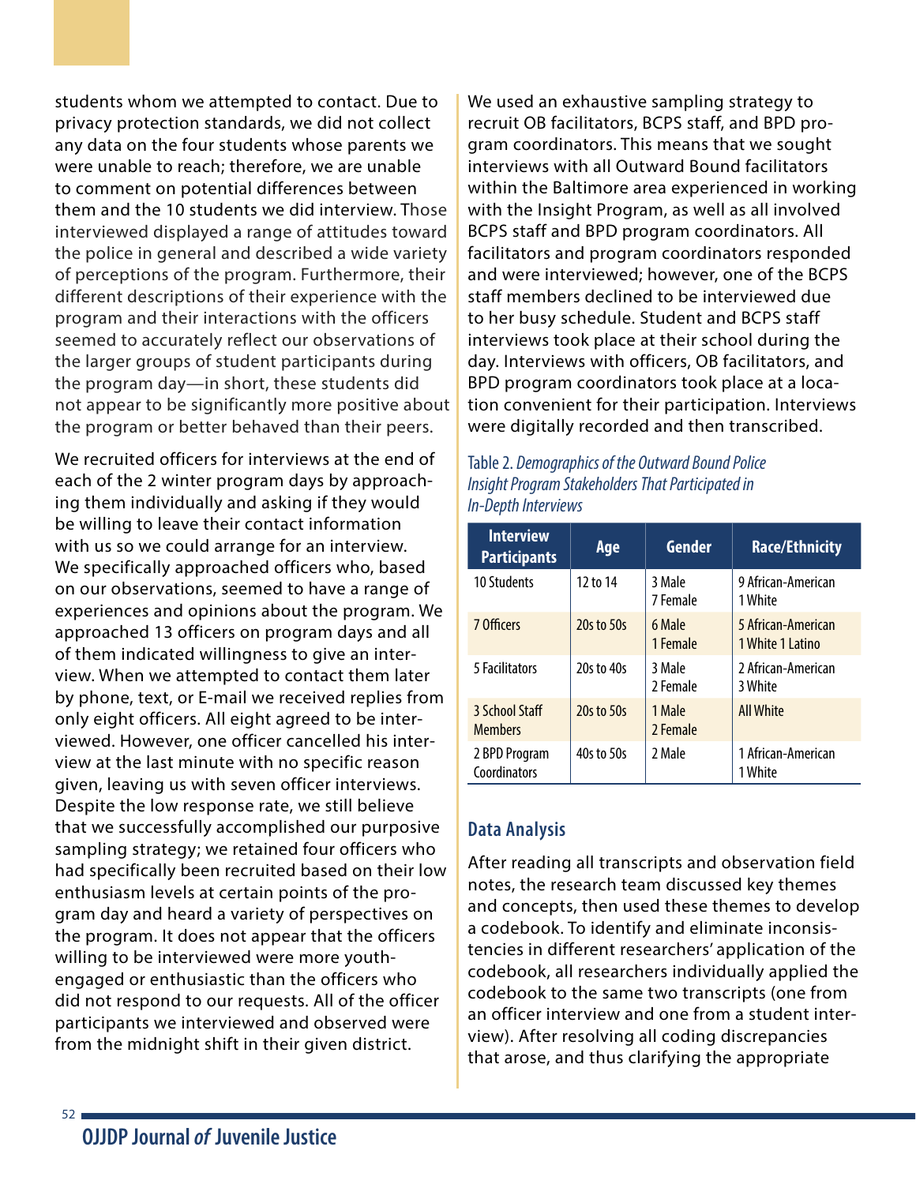students whom we attempted to contact. Due to privacy protection standards, we did not collect any data on the four students whose parents we were unable to reach; therefore, we are unable to comment on potential differences between them and the 10 students we did interview. Those interviewed displayed a range of attitudes toward the police in general and described a wide variety of perceptions of the program. Furthermore, their different descriptions of their experience with the program and their interactions with the officers seemed to accurately reflect our observations of the larger groups of student participants during the program day—in short, these students did not appear to be significantly more positive about the program or better behaved than their peers.

We recruited officers for interviews at the end of each of the 2 winter program days by approaching them individually and asking if they would be willing to leave their contact information with us so we could arrange for an interview. We specifically approached officers who, based on our observations, seemed to have a range of experiences and opinions about the program. We approached 13 officers on program days and all of them indicated willingness to give an interview. When we attempted to contact them later by phone, text, or E-mail we received replies from only eight officers. All eight agreed to be interviewed. However, one officer cancelled his interview at the last minute with no specific reason given, leaving us with seven officer interviews. Despite the low response rate, we still believe that we successfully accomplished our purposive sampling strategy; we retained four officers who had specifically been recruited based on their low enthusiasm levels at certain points of the program day and heard a variety of perspectives on the program. It does not appear that the officers willing to be interviewed were more youth-engaged or enthusiastic than the officers who did not respond to our requests. All of the officer participants we interviewed and observed were from the midnight shift in their given district.

We used an exhaustive sampling strategy to recruit OB facilitators, BCPS staff, and BPD program coordinators. This means that we sought interviews with all Outward Bound facilitators within the Baltimore area experienced in working with the Insight Program, as well as all involved BCPS staff and BPD program coordinators. All facilitators and program coordinators responded and were interviewed; however, one of the BCPS staff members declined to be interviewed due to her busy schedule. Student and BCPS staff interviews took place at their school during the day. Interviews with officers, OB facilitators, and BPD program coordinators took place at a location convenient for their participation. Interviews were digitally recorded and then transcribed.

Table 2. *Demographics of the Outward Bound Police Insight Program Stakeholders That Participated in In-Depth Interviews*

| Interview Participants | Age | Gender | Race/Ethnicity |
|---|---|---|---|
| 10 Students | 12 to 14 | 3 Male<br>7 Female | 9 African-American<br>1 White |
| 7 Officers | 20s to 50s | 6 Male<br>1 Female | 5 African-American<br>1 White 1 Latino |
| 5 Facilitators | 20s to 40s | 3 Male<br>2 Female | 2 African-American<br>3 White |
| 3 School Staff Members | 20s to 50s | 1 Male<br>2 Female | All White |
| 2 BPD Program Coordinators | 40s to 50s | 2 Male | 1 African-American<br>1 White |

## Data Analysis

After reading all transcripts and observation field notes, the research team discussed key themes and concepts, then used these themes to develop a codebook. To identify and eliminate inconsistencies in different researchers' application of the codebook, all researchers individually applied the codebook to the same two transcripts (one from an officer interview and one from a student interview). After resolving all coding discrepancies that arose, and thus clarifying the appropriate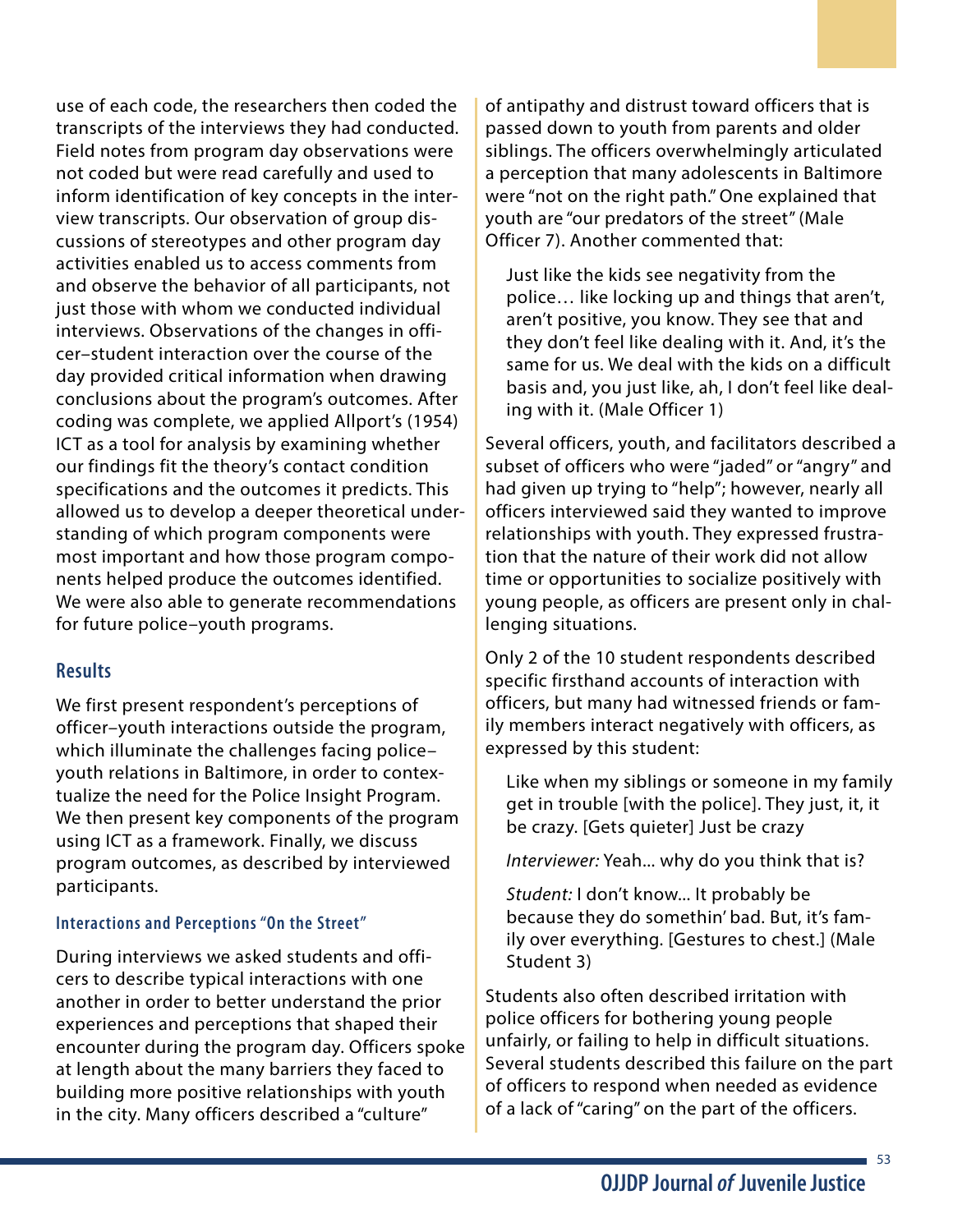use of each code, the researchers then coded the transcripts of the interviews they had conducted. Field notes from program day observations were not coded but were read carefully and used to inform identification of key concepts in the interview transcripts. Our observation of group discussions of stereotypes and other program day activities enabled us to access comments from and observe the behavior of all participants, not just those with whom we conducted individual interviews. Observations of the changes in officer–student interaction over the course of the day provided critical information when drawing conclusions about the program's outcomes. After coding was complete, we applied Allport's (1954) ICT as a tool for analysis by examining whether our findings fit the theory's contact condition specifications and the outcomes it predicts. This allowed us to develop a deeper theoretical understanding of which program components were most important and how those program components helped produce the outcomes identified. We were also able to generate recommendations for future police–youth programs.

## Results

We first present respondent's perceptions of officer–youth interactions outside the program, which illuminate the challenges facing police–youth relations in Baltimore, in order to contextualize the need for the Police Insight Program. We then present key components of the program using ICT as a framework. Finally, we discuss program outcomes, as described by interviewed participants.

### Interactions and Perceptions "On the Street"

During interviews we asked students and officers to describe typical interactions with one another in order to better understand the prior experiences and perceptions that shaped their encounter during the program day. Officers spoke at length about the many barriers they faced to building more positive relationships with youth in the city. Many officers described a "culture" of antipathy and distrust toward officers that is passed down to youth from parents and older siblings. The officers overwhelmingly articulated a perception that many adolescents in Baltimore were "not on the right path." One explained that youth are "our predators of the street" (Male Officer 7). Another commented that:

> Just like the kids see negativity from the police… like locking up and things that aren't, aren't positive, you know. They see that and they don't feel like dealing with it. And, it's the same for us. We deal with the kids on a difficult basis and, you just like, ah, I don't feel like dealing with it. (Male Officer 1)

Several officers, youth, and facilitators described a subset of officers who were "jaded" or "angry" and had given up trying to "help"; however, nearly all officers interviewed said they wanted to improve relationships with youth. They expressed frustration that the nature of their work did not allow time or opportunities to socialize positively with young people, as officers are present only in challenging situations.

Only 2 of the 10 student respondents described specific firsthand accounts of interaction with officers, but many had witnessed friends or family members interact negatively with officers, as expressed by this student:

> Like when my siblings or someone in my family get in trouble [with the police]. They just, it, it be crazy. [Gets quieter] Just be crazy
>
> *Interviewer:* Yeah... why do you think that is?
>
> *Student:* I don't know... It probably be because they do somethin' bad. But, it's family over everything. [Gestures to chest.] (Male Student 3)

Students also often described irritation with police officers for bothering young people unfairly, or failing to help in difficult situations. Several students described this failure on the part of officers to respond when needed as evidence of a lack of "caring" on the part of the officers.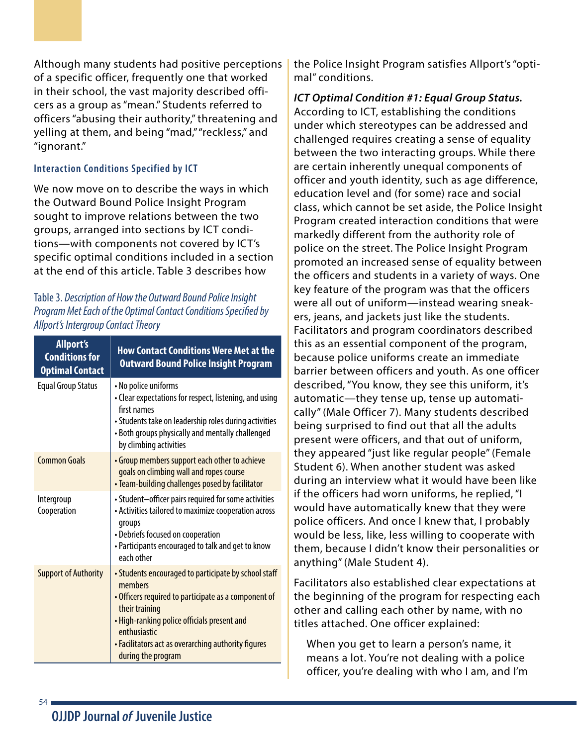Although many students had positive perceptions of a specific officer, frequently one that worked in their school, the vast majority described officers as a group as "mean." Students referred to officers "abusing their authority," threatening and yelling at them, and being "mad," "reckless," and "ignorant."

### Interaction Conditions Specified by ICT

We now move on to describe the ways in which the Outward Bound Police Insight Program sought to improve relations between the two groups, arranged into sections by ICT conditions—with components not covered by ICT's specific optimal conditions included in a section at the end of this article. Table 3 describes how the Police Insight Program satisfies Allport's "optimal" conditions.

Table 3. *Description of How the Outward Bound Police Insight Program Met Each of the Optimal Contact Conditions Specified by Allport's Intergroup Contact Theory*

| Allport's Conditions for Optimal Contact | How Contact Conditions Were Met at the Outward Bound Police Insight Program |
| --- | --- |
| Equal Group Status | • No police uniforms<br>• Clear expectations for respect, listening, and using first names<br>• Students take on leadership roles during activities<br>• Both groups physically and mentally challenged by climbing activities |
| Common Goals | • Group members support each other to achieve goals on climbing wall and ropes course<br>• Team-building challenges posed by facilitator |
| Intergroup Cooperation | • Student–officer pairs required for some activities<br>• Activities tailored to maximize cooperation across groups<br>• Debriefs focused on cooperation<br>• Participants encouraged to talk and get to know each other |
| Support of Authority | • Students encouraged to participate by school staff members<br>• Officers required to participate as a component of their training<br>• High-ranking police officials present and enthusiastic<br>• Facilitators act as overarching authority figures during the program |

***ICT Optimal Condition #1: Equal Group Status.*** According to ICT, establishing the conditions under which stereotypes can be addressed and challenged requires creating a sense of equality between the two interacting groups. While there are certain inherently unequal components of officer and youth identity, such as age difference, education level and (for some) race and social class, which cannot be set aside, the Police Insight Program created interaction conditions that were markedly different from the authority role of police on the street. The Police Insight Program promoted an increased sense of equality between the officers and students in a variety of ways. One key feature of the program was that the officers were all out of uniform—instead wearing sneakers, jeans, and jackets just like the students. Facilitators and program coordinators described this as an essential component of the program, because police uniforms create an immediate barrier between officers and youth. As one officer described, "You know, they see this uniform, it's automatic—they tense up, tense up automatically" (Male Officer 7). Many students described being surprised to find out that all the adults present were officers, and that out of uniform, they appeared "just like regular people" (Female Student 6). When another student was asked during an interview what it would have been like if the officers had worn uniforms, he replied, "I would have automatically knew that they were police officers. And once I knew that, I probably would be less, like, less willing to cooperate with them, because I didn't know their personalities or anything" (Male Student 4).

Facilitators also established clear expectations at the beginning of the program for respecting each other and calling each other by name, with no titles attached. One officer explained:

> When you get to learn a person's name, it means a lot. You're not dealing with a police officer, you're dealing with who I am, and I'm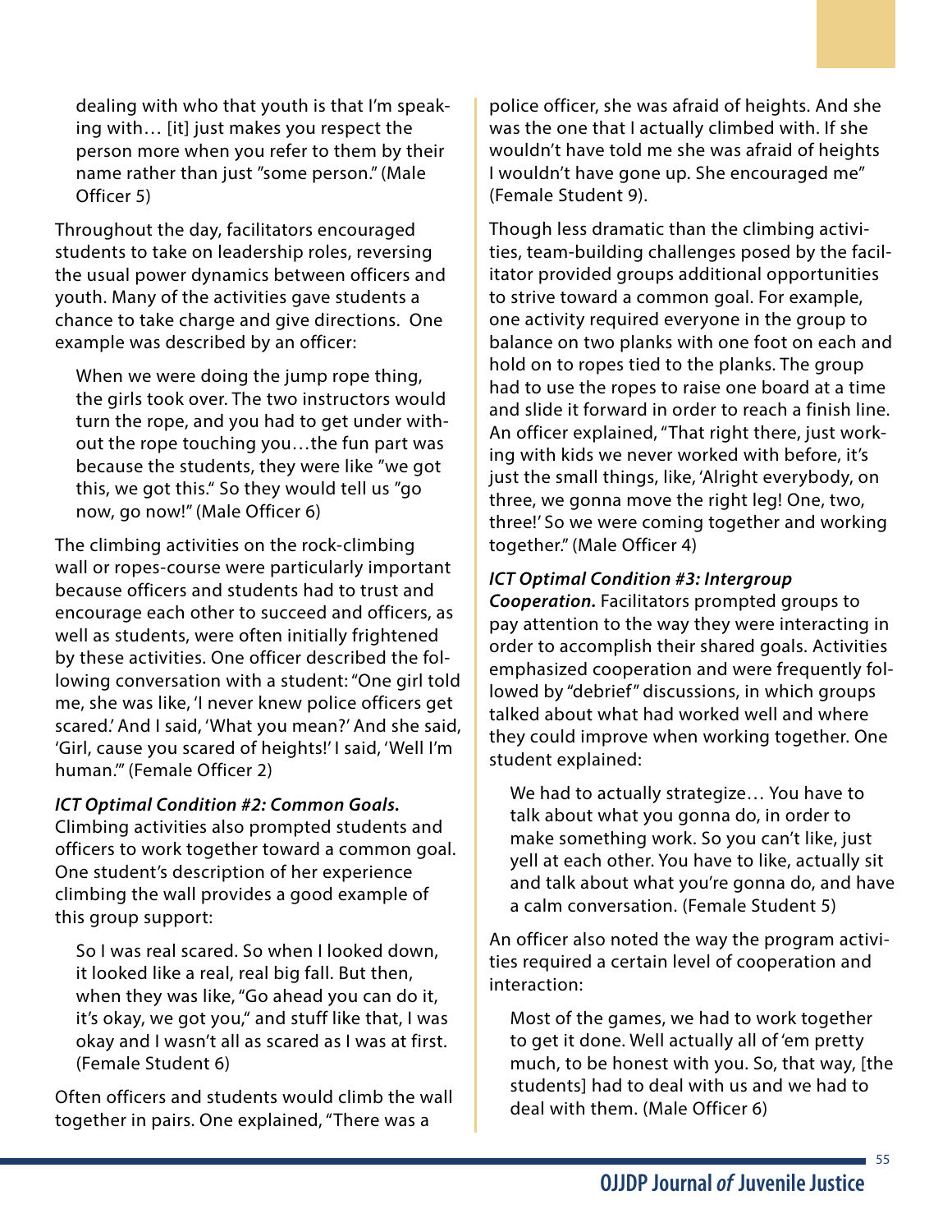dealing with who that youth is that I'm speaking with… [it] just makes you respect the person more when you refer to them by their name rather than just "some person." (Male Officer 5)

Throughout the day, facilitators encouraged students to take on leadership roles, reversing the usual power dynamics between officers and youth. Many of the activities gave students a chance to take charge and give directions. One example was described by an officer:

> When we were doing the jump rope thing, the girls took over. The two instructors would turn the rope, and you had to get under without the rope touching you…the fun part was because the students, they were like "we got this, we got this." So they would tell us "go now, go now!" (Male Officer 6)

The climbing activities on the rock-climbing wall or ropes-course were particularly important because officers and students had to trust and encourage each other to succeed and officers, as well as students, were often initially frightened by these activities. One officer described the following conversation with a student: "One girl told me, she was like, 'I never knew police officers get scared.' And I said, 'What you mean?' And she said, 'Girl, cause you scared of heights!' I said, 'Well I'm human.'" (Female Officer 2)

***ICT Optimal Condition #2: Common Goals.*** Climbing activities also prompted students and officers to work together toward a common goal. One student's description of her experience climbing the wall provides a good example of this group support:

> So I was real scared. So when I looked down, it looked like a real, real big fall. But then, when they was like, "Go ahead you can do it, it's okay, we got you," and stuff like that, I was okay and I wasn't all as scared as I was at first. (Female Student 6)

Often officers and students would climb the wall together in pairs. One explained, "There was a police officer, she was afraid of heights. And she was the one that I actually climbed with. If she wouldn't have told me she was afraid of heights I wouldn't have gone up. She encouraged me" (Female Student 9).

Though less dramatic than the climbing activities, team-building challenges posed by the facilitator provided groups additional opportunities to strive toward a common goal. For example, one activity required everyone in the group to balance on two planks with one foot on each and hold on to ropes tied to the planks. The group had to use the ropes to raise one board at a time and slide it forward in order to reach a finish line. An officer explained, "That right there, just working with kids we never worked with before, it's just the small things, like, 'Alright everybody, on three, we gonna move the right leg! One, two, three!' So we were coming together and working together." (Male Officer 4)

***ICT Optimal Condition #3: Intergroup Cooperation.*** Facilitators prompted groups to pay attention to the way they were interacting in order to accomplish their shared goals. Activities emphasized cooperation and were frequently followed by "debrief" discussions, in which groups talked about what had worked well and where they could improve when working together. One student explained:

> We had to actually strategize… You have to talk about what you gonna do, in order to make something work. So you can't like, just yell at each other. You have to like, actually sit and talk about what you're gonna do, and have a calm conversation. (Female Student 5)

An officer also noted the way the program activities required a certain level of cooperation and interaction:

> Most of the games, we had to work together to get it done. Well actually all of 'em pretty much, to be honest with you. So, that way, [the students] had to deal with us and we had to deal with them. (Male Officer 6)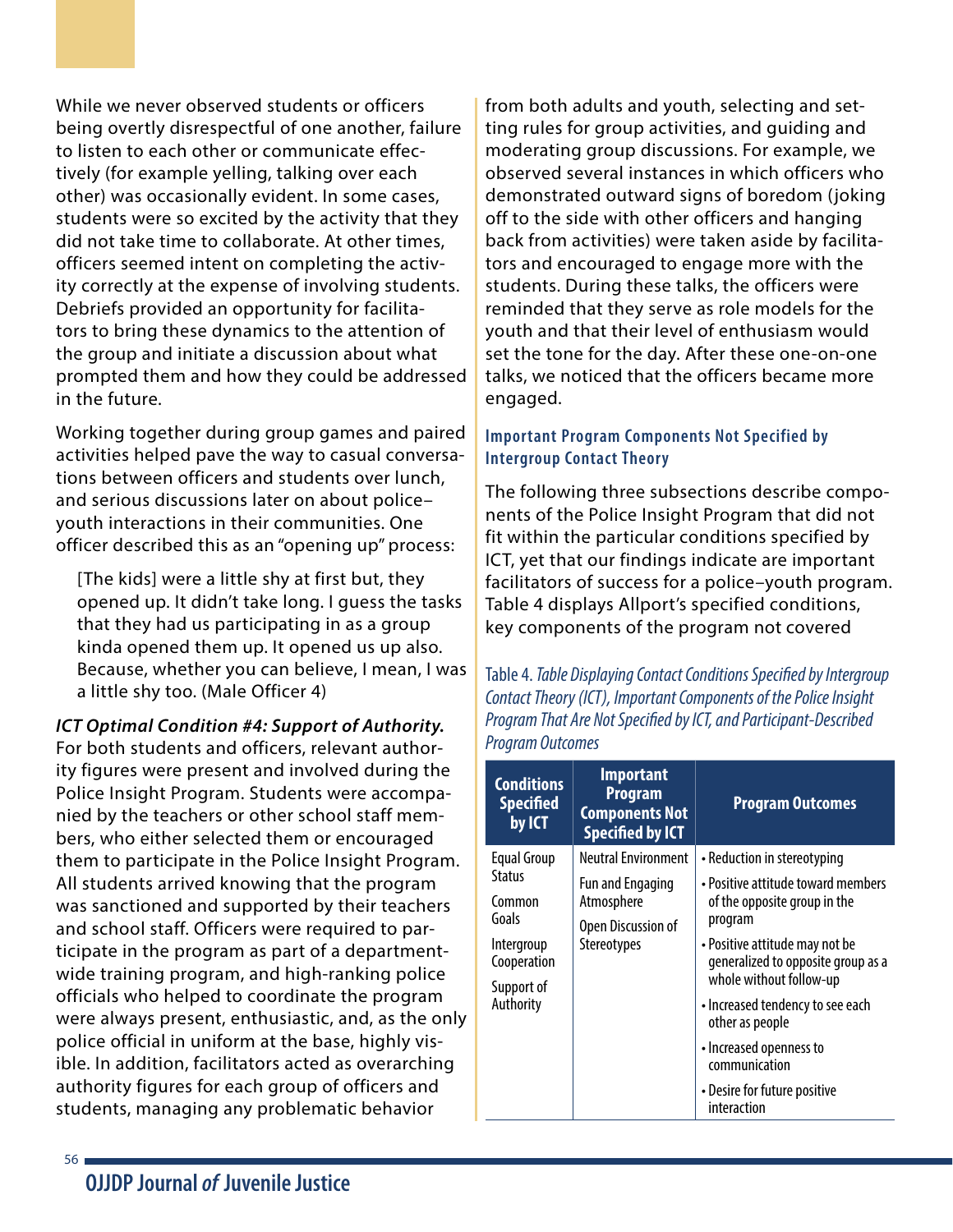While we never observed students or officers being overtly disrespectful of one another, failure to listen to each other or communicate effectively (for example yelling, talking over each other) was occasionally evident. In some cases, students were so excited by the activity that they did not take time to collaborate. At other times, officers seemed intent on completing the activity correctly at the expense of involving students. Debriefs provided an opportunity for facilitators to bring these dynamics to the attention of the group and initiate a discussion about what prompted them and how they could be addressed in the future.

Working together during group games and paired activities helped pave the way to casual conversations between officers and students over lunch, and serious discussions later on about police–youth interactions in their communities. One officer described this as an "opening up" process:

> [The kids] were a little shy at first but, they opened up. It didn't take long. I guess the tasks that they had us participating in as a group kinda opened them up. It opened us up also. Because, whether you can believe, I mean, I was a little shy too. (Male Officer 4)

***ICT Optimal Condition #4: Support of Authority.*** For both students and officers, relevant authority figures were present and involved during the Police Insight Program. Students were accompanied by the teachers or other school staff members, who either selected them or encouraged them to participate in the Police Insight Program. All students arrived knowing that the program was sanctioned and supported by their teachers and school staff. Officers were required to participate in the program as part of a department-wide training program, and high-ranking police officials who helped to coordinate the program were always present, enthusiastic, and, as the only police official in uniform at the base, highly visible. In addition, facilitators acted as overarching authority figures for each group of officers and students, managing any problematic behavior from both adults and youth, selecting and setting rules for group activities, and guiding and moderating group discussions. For example, we observed several instances in which officers who demonstrated outward signs of boredom (joking off to the side with other officers and hanging back from activities) were taken aside by facilitators and encouraged to engage more with the students. During these talks, the officers were reminded that they serve as role models for the youth and that their level of enthusiasm would set the tone for the day. After these one-on-one talks, we noticed that the officers became more engaged.

### Important Program Components Not Specified by Intergroup Contact Theory

The following three subsections describe components of the Police Insight Program that did not fit within the particular conditions specified by ICT, yet that our findings indicate are important facilitators of success for a police–youth program. Table 4 displays Allport's specified conditions, key components of the program not covered

Table 4. *Table Displaying Contact Conditions Specified by Intergroup Contact Theory (ICT), Important Components of the Police Insight Program That Are Not Specified by ICT, and Participant-Described Program Outcomes*

| Conditions Specified by ICT | Important Program Components Not Specified by ICT | Program Outcomes |
|---|---|---|
| Equal Group Status | Neutral Environment | • Reduction in stereotyping |
| Common Goals | Fun and Engaging Atmosphere | • Positive attitude toward members of the opposite group in the program |
| Intergroup Cooperation | Open Discussion of Stereotypes | • Positive attitude may not be generalized to opposite group as a whole without follow-up |
| Support of Authority | | • Increased tendency to see each other as people |
| | | • Increased openness to communication |
| | | • Desire for future positive interaction |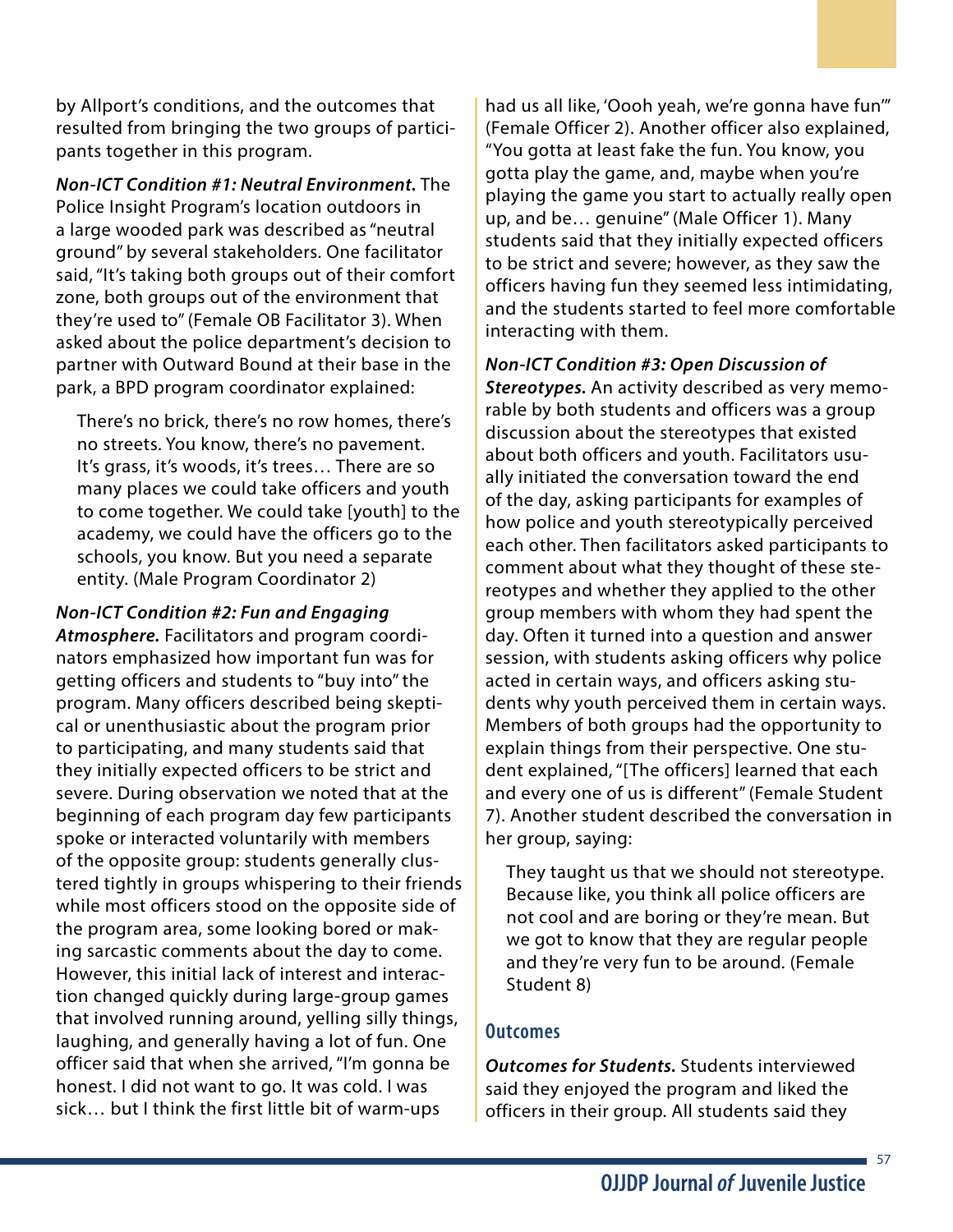by Allport's conditions, and the outcomes that resulted from bringing the two groups of participants together in this program.

***Non-ICT Condition #1: Neutral Environment.*** The Police Insight Program's location outdoors in a large wooded park was described as "neutral ground" by several stakeholders. One facilitator said, "It's taking both groups out of their comfort zone, both groups out of the environment that they're used to" (Female OB Facilitator 3). When asked about the police department's decision to partner with Outward Bound at their base in the park, a BPD program coordinator explained:

> There's no brick, there's no row homes, there's no streets. You know, there's no pavement. It's grass, it's woods, it's trees… There are so many places we could take officers and youth to come together. We could take [youth] to the academy, we could have the officers go to the schools, you know. But you need a separate entity. (Male Program Coordinator 2)

***Non-ICT Condition #2: Fun and Engaging Atmosphere.*** Facilitators and program coordinators emphasized how important fun was for getting officers and students to "buy into" the program. Many officers described being skeptical or unenthusiastic about the program prior to participating, and many students said that they initially expected officers to be strict and severe. During observation we noted that at the beginning of each program day few participants spoke or interacted voluntarily with members of the opposite group: students generally clustered tightly in groups whispering to their friends while most officers stood on the opposite side of the program area, some looking bored or making sarcastic comments about the day to come. However, this initial lack of interest and interaction changed quickly during large-group games that involved running around, yelling silly things, laughing, and generally having a lot of fun. One officer said that when she arrived, "I'm gonna be honest. I did not want to go. It was cold. I was sick… but I think the first little bit of warm-ups had us all like, 'Oooh yeah, we're gonna have fun'" (Female Officer 2). Another officer also explained, "You gotta at least fake the fun. You know, you gotta play the game, and, maybe when you're playing the game you start to actually really open up, and be… genuine" (Male Officer 1). Many students said that they initially expected officers to be strict and severe; however, as they saw the officers having fun they seemed less intimidating, and the students started to feel more comfortable interacting with them.

***Non-ICT Condition #3: Open Discussion of Stereotypes.*** An activity described as very memorable by both students and officers was a group discussion about the stereotypes that existed about both officers and youth. Facilitators usually initiated the conversation toward the end of the day, asking participants for examples of how police and youth stereotypically perceived each other. Then facilitators asked participants to comment about what they thought of these stereotypes and whether they applied to the other group members with whom they had spent the day. Often it turned into a question and answer session, with students asking officers why police acted in certain ways, and officers asking students why youth perceived them in certain ways. Members of both groups had the opportunity to explain things from their perspective. One student explained, "[The officers] learned that each and every one of us is different" (Female Student 7). Another student described the conversation in her group, saying:

> They taught us that we should not stereotype. Because like, you think all police officers are not cool and are boring or they're mean. But we got to know that they are regular people and they're very fun to be around. (Female Student 8)

## Outcomes

***Outcomes for Students.*** Students interviewed said they enjoyed the program and liked the officers in their group. All students said they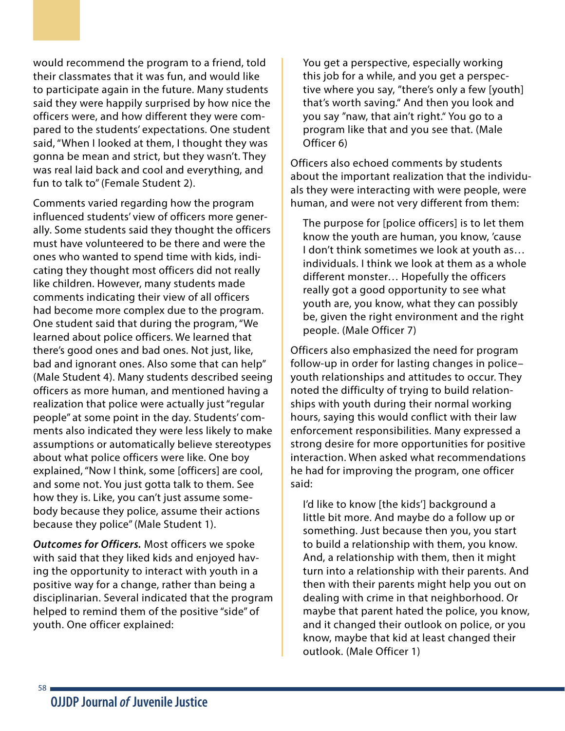would recommend the program to a friend, told their classmates that it was fun, and would like to participate again in the future. Many students said they were happily surprised by how nice the officers were, and how different they were compared to the students' expectations. One student said, "When I looked at them, I thought they was gonna be mean and strict, but they wasn't. They was real laid back and cool and everything, and fun to talk to" (Female Student 2).

Comments varied regarding how the program influenced students' view of officers more generally. Some students said they thought the officers must have volunteered to be there and were the ones who wanted to spend time with kids, indicating they thought most officers did not really like children. However, many students made comments indicating their view of all officers had become more complex due to the program. One student said that during the program, "We learned about police officers. We learned that there's good ones and bad ones. Not just, like, bad and ignorant ones. Also some that can help" (Male Student 4). Many students described seeing officers as more human, and mentioned having a realization that police were actually just "regular people" at some point in the day. Students' comments also indicated they were less likely to make assumptions or automatically believe stereotypes about what police officers were like. One boy explained, "Now I think, some [officers] are cool, and some not. You just gotta talk to them. See how they is. Like, you can't just assume somebody because they police, assume their actions because they police" (Male Student 1).

***Outcomes for Officers.*** Most officers we spoke with said that they liked kids and enjoyed having the opportunity to interact with youth in a positive way for a change, rather than being a disciplinarian. Several indicated that the program helped to remind them of the positive "side" of youth. One officer explained:

> You get a perspective, especially working this job for a while, and you get a perspective where you say, "there's only a few [youth] that's worth saving." And then you look and you say "naw, that ain't right." You go to a program like that and you see that. (Male Officer 6)

Officers also echoed comments by students about the important realization that the individuals they were interacting with were people, were human, and were not very different from them:

> The purpose for [police officers] is to let them know the youth are human, you know, 'cause I don't think sometimes we look at youth as… individuals. I think we look at them as a whole different monster… Hopefully the officers really got a good opportunity to see what youth are, you know, what they can possibly be, given the right environment and the right people. (Male Officer 7)

Officers also emphasized the need for program follow-up in order for lasting changes in police–youth relationships and attitudes to occur. They noted the difficulty of trying to build relationships with youth during their normal working hours, saying this would conflict with their law enforcement responsibilities. Many expressed a strong desire for more opportunities for positive interaction. When asked what recommendations he had for improving the program, one officer said:

> I'd like to know [the kids'] background a little bit more. And maybe do a follow up or something. Just because then you, you start to build a relationship with them, you know. And, a relationship with them, then it might turn into a relationship with their parents. And then with their parents might help you out on dealing with crime in that neighborhood. Or maybe that parent hated the police, you know, and it changed their outlook on police, or you know, maybe that kid at least changed their outlook. (Male Officer 1)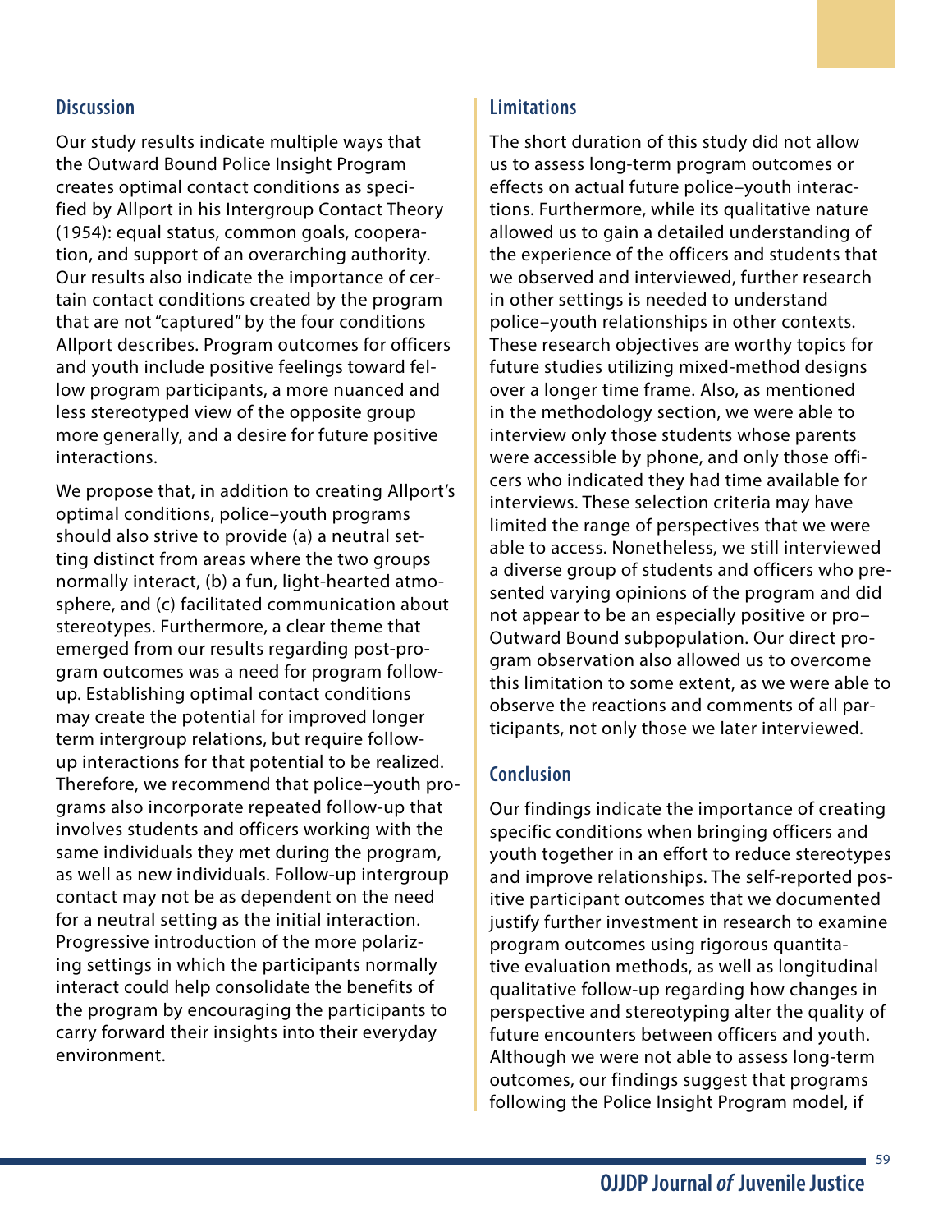## Discussion

Our study results indicate multiple ways that the Outward Bound Police Insight Program creates optimal contact conditions as specified by Allport in his Intergroup Contact Theory (1954): equal status, common goals, cooperation, and support of an overarching authority. Our results also indicate the importance of certain contact conditions created by the program that are not "captured" by the four conditions Allport describes. Program outcomes for officers and youth include positive feelings toward fellow program participants, a more nuanced and less stereotyped view of the opposite group more generally, and a desire for future positive interactions.

We propose that, in addition to creating Allport's optimal conditions, police–youth programs should also strive to provide (a) a neutral setting distinct from areas where the two groups normally interact, (b) a fun, light-hearted atmosphere, and (c) facilitated communication about stereotypes. Furthermore, a clear theme that emerged from our results regarding post-program outcomes was a need for program follow-up. Establishing optimal contact conditions may create the potential for improved longer term intergroup relations, but require follow-up interactions for that potential to be realized. Therefore, we recommend that police–youth programs also incorporate repeated follow-up that involves students and officers working with the same individuals they met during the program, as well as new individuals. Follow-up intergroup contact may not be as dependent on the need for a neutral setting as the initial interaction. Progressive introduction of the more polarizing settings in which the participants normally interact could help consolidate the benefits of the program by encouraging the participants to carry forward their insights into their everyday environment.

## Limitations

The short duration of this study did not allow us to assess long-term program outcomes or effects on actual future police–youth interactions. Furthermore, while its qualitative nature allowed us to gain a detailed understanding of the experience of the officers and students that we observed and interviewed, further research in other settings is needed to understand police–youth relationships in other contexts. These research objectives are worthy topics for future studies utilizing mixed-method designs over a longer time frame. Also, as mentioned in the methodology section, we were able to interview only those students whose parents were accessible by phone, and only those officers who indicated they had time available for interviews. These selection criteria may have limited the range of perspectives that we were able to access. Nonetheless, we still interviewed a diverse group of students and officers who presented varying opinions of the program and did not appear to be an especially positive or pro–Outward Bound subpopulation. Our direct program observation also allowed us to overcome this limitation to some extent, as we were able to observe the reactions and comments of all participants, not only those we later interviewed.

## Conclusion

Our findings indicate the importance of creating specific conditions when bringing officers and youth together in an effort to reduce stereotypes and improve relationships. The self-reported positive participant outcomes that we documented justify further investment in research to examine program outcomes using rigorous quantitative evaluation methods, as well as longitudinal qualitative follow-up regarding how changes in perspective and stereotyping alter the quality of future encounters between officers and youth. Although we were not able to assess long-term outcomes, our findings suggest that programs following the Police Insight Program model, if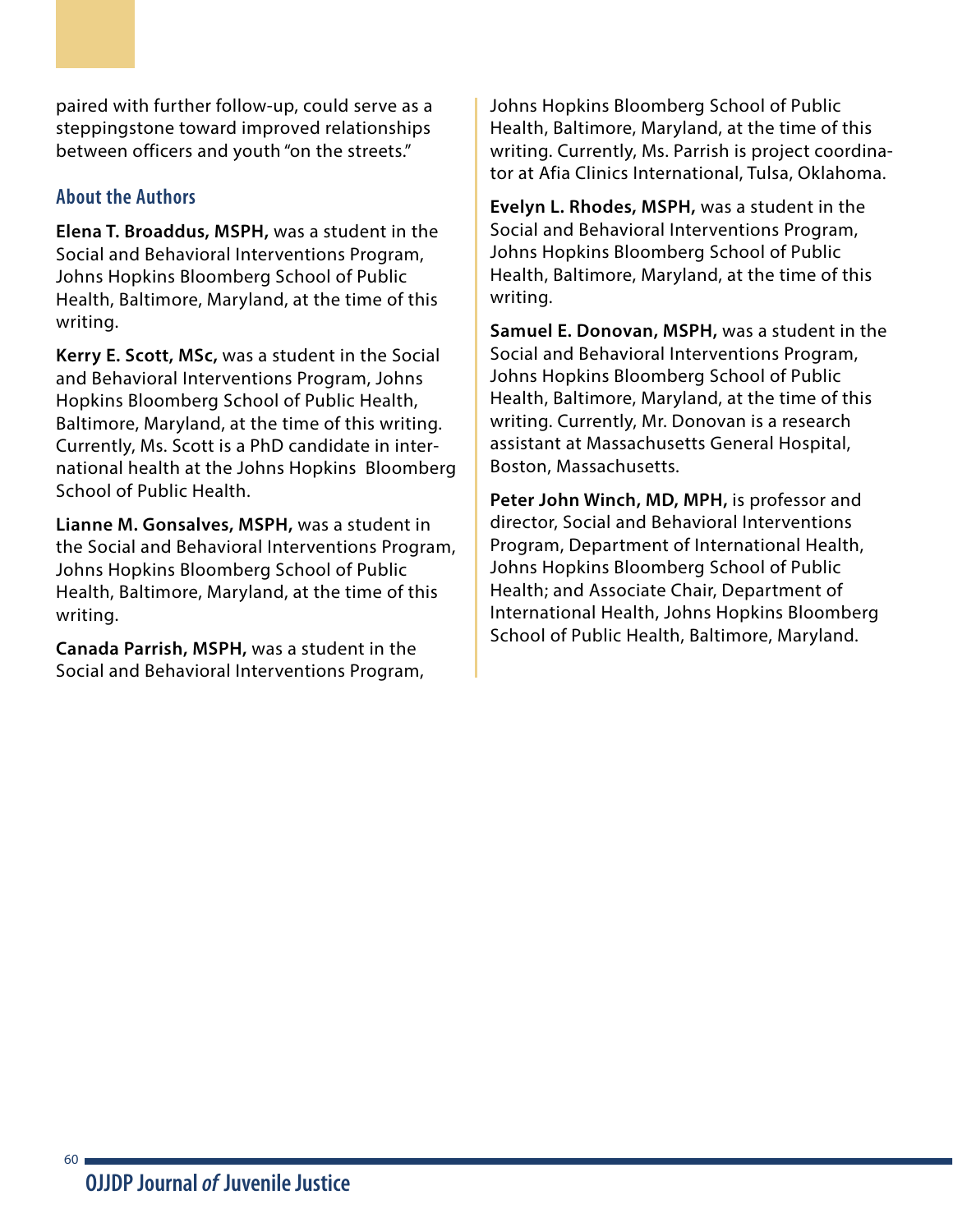paired with further follow-up, could serve as a steppingstone toward improved relationships between officers and youth "on the streets."

## About the Authors

**Elena T. Broaddus, MSPH,** was a student in the Social and Behavioral Interventions Program, Johns Hopkins Bloomberg School of Public Health, Baltimore, Maryland, at the time of this writing.

**Kerry E. Scott, MSc,** was a student in the Social and Behavioral Interventions Program, Johns Hopkins Bloomberg School of Public Health, Baltimore, Maryland, at the time of this writing. Currently, Ms. Scott is a PhD candidate in international health at the Johns Hopkins Bloomberg School of Public Health.

**Lianne M. Gonsalves, MSPH,** was a student in the Social and Behavioral Interventions Program, Johns Hopkins Bloomberg School of Public Health, Baltimore, Maryland, at the time of this writing.

**Canada Parrish, MSPH,** was a student in the Social and Behavioral Interventions Program, Johns Hopkins Bloomberg School of Public Health, Baltimore, Maryland, at the time of this writing. Currently, Ms. Parrish is project coordinator at Afia Clinics International, Tulsa, Oklahoma.

**Evelyn L. Rhodes, MSPH,** was a student in the Social and Behavioral Interventions Program, Johns Hopkins Bloomberg School of Public Health, Baltimore, Maryland, at the time of this writing.

**Samuel E. Donovan, MSPH,** was a student in the Social and Behavioral Interventions Program, Johns Hopkins Bloomberg School of Public Health, Baltimore, Maryland, at the time of this writing. Currently, Mr. Donovan is a research assistant at Massachusetts General Hospital, Boston, Massachusetts.

**Peter John Winch, MD, MPH,** is professor and director, Social and Behavioral Interventions Program, Department of International Health, Johns Hopkins Bloomberg School of Public Health; and Associate Chair, Department of International Health, Johns Hopkins Bloomberg School of Public Health, Baltimore, Maryland.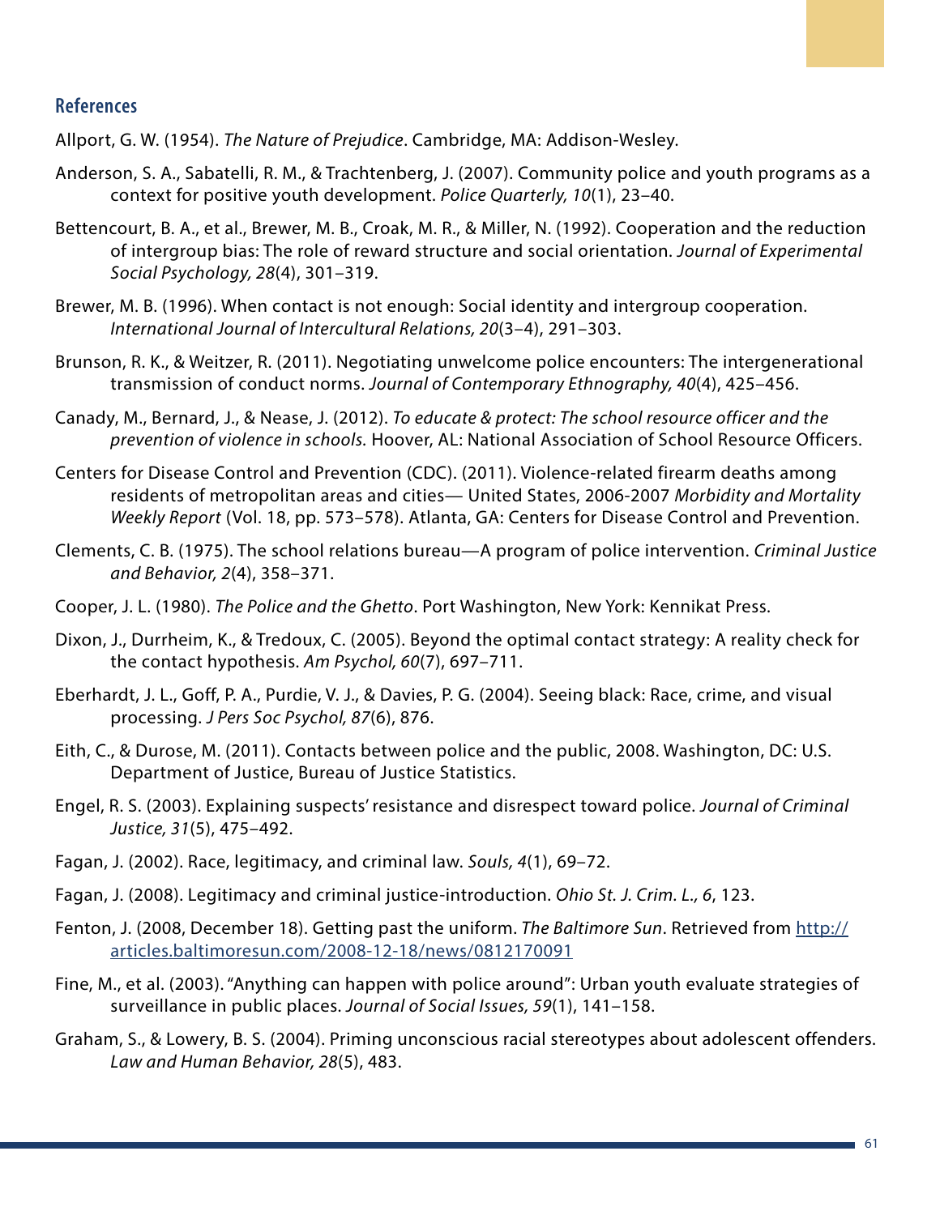## References

Allport, G. W. (1954). *The Nature of Prejudice*. Cambridge, MA: Addison-Wesley.

Anderson, S. A., Sabatelli, R. M., & Trachtenberg, J. (2007). Community police and youth programs as a context for positive youth development. *Police Quarterly, 10*(1), 23–40.

Bettencourt, B. A., et al., Brewer, M. B., Croak, M. R., & Miller, N. (1992). Cooperation and the reduction of intergroup bias: The role of reward structure and social orientation. *Journal of Experimental Social Psychology, 28*(4), 301–319.

Brewer, M. B. (1996). When contact is not enough: Social identity and intergroup cooperation. *International Journal of Intercultural Relations, 20*(3–4), 291–303.

Brunson, R. K., & Weitzer, R. (2011). Negotiating unwelcome police encounters: The intergenerational transmission of conduct norms. *Journal of Contemporary Ethnography, 40*(4), 425–456.

Canady, M., Bernard, J., & Nease, J. (2012). *To educate & protect: The school resource officer and the prevention of violence in schools.* Hoover, AL: National Association of School Resource Officers.

Centers for Disease Control and Prevention (CDC). (2011). Violence-related firearm deaths among residents of metropolitan areas and cities— United States, 2006-2007 *Morbidity and Mortality Weekly Report* (Vol. 18, pp. 573–578). Atlanta, GA: Centers for Disease Control and Prevention.

Clements, C. B. (1975). The school relations bureau—A program of police intervention. *Criminal Justice and Behavior, 2*(4), 358–371.

Cooper, J. L. (1980). *The Police and the Ghetto*. Port Washington, New York: Kennikat Press.

Dixon, J., Durrheim, K., & Tredoux, C. (2005). Beyond the optimal contact strategy: A reality check for the contact hypothesis. *Am Psychol, 60*(7), 697–711.

Eberhardt, J. L., Goff, P. A., Purdie, V. J., & Davies, P. G. (2004). Seeing black: Race, crime, and visual processing. *J Pers Soc Psychol, 87*(6), 876.

Eith, C., & Durose, M. (2011). Contacts between police and the public, 2008. Washington, DC: U.S. Department of Justice, Bureau of Justice Statistics.

Engel, R. S. (2003). Explaining suspects' resistance and disrespect toward police. *Journal of Criminal Justice, 31*(5), 475–492.

Fagan, J. (2002). Race, legitimacy, and criminal law. *Souls, 4*(1), 69–72.

Fagan, J. (2008). Legitimacy and criminal justice-introduction. *Ohio St. J. Crim. L., 6*, 123.

Fenton, J. (2008, December 18). Getting past the uniform. *The Baltimore Sun*. Retrieved from http://articles.baltimoresun.com/2008-12-18/news/0812170091

Fine, M., et al. (2003). "Anything can happen with police around": Urban youth evaluate strategies of surveillance in public places. *Journal of Social Issues, 59*(1), 141–158.

Graham, S., & Lowery, B. S. (2004). Priming unconscious racial stereotypes about adolescent offenders. *Law and Human Behavior, 28*(5), 483.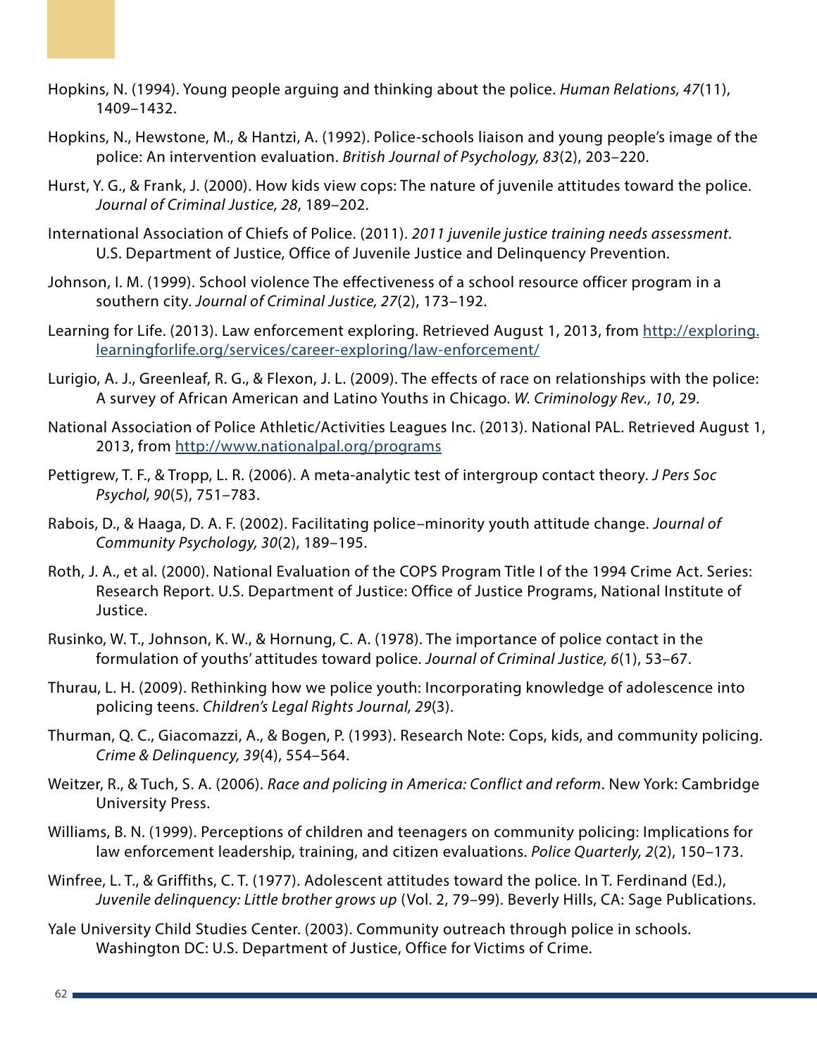Hopkins, N. (1994). Young people arguing and thinking about the police. *Human Relations, 47*(11), 1409–1432.

Hopkins, N., Hewstone, M., & Hantzi, A. (1992). Police-schools liaison and young people's image of the police: An intervention evaluation. *British Journal of Psychology, 83*(2), 203–220.

Hurst, Y. G., & Frank, J. (2000). How kids view cops: The nature of juvenile attitudes toward the police. *Journal of Criminal Justice, 28*, 189–202.

International Association of Chiefs of Police. (2011). *2011 juvenile justice training needs assessment*. U.S. Department of Justice, Office of Juvenile Justice and Delinquency Prevention.

Johnson, I. M. (1999). School violence The effectiveness of a school resource officer program in a southern city. *Journal of Criminal Justice, 27*(2), 173–192.

Learning for Life. (2013). Law enforcement exploring. Retrieved August 1, 2013, from http://exploring.learningforlife.org/services/career-exploring/law-enforcement/

Lurigio, A. J., Greenleaf, R. G., & Flexon, J. L. (2009). The effects of race on relationships with the police: A survey of African American and Latino Youths in Chicago. *W. Criminology Rev., 10*, 29.

National Association of Police Athletic/Activities Leagues Inc. (2013). National PAL. Retrieved August 1, 2013, from http://www.nationalpal.org/programs

Pettigrew, T. F., & Tropp, L. R. (2006). A meta-analytic test of intergroup contact theory. *J Pers Soc Psychol, 90*(5), 751–783.

Rabois, D., & Haaga, D. A. F. (2002). Facilitating police–minority youth attitude change. *Journal of Community Psychology, 30*(2), 189–195.

Roth, J. A., et al. (2000). National Evaluation of the COPS Program Title I of the 1994 Crime Act. Series: Research Report. U.S. Department of Justice: Office of Justice Programs, National Institute of Justice.

Rusinko, W. T., Johnson, K. W., & Hornung, C. A. (1978). The importance of police contact in the formulation of youths' attitudes toward police. *Journal of Criminal Justice, 6*(1), 53–67.

Thurau, L. H. (2009). Rethinking how we police youth: Incorporating knowledge of adolescence into policing teens. *Children's Legal Rights Journal, 29*(3).

Thurman, Q. C., Giacomazzi, A., & Bogen, P. (1993). Research Note: Cops, kids, and community policing. *Crime & Delinquency, 39*(4), 554–564.

Weitzer, R., & Tuch, S. A. (2006). *Race and policing in America: Conflict and reform*. New York: Cambridge University Press.

Williams, B. N. (1999). Perceptions of children and teenagers on community policing: Implications for law enforcement leadership, training, and citizen evaluations. *Police Quarterly, 2*(2), 150–173.

Winfree, L. T., & Griffiths, C. T. (1977). Adolescent attitudes toward the police. In T. Ferdinand (Ed.), *Juvenile delinquency: Little brother grows up* (Vol. 2, 79–99). Beverly Hills, CA: Sage Publications.

Yale University Child Studies Center. (2003). Community outreach through police in schools. Washington DC: U.S. Department of Justice, Office for Victims of Crime.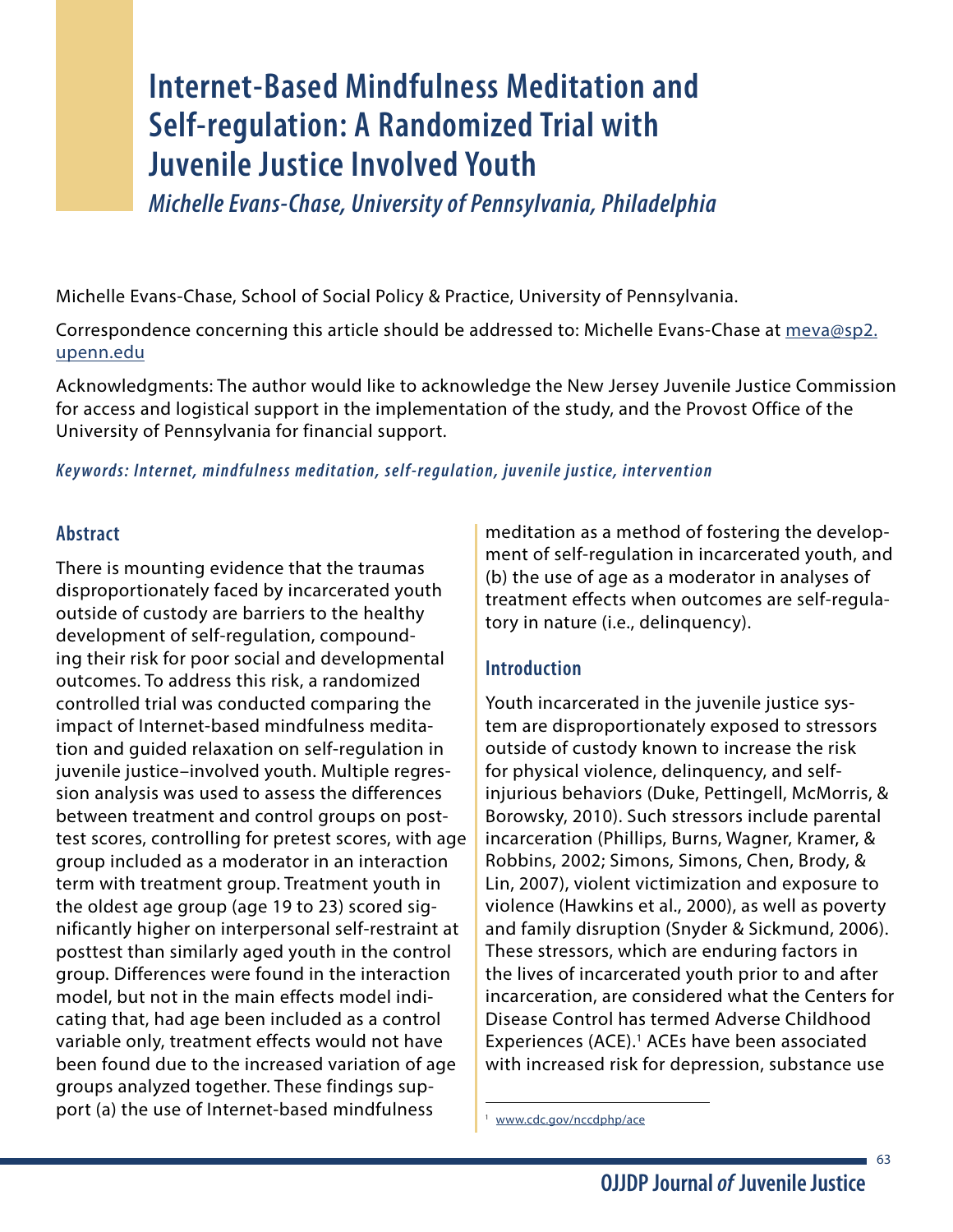# Internet-Based Mindfulness Meditation and Self-regulation: A Randomized Trial with Juvenile Justice Involved Youth

*Michelle Evans-Chase, University of Pennsylvania, Philadelphia*

Michelle Evans-Chase, School of Social Policy & Practice, University of Pennsylvania.

Correspondence concerning this article should be addressed to: Michelle Evans-Chase at meva@sp2.upenn.edu

Acknowledgments: The author would like to acknowledge the New Jersey Juvenile Justice Commission for access and logistical support in the implementation of the study, and the Provost Office of the University of Pennsylvania for financial support.

***Keywords: Internet, mindfulness meditation, self-regulation, juvenile justice, intervention***

## Abstract

There is mounting evidence that the traumas disproportionately faced by incarcerated youth outside of custody are barriers to the healthy development of self-regulation, compounding their risk for poor social and developmental outcomes. To address this risk, a randomized controlled trial was conducted comparing the impact of Internet-based mindfulness meditation and guided relaxation on self-regulation in juvenile justice–involved youth. Multiple regression analysis was used to assess the differences between treatment and control groups on posttest scores, controlling for pretest scores, with age group included as a moderator in an interaction term with treatment group. Treatment youth in the oldest age group (age 19 to 23) scored significantly higher on interpersonal self-restraint at posttest than similarly aged youth in the control group. Differences were found in the interaction model, but not in the main effects model indicating that, had age been included as a control variable only, treatment effects would not have been found due to the increased variation of age groups analyzed together. These findings support (a) the use of Internet-based mindfulness meditation as a method of fostering the development of self-regulation in incarcerated youth, and (b) the use of age as a moderator in analyses of treatment effects when outcomes are self-regulatory in nature (i.e., delinquency).

## Introduction

Youth incarcerated in the juvenile justice system are disproportionately exposed to stressors outside of custody known to increase the risk for physical violence, delinquency, and self-injurious behaviors (Duke, Pettingell, McMorris, & Borowsky, 2010). Such stressors include parental incarceration (Phillips, Burns, Wagner, Kramer, & Robbins, 2002; Simons, Simons, Chen, Brody, & Lin, 2007), violent victimization and exposure to violence (Hawkins et al., 2000), as well as poverty and family disruption (Snyder & Sickmund, 2006). These stressors, which are enduring factors in the lives of incarcerated youth prior to and after incarceration, are considered what the Centers for Disease Control has termed Adverse Childhood Experiences (ACE).[1] ACEs have been associated with increased risk for depression, substance use

[1] www.cdc.gov/nccdphp/ace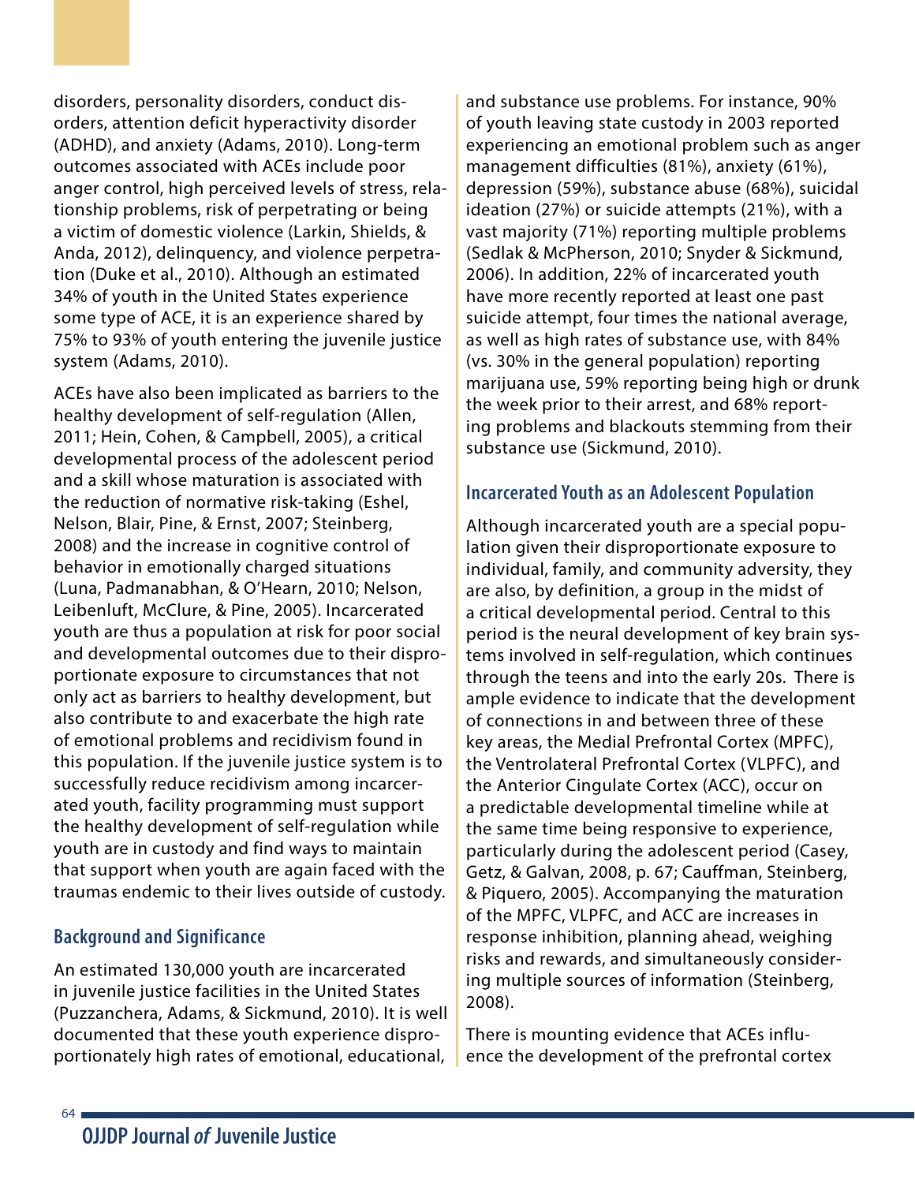disorders, personality disorders, conduct disorders, attention deficit hyperactivity disorder (ADHD), and anxiety (Adams, 2010). Long-term outcomes associated with ACEs include poor anger control, high perceived levels of stress, relationship problems, risk of perpetrating or being a victim of domestic violence (Larkin, Shields, & Anda, 2012), delinquency, and violence perpetration (Duke et al., 2010). Although an estimated 34% of youth in the United States experience some type of ACE, it is an experience shared by 75% to 93% of youth entering the juvenile justice system (Adams, 2010).

ACEs have also been implicated as barriers to the healthy development of self-regulation (Allen, 2011; Hein, Cohen, & Campbell, 2005), a critical developmental process of the adolescent period and a skill whose maturation is associated with the reduction of normative risk-taking (Eshel, Nelson, Blair, Pine, & Ernst, 2007; Steinberg, 2008) and the increase in cognitive control of behavior in emotionally charged situations (Luna, Padmanabhan, & O'Hearn, 2010; Nelson, Leibenluft, McClure, & Pine, 2005). Incarcerated youth are thus a population at risk for poor social and developmental outcomes due to their disproportionate exposure to circumstances that not only act as barriers to healthy development, but also contribute to and exacerbate the high rate of emotional problems and recidivism found in this population. If the juvenile justice system is to successfully reduce recidivism among incarcerated youth, facility programming must support the healthy development of self-regulation while youth are in custody and find ways to maintain that support when youth are again faced with the traumas endemic to their lives outside of custody.

## Background and Significance

An estimated 130,000 youth are incarcerated in juvenile justice facilities in the United States (Puzzanchera, Adams, & Sickmund, 2010). It is well documented that these youth experience disproportionately high rates of emotional, educational, and substance use problems. For instance, 90% of youth leaving state custody in 2003 reported experiencing an emotional problem such as anger management difficulties (81%), anxiety (61%), depression (59%), substance abuse (68%), suicidal ideation (27%) or suicide attempts (21%), with a vast majority (71%) reporting multiple problems (Sedlak & McPherson, 2010; Snyder & Sickmund, 2006). In addition, 22% of incarcerated youth have more recently reported at least one past suicide attempt, four times the national average, as well as high rates of substance use, with 84% (vs. 30% in the general population) reporting marijuana use, 59% reporting being high or drunk the week prior to their arrest, and 68% reporting problems and blackouts stemming from their substance use (Sickmund, 2010).

## Incarcerated Youth as an Adolescent Population

Although incarcerated youth are a special population given their disproportionate exposure to individual, family, and community adversity, they are also, by definition, a group in the midst of a critical developmental period. Central to this period is the neural development of key brain systems involved in self-regulation, which continues through the teens and into the early 20s. There is ample evidence to indicate that the development of connections in and between three of these key areas, the Medial Prefrontal Cortex (MPFC), the Ventrolateral Prefrontal Cortex (VLPFC), and the Anterior Cingulate Cortex (ACC), occur on a predictable developmental timeline while at the same time being responsive to experience, particularly during the adolescent period (Casey, Getz, & Galvan, 2008, p. 67; Cauffman, Steinberg, & Piquero, 2005). Accompanying the maturation of the MPFC, VLPFC, and ACC are increases in response inhibition, planning ahead, weighing risks and rewards, and simultaneously considering multiple sources of information (Steinberg, 2008).

There is mounting evidence that ACEs influence the development of the prefrontal cortex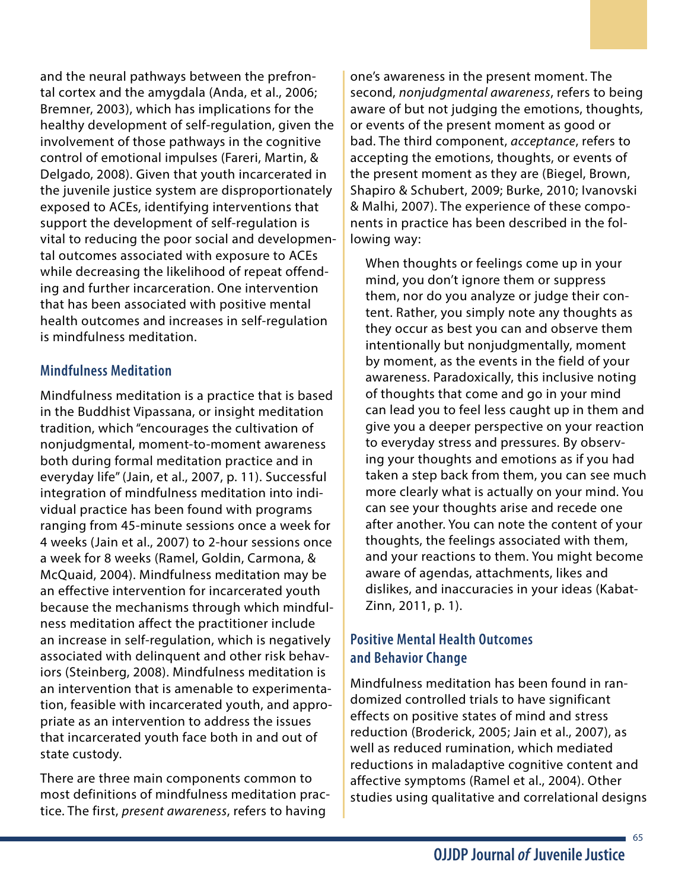and the neural pathways between the prefrontal cortex and the amygdala (Anda, et al., 2006; Bremner, 2003), which has implications for the healthy development of self-regulation, given the involvement of those pathways in the cognitive control of emotional impulses (Fareri, Martin, & Delgado, 2008). Given that youth incarcerated in the juvenile justice system are disproportionately exposed to ACEs, identifying interventions that support the development of self-regulation is vital to reducing the poor social and developmental outcomes associated with exposure to ACEs while decreasing the likelihood of repeat offending and further incarceration. One intervention that has been associated with positive mental health outcomes and increases in self-regulation is mindfulness meditation.

### Mindfulness Meditation

Mindfulness meditation is a practice that is based in the Buddhist Vipassana, or insight meditation tradition, which "encourages the cultivation of nonjudgmental, moment-to-moment awareness both during formal meditation practice and in everyday life" (Jain, et al., 2007, p. 11). Successful integration of mindfulness meditation into individual practice has been found with programs ranging from 45-minute sessions once a week for 4 weeks (Jain et al., 2007) to 2-hour sessions once a week for 8 weeks (Ramel, Goldin, Carmona, & McQuaid, 2004). Mindfulness meditation may be an effective intervention for incarcerated youth because the mechanisms through which mindfulness meditation affect the practitioner include an increase in self-regulation, which is negatively associated with delinquent and other risk behaviors (Steinberg, 2008). Mindfulness meditation is an intervention that is amenable to experimentation, feasible with incarcerated youth, and appropriate as an intervention to address the issues that incarcerated youth face both in and out of state custody.

There are three main components common to most definitions of mindfulness meditation practice. The first, *present awareness*, refers to having one's awareness in the present moment. The second, *nonjudgmental awareness*, refers to being aware of but not judging the emotions, thoughts, or events of the present moment as good or bad. The third component, *acceptance*, refers to accepting the emotions, thoughts, or events of the present moment as they are (Biegel, Brown, Shapiro & Schubert, 2009; Burke, 2010; Ivanovski & Malhi, 2007). The experience of these components in practice has been described in the following way:

> When thoughts or feelings come up in your mind, you don't ignore them or suppress them, nor do you analyze or judge their content. Rather, you simply note any thoughts as they occur as best you can and observe them intentionally but nonjudgmentally, moment by moment, as the events in the field of your awareness. Paradoxically, this inclusive noting of thoughts that come and go in your mind can lead you to feel less caught up in them and give you a deeper perspective on your reaction to everyday stress and pressures. By observing your thoughts and emotions as if you had taken a step back from them, you can see much more clearly what is actually on your mind. You can see your thoughts arise and recede one after another. You can note the content of your thoughts, the feelings associated with them, and your reactions to them. You might become aware of agendas, attachments, likes and dislikes, and inaccuracies in your ideas (Kabat-Zinn, 2011, p. 1).

### Positive Mental Health Outcomes and Behavior Change

Mindfulness meditation has been found in randomized controlled trials to have significant effects on positive states of mind and stress reduction (Broderick, 2005; Jain et al., 2007), as well as reduced rumination, which mediated reductions in maladaptive cognitive content and affective symptoms (Ramel et al., 2004). Other studies using qualitative and correlational designs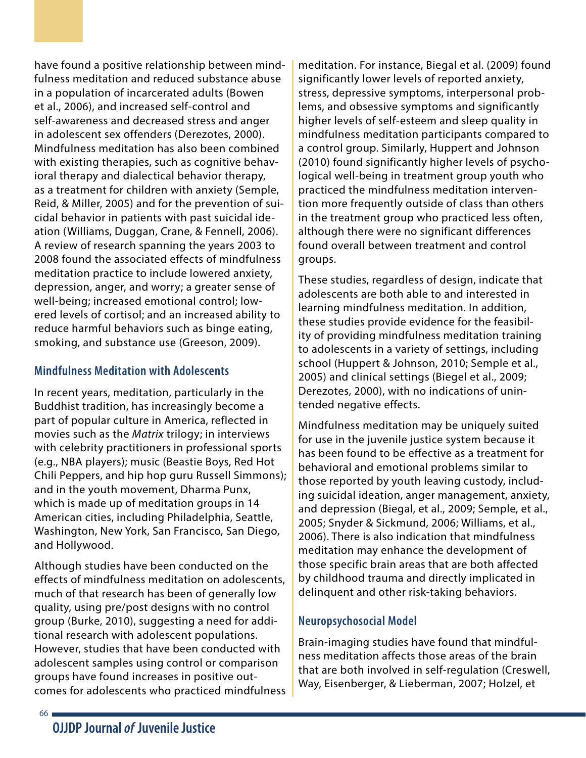have found a positive relationship between mindfulness meditation and reduced substance abuse in a population of incarcerated adults (Bowen et al., 2006), and increased self-control and self-awareness and decreased stress and anger in adolescent sex offenders (Derezotes, 2000). Mindfulness meditation has also been combined with existing therapies, such as cognitive behavioral therapy and dialectical behavior therapy, as a treatment for children with anxiety (Semple, Reid, & Miller, 2005) and for the prevention of suicidal behavior in patients with past suicidal ideation (Williams, Duggan, Crane, & Fennell, 2006). A review of research spanning the years 2003 to 2008 found the associated effects of mindfulness meditation practice to include lowered anxiety, depression, anger, and worry; a greater sense of well-being; increased emotional control; lowered levels of cortisol; and an increased ability to reduce harmful behaviors such as binge eating, smoking, and substance use (Greeson, 2009).

## Mindfulness Meditation with Adolescents

In recent years, meditation, particularly in the Buddhist tradition, has increasingly become a part of popular culture in America, reflected in movies such as the *Matrix* trilogy; in interviews with celebrity practitioners in professional sports (e.g., NBA players); music (Beastie Boys, Red Hot Chili Peppers, and hip hop guru Russell Simmons); and in the youth movement, Dharma Punx, which is made up of meditation groups in 14 American cities, including Philadelphia, Seattle, Washington, New York, San Francisco, San Diego, and Hollywood.

Although studies have been conducted on the effects of mindfulness meditation on adolescents, much of that research has been of generally low quality, using pre/post designs with no control group (Burke, 2010), suggesting a need for additional research with adolescent populations. However, studies that have been conducted with adolescent samples using control or comparison groups have found increases in positive outcomes for adolescents who practiced mindfulness meditation. For instance, Biegal et al. (2009) found significantly lower levels of reported anxiety, stress, depressive symptoms, interpersonal problems, and obsessive symptoms and significantly higher levels of self-esteem and sleep quality in mindfulness meditation participants compared to a control group. Similarly, Huppert and Johnson (2010) found significantly higher levels of psychological well-being in treatment group youth who practiced the mindfulness meditation intervention more frequently outside of class than others in the treatment group who practiced less often, although there were no significant differences found overall between treatment and control groups.

These studies, regardless of design, indicate that adolescents are both able to and interested in learning mindfulness meditation. In addition, these studies provide evidence for the feasibility of providing mindfulness meditation training to adolescents in a variety of settings, including school (Huppert & Johnson, 2010; Semple et al., 2005) and clinical settings (Biegel et al., 2009; Derezotes, 2000), with no indications of unintended negative effects.

Mindfulness meditation may be uniquely suited for use in the juvenile justice system because it has been found to be effective as a treatment for behavioral and emotional problems similar to those reported by youth leaving custody, including suicidal ideation, anger management, anxiety, and depression (Biegal, et al., 2009; Semple, et al., 2005; Snyder & Sickmund, 2006; Williams, et al., 2006). There is also indication that mindfulness meditation may enhance the development of those specific brain areas that are both affected by childhood trauma and directly implicated in delinquent and other risk-taking behaviors.

## Neuropsychosocial Model

Brain-imaging studies have found that mindfulness meditation affects those areas of the brain that are both involved in self-regulation (Creswell, Way, Eisenberger, & Lieberman, 2007; Holzel, et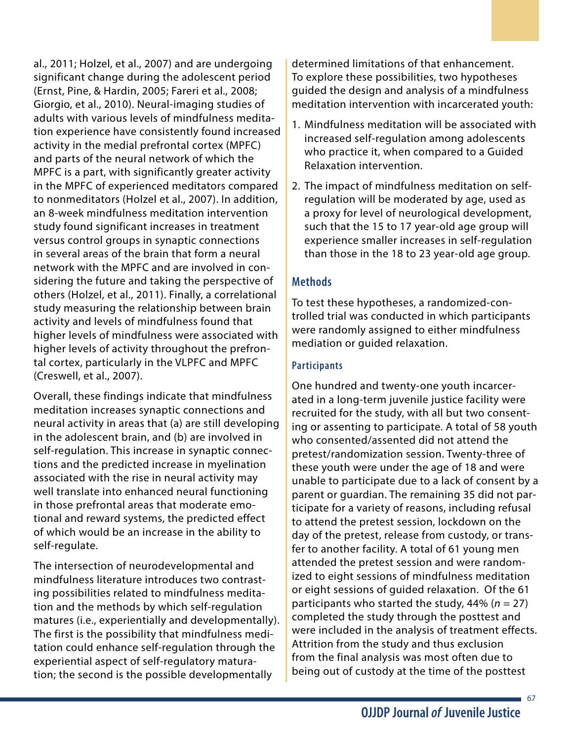al., 2011; Holzel, et al., 2007) and are undergoing significant change during the adolescent period (Ernst, Pine, & Hardin, 2005; Fareri et al., 2008; Giorgio, et al., 2010). Neural-imaging studies of adults with various levels of mindfulness meditation experience have consistently found increased activity in the medial prefrontal cortex (MPFC) and parts of the neural network of which the MPFC is a part, with significantly greater activity in the MPFC of experienced meditators compared to nonmeditators (Holzel et al., 2007). In addition, an 8-week mindfulness meditation intervention study found significant increases in treatment versus control groups in synaptic connections in several areas of the brain that form a neural network with the MPFC and are involved in considering the future and taking the perspective of others (Holzel, et al., 2011). Finally, a correlational study measuring the relationship between brain activity and levels of mindfulness found that higher levels of mindfulness were associated with higher levels of activity throughout the prefrontal cortex, particularly in the VLPFC and MPFC (Creswell, et al., 2007).

Overall, these findings indicate that mindfulness meditation increases synaptic connections and neural activity in areas that (a) are still developing in the adolescent brain, and (b) are involved in self-regulation. This increase in synaptic connections and the predicted increase in myelination associated with the rise in neural activity may well translate into enhanced neural functioning in those prefrontal areas that moderate emotional and reward systems, the predicted effect of which would be an increase in the ability to self-regulate.

The intersection of neurodevelopmental and mindfulness literature introduces two contrasting possibilities related to mindfulness meditation and the methods by which self-regulation matures (i.e., experientially and developmentally). The first is the possibility that mindfulness meditation could enhance self-regulation through the experiential aspect of self-regulatory maturation; the second is the possible developmentally determined limitations of that enhancement. To explore these possibilities, two hypotheses guided the design and analysis of a mindfulness meditation intervention with incarcerated youth:

1. Mindfulness meditation will be associated with increased self-regulation among adolescents who practice it, when compared to a Guided Relaxation intervention.
2. The impact of mindfulness meditation on self-regulation will be moderated by age, used as a proxy for level of neurological development, such that the 15 to 17 year-old age group will experience smaller increases in self-regulation than those in the 18 to 23 year-old age group.

## Methods

To test these hypotheses, a randomized-controlled trial was conducted in which participants were randomly assigned to either mindfulness mediation or guided relaxation.

### Participants

One hundred and twenty-one youth incarcerated in a long-term juvenile justice facility were recruited for the study, with all but two consenting or assenting to participate. A total of 58 youth who consented/assented did not attend the pretest/randomization session. Twenty-three of these youth were under the age of 18 and were unable to participate due to a lack of consent by a parent or guardian. The remaining 35 did not participate for a variety of reasons, including refusal to attend the pretest session, lockdown on the day of the pretest, release from custody, or transfer to another facility. A total of 61 young men attended the pretest session and were randomized to eight sessions of mindfulness meditation or eight sessions of guided relaxation. Of the 61 participants who started the study, 44% ($n = 27$) completed the study through the posttest and were included in the analysis of treatment effects. Attrition from the study and thus exclusion from the final analysis was most often due to being out of custody at the time of the posttest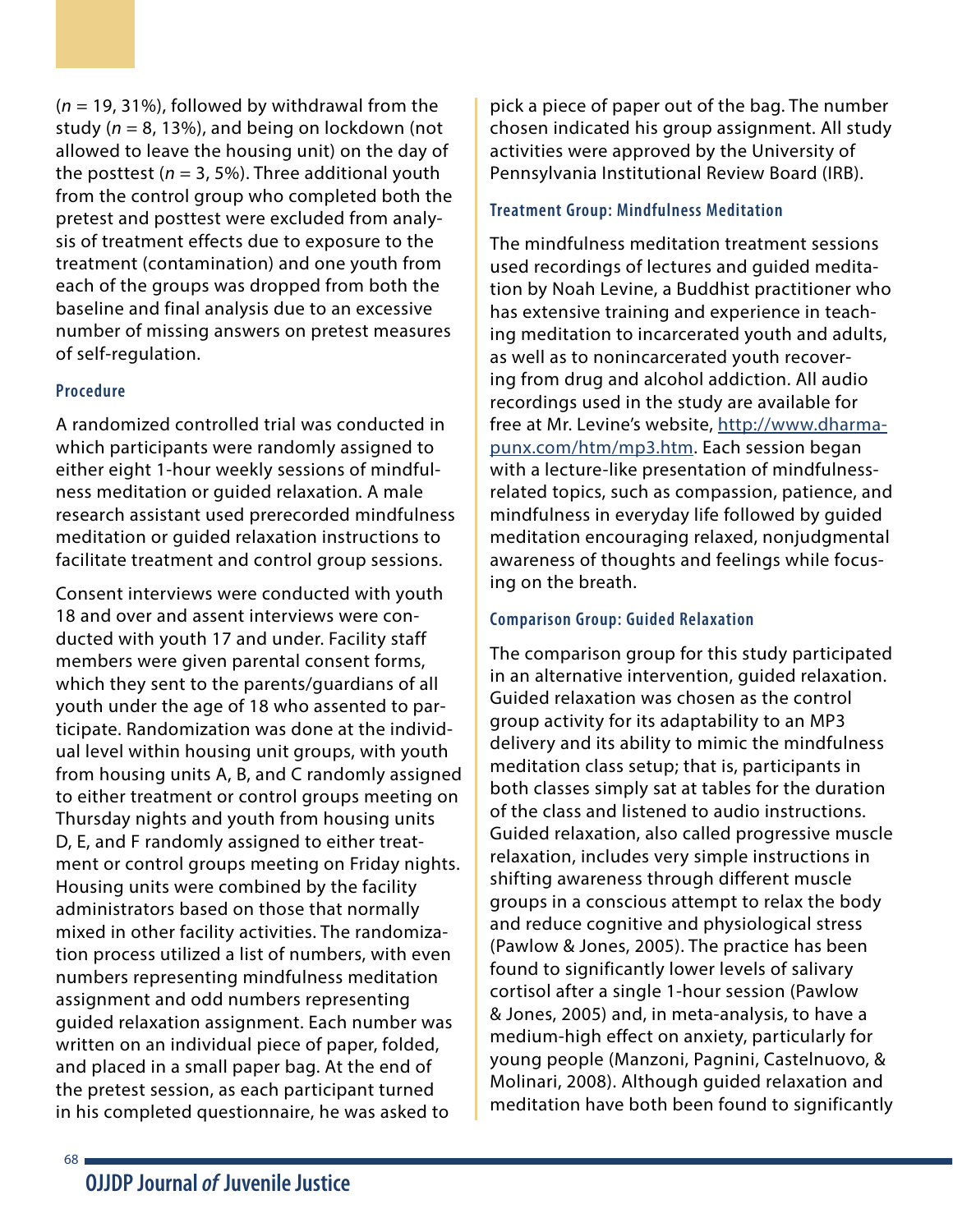($n$ = 19, 31%), followed by withdrawal from the study ($n$ = 8, 13%), and being on lockdown (not allowed to leave the housing unit) on the day of the posttest ($n$ = 3, 5%). Three additional youth from the control group who completed both the pretest and posttest were excluded from analysis of treatment effects due to exposure to the treatment (contamination) and one youth from each of the groups was dropped from both the baseline and final analysis due to an excessive number of missing answers on pretest measures of self-regulation.

### Procedure

A randomized controlled trial was conducted in which participants were randomly assigned to either eight 1-hour weekly sessions of mindfulness meditation or guided relaxation. A male research assistant used prerecorded mindfulness meditation or guided relaxation instructions to facilitate treatment and control group sessions.

Consent interviews were conducted with youth 18 and over and assent interviews were conducted with youth 17 and under. Facility staff members were given parental consent forms, which they sent to the parents/guardians of all youth under the age of 18 who assented to participate. Randomization was done at the individual level within housing unit groups, with youth from housing units A, B, and C randomly assigned to either treatment or control groups meeting on Thursday nights and youth from housing units D, E, and F randomly assigned to either treatment or control groups meeting on Friday nights. Housing units were combined by the facility administrators based on those that normally mixed in other facility activities. The randomization process utilized a list of numbers, with even numbers representing mindfulness meditation assignment and odd numbers representing guided relaxation assignment. Each number was written on an individual piece of paper, folded, and placed in a small paper bag. At the end of the pretest session, as each participant turned in his completed questionnaire, he was asked to pick a piece of paper out of the bag. The number chosen indicated his group assignment. All study activities were approved by the University of Pennsylvania Institutional Review Board (IRB).

### Treatment Group: Mindfulness Meditation

The mindfulness meditation treatment sessions used recordings of lectures and guided meditation by Noah Levine, a Buddhist practitioner who has extensive training and experience in teaching meditation to incarcerated youth and adults, as well as to nonincarcerated youth recovering from drug and alcohol addiction. All audio recordings used in the study are available for free at Mr. Levine's website, [http://www.dharmapunx.com/htm/mp3.htm](http://www.dharmapunx.com/htm/mp3.htm). Each session began with a lecture-like presentation of mindfulness-related topics, such as compassion, patience, and mindfulness in everyday life followed by guided meditation encouraging relaxed, nonjudgmental awareness of thoughts and feelings while focusing on the breath.

### Comparison Group: Guided Relaxation

The comparison group for this study participated in an alternative intervention, guided relaxation. Guided relaxation was chosen as the control group activity for its adaptability to an MP3 delivery and its ability to mimic the mindfulness meditation class setup; that is, participants in both classes simply sat at tables for the duration of the class and listened to audio instructions. Guided relaxation, also called progressive muscle relaxation, includes very simple instructions in shifting awareness through different muscle groups in a conscious attempt to relax the body and reduce cognitive and physiological stress (Pawlow & Jones, 2005). The practice has been found to significantly lower levels of salivary cortisol after a single 1-hour session (Pawlow & Jones, 2005) and, in meta-analysis, to have a medium-high effect on anxiety, particularly for young people (Manzoni, Pagnini, Castelnuovo, & Molinari, 2008). Although guided relaxation and meditation have both been found to significantly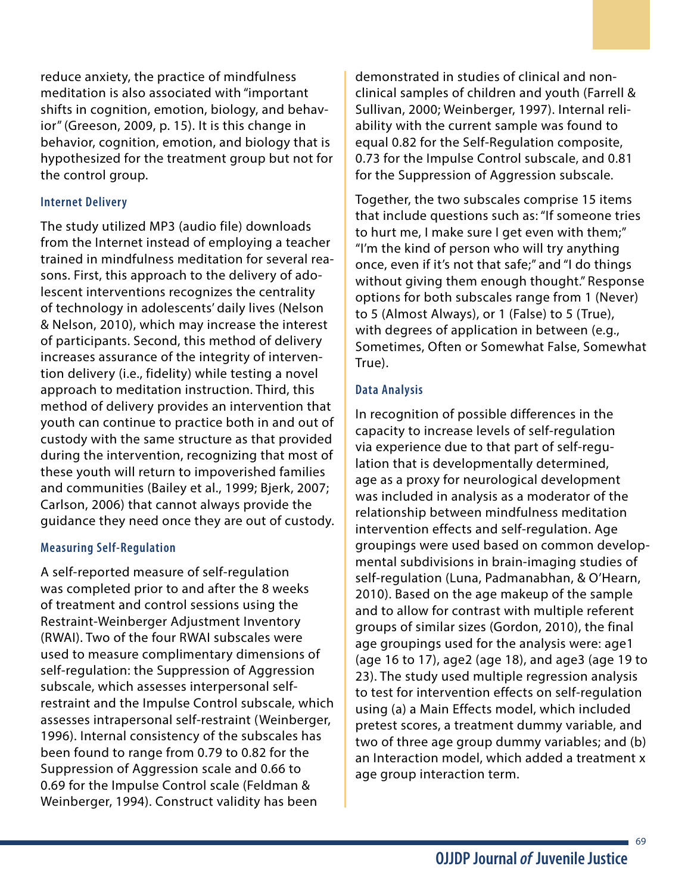reduce anxiety, the practice of mindfulness meditation is also associated with "important shifts in cognition, emotion, biology, and behavior" (Greeson, 2009, p. 15). It is this change in behavior, cognition, emotion, and biology that is hypothesized for the treatment group but not for the control group.

### Internet Delivery

The study utilized MP3 (audio file) downloads from the Internet instead of employing a teacher trained in mindfulness meditation for several reasons. First, this approach to the delivery of adolescent interventions recognizes the centrality of technology in adolescents' daily lives (Nelson & Nelson, 2010), which may increase the interest of participants. Second, this method of delivery increases assurance of the integrity of intervention delivery (i.e., fidelity) while testing a novel approach to meditation instruction. Third, this method of delivery provides an intervention that youth can continue to practice both in and out of custody with the same structure as that provided during the intervention, recognizing that most of these youth will return to impoverished families and communities (Bailey et al., 1999; Bjerk, 2007; Carlson, 2006) that cannot always provide the guidance they need once they are out of custody.

### Measuring Self-Regulation

A self-reported measure of self-regulation was completed prior to and after the 8 weeks of treatment and control sessions using the Restraint-Weinberger Adjustment Inventory (RWAI). Two of the four RWAI subscales were used to measure complimentary dimensions of self-regulation: the Suppression of Aggression subscale, which assesses interpersonal self-restraint and the Impulse Control subscale, which assesses intrapersonal self-restraint (Weinberger, 1996). Internal consistency of the subscales has been found to range from 0.79 to 0.82 for the Suppression of Aggression scale and 0.66 to 0.69 for the Impulse Control scale (Feldman & Weinberger, 1994). Construct validity has been demonstrated in studies of clinical and non-clinical samples of children and youth (Farrell & Sullivan, 2000; Weinberger, 1997). Internal reliability with the current sample was found to equal 0.82 for the Self-Regulation composite, 0.73 for the Impulse Control subscale, and 0.81 for the Suppression of Aggression subscale.

Together, the two subscales comprise 15 items that include questions such as: "If someone tries to hurt me, I make sure I get even with them;" "I'm the kind of person who will try anything once, even if it's not that safe;" and "I do things without giving them enough thought." Response options for both subscales range from 1 (Never) to 5 (Almost Always), or 1 (False) to 5 (True), with degrees of application in between (e.g., Sometimes, Often or Somewhat False, Somewhat True).

### Data Analysis

In recognition of possible differences in the capacity to increase levels of self-regulation via experience due to that part of self-regulation that is developmentally determined, age as a proxy for neurological development was included in analysis as a moderator of the relationship between mindfulness meditation intervention effects and self-regulation. Age groupings were used based on common developmental subdivisions in brain-imaging studies of self-regulation (Luna, Padmanabhan, & O'Hearn, 2010). Based on the age makeup of the sample and to allow for contrast with multiple referent groups of similar sizes (Gordon, 2010), the final age groupings used for the analysis were: age1 (age 16 to 17), age2 (age 18), and age3 (age 19 to 23). The study used multiple regression analysis to test for intervention effects on self-regulation using (a) a Main Effects model, which included pretest scores, a treatment dummy variable, and two of three age group dummy variables; and (b) an Interaction model, which added a treatment x age group interaction term.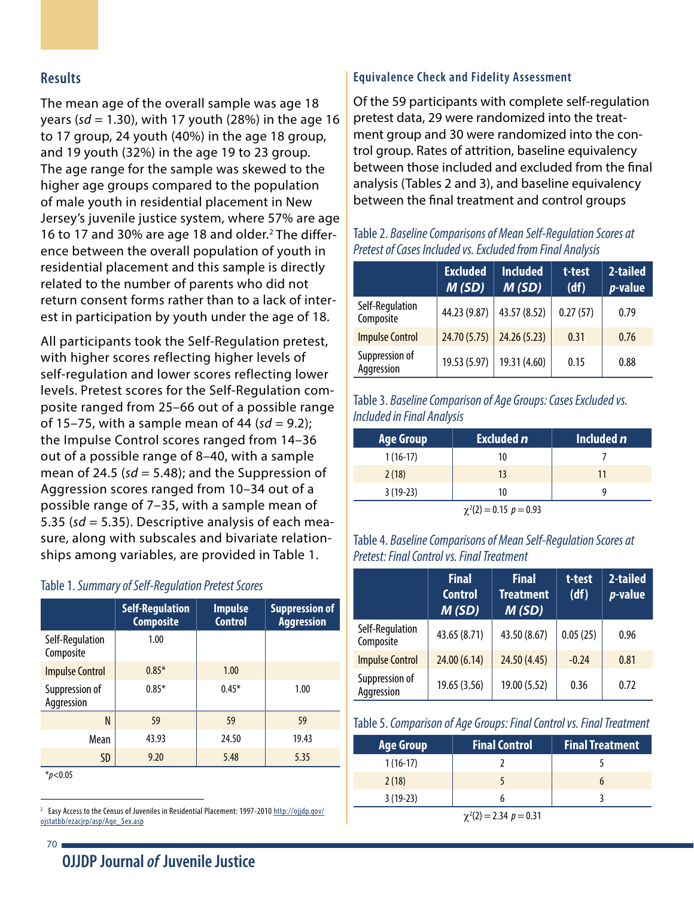## Results

The mean age of the overall sample was age 18 years (*sd* = 1.30), with 17 youth (28%) in the age 16 to 17 group, 24 youth (40%) in the age 18 group, and 19 youth (32%) in the age 19 to 23 group. The age range for the sample was skewed to the higher age groups compared to the population of male youth in residential placement in New Jersey's juvenile justice system, where 57% are age 16 to 17 and 30% are age 18 and older.[2] The difference between the overall population of youth in residential placement and this sample is directly related to the number of parents who did not return consent forms rather than to a lack of interest in participation by youth under the age of 18.

All participants took the Self-Regulation pretest, with higher scores reflecting higher levels of self-regulation and lower scores reflecting lower levels. Pretest scores for the Self-Regulation composite ranged from 25–66 out of a possible range of 15–75, with a sample mean of 44 (*sd* = 9.2); the Impulse Control scores ranged from 14–36 out of a possible range of 8–40, with a sample mean of 24.5 (*sd* = 5.48); and the Suppression of Aggression scores ranged from 10–34 out of a possible range of 7–35, with a sample mean of 5.35 (*sd* = 5.35). Descriptive analysis of each measure, along with subscales and bivariate relationships among variables, are provided in Table 1.

Table 1. *Summary of Self-Regulation Pretest Scores*

| | Self-Regulation Composite | Impulse Control | Suppression of Aggression |
|---|---|---|---|
| Self-Regulation Composite | 1.00 | | |
| Impulse Control | 0.85* | 1.00 | |
| Suppression of Aggression | 0.85* | 0.45* | 1.00 |
| N | 59 | 59 | 59 |
| Mean | 43.93 | 24.50 | 19.43 |
| SD | 9.20 | 5.48 | 5.35 |

*$p<0.05$

[2] Easy Access to the Census of Juveniles in Residential Placement: 1997-2010 http://ojjdp.gov/ojstatbb/ezacjrp/asp/Age_Sex.asp

### Equivalence Check and Fidelity Assessment

Of the 59 participants with complete self-regulation pretest data, 29 were randomized into the treatment group and 30 were randomized into the control group. Rates of attrition, baseline equivalency between those included and excluded from the final analysis (Tables 2 and 3), and baseline equivalency between the final treatment and control groups

Table 2. *Baseline Comparisons of Mean Self-Regulation Scores at Pretest of Cases Included vs. Excluded from Final Analysis*

| | Excluded *M (SD)* | Included *M (SD)* | t-test (df) | 2-tailed *p*-value |
|---|---|---|---|---|
| Self-Regulation Composite | 44.23 (9.87) | 43.57 (8.52) | 0.27 (57) | 0.79 |
| Impulse Control | 24.70 (5.75) | 24.26 (5.23) | 0.31 | 0.76 |
| Suppression of Aggression | 19.53 (5.97) | 19.31 (4.60) | 0.15 | 0.88 |

Table 3. *Baseline Comparison of Age Groups: Cases Excluded vs. Included in Final Analysis*

| Age Group | Excluded *n* | Included *n* |
|---|---|---|
| 1 (16-17) | 10 | 7 |
| 2 (18) | 13 | 11 |
| 3 (19-23) | 10 | 9 |

$\chi^2(2) = 0.15$ $p = 0.93$

Table 4. *Baseline Comparisons of Mean Self-Regulation Scores at Pretest: Final Control vs. Final Treatment*

| | Final Control *M (SD)* | Final Treatment *M (SD)* | t-test (df) | 2-tailed *p*-value |
|---|---|---|---|---|
| Self-Regulation Composite | 43.65 (8.71) | 43.50 (8.67) | 0.05 (25) | 0.96 |
| Impulse Control | 24.00 (6.14) | 24.50 (4.45) | -0.24 | 0.81 |
| Suppression of Aggression | 19.65 (3.56) | 19.00 (5.52) | 0.36 | 0.72 |

Table 5. *Comparison of Age Groups: Final Control vs. Final Treatment*

| Age Group | Final Control | Final Treatment |
|---|---|---|
| 1 (16-17) | 2 | 5 |
| 2 (18) | 5 | 6 |
| 3 (19-23) | 6 | 3 |

$\chi^2(2) = 2.34$ $p = 0.31$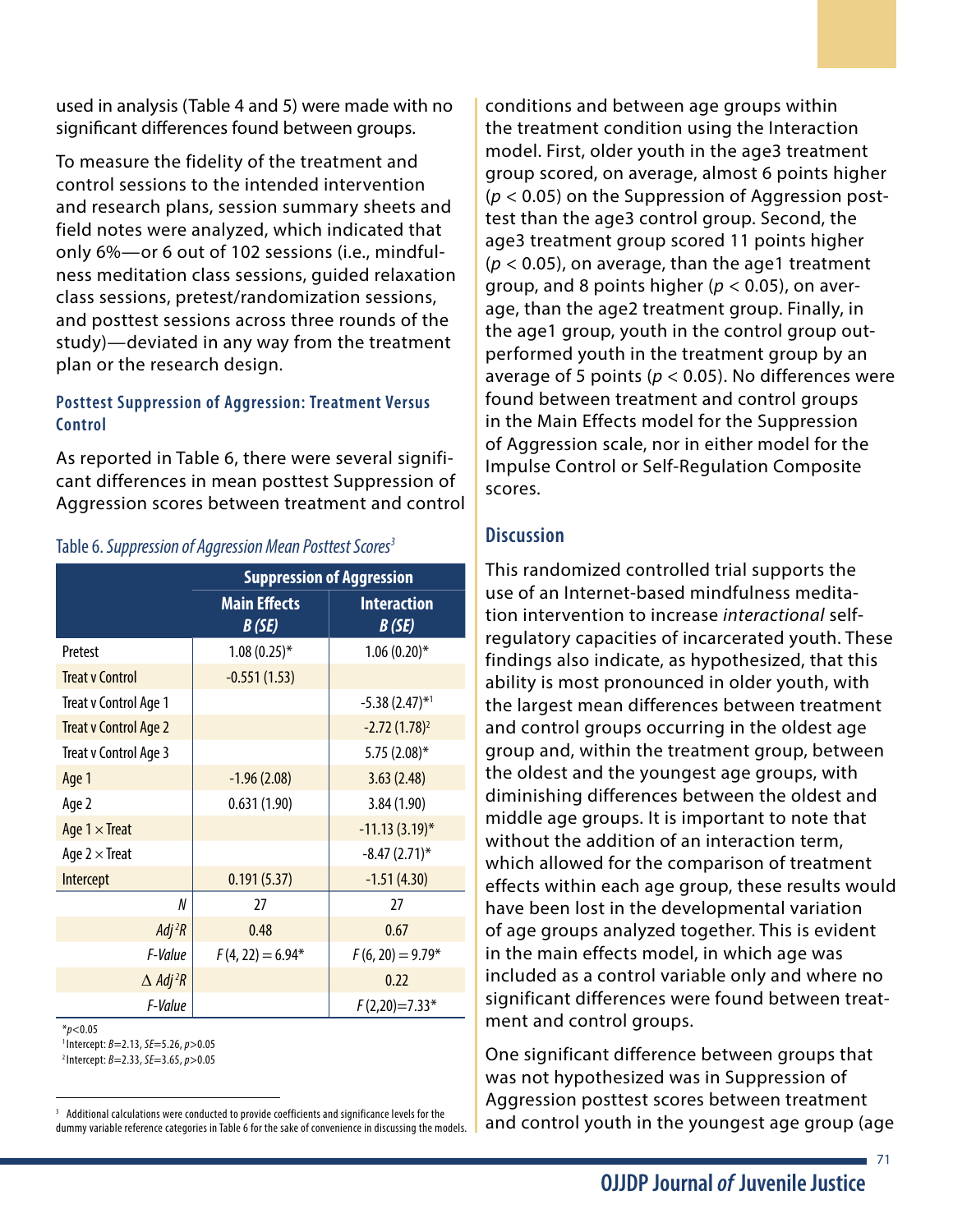used in analysis (Table 4 and 5) were made with no significant differences found between groups.

To measure the fidelity of the treatment and control sessions to the intended intervention and research plans, session summary sheets and field notes were analyzed, which indicated that only 6%—or 6 out of 102 sessions (i.e., mindfulness meditation class sessions, guided relaxation class sessions, pretest/randomization sessions, and posttest sessions across three rounds of the study)—deviated in any way from the treatment plan or the research design.

### Posttest Suppression of Aggression: Treatment Versus Control

As reported in Table 6, there were several significant differences in mean posttest Suppression of Aggression scores between treatment and control conditions and between age groups within the treatment condition using the Interaction model. First, older youth in the age3 treatment group scored, on average, almost 6 points higher ($p < 0.05$) on the Suppression of Aggression posttest than the age3 control group. Second, the age3 treatment group scored 11 points higher ($p < 0.05$), on average, than the age1 treatment group, and 8 points higher ($p < 0.05$), on average, than the age2 treatment group. Finally, in the age1 group, youth in the control group outperformed youth in the treatment group by an average of 5 points ($p < 0.05$). No differences were found between treatment and control groups in the Main Effects model for the Suppression of Aggression scale, nor in either model for the Impulse Control or Self-Regulation Composite scores.

Table 6. *Suppression of Aggression Mean Posttest Scores*[3]

| | Suppression of Aggression | |
|---|---|---|
| | Main Effects *B (SE)* | Interaction *B (SE)* |
| Pretest | 1.08 (0.25)* | 1.06 (0.20)* |
| Treat v Control | -0.551 (1.53) | |
| Treat v Control Age 1 | | -5.38 (2.47)*[1] |
| Treat v Control Age 2 | | -2.72 (1.78)[2] |
| Treat v Control Age 3 | | 5.75 (2.08)* |
| Age 1 | -1.96 (2.08) | 3.63 (2.48) |
| Age 2 | 0.631 (1.90) | 3.84 (1.90) |
| Age 1 × Treat | | -11.13 (3.19)* |
| Age 2 × Treat | | -8.47 (2.71)* |
| Intercept | 0.191 (5.37) | -1.51 (4.30) |
| *N* | 27 | 27 |
| *Adj $^2$R* | 0.48 | 0.67 |
| *F-Value* | $F(4, 22) = 6.94$* | $F(6, 20) = 9.79$* |
| *Δ Adj $^2$R* | | 0.22 |
| *F-Value* | | $F(2,20)=7.33$* |

*$p<0.05$

[1] Intercept: $B=2.13$, $SE=5.26$, $p>0.05$

[2] Intercept: $B=2.33$, $SE=3.65$, $p>0.05$

## Discussion

This randomized controlled trial supports the use of an Internet-based mindfulness meditation intervention to increase *interactional* self-regulatory capacities of incarcerated youth. These findings also indicate, as hypothesized, that this ability is most pronounced in older youth, with the largest mean differences between treatment and control groups occurring in the oldest age group and, within the treatment group, between the oldest and the youngest age groups, with diminishing differences between the oldest and middle age groups. It is important to note that without the addition of an interaction term, which allowed for the comparison of treatment effects within each age group, these results would have been lost in the developmental variation of age groups analyzed together. This is evident in the main effects model, in which age was included as a control variable only and where no significant differences were found between treatment and control groups.

One significant difference between groups that was not hypothesized was in Suppression of Aggression posttest scores between treatment and control youth in the youngest age group (age

[3] Additional calculations were conducted to provide coefficients and significance levels for the dummy variable reference categories in Table 6 for the sake of convenience in discussing the models.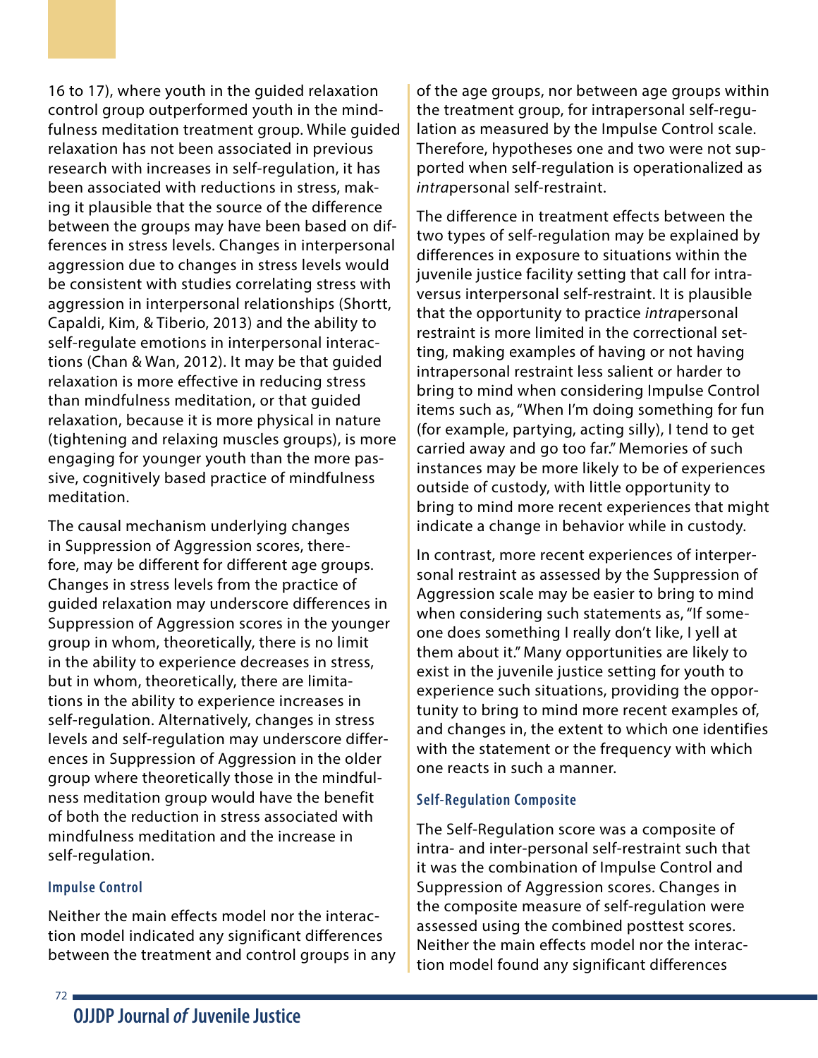16 to 17), where youth in the guided relaxation control group outperformed youth in the mindfulness meditation treatment group. While guided relaxation has not been associated in previous research with increases in self-regulation, it has been associated with reductions in stress, making it plausible that the source of the difference between the groups may have been based on differences in stress levels. Changes in interpersonal aggression due to changes in stress levels would be consistent with studies correlating stress with aggression in interpersonal relationships (Shortt, Capaldi, Kim, & Tiberio, 2013) and the ability to self-regulate emotions in interpersonal interactions (Chan & Wan, 2012). It may be that guided relaxation is more effective in reducing stress than mindfulness meditation, or that guided relaxation, because it is more physical in nature (tightening and relaxing muscles groups), is more engaging for younger youth than the more passive, cognitively based practice of mindfulness meditation.

The causal mechanism underlying changes in Suppression of Aggression scores, therefore, may be different for different age groups. Changes in stress levels from the practice of guided relaxation may underscore differences in Suppression of Aggression scores in the younger group in whom, theoretically, there is no limit in the ability to experience decreases in stress, but in whom, theoretically, there are limitations in the ability to experience increases in self-regulation. Alternatively, changes in stress levels and self-regulation may underscore differences in Suppression of Aggression in the older group where theoretically those in the mindfulness meditation group would have the benefit of both the reduction in stress associated with mindfulness meditation and the increase in self-regulation.

#### Impulse Control

Neither the main effects model nor the interaction model indicated any significant differences between the treatment and control groups in any of the age groups, nor between age groups within the treatment group, for intrapersonal self-regulation as measured by the Impulse Control scale. Therefore, hypotheses one and two were not supported when self-regulation is operationalized as *intra*personal self-restraint.

The difference in treatment effects between the two types of self-regulation may be explained by differences in exposure to situations within the juvenile justice facility setting that call for intra- versus interpersonal self-restraint. It is plausible that the opportunity to practice *intra*personal restraint is more limited in the correctional setting, making examples of having or not having intrapersonal restraint less salient or harder to bring to mind when considering Impulse Control items such as, "When I'm doing something for fun (for example, partying, acting silly), I tend to get carried away and go too far." Memories of such instances may be more likely to be of experiences outside of custody, with little opportunity to bring to mind more recent experiences that might indicate a change in behavior while in custody.

In contrast, more recent experiences of interpersonal restraint as assessed by the Suppression of Aggression scale may be easier to bring to mind when considering such statements as, "If someone does something I really don't like, I yell at them about it." Many opportunities are likely to exist in the juvenile justice setting for youth to experience such situations, providing the opportunity to bring to mind more recent examples of, and changes in, the extent to which one identifies with the statement or the frequency with which one reacts in such a manner.

#### Self-Regulation Composite

The Self-Regulation score was a composite of intra- and inter-personal self-restraint such that it was the combination of Impulse Control and Suppression of Aggression scores. Changes in the composite measure of self-regulation were assessed using the combined posttest scores. Neither the main effects model nor the interaction model found any significant differences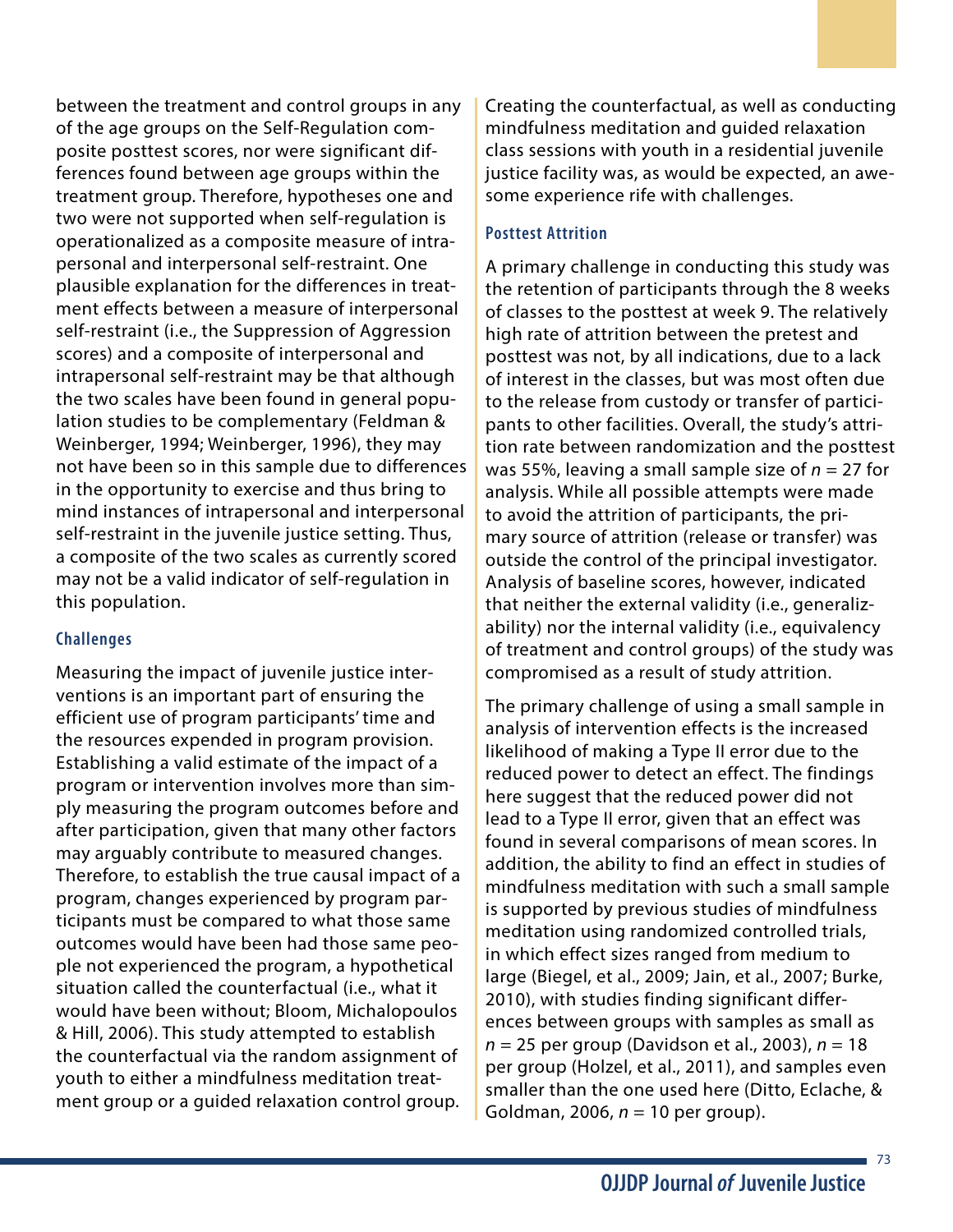between the treatment and control groups in any of the age groups on the Self-Regulation composite posttest scores, nor were significant differences found between age groups within the treatment group. Therefore, hypotheses one and two were not supported when self-regulation is operationalized as a composite measure of intrapersonal and interpersonal self-restraint. One plausible explanation for the differences in treatment effects between a measure of interpersonal self-restraint (i.e., the Suppression of Aggression scores) and a composite of interpersonal and intrapersonal self-restraint may be that although the two scales have been found in general population studies to be complementary (Feldman & Weinberger, 1994; Weinberger, 1996), they may not have been so in this sample due to differences in the opportunity to exercise and thus bring to mind instances of intrapersonal and interpersonal self-restraint in the juvenile justice setting. Thus, a composite of the two scales as currently scored may not be a valid indicator of self-regulation in this population.

### Challenges

Measuring the impact of juvenile justice interventions is an important part of ensuring the efficient use of program participants' time and the resources expended in program provision. Establishing a valid estimate of the impact of a program or intervention involves more than simply measuring the program outcomes before and after participation, given that many other factors may arguably contribute to measured changes. Therefore, to establish the true causal impact of a program, changes experienced by program participants must be compared to what those same outcomes would have been had those same people not experienced the program, a hypothetical situation called the counterfactual (i.e., what it would have been without; Bloom, Michalopoulos & Hill, 2006). This study attempted to establish the counterfactual via the random assignment of youth to either a mindfulness meditation treatment group or a guided relaxation control group. Creating the counterfactual, as well as conducting mindfulness meditation and guided relaxation class sessions with youth in a residential juvenile justice facility was, as would be expected, an awesome experience rife with challenges.

### Posttest Attrition

A primary challenge in conducting this study was the retention of participants through the 8 weeks of classes to the posttest at week 9. The relatively high rate of attrition between the pretest and posttest was not, by all indications, due to a lack of interest in the classes, but was most often due to the release from custody or transfer of participants to other facilities. Overall, the study's attrition rate between randomization and the posttest was 55%, leaving a small sample size of $n = 27$ for analysis. While all possible attempts were made to avoid the attrition of participants, the primary source of attrition (release or transfer) was outside the control of the principal investigator. Analysis of baseline scores, however, indicated that neither the external validity (i.e., generalizability) nor the internal validity (i.e., equivalency of treatment and control groups) of the study was compromised as a result of study attrition.

The primary challenge of using a small sample in analysis of intervention effects is the increased likelihood of making a Type II error due to the reduced power to detect an effect. The findings here suggest that the reduced power did not lead to a Type II error, given that an effect was found in several comparisons of mean scores. In addition, the ability to find an effect in studies of mindfulness meditation with such a small sample is supported by previous studies of mindfulness meditation using randomized controlled trials, in which effect sizes ranged from medium to large (Biegel, et al., 2009; Jain, et al., 2007; Burke, 2010), with studies finding significant differences between groups with samples as small as $n = 25$ per group (Davidson et al., 2003), $n = 18$ per group (Holzel, et al., 2011), and samples even smaller than the one used here (Ditto, Eclache, & Goldman, 2006, $n = 10$ per group).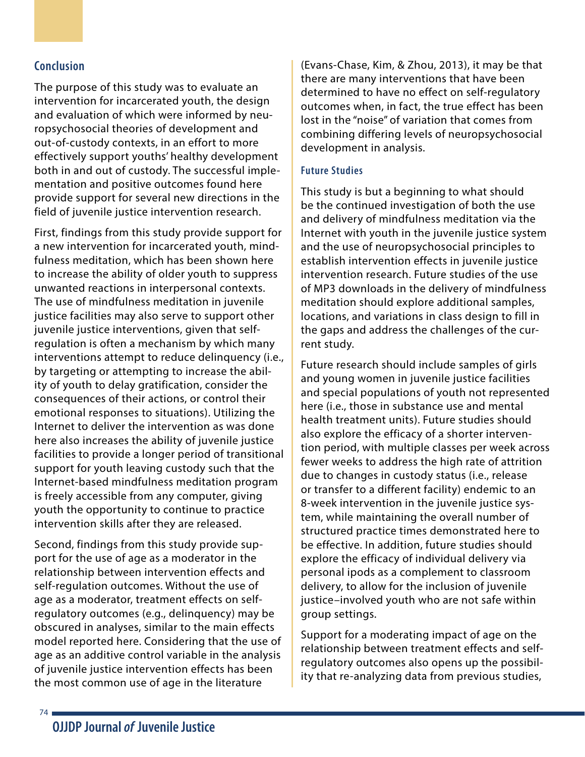## Conclusion

The purpose of this study was to evaluate an intervention for incarcerated youth, the design and evaluation of which were informed by neuropsychosocial theories of development and out-of-custody contexts, in an effort to more effectively support youths' healthy development both in and out of custody. The successful implementation and positive outcomes found here provide support for several new directions in the field of juvenile justice intervention research.

First, findings from this study provide support for a new intervention for incarcerated youth, mindfulness meditation, which has been shown here to increase the ability of older youth to suppress unwanted reactions in interpersonal contexts. The use of mindfulness meditation in juvenile justice facilities may also serve to support other juvenile justice interventions, given that self-regulation is often a mechanism by which many interventions attempt to reduce delinquency (i.e., by targeting or attempting to increase the ability of youth to delay gratification, consider the consequences of their actions, or control their emotional responses to situations). Utilizing the Internet to deliver the intervention as was done here also increases the ability of juvenile justice facilities to provide a longer period of transitional support for youth leaving custody such that the Internet-based mindfulness meditation program is freely accessible from any computer, giving youth the opportunity to continue to practice intervention skills after they are released.

Second, findings from this study provide support for the use of age as a moderator in the relationship between intervention effects and self-regulation outcomes. Without the use of age as a moderator, treatment effects on self-regulatory outcomes (e.g., delinquency) may be obscured in analyses, similar to the main effects model reported here. Considering that the use of age as an additive control variable in the analysis of juvenile justice intervention effects has been the most common use of age in the literature (Evans-Chase, Kim, & Zhou, 2013), it may be that there are many interventions that have been determined to have no effect on self-regulatory outcomes when, in fact, the true effect has been lost in the "noise" of variation that comes from combining differing levels of neuropsychosocial development in analysis.

### Future Studies

This study is but a beginning to what should be the continued investigation of both the use and delivery of mindfulness meditation via the Internet with youth in the juvenile justice system and the use of neuropsychosocial principles to establish intervention effects in juvenile justice intervention research. Future studies of the use of MP3 downloads in the delivery of mindfulness meditation should explore additional samples, locations, and variations in class design to fill in the gaps and address the challenges of the current study.

Future research should include samples of girls and young women in juvenile justice facilities and special populations of youth not represented here (i.e., those in substance use and mental health treatment units). Future studies should also explore the efficacy of a shorter intervention period, with multiple classes per week across fewer weeks to address the high rate of attrition due to changes in custody status (i.e., release or transfer to a different facility) endemic to an 8-week intervention in the juvenile justice system, while maintaining the overall number of structured practice times demonstrated here to be effective. In addition, future studies should explore the efficacy of individual delivery via personal ipods as a complement to classroom delivery, to allow for the inclusion of juvenile justice–involved youth who are not safe within group settings.

Support for a moderating impact of age on the relationship between treatment effects and self-regulatory outcomes also opens up the possibility that re-analyzing data from previous studies,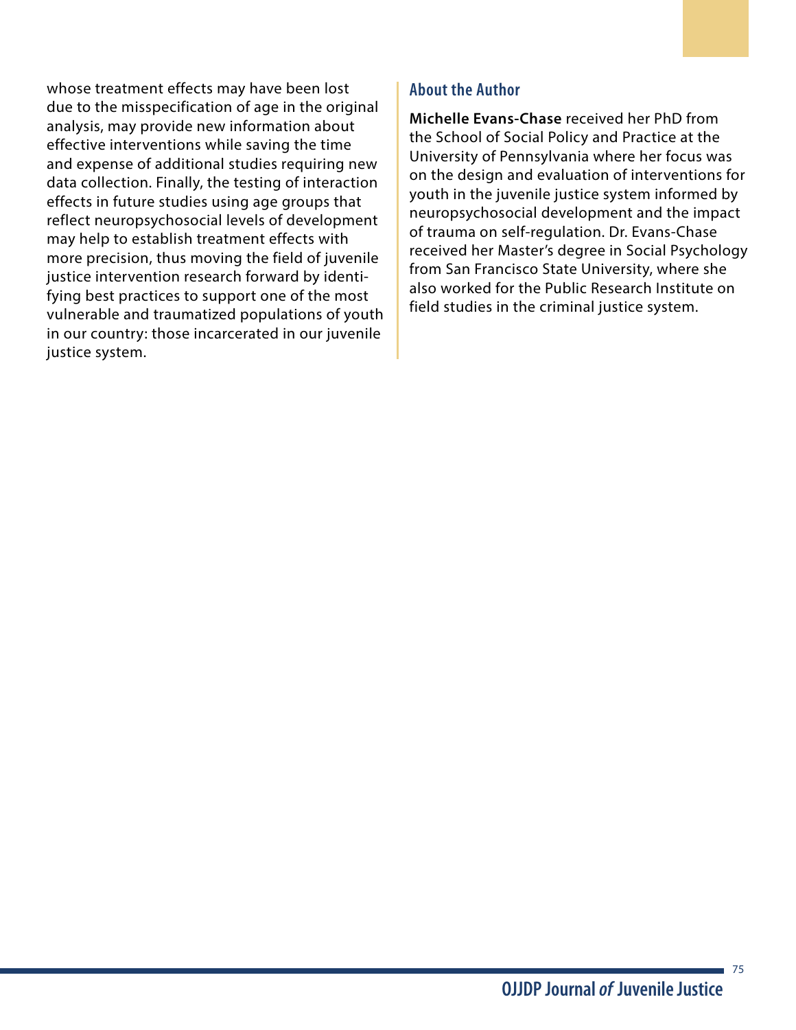whose treatment effects may have been lost due to the misspecification of age in the original analysis, may provide new information about effective interventions while saving the time and expense of additional studies requiring new data collection. Finally, the testing of interaction effects in future studies using age groups that reflect neuropsychosocial levels of development may help to establish treatment effects with more precision, thus moving the field of juvenile justice intervention research forward by identifying best practices to support one of the most vulnerable and traumatized populations of youth in our country: those incarcerated in our juvenile justice system.

## About the Author

**Michelle Evans-Chase** received her PhD from the School of Social Policy and Practice at the University of Pennsylvania where her focus was on the design and evaluation of interventions for youth in the juvenile justice system informed by neuropsychosocial development and the impact of trauma on self-regulation. Dr. Evans-Chase received her Master's degree in Social Psychology from San Francisco State University, where she also worked for the Public Research Institute on field studies in the criminal justice system.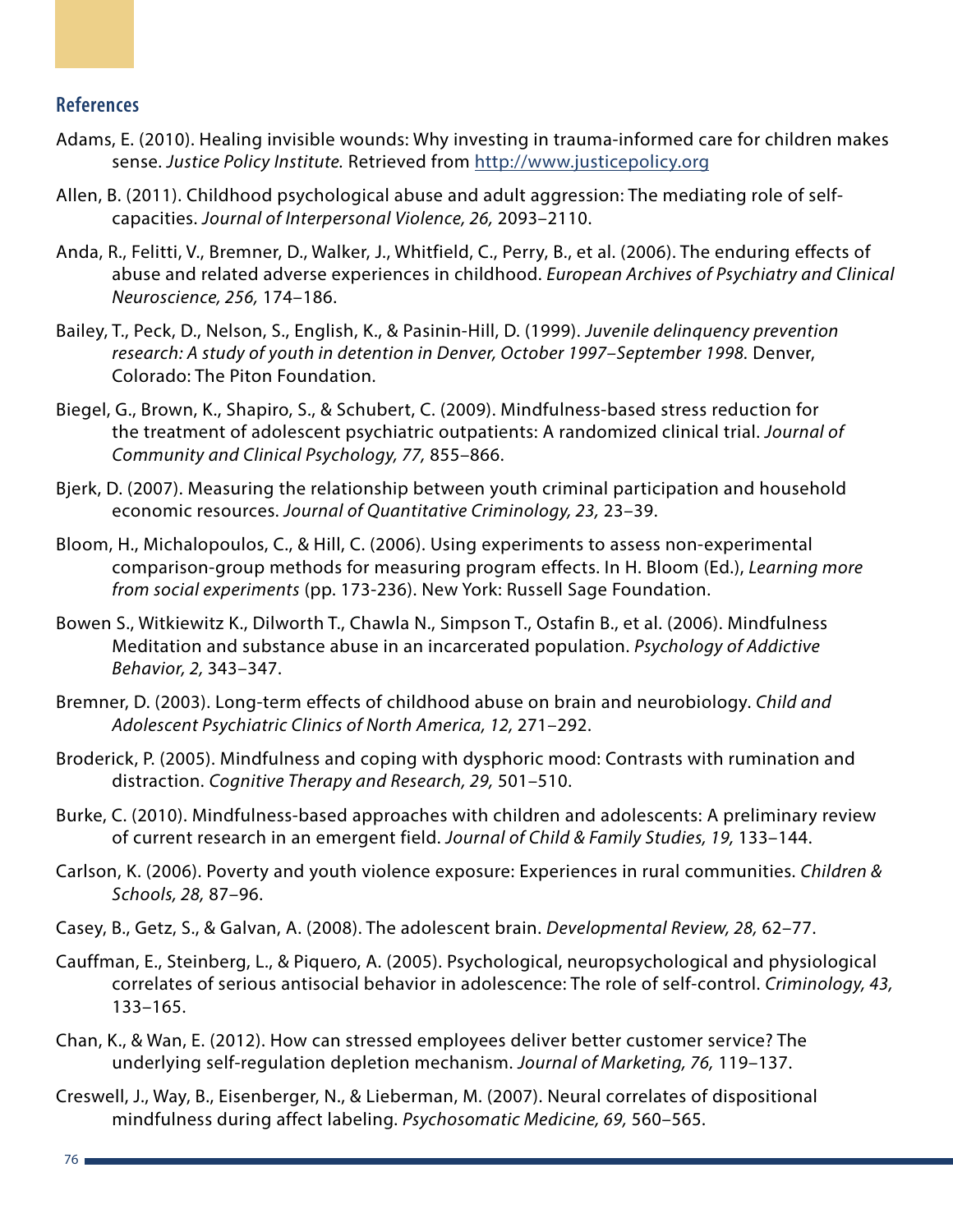## References

Adams, E. (2010). Healing invisible wounds: Why investing in trauma-informed care for children makes sense. *Justice Policy Institute.* Retrieved from http://www.justicepolicy.org

Allen, B. (2011). Childhood psychological abuse and adult aggression: The mediating role of self-capacities. *Journal of Interpersonal Violence, 26,* 2093–2110.

Anda, R., Felitti, V., Bremner, D., Walker, J., Whitfield, C., Perry, B., et al. (2006). The enduring effects of abuse and related adverse experiences in childhood. *European Archives of Psychiatry and Clinical Neuroscience, 256,* 174–186.

Bailey, T., Peck, D., Nelson, S., English, K., & Pasinin-Hill, D. (1999). *Juvenile delinquency prevention research: A study of youth in detention in Denver, October 1997–September 1998.* Denver, Colorado: The Piton Foundation.

Biegel, G., Brown, K., Shapiro, S., & Schubert, C. (2009). Mindfulness-based stress reduction for the treatment of adolescent psychiatric outpatients: A randomized clinical trial. *Journal of Community and Clinical Psychology, 77,* 855–866.

Bjerk, D. (2007). Measuring the relationship between youth criminal participation and household economic resources. *Journal of Quantitative Criminology, 23,* 23–39.

Bloom, H., Michalopoulos, C., & Hill, C. (2006). Using experiments to assess non-experimental comparison-group methods for measuring program effects. In H. Bloom (Ed.), *Learning more from social experiments* (pp. 173-236). New York: Russell Sage Foundation.

Bowen S., Witkiewitz K., Dilworth T., Chawla N., Simpson T., Ostafin B., et al. (2006). Mindfulness Meditation and substance abuse in an incarcerated population. *Psychology of Addictive Behavior, 2,* 343–347.

Bremner, D. (2003). Long-term effects of childhood abuse on brain and neurobiology. *Child and Adolescent Psychiatric Clinics of North America, 12,* 271–292.

Broderick, P. (2005). Mindfulness and coping with dysphoric mood: Contrasts with rumination and distraction. *Cognitive Therapy and Research, 29,* 501–510.

Burke, C. (2010). Mindfulness-based approaches with children and adolescents: A preliminary review of current research in an emergent field. *Journal of Child & Family Studies, 19,* 133–144.

Carlson, K. (2006). Poverty and youth violence exposure: Experiences in rural communities. *Children & Schools, 28,* 87–96.

Casey, B., Getz, S., & Galvan, A. (2008). The adolescent brain. *Developmental Review, 28,* 62–77.

Cauffman, E., Steinberg, L., & Piquero, A. (2005). Psychological, neuropsychological and physiological correlates of serious antisocial behavior in adolescence: The role of self-control. *Criminology, 43,* 133–165.

Chan, K., & Wan, E. (2012). How can stressed employees deliver better customer service? The underlying self-regulation depletion mechanism. *Journal of Marketing, 76,* 119–137.

Creswell, J., Way, B., Eisenberger, N., & Lieberman, M. (2007). Neural correlates of dispositional mindfulness during affect labeling. *Psychosomatic Medicine, 69,* 560–565.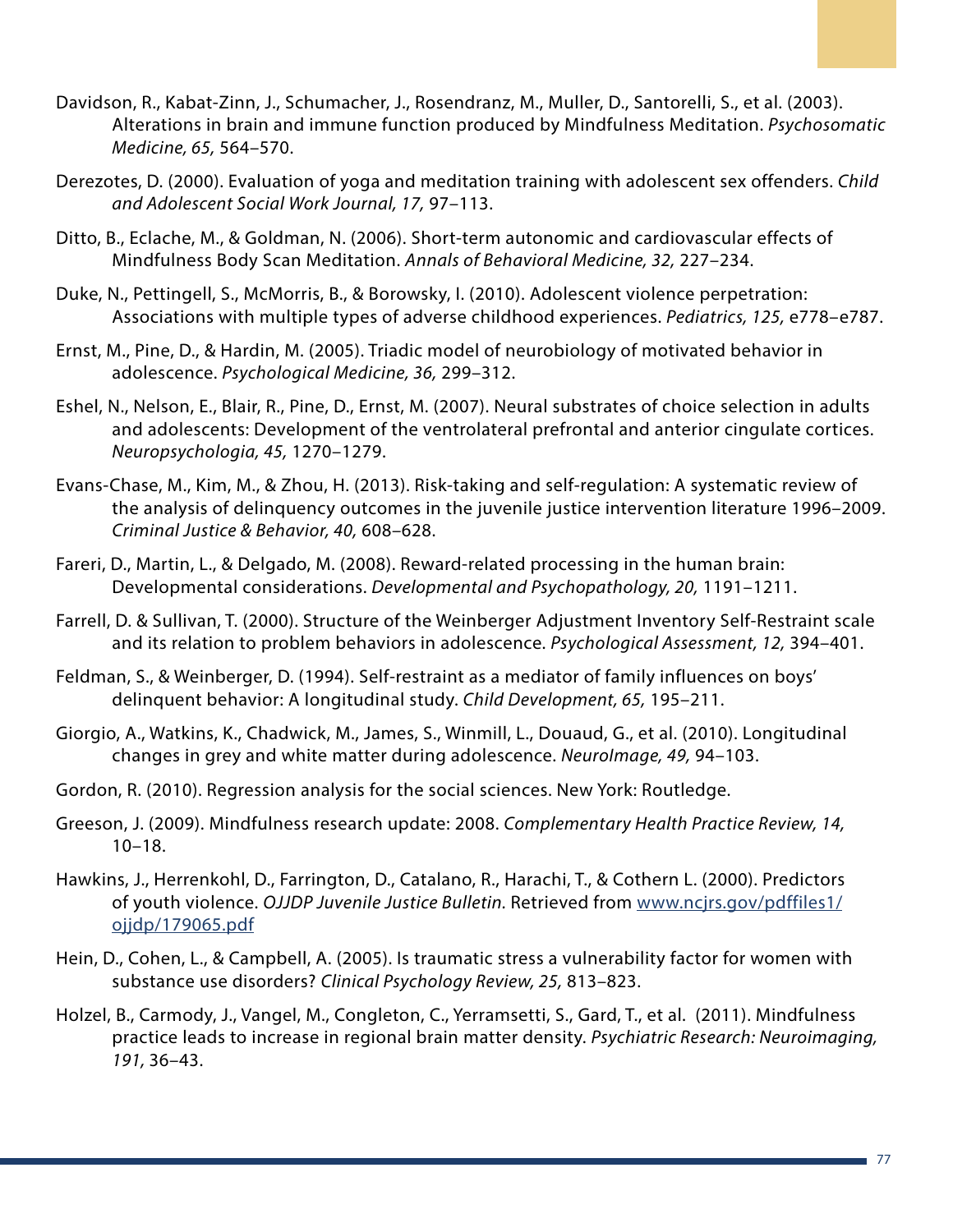Davidson, R., Kabat-Zinn, J., Schumacher, J., Rosendranz, M., Muller, D., Santorelli, S., et al. (2003). Alterations in brain and immune function produced by Mindfulness Meditation. *Psychosomatic Medicine, 65,* 564–570.

Derezotes, D. (2000). Evaluation of yoga and meditation training with adolescent sex offenders. *Child and Adolescent Social Work Journal, 17,* 97–113.

Ditto, B., Eclache, M., & Goldman, N. (2006). Short-term autonomic and cardiovascular effects of Mindfulness Body Scan Meditation. *Annals of Behavioral Medicine, 32,* 227–234.

Duke, N., Pettingell, S., McMorris, B., & Borowsky, I. (2010). Adolescent violence perpetration: Associations with multiple types of adverse childhood experiences. *Pediatrics, 125,* e778–e787.

Ernst, M., Pine, D., & Hardin, M. (2005). Triadic model of neurobiology of motivated behavior in adolescence. *Psychological Medicine, 36,* 299–312.

Eshel, N., Nelson, E., Blair, R., Pine, D., Ernst, M. (2007). Neural substrates of choice selection in adults and adolescents: Development of the ventrolateral prefrontal and anterior cingulate cortices. *Neuropsychologia, 45,* 1270–1279.

Evans-Chase, M., Kim, M., & Zhou, H. (2013). Risk-taking and self-regulation: A systematic review of the analysis of delinquency outcomes in the juvenile justice intervention literature 1996–2009. *Criminal Justice & Behavior, 40,* 608–628.

Fareri, D., Martin, L., & Delgado, M. (2008). Reward-related processing in the human brain: Developmental considerations. *Developmental and Psychopathology, 20,* 1191–1211.

Farrell, D. & Sullivan, T. (2000). Structure of the Weinberger Adjustment Inventory Self-Restraint scale and its relation to problem behaviors in adolescence. *Psychological Assessment, 12,* 394–401.

Feldman, S., & Weinberger, D. (1994). Self-restraint as a mediator of family influences on boys' delinquent behavior: A longitudinal study. *Child Development, 65,* 195–211.

Giorgio, A., Watkins, K., Chadwick, M., James, S., Winmill, L., Douaud, G., et al. (2010). Longitudinal changes in grey and white matter during adolescence. *NeuroImage, 49,* 94–103.

Gordon, R. (2010). Regression analysis for the social sciences. New York: Routledge.

Greeson, J. (2009). Mindfulness research update: 2008. *Complementary Health Practice Review, 14,* 10–18.

Hawkins, J., Herrenkohl, D., Farrington, D., Catalano, R., Harachi, T., & Cothern L. (2000). Predictors of youth violence. *OJJDP Juvenile Justice Bulletin.* Retrieved from www.ncjrs.gov/pdffiles1/ojjdp/179065.pdf

Hein, D., Cohen, L., & Campbell, A. (2005). Is traumatic stress a vulnerability factor for women with substance use disorders? *Clinical Psychology Review, 25,* 813–823.

Holzel, B., Carmody, J., Vangel, M., Congleton, C., Yerramsetti, S., Gard, T., et al. (2011). Mindfulness practice leads to increase in regional brain matter density. *Psychiatric Research: Neuroimaging, 191,* 36–43.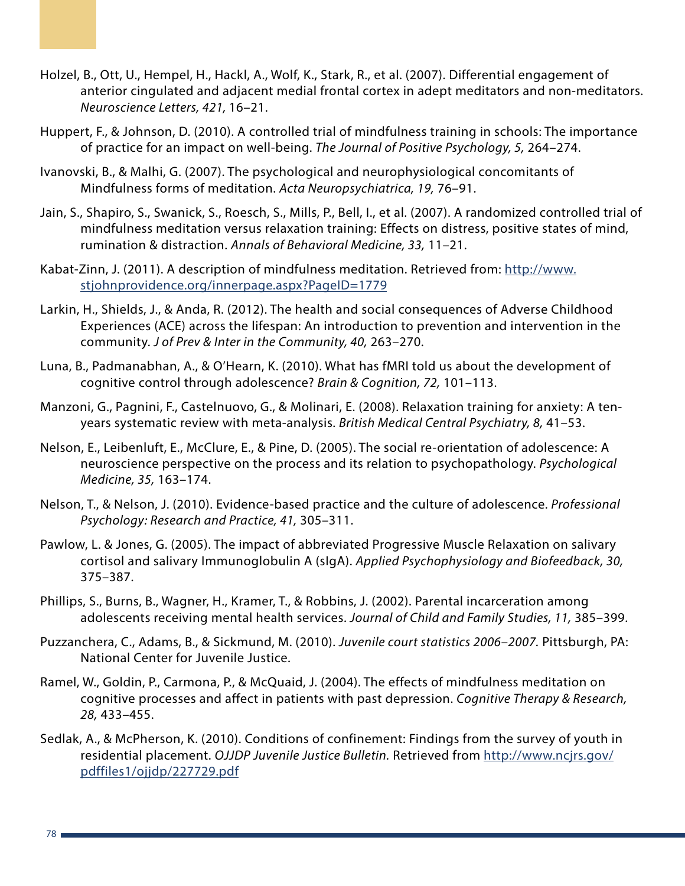Holzel, B., Ott, U., Hempel, H., Hackl, A., Wolf, K., Stark, R., et al. (2007). Differential engagement of anterior cingulated and adjacent medial frontal cortex in adept meditators and non-meditators. *Neuroscience Letters, 421,* 16–21.

Huppert, F., & Johnson, D. (2010). A controlled trial of mindfulness training in schools: The importance of practice for an impact on well-being. *The Journal of Positive Psychology, 5,* 264–274.

Ivanovski, B., & Malhi, G. (2007). The psychological and neurophysiological concomitants of Mindfulness forms of meditation. *Acta Neuropsychiatrica, 19,* 76–91.

Jain, S., Shapiro, S., Swanick, S., Roesch, S., Mills, P., Bell, I., et al. (2007). A randomized controlled trial of mindfulness meditation versus relaxation training: Effects on distress, positive states of mind, rumination & distraction. *Annals of Behavioral Medicine, 33,* 11–21.

Kabat-Zinn, J. (2011). A description of mindfulness meditation. Retrieved from: [http://www.stjohnprovidence.org/innerpage.aspx?PageID=1779](http://www.stjohnprovidence.org/innerpage.aspx?PageID=1779)

Larkin, H., Shields, J., & Anda, R. (2012). The health and social consequences of Adverse Childhood Experiences (ACE) across the lifespan: An introduction to prevention and intervention in the community. *J of Prev & Inter in the Community, 40,* 263–270.

Luna, B., Padmanabhan, A., & O'Hearn, K. (2010). What has fMRI told us about the development of cognitive control through adolescence? *Brain & Cognition, 72,* 101–113.

Manzoni, G., Pagnini, F., Castelnuovo, G., & Molinari, E. (2008). Relaxation training for anxiety: A ten-years systematic review with meta-analysis. *British Medical Central Psychiatry, 8,* 41–53.

Nelson, E., Leibenluft, E., McClure, E., & Pine, D. (2005). The social re-orientation of adolescence: A neuroscience perspective on the process and its relation to psychopathology. *Psychological Medicine, 35,* 163–174.

Nelson, T., & Nelson, J. (2010). Evidence-based practice and the culture of adolescence. *Professional Psychology: Research and Practice, 41,* 305–311.

Pawlow, L. & Jones, G. (2005). The impact of abbreviated Progressive Muscle Relaxation on salivary cortisol and salivary Immunoglobulin A (sIgA). *Applied Psychophysiology and Biofeedback, 30,* 375–387.

Phillips, S., Burns, B., Wagner, H., Kramer, T., & Robbins, J. (2002). Parental incarceration among adolescents receiving mental health services. *Journal of Child and Family Studies, 11,* 385–399.

Puzzanchera, C., Adams, B., & Sickmund, M. (2010). *Juvenile court statistics 2006–2007.* Pittsburgh, PA: National Center for Juvenile Justice.

Ramel, W., Goldin, P., Carmona, P., & McQuaid, J. (2004). The effects of mindfulness meditation on cognitive processes and affect in patients with past depression. *Cognitive Therapy & Research, 28,* 433–455.

Sedlak, A., & McPherson, K. (2010). Conditions of confinement: Findings from the survey of youth in residential placement. *OJJDP Juvenile Justice Bulletin.* Retrieved from [http://www.ncjrs.gov/pdffiles1/ojjdp/227729.pdf](http://www.ncjrs.gov/pdffiles1/ojjdp/227729.pdf)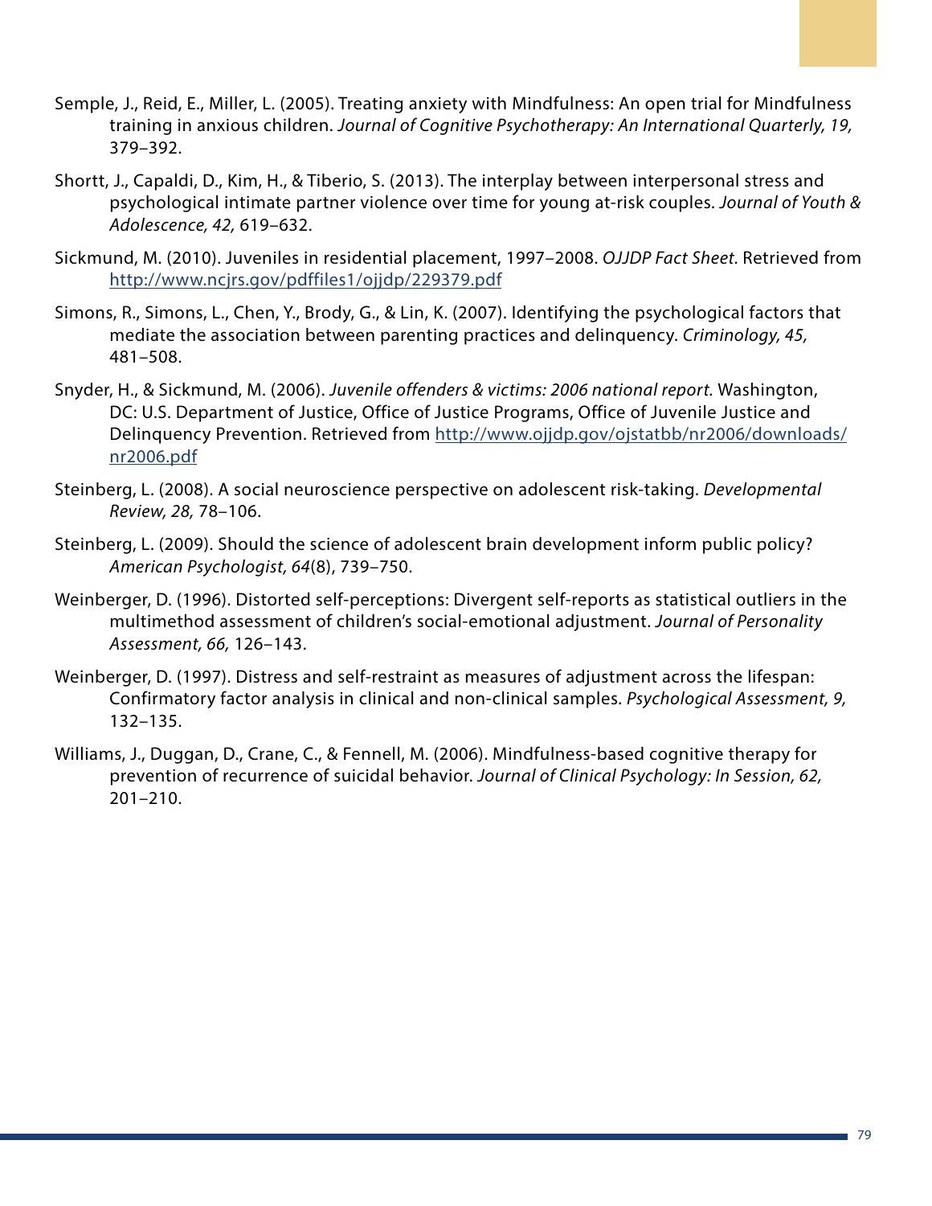Semple, J., Reid, E., Miller, L. (2005). Treating anxiety with Mindfulness: An open trial for Mindfulness training in anxious children. *Journal of Cognitive Psychotherapy: An International Quarterly, 19,* 379–392.

Shortt, J., Capaldi, D., Kim, H., & Tiberio, S. (2013). The interplay between interpersonal stress and psychological intimate partner violence over time for young at-risk couples. *Journal of Youth & Adolescence, 42,* 619–632.

Sickmund, M. (2010). Juveniles in residential placement, 1997–2008. *OJJDP Fact Sheet*. Retrieved from http://www.ncjrs.gov/pdffiles1/ojjdp/229379.pdf

Simons, R., Simons, L., Chen, Y., Brody, G., & Lin, K. (2007). Identifying the psychological factors that mediate the association between parenting practices and delinquency. *Criminology, 45,* 481–508.

Snyder, H., & Sickmund, M. (2006). *Juvenile offenders & victims: 2006 national report.* Washington, DC: U.S. Department of Justice, Office of Justice Programs, Office of Juvenile Justice and Delinquency Prevention. Retrieved from http://www.ojjdp.gov/ojstatbb/nr2006/downloads/nr2006.pdf

Steinberg, L. (2008). A social neuroscience perspective on adolescent risk-taking. *Developmental Review, 28,* 78–106.

Steinberg, L. (2009). Should the science of adolescent brain development inform public policy? *American Psychologist, 64*(8), 739–750.

Weinberger, D. (1996). Distorted self-perceptions: Divergent self-reports as statistical outliers in the multimethod assessment of children's social-emotional adjustment. *Journal of Personality Assessment, 66,* 126–143.

Weinberger, D. (1997). Distress and self-restraint as measures of adjustment across the lifespan: Confirmatory factor analysis in clinical and non-clinical samples. *Psychological Assessment, 9,* 132–135.

Williams, J., Duggan, D., Crane, C., & Fennell, M. (2006). Mindfulness-based cognitive therapy for prevention of recurrence of suicidal behavior. *Journal of Clinical Psychology: In Session, 62,* 201–210.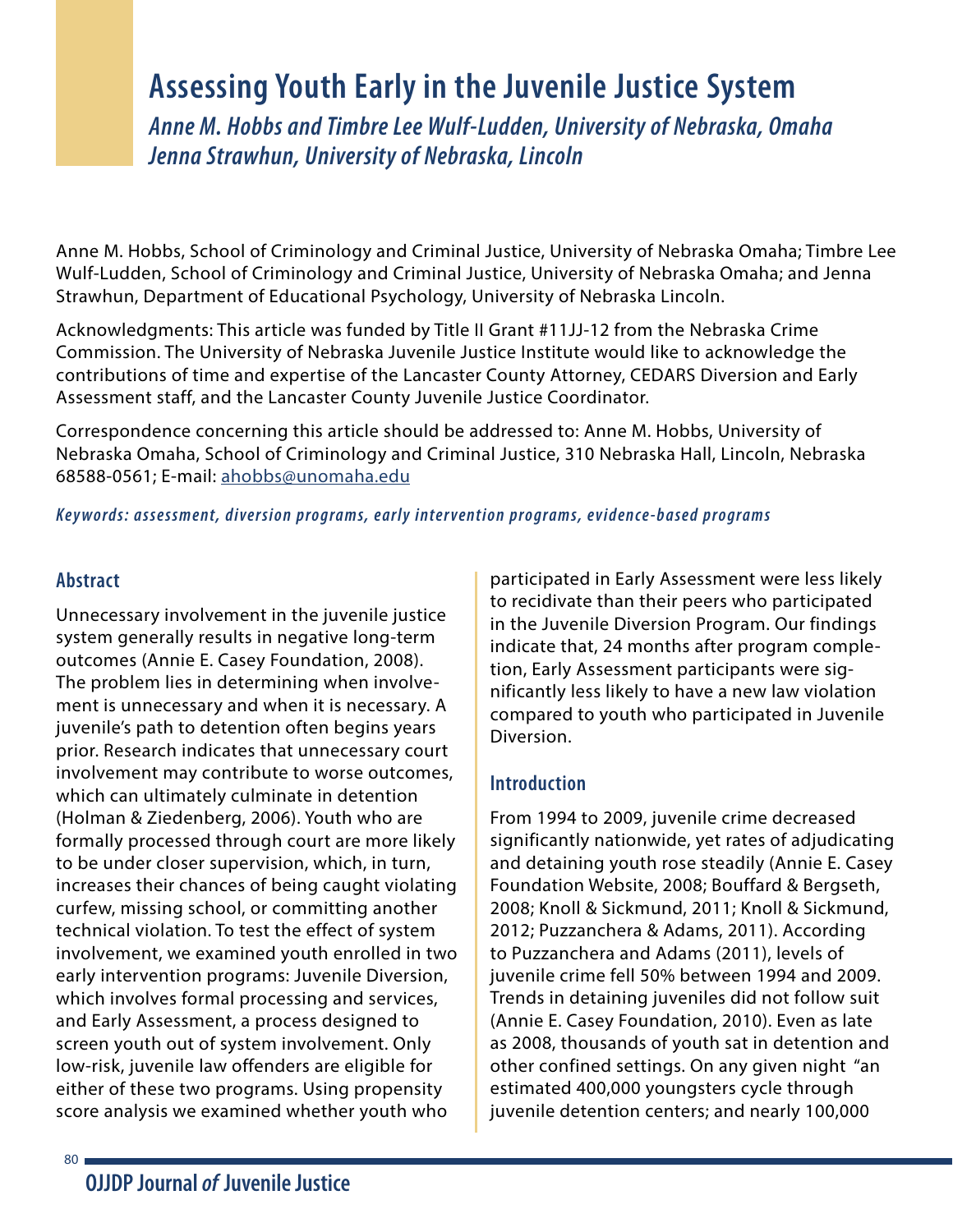# Assessing Youth Early in the Juvenile Justice System

***Anne M. Hobbs and Timbre Lee Wulf-Ludden, University of Nebraska, Omaha***
***Jenna Strawhun, University of Nebraska, Lincoln***

Anne M. Hobbs, School of Criminology and Criminal Justice, University of Nebraska Omaha; Timbre Lee Wulf-Ludden, School of Criminology and Criminal Justice, University of Nebraska Omaha; and Jenna Strawhun, Department of Educational Psychology, University of Nebraska Lincoln.

Acknowledgments: This article was funded by Title II Grant #11JJ-12 from the Nebraska Crime Commission. The University of Nebraska Juvenile Justice Institute would like to acknowledge the contributions of time and expertise of the Lancaster County Attorney, CEDARS Diversion and Early Assessment staff, and the Lancaster County Juvenile Justice Coordinator.

Correspondence concerning this article should be addressed to: Anne M. Hobbs, University of Nebraska Omaha, School of Criminology and Criminal Justice, 310 Nebraska Hall, Lincoln, Nebraska 68588-0561; E-mail: ahobbs@unomaha.edu

***Keywords: assessment, diversion programs, early intervention programs, evidence-based programs***

## Abstract

Unnecessary involvement in the juvenile justice system generally results in negative long-term outcomes (Annie E. Casey Foundation, 2008). The problem lies in determining when involvement is unnecessary and when it is necessary. A juvenile's path to detention often begins years prior. Research indicates that unnecessary court involvement may contribute to worse outcomes, which can ultimately culminate in detention (Holman & Ziedenberg, 2006). Youth who are formally processed through court are more likely to be under closer supervision, which, in turn, increases their chances of being caught violating curfew, missing school, or committing another technical violation. To test the effect of system involvement, we examined youth enrolled in two early intervention programs: Juvenile Diversion, which involves formal processing and services, and Early Assessment, a process designed to screen youth out of system involvement. Only low-risk, juvenile law offenders are eligible for either of these two programs. Using propensity score analysis we examined whether youth who participated in Early Assessment were less likely to recidivate than their peers who participated in the Juvenile Diversion Program. Our findings indicate that, 24 months after program completion, Early Assessment participants were significantly less likely to have a new law violation compared to youth who participated in Juvenile Diversion.

## Introduction

From 1994 to 2009, juvenile crime decreased significantly nationwide, yet rates of adjudicating and detaining youth rose steadily (Annie E. Casey Foundation Website, 2008; Bouffard & Bergseth, 2008; Knoll & Sickmund, 2011; Knoll & Sickmund, 2012; Puzzanchera & Adams, 2011). According to Puzzanchera and Adams (2011), levels of juvenile crime fell 50% between 1994 and 2009. Trends in detaining juveniles did not follow suit (Annie E. Casey Foundation, 2010). Even as late as 2008, thousands of youth sat in detention and other confined settings. On any given night "an estimated 400,000 youngsters cycle through juvenile detention centers; and nearly 100,000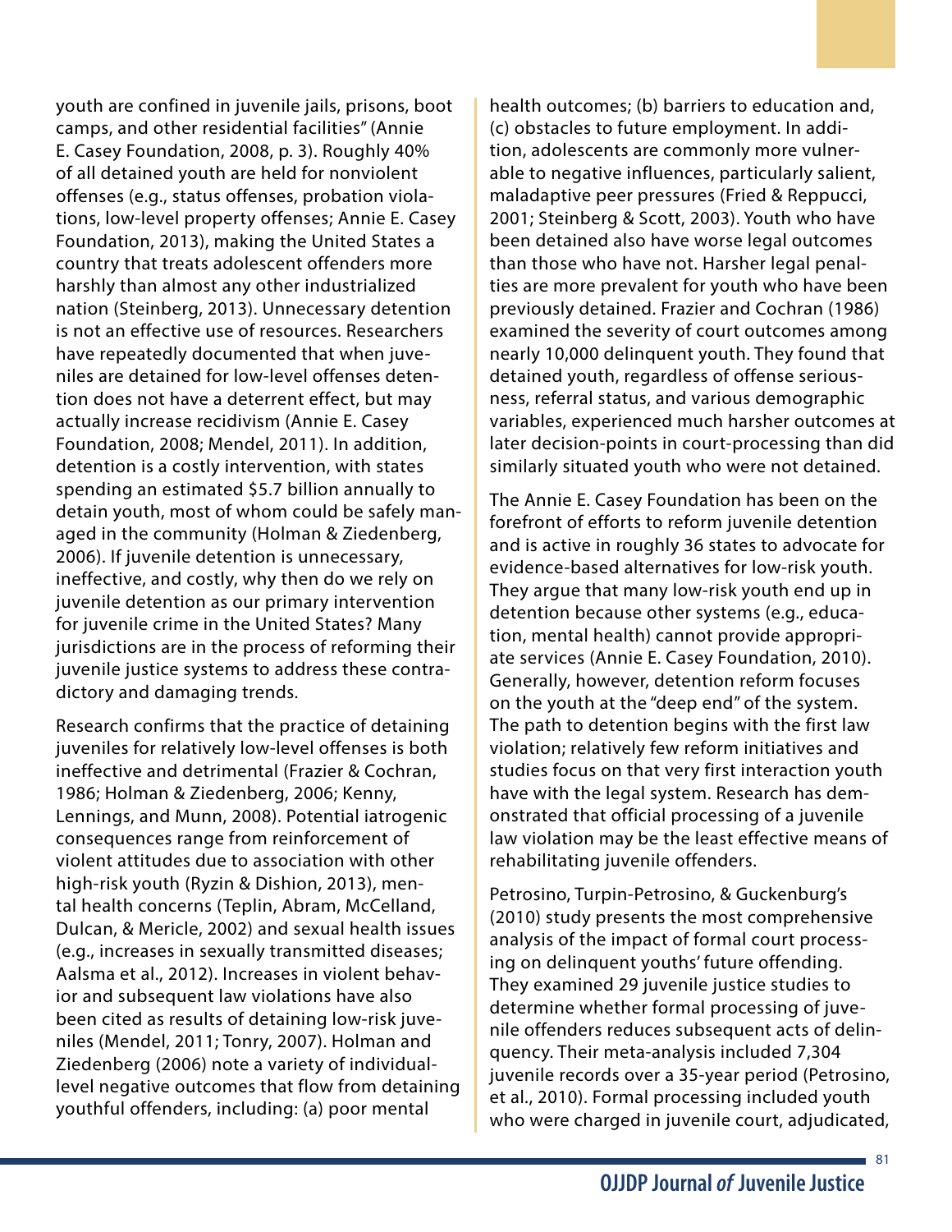youth are confined in juvenile jails, prisons, boot camps, and other residential facilities" (Annie E. Casey Foundation, 2008, p. 3). Roughly 40% of all detained youth are held for nonviolent offenses (e.g., status offenses, probation violations, low-level property offenses; Annie E. Casey Foundation, 2013), making the United States a country that treats adolescent offenders more harshly than almost any other industrialized nation (Steinberg, 2013). Unnecessary detention is not an effective use of resources. Researchers have repeatedly documented that when juveniles are detained for low-level offenses detention does not have a deterrent effect, but may actually increase recidivism (Annie E. Casey Foundation, 2008; Mendel, 2011). In addition, detention is a costly intervention, with states spending an estimated $5.7 billion annually to detain youth, most of whom could be safely managed in the community (Holman & Ziedenberg, 2006). If juvenile detention is unnecessary, ineffective, and costly, why then do we rely on juvenile detention as our primary intervention for juvenile crime in the United States? Many jurisdictions are in the process of reforming their juvenile justice systems to address these contradictory and damaging trends.

Research confirms that the practice of detaining juveniles for relatively low-level offenses is both ineffective and detrimental (Frazier & Cochran, 1986; Holman & Ziedenberg, 2006; Kenny, Lennings, and Munn, 2008). Potential iatrogenic consequences range from reinforcement of violent attitudes due to association with other high-risk youth (Ryzin & Dishion, 2013), mental health concerns (Teplin, Abram, McCelland, Dulcan, & Mericle, 2002) and sexual health issues (e.g., increases in sexually transmitted diseases; Aalsma et al., 2012). Increases in violent behavior and subsequent law violations have also been cited as results of detaining low-risk juveniles (Mendel, 2011; Tonry, 2007). Holman and Ziedenberg (2006) note a variety of individual-level negative outcomes that flow from detaining youthful offenders, including: (a) poor mental health outcomes; (b) barriers to education and, (c) obstacles to future employment. In addition, adolescents are commonly more vulnerable to negative influences, particularly salient, maladaptive peer pressures (Fried & Reppucci, 2001; Steinberg & Scott, 2003). Youth who have been detained also have worse legal outcomes than those who have not. Harsher legal penalties are more prevalent for youth who have been previously detained. Frazier and Cochran (1986) examined the severity of court outcomes among nearly 10,000 delinquent youth. They found that detained youth, regardless of offense seriousness, referral status, and various demographic variables, experienced much harsher outcomes at later decision-points in court-processing than did similarly situated youth who were not detained.

The Annie E. Casey Foundation has been on the forefront of efforts to reform juvenile detention and is active in roughly 36 states to advocate for evidence-based alternatives for low-risk youth. They argue that many low-risk youth end up in detention because other systems (e.g., education, mental health) cannot provide appropriate services (Annie E. Casey Foundation, 2010). Generally, however, detention reform focuses on the youth at the "deep end" of the system. The path to detention begins with the first law violation; relatively few reform initiatives and studies focus on that very first interaction youth have with the legal system. Research has demonstrated that official processing of a juvenile law violation may be the least effective means of rehabilitating juvenile offenders.

Petrosino, Turpin-Petrosino, & Guckenburg's (2010) study presents the most comprehensive analysis of the impact of formal court processing on delinquent youths' future offending. They examined 29 juvenile justice studies to determine whether formal processing of juvenile offenders reduces subsequent acts of delinquency. Their meta-analysis included 7,304 juvenile records over a 35-year period (Petrosino, et al., 2010). Formal processing included youth who were charged in juvenile court, adjudicated,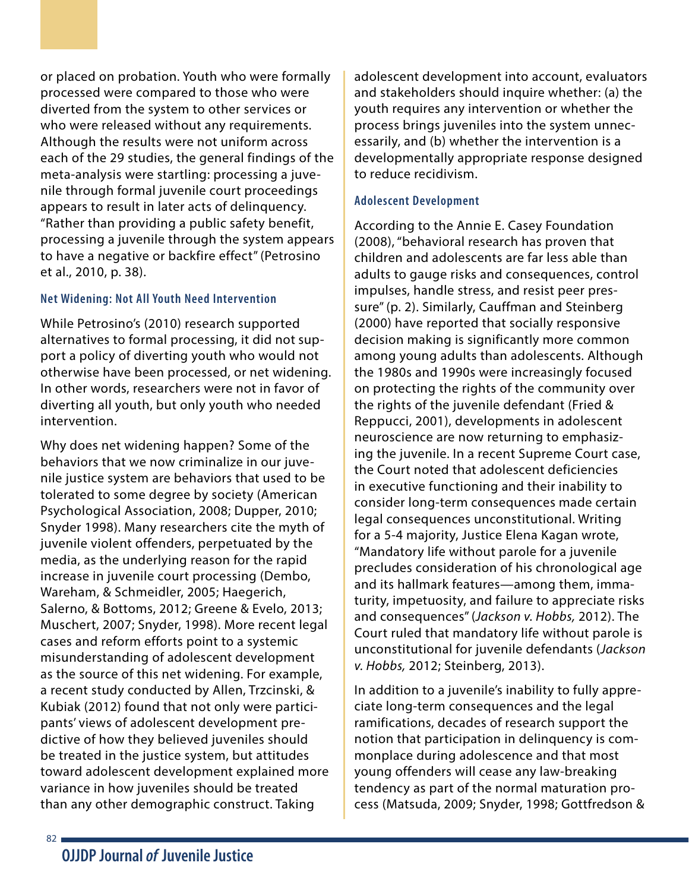or placed on probation. Youth who were formally processed were compared to those who were diverted from the system to other services or who were released without any requirements. Although the results were not uniform across each of the 29 studies, the general findings of the meta-analysis were startling: processing a juvenile through formal juvenile court proceedings appears to result in later acts of delinquency. "Rather than providing a public safety benefit, processing a juvenile through the system appears to have a negative or backfire effect" (Petrosino et al., 2010, p. 38).

### Net Widening: Not All Youth Need Intervention

While Petrosino's (2010) research supported alternatives to formal processing, it did not support a policy of diverting youth who would not otherwise have been processed, or net widening. In other words, researchers were not in favor of diverting all youth, but only youth who needed intervention.

Why does net widening happen? Some of the behaviors that we now criminalize in our juvenile justice system are behaviors that used to be tolerated to some degree by society (American Psychological Association, 2008; Dupper, 2010; Snyder 1998). Many researchers cite the myth of juvenile violent offenders, perpetuated by the media, as the underlying reason for the rapid increase in juvenile court processing (Dembo, Wareham, & Schmeidler, 2005; Haegerich, Salerno, & Bottoms, 2012; Greene & Evelo, 2013; Muschert, 2007; Snyder, 1998). More recent legal cases and reform efforts point to a systemic misunderstanding of adolescent development as the source of this net widening. For example, a recent study conducted by Allen, Trzcinski, & Kubiak (2012) found that not only were participants' views of adolescent development predictive of how they believed juveniles should be treated in the justice system, but attitudes toward adolescent development explained more variance in how juveniles should be treated than any other demographic construct. Taking adolescent development into account, evaluators and stakeholders should inquire whether: (a) the youth requires any intervention or whether the process brings juveniles into the system unnecessarily, and (b) whether the intervention is a developmentally appropriate response designed to reduce recidivism.

### Adolescent Development

According to the Annie E. Casey Foundation (2008), "behavioral research has proven that children and adolescents are far less able than adults to gauge risks and consequences, control impulses, handle stress, and resist peer pressure" (p. 2). Similarly, Cauffman and Steinberg (2000) have reported that socially responsive decision making is significantly more common among young adults than adolescents. Although the 1980s and 1990s were increasingly focused on protecting the rights of the community over the rights of the juvenile defendant (Fried & Reppucci, 2001), developments in adolescent neuroscience are now returning to emphasizing the juvenile. In a recent Supreme Court case, the Court noted that adolescent deficiencies in executive functioning and their inability to consider long-term consequences made certain legal consequences unconstitutional. Writing for a 5-4 majority, Justice Elena Kagan wrote, "Mandatory life without parole for a juvenile precludes consideration of his chronological age and its hallmark features—among them, immaturity, impetuosity, and failure to appreciate risks and consequences" (*Jackson v. Hobbs,* 2012). The Court ruled that mandatory life without parole is unconstitutional for juvenile defendants (*Jackson v. Hobbs,* 2012; Steinberg, 2013).

In addition to a juvenile's inability to fully appreciate long-term consequences and the legal ramifications, decades of research support the notion that participation in delinquency is commonplace during adolescence and that most young offenders will cease any law-breaking tendency as part of the normal maturation process (Matsuda, 2009; Snyder, 1998; Gottfredson &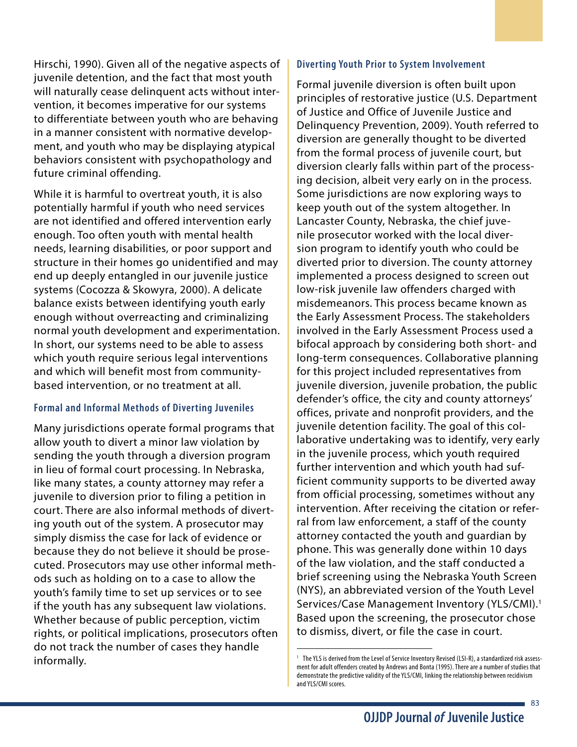Hirschi, 1990). Given all of the negative aspects of juvenile detention, and the fact that most youth will naturally cease delinquent acts without intervention, it becomes imperative for our systems to differentiate between youth who are behaving in a manner consistent with normative development, and youth who may be displaying atypical behaviors consistent with psychopathology and future criminal offending.

While it is harmful to overtreat youth, it is also potentially harmful if youth who need services are not identified and offered intervention early enough. Too often youth with mental health needs, learning disabilities, or poor support and structure in their homes go unidentified and may end up deeply entangled in our juvenile justice systems (Cocozza & Skowyra, 2000). A delicate balance exists between identifying youth early enough without overreacting and criminalizing normal youth development and experimentation. In short, our systems need to be able to assess which youth require serious legal interventions and which will benefit most from community-based intervention, or no treatment at all.

### Formal and Informal Methods of Diverting Juveniles

Many jurisdictions operate formal programs that allow youth to divert a minor law violation by sending the youth through a diversion program in lieu of formal court processing. In Nebraska, like many states, a county attorney may refer a juvenile to diversion prior to filing a petition in court. There are also informal methods of diverting youth out of the system. A prosecutor may simply dismiss the case for lack of evidence or because they do not believe it should be prosecuted. Prosecutors may use other informal methods such as holding on to a case to allow the youth's family time to set up services or to see if the youth has any subsequent law violations. Whether because of public perception, victim rights, or political implications, prosecutors often do not track the number of cases they handle informally.

### Diverting Youth Prior to System Involvement

Formal juvenile diversion is often built upon principles of restorative justice (U.S. Department of Justice and Office of Juvenile Justice and Delinquency Prevention, 2009). Youth referred to diversion are generally thought to be diverted from the formal process of juvenile court, but diversion clearly falls within part of the processing decision, albeit very early on in the process. Some jurisdictions are now exploring ways to keep youth out of the system altogether. In Lancaster County, Nebraska, the chief juvenile prosecutor worked with the local diversion program to identify youth who could be diverted prior to diversion. The county attorney implemented a process designed to screen out low-risk juvenile law offenders charged with misdemeanors. This process became known as the Early Assessment Process. The stakeholders involved in the Early Assessment Process used a bifocal approach by considering both short- and long-term consequences. Collaborative planning for this project included representatives from juvenile diversion, juvenile probation, the public defender's office, the city and county attorneys' offices, private and nonprofit providers, and the juvenile detention facility. The goal of this collaborative undertaking was to identify, very early in the juvenile process, which youth required further intervention and which youth had sufficient community supports to be diverted away from official processing, sometimes without any intervention. After receiving the citation or referral from law enforcement, a staff of the county attorney contacted the youth and guardian by phone. This was generally done within 10 days of the law violation, and the staff conducted a brief screening using the Nebraska Youth Screen (NYS), an abbreviated version of the Youth Level Services/Case Management Inventory (YLS/CMI).[1] Based upon the screening, the prosecutor chose to dismiss, divert, or file the case in court.

[1] The YLS is derived from the Level of Service Inventory Revised (LSI-R), a standardized risk assessment for adult offenders created by Andrews and Bonta (1995). There are a number of studies that demonstrate the predictive validity of the YLS/CMI, linking the relationship between recidivism and YLS/CMI scores.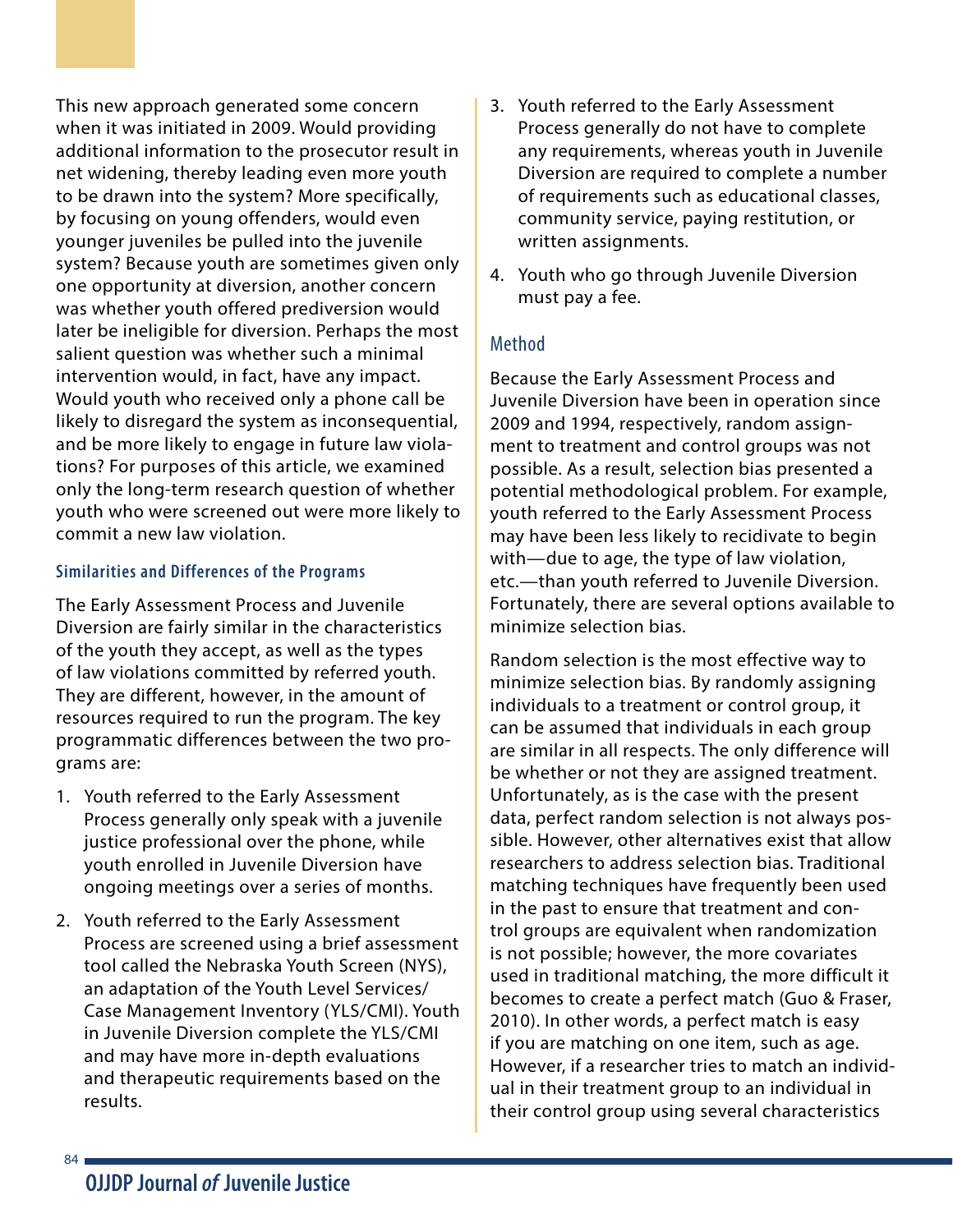This new approach generated some concern when it was initiated in 2009. Would providing additional information to the prosecutor result in net widening, thereby leading even more youth to be drawn into the system? More specifically, by focusing on young offenders, would even younger juveniles be pulled into the juvenile system? Because youth are sometimes given only one opportunity at diversion, another concern was whether youth offered prediversion would later be ineligible for diversion. Perhaps the most salient question was whether such a minimal intervention would, in fact, have any impact. Would youth who received only a phone call be likely to disregard the system as inconsequential, and be more likely to engage in future law violations? For purposes of this article, we examined only the long-term research question of whether youth who were screened out were more likely to commit a new law violation.

### Similarities and Differences of the Programs

The Early Assessment Process and Juvenile Diversion are fairly similar in the characteristics of the youth they accept, as well as the types of law violations committed by referred youth. They are different, however, in the amount of resources required to run the program. The key programmatic differences between the two programs are:

1. Youth referred to the Early Assessment Process generally only speak with a juvenile justice professional over the phone, while youth enrolled in Juvenile Diversion have ongoing meetings over a series of months.
2. Youth referred to the Early Assessment Process are screened using a brief assessment tool called the Nebraska Youth Screen (NYS), an adaptation of the Youth Level Services/Case Management Inventory (YLS/CMI). Youth in Juvenile Diversion complete the YLS/CMI and may have more in-depth evaluations and therapeutic requirements based on the results.
3. Youth referred to the Early Assessment Process generally do not have to complete any requirements, whereas youth in Juvenile Diversion are required to complete a number of requirements such as educational classes, community service, paying restitution, or written assignments.
4. Youth who go through Juvenile Diversion must pay a fee.

## Method

Because the Early Assessment Process and Juvenile Diversion have been in operation since 2009 and 1994, respectively, random assignment to treatment and control groups was not possible. As a result, selection bias presented a potential methodological problem. For example, youth referred to the Early Assessment Process may have been less likely to recidivate to begin with—due to age, the type of law violation, etc.—than youth referred to Juvenile Diversion. Fortunately, there are several options available to minimize selection bias.

Random selection is the most effective way to minimize selection bias. By randomly assigning individuals to a treatment or control group, it can be assumed that individuals in each group are similar in all respects. The only difference will be whether or not they are assigned treatment. Unfortunately, as is the case with the present data, perfect random selection is not always possible. However, other alternatives exist that allow researchers to address selection bias. Traditional matching techniques have frequently been used in the past to ensure that treatment and control groups are equivalent when randomization is not possible; however, the more covariates used in traditional matching, the more difficult it becomes to create a perfect match (Guo & Fraser, 2010). In other words, a perfect match is easy if you are matching on one item, such as age. However, if a researcher tries to match an individual in their treatment group to an individual in their control group using several characteristics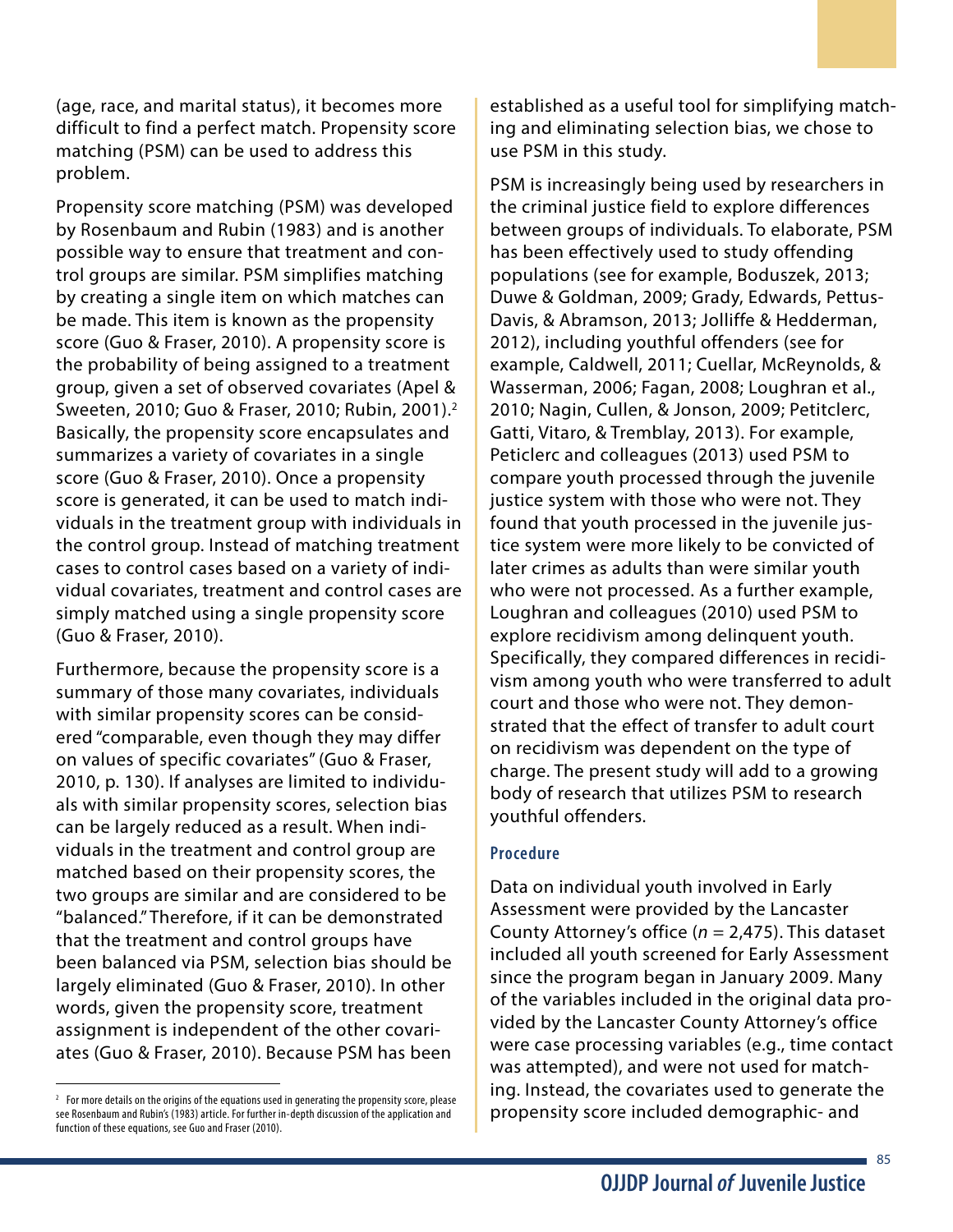(age, race, and marital status), it becomes more difficult to find a perfect match. Propensity score matching (PSM) can be used to address this problem.

Propensity score matching (PSM) was developed by Rosenbaum and Rubin (1983) and is another possible way to ensure that treatment and control groups are similar. PSM simplifies matching by creating a single item on which matches can be made. This item is known as the propensity score (Guo & Fraser, 2010). A propensity score is the probability of being assigned to a treatment group, given a set of observed covariates (Apel & Sweeten, 2010; Guo & Fraser, 2010; Rubin, 2001).[2] Basically, the propensity score encapsulates and summarizes a variety of covariates in a single score (Guo & Fraser, 2010). Once a propensity score is generated, it can be used to match individuals in the treatment group with individuals in the control group. Instead of matching treatment cases to control cases based on a variety of individual covariates, treatment and control cases are simply matched using a single propensity score (Guo & Fraser, 2010).

Furthermore, because the propensity score is a summary of those many covariates, individuals with similar propensity scores can be considered "comparable, even though they may differ on values of specific covariates" (Guo & Fraser, 2010, p. 130). If analyses are limited to individuals with similar propensity scores, selection bias can be largely reduced as a result. When individuals in the treatment and control group are matched based on their propensity scores, the two groups are similar and are considered to be "balanced." Therefore, if it can be demonstrated that the treatment and control groups have been balanced via PSM, selection bias should be largely eliminated (Guo & Fraser, 2010). In other words, given the propensity score, treatment assignment is independent of the other covariates (Guo & Fraser, 2010). Because PSM has been established as a useful tool for simplifying matching and eliminating selection bias, we chose to use PSM in this study.

PSM is increasingly being used by researchers in the criminal justice field to explore differences between groups of individuals. To elaborate, PSM has been effectively used to study offending populations (see for example, Boduszek, 2013; Duwe & Goldman, 2009; Grady, Edwards, Pettus-Davis, & Abramson, 2013; Jolliffe & Hedderman, 2012), including youthful offenders (see for example, Caldwell, 2011; Cuellar, McReynolds, & Wasserman, 2006; Fagan, 2008; Loughran et al., 2010; Nagin, Cullen, & Jonson, 2009; Petitclerc, Gatti, Vitaro, & Tremblay, 2013). For example, Peticlerc and colleagues (2013) used PSM to compare youth processed through the juvenile justice system with those who were not. They found that youth processed in the juvenile justice system were more likely to be convicted of later crimes as adults than were similar youth who were not processed. As a further example, Loughran and colleagues (2010) used PSM to explore recidivism among delinquent youth. Specifically, they compared differences in recidivism among youth who were transferred to adult court and those who were not. They demonstrated that the effect of transfer to adult court on recidivism was dependent on the type of charge. The present study will add to a growing body of research that utilizes PSM to research youthful offenders.

### Procedure

Data on individual youth involved in Early Assessment were provided by the Lancaster County Attorney's office ($n$ = 2,475). This dataset included all youth screened for Early Assessment since the program began in January 2009. Many of the variables included in the original data provided by the Lancaster County Attorney's office were case processing variables (e.g., time contact was attempted), and were not used for matching. Instead, the covariates used to generate the propensity score included demographic- and

[2] For more details on the origins of the equations used in generating the propensity score, please see Rosenbaum and Rubin's (1983) article. For further in-depth discussion of the application and function of these equations, see Guo and Fraser (2010).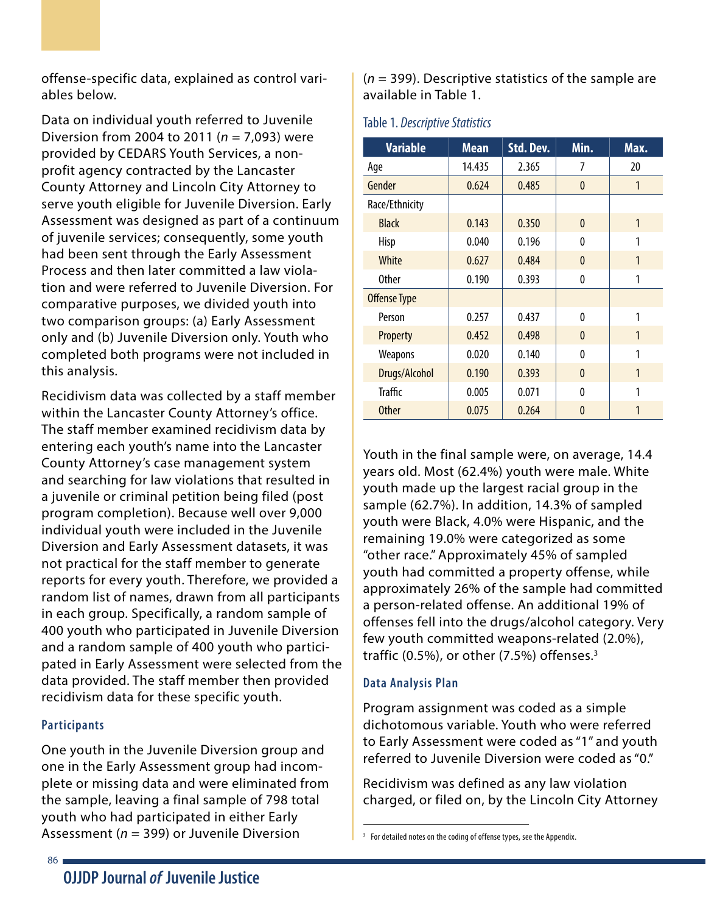offense-specific data, explained as control variables below.

Data on individual youth referred to Juvenile Diversion from 2004 to 2011 ($n$ = 7,093) were provided by CEDARS Youth Services, a nonprofit agency contracted by the Lancaster County Attorney and Lincoln City Attorney to serve youth eligible for Juvenile Diversion. Early Assessment was designed as part of a continuum of juvenile services; consequently, some youth had been sent through the Early Assessment Process and then later committed a law violation and were referred to Juvenile Diversion. For comparative purposes, we divided youth into two comparison groups: (a) Early Assessment only and (b) Juvenile Diversion only. Youth who completed both programs were not included in this analysis.

Recidivism data was collected by a staff member within the Lancaster County Attorney's office. The staff member examined recidivism data by entering each youth's name into the Lancaster County Attorney's case management system and searching for law violations that resulted in a juvenile or criminal petition being filed (post program completion). Because well over 9,000 individual youth were included in the Juvenile Diversion and Early Assessment datasets, it was not practical for the staff member to generate reports for every youth. Therefore, we provided a random list of names, drawn from all participants in each group. Specifically, a random sample of 400 youth who participated in Juvenile Diversion and a random sample of 400 youth who participated in Early Assessment were selected from the data provided. The staff member then provided recidivism data for these specific youth.

### Participants

One youth in the Juvenile Diversion group and one in the Early Assessment group had incomplete or missing data and were eliminated from the sample, leaving a final sample of 798 total youth who had participated in either Early Assessment ($n$ = 399) or Juvenile Diversion ($n$ = 399). Descriptive statistics of the sample are available in Table 1.

Table 1. *Descriptive Statistics*

| Variable | Mean | Std. Dev. | Min. | Max. |
|---|---|---|---|---|
| Age | 14.435 | 2.365 | 7 | 20 |
| Gender | 0.624 | 0.485 | 0 | 1 |
| Race/Ethnicity | | | | |
| Black | 0.143 | 0.350 | 0 | 1 |
| Hisp | 0.040 | 0.196 | 0 | 1 |
| White | 0.627 | 0.484 | 0 | 1 |
| Other | 0.190 | 0.393 | 0 | 1 |
| Offense Type | | | | |
| Person | 0.257 | 0.437 | 0 | 1 |
| Property | 0.452 | 0.498 | 0 | 1 |
| Weapons | 0.020 | 0.140 | 0 | 1 |
| Drugs/Alcohol | 0.190 | 0.393 | 0 | 1 |
| Traffic | 0.005 | 0.071 | 0 | 1 |
| Other | 0.075 | 0.264 | 0 | 1 |

Youth in the final sample were, on average, 14.4 years old. Most (62.4%) youth were male. White youth made up the largest racial group in the sample (62.7%). In addition, 14.3% of sampled youth were Black, 4.0% were Hispanic, and the remaining 19.0% were categorized as some "other race." Approximately 45% of sampled youth had committed a property offense, while approximately 26% of the sample had committed a person-related offense. An additional 19% of offenses fell into the drugs/alcohol category. Very few youth committed weapons-related (2.0%), traffic (0.5%), or other (7.5%) offenses.[3]

### Data Analysis Plan

Program assignment was coded as a simple dichotomous variable. Youth who were referred to Early Assessment were coded as "1" and youth referred to Juvenile Diversion were coded as "0."

Recidivism was defined as any law violation charged, or filed on, by the Lincoln City Attorney

[3] For detailed notes on the coding of offense types, see the Appendix.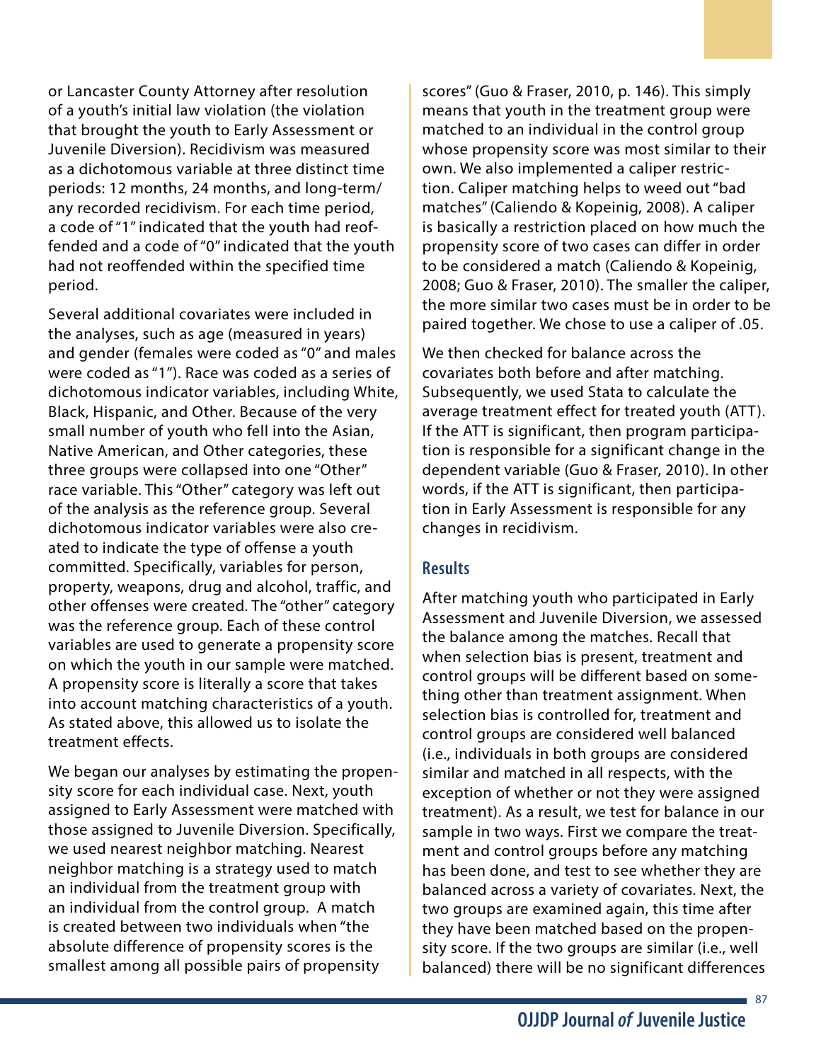or Lancaster County Attorney after resolution of a youth's initial law violation (the violation that brought the youth to Early Assessment or Juvenile Diversion). Recidivism was measured as a dichotomous variable at three distinct time periods: 12 months, 24 months, and long-term/any recorded recidivism. For each time period, a code of "1" indicated that the youth had reoffended and a code of "0" indicated that the youth had not reoffended within the specified time period.

Several additional covariates were included in the analyses, such as age (measured in years) and gender (females were coded as "0" and males were coded as "1"). Race was coded as a series of dichotomous indicator variables, including White, Black, Hispanic, and Other. Because of the very small number of youth who fell into the Asian, Native American, and Other categories, these three groups were collapsed into one "Other" race variable. This "Other" category was left out of the analysis as the reference group. Several dichotomous indicator variables were also created to indicate the type of offense a youth committed. Specifically, variables for person, property, weapons, drug and alcohol, traffic, and other offenses were created. The "other" category was the reference group. Each of these control variables are used to generate a propensity score on which the youth in our sample were matched. A propensity score is literally a score that takes into account matching characteristics of a youth. As stated above, this allowed us to isolate the treatment effects.

We began our analyses by estimating the propensity score for each individual case. Next, youth assigned to Early Assessment were matched with those assigned to Juvenile Diversion. Specifically, we used nearest neighbor matching. Nearest neighbor matching is a strategy used to match an individual from the treatment group with an individual from the control group. A match is created between two individuals when "the absolute difference of propensity scores is the smallest among all possible pairs of propensity scores" (Guo & Fraser, 2010, p. 146). This simply means that youth in the treatment group were matched to an individual in the control group whose propensity score was most similar to their own. We also implemented a caliper restriction. Caliper matching helps to weed out "bad matches" (Caliendo & Kopeinig, 2008). A caliper is basically a restriction placed on how much the propensity score of two cases can differ in order to be considered a match (Caliendo & Kopeinig, 2008; Guo & Fraser, 2010). The smaller the caliper, the more similar two cases must be in order to be paired together. We chose to use a caliper of .05.

We then checked for balance across the covariates both before and after matching. Subsequently, we used Stata to calculate the average treatment effect for treated youth (ATT). If the ATT is significant, then program participation is responsible for a significant change in the dependent variable (Guo & Fraser, 2010). In other words, if the ATT is significant, then participation in Early Assessment is responsible for any changes in recidivism.

## Results

After matching youth who participated in Early Assessment and Juvenile Diversion, we assessed the balance among the matches. Recall that when selection bias is present, treatment and control groups will be different based on something other than treatment assignment. When selection bias is controlled for, treatment and control groups are considered well balanced (i.e., individuals in both groups are considered similar and matched in all respects, with the exception of whether or not they were assigned treatment). As a result, we test for balance in our sample in two ways. First we compare the treatment and control groups before any matching has been done, and test to see whether they are balanced across a variety of covariates. Next, the two groups are examined again, this time after they have been matched based on the propensity score. If the two groups are similar (i.e., well balanced) there will be no significant differences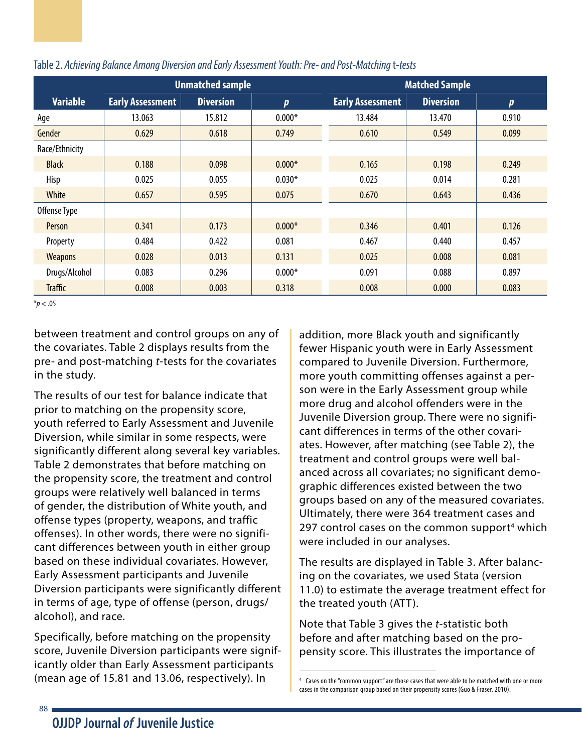Table 2. *Achieving Balance Among Diversion and Early Assessment Youth: Pre- and Post-Matching* t*-tests*

| Variable | Unmatched sample | | | Matched Sample | | |
|---|---|---|---|---|---|---|
| | Early Assessment | Diversion | *p* | Early Assessment | Diversion | *p* |
| Age | 13.063 | 15.812 | 0.000* | 13.484 | 13.470 | 0.910 |
| Gender | 0.629 | 0.618 | 0.749 | 0.610 | 0.549 | 0.099 |
| Race/Ethnicity | | | | | | |
| Black | 0.188 | 0.098 | 0.000* | 0.165 | 0.198 | 0.249 |
| Hisp | 0.025 | 0.055 | 0.030* | 0.025 | 0.014 | 0.281 |
| White | 0.657 | 0.595 | 0.075 | 0.670 | 0.643 | 0.436 |
| Offense Type | | | | | | |
| Person | 0.341 | 0.173 | 0.000* | 0.346 | 0.401 | 0.126 |
| Property | 0.484 | 0.422 | 0.081 | 0.467 | 0.440 | 0.457 |
| Weapons | 0.028 | 0.013 | 0.131 | 0.025 | 0.008 | 0.081 |
| Drugs/Alcohol | 0.083 | 0.296 | 0.000* | 0.091 | 0.088 | 0.897 |
| Traffic | 0.008 | 0.003 | 0.318 | 0.008 | 0.000 | 0.083 |

$^*p < .05$

between treatment and control groups on any of the covariates. Table 2 displays results from the pre- and post-matching *t*-tests for the covariates in the study.

The results of our test for balance indicate that prior to matching on the propensity score, youth referred to Early Assessment and Juvenile Diversion, while similar in some respects, were significantly different along several key variables. Table 2 demonstrates that before matching on the propensity score, the treatment and control groups were relatively well balanced in terms of gender, the distribution of White youth, and offense types (property, weapons, and traffic offenses). In other words, there were no significant differences between youth in either group based on these individual covariates. However, Early Assessment participants and Juvenile Diversion participants were significantly different in terms of age, type of offense (person, drugs/alcohol), and race.

Specifically, before matching on the propensity score, Juvenile Diversion participants were significantly older than Early Assessment participants (mean age of 15.81 and 13.06, respectively). In addition, more Black youth and significantly fewer Hispanic youth were in Early Assessment compared to Juvenile Diversion. Furthermore, more youth committing offenses against a person were in the Early Assessment group while more drug and alcohol offenders were in the Juvenile Diversion group. There were no significant differences in terms of the other covariates. However, after matching (see Table 2), the treatment and control groups were well balanced across all covariates; no significant demographic differences existed between the two groups based on any of the measured covariates. Ultimately, there were 364 treatment cases and 297 control cases on the common support[4] which were included in our analyses.

The results are displayed in Table 3. After balancing on the covariates, we used Stata (version 11.0) to estimate the average treatment effect for the treated youth (ATT).

Note that Table 3 gives the *t*-statistic both before and after matching based on the propensity score. This illustrates the importance of

[4] Cases on the "common support" are those cases that were able to be matched with one or more cases in the comparison group based on their propensity scores (Guo & Fraser, 2010).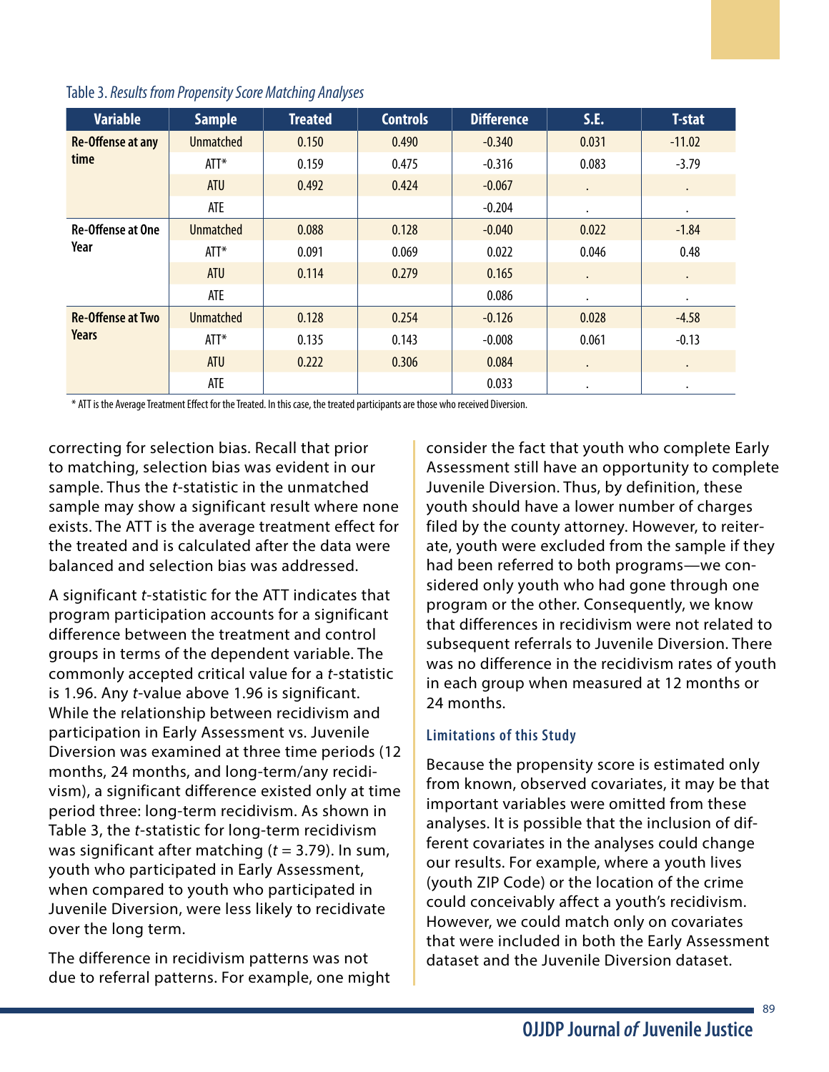Table 3. *Results from Propensity Score Matching Analyses*

| Variable | Sample | Treated | Controls | Difference | S.E. | T-stat |
|---|---|---|---|---|---|---|
| **Re-Offense at any time** | Unmatched | 0.150 | 0.490 | -0.340 | 0.031 | -11.02 |
| | ATT* | 0.159 | 0.475 | -0.316 | 0.083 | -3.79 |
| | ATU | 0.492 | 0.424 | -0.067 | . | . |
| | ATE | | | -0.204 | . | . |
| **Re-Offense at One Year** | Unmatched | 0.088 | 0.128 | -0.040 | 0.022 | -1.84 |
| | ATT* | 0.091 | 0.069 | 0.022 | 0.046 | 0.48 |
| | ATU | 0.114 | 0.279 | 0.165 | . | . |
| | ATE | | | 0.086 | . | . |
| **Re-Offense at Two Years** | Unmatched | 0.128 | 0.254 | -0.126 | 0.028 | -4.58 |
| | ATT* | 0.135 | 0.143 | -0.008 | 0.061 | -0.13 |
| | ATU | 0.222 | 0.306 | 0.084 | . | . |
| | ATE | | | 0.033 | . | . |

* ATT is the Average Treatment Effect for the Treated. In this case, the treated participants are those who received Diversion.

correcting for selection bias. Recall that prior to matching, selection bias was evident in our sample. Thus the *t*-statistic in the unmatched sample may show a significant result where none exists. The ATT is the average treatment effect for the treated and is calculated after the data were balanced and selection bias was addressed.

A significant *t*-statistic for the ATT indicates that program participation accounts for a significant difference between the treatment and control groups in terms of the dependent variable. The commonly accepted critical value for a *t*-statistic is 1.96. Any *t*-value above 1.96 is significant. While the relationship between recidivism and participation in Early Assessment vs. Juvenile Diversion was examined at three time periods (12 months, 24 months, and long-term/any recidivism), a significant difference existed only at time period three: long-term recidivism. As shown in Table 3, the *t*-statistic for long-term recidivism was significant after matching ($t = 3.79$). In sum, youth who participated in Early Assessment, when compared to youth who participated in Juvenile Diversion, were less likely to recidivate over the long term.

The difference in recidivism patterns was not due to referral patterns. For example, one might consider the fact that youth who complete Early Assessment still have an opportunity to complete Juvenile Diversion. Thus, by definition, these youth should have a lower number of charges filed by the county attorney. However, to reiterate, youth were excluded from the sample if they had been referred to both programs—we considered only youth who had gone through one program or the other. Consequently, we know that differences in recidivism were not related to subsequent referrals to Juvenile Diversion. There was no difference in the recidivism rates of youth in each group when measured at 12 months or 24 months.

### Limitations of this Study

Because the propensity score is estimated only from known, observed covariates, it may be that important variables were omitted from these analyses. It is possible that the inclusion of different covariates in the analyses could change our results. For example, where a youth lives (youth ZIP Code) or the location of the crime could conceivably affect a youth's recidivism. However, we could match only on covariates that were included in both the Early Assessment dataset and the Juvenile Diversion dataset.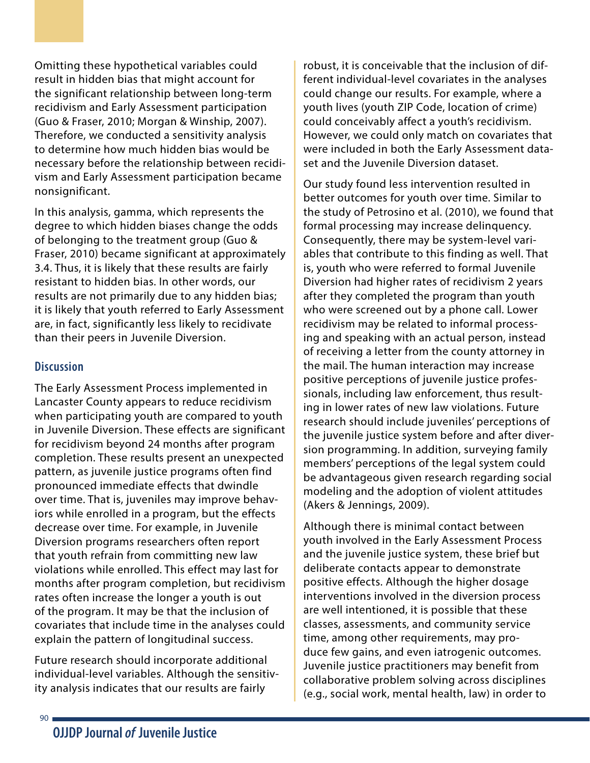Omitting these hypothetical variables could result in hidden bias that might account for the significant relationship between long-term recidivism and Early Assessment participation (Guo & Fraser, 2010; Morgan & Winship, 2007). Therefore, we conducted a sensitivity analysis to determine how much hidden bias would be necessary before the relationship between recidivism and Early Assessment participation became nonsignificant.

In this analysis, gamma, which represents the degree to which hidden biases change the odds of belonging to the treatment group (Guo & Fraser, 2010) became significant at approximately 3.4. Thus, it is likely that these results are fairly resistant to hidden bias. In other words, our results are not primarily due to any hidden bias; it is likely that youth referred to Early Assessment are, in fact, significantly less likely to recidivate than their peers in Juvenile Diversion.

## Discussion

The Early Assessment Process implemented in Lancaster County appears to reduce recidivism when participating youth are compared to youth in Juvenile Diversion. These effects are significant for recidivism beyond 24 months after program completion. These results present an unexpected pattern, as juvenile justice programs often find pronounced immediate effects that dwindle over time. That is, juveniles may improve behaviors while enrolled in a program, but the effects decrease over time. For example, in Juvenile Diversion programs researchers often report that youth refrain from committing new law violations while enrolled. This effect may last for months after program completion, but recidivism rates often increase the longer a youth is out of the program. It may be that the inclusion of covariates that include time in the analyses could explain the pattern of longitudinal success.

Future research should incorporate additional individual-level variables. Although the sensitivity analysis indicates that our results are fairly robust, it is conceivable that the inclusion of different individual-level covariates in the analyses could change our results. For example, where a youth lives (youth ZIP Code, location of crime) could conceivably affect a youth's recidivism. However, we could only match on covariates that were included in both the Early Assessment dataset and the Juvenile Diversion dataset.

Our study found less intervention resulted in better outcomes for youth over time. Similar to the study of Petrosino et al. (2010), we found that formal processing may increase delinquency. Consequently, there may be system-level variables that contribute to this finding as well. That is, youth who were referred to formal Juvenile Diversion had higher rates of recidivism 2 years after they completed the program than youth who were screened out by a phone call. Lower recidivism may be related to informal processing and speaking with an actual person, instead of receiving a letter from the county attorney in the mail. The human interaction may increase positive perceptions of juvenile justice professionals, including law enforcement, thus resulting in lower rates of new law violations. Future research should include juveniles' perceptions of the juvenile justice system before and after diversion programming. In addition, surveying family members' perceptions of the legal system could be advantageous given research regarding social modeling and the adoption of violent attitudes (Akers & Jennings, 2009).

Although there is minimal contact between youth involved in the Early Assessment Process and the juvenile justice system, these brief but deliberate contacts appear to demonstrate positive effects. Although the higher dosage interventions involved in the diversion process are well intentioned, it is possible that these classes, assessments, and community service time, among other requirements, may produce few gains, and even iatrogenic outcomes. Juvenile justice practitioners may benefit from collaborative problem solving across disciplines (e.g., social work, mental health, law) in order to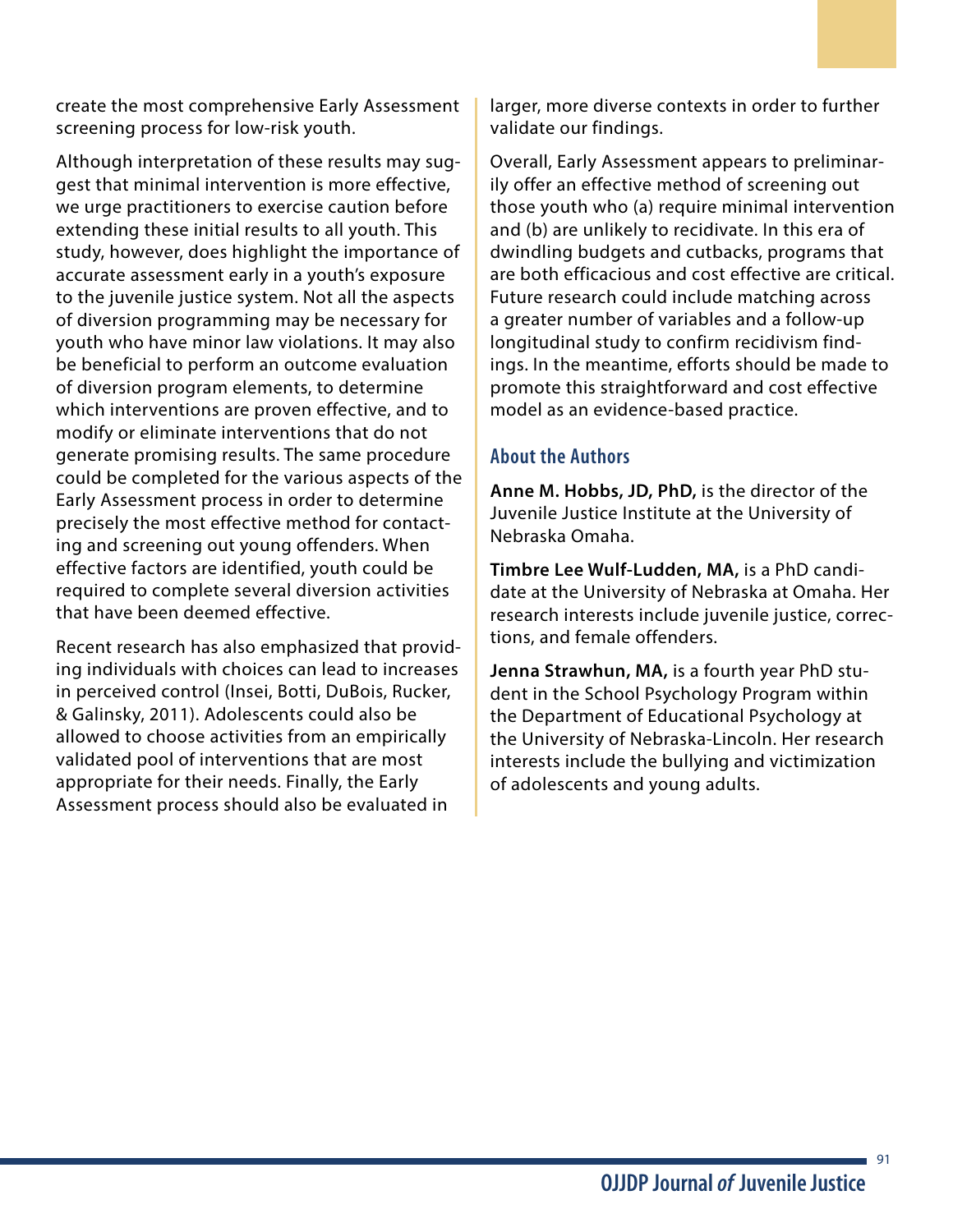create the most comprehensive Early Assessment screening process for low-risk youth.

Although interpretation of these results may suggest that minimal intervention is more effective, we urge practitioners to exercise caution before extending these initial results to all youth. This study, however, does highlight the importance of accurate assessment early in a youth's exposure to the juvenile justice system. Not all the aspects of diversion programming may be necessary for youth who have minor law violations. It may also be beneficial to perform an outcome evaluation of diversion program elements, to determine which interventions are proven effective, and to modify or eliminate interventions that do not generate promising results. The same procedure could be completed for the various aspects of the Early Assessment process in order to determine precisely the most effective method for contacting and screening out young offenders. When effective factors are identified, youth could be required to complete several diversion activities that have been deemed effective.

Recent research has also emphasized that providing individuals with choices can lead to increases in perceived control (Insei, Botti, DuBois, Rucker, & Galinsky, 2011). Adolescents could also be allowed to choose activities from an empirically validated pool of interventions that are most appropriate for their needs. Finally, the Early Assessment process should also be evaluated in larger, more diverse contexts in order to further validate our findings.

Overall, Early Assessment appears to preliminarily offer an effective method of screening out those youth who (a) require minimal intervention and (b) are unlikely to recidivate. In this era of dwindling budgets and cutbacks, programs that are both efficacious and cost effective are critical. Future research could include matching across a greater number of variables and a follow-up longitudinal study to confirm recidivism findings. In the meantime, efforts should be made to promote this straightforward and cost effective model as an evidence-based practice.

## About the Authors

**Anne M. Hobbs, JD, PhD,** is the director of the Juvenile Justice Institute at the University of Nebraska Omaha.

**Timbre Lee Wulf-Ludden, MA,** is a PhD candidate at the University of Nebraska at Omaha. Her research interests include juvenile justice, corrections, and female offenders.

**Jenna Strawhun, MA,** is a fourth year PhD student in the School Psychology Program within the Department of Educational Psychology at the University of Nebraska-Lincoln. Her research interests include the bullying and victimization of adolescents and young adults.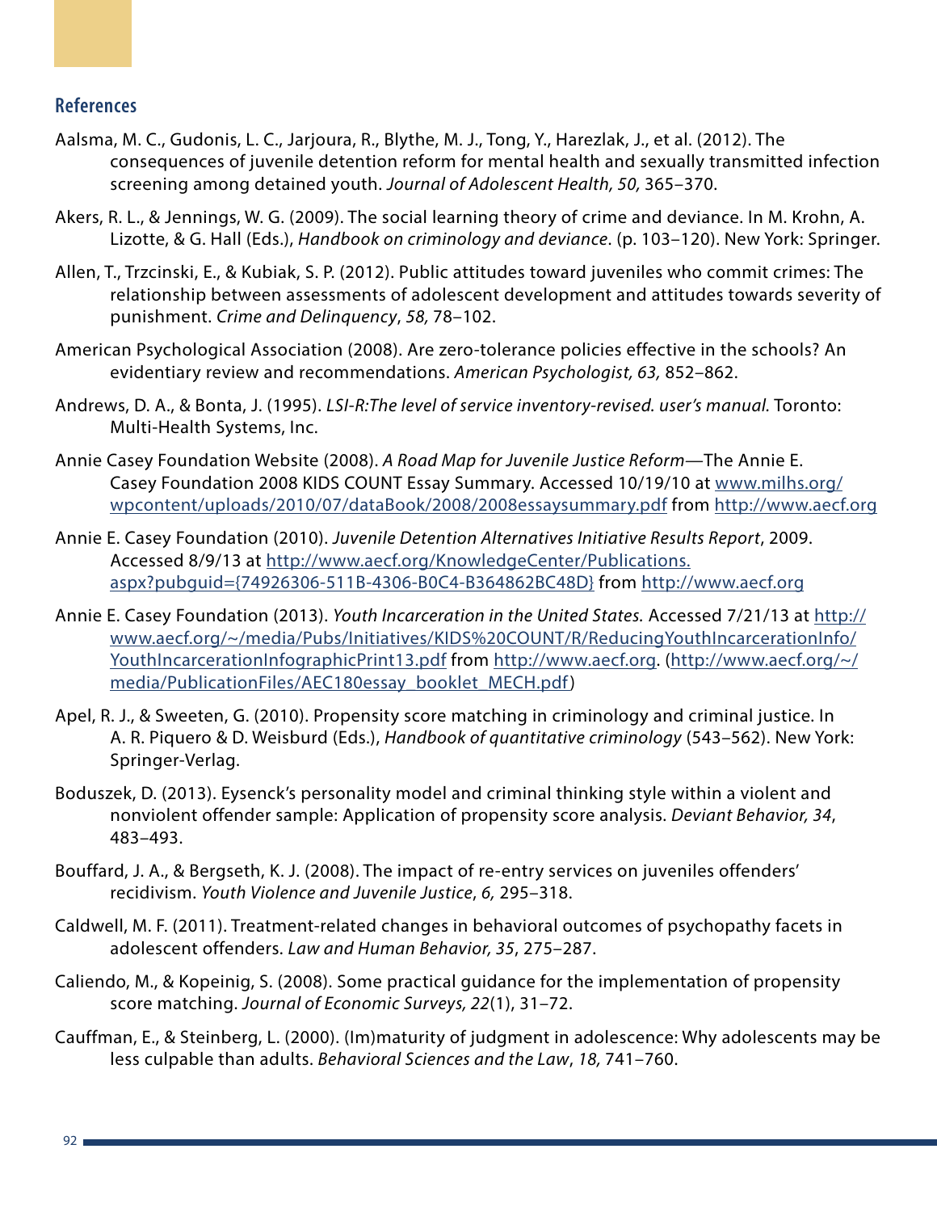## References

Aalsma, M. C., Gudonis, L. C., Jarjoura, R., Blythe, M. J., Tong, Y., Harezlak, J., et al. (2012). The consequences of juvenile detention reform for mental health and sexually transmitted infection screening among detained youth. *Journal of Adolescent Health, 50,* 365–370.

Akers, R. L., & Jennings, W. G. (2009). The social learning theory of crime and deviance. In M. Krohn, A. Lizotte, & G. Hall (Eds.), *Handbook on criminology and deviance*. (p. 103–120). New York: Springer.

Allen, T., Trzcinski, E., & Kubiak, S. P. (2012). Public attitudes toward juveniles who commit crimes: The relationship between assessments of adolescent development and attitudes towards severity of punishment. *Crime and Delinquency*, *58,* 78–102.

American Psychological Association (2008). Are zero-tolerance policies effective in the schools? An evidentiary review and recommendations. *American Psychologist, 63,* 852–862.

Andrews, D. A., & Bonta, J. (1995). *LSI-R:The level of service inventory-revised. user's manual.* Toronto: Multi-Health Systems, Inc.

Annie Casey Foundation Website (2008). *A Road Map for Juvenile Justice Reform*—The Annie E. Casey Foundation 2008 KIDS COUNT Essay Summary. Accessed 10/19/10 at www.milhs.org/wpcontent/uploads/2010/07/dataBook/2008/2008essaysummary.pdf from http://www.aecf.org

Annie E. Casey Foundation (2010). *Juvenile Detention Alternatives Initiative Results Report*, 2009. Accessed 8/9/13 at http://www.aecf.org/KnowledgeCenter/Publications.aspx?pubguid={74926306-511B-4306-B0C4-B364862BC48D} from http://www.aecf.org

Annie E. Casey Foundation (2013). *Youth Incarceration in the United States.* Accessed 7/21/13 at http://www.aecf.org/~/media/Pubs/Initiatives/KIDS%20COUNT/R/ReducingYouthIncarcerationInfo/YouthIncarcerationInfographicPrint13.pdf from http://www.aecf.org. (http://www.aecf.org/~/media/PublicationFiles/AEC180essay_booklet_MECH.pdf)

Apel, R. J., & Sweeten, G. (2010). Propensity score matching in criminology and criminal justice. In A. R. Piquero & D. Weisburd (Eds.), *Handbook of quantitative criminology* (543–562). New York: Springer-Verlag.

Boduszek, D. (2013). Eysenck's personality model and criminal thinking style within a violent and nonviolent offender sample: Application of propensity score analysis. *Deviant Behavior, 34*, 483–493.

Bouffard, J. A., & Bergseth, K. J. (2008). The impact of re-entry services on juveniles offenders' recidivism. *Youth Violence and Juvenile Justice*, *6,* 295–318.

Caldwell, M. F. (2011). Treatment-related changes in behavioral outcomes of psychopathy facets in adolescent offenders. *Law and Human Behavior, 35*, 275–287.

Caliendo, M., & Kopeinig, S. (2008). Some practical guidance for the implementation of propensity score matching. *Journal of Economic Surveys, 22*(1), 31–72.

Cauffman, E., & Steinberg, L. (2000). (Im)maturity of judgment in adolescence: Why adolescents may be less culpable than adults. *Behavioral Sciences and the Law*, *18,* 741–760.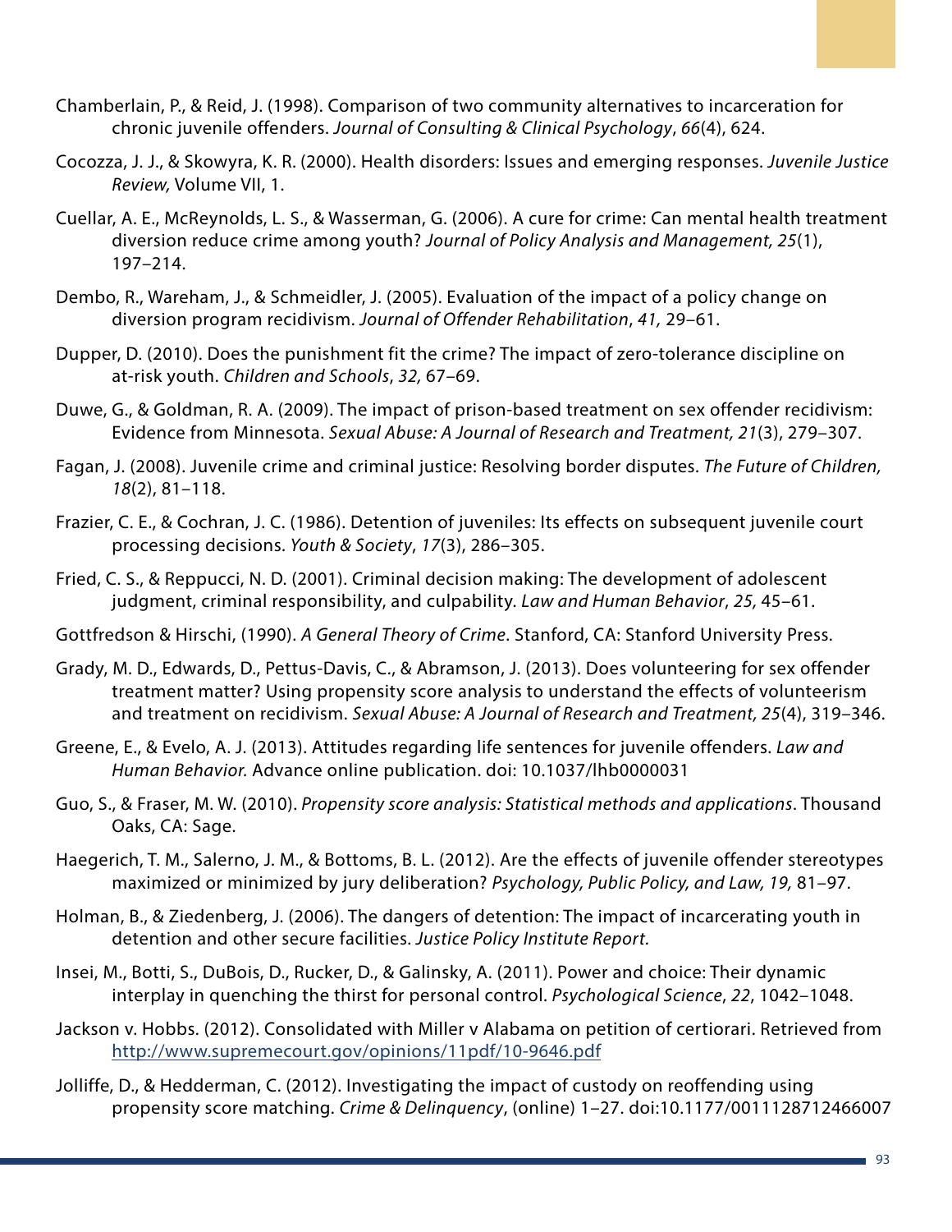Chamberlain, P., & Reid, J. (1998). Comparison of two community alternatives to incarceration for chronic juvenile offenders. *Journal of Consulting & Clinical Psychology*, *66*(4), 624.

Cocozza, J. J., & Skowyra, K. R. (2000). Health disorders: Issues and emerging responses. *Juvenile Justice Review,* Volume VII, 1.

Cuellar, A. E., McReynolds, L. S., & Wasserman, G. (2006). A cure for crime: Can mental health treatment diversion reduce crime among youth? *Journal of Policy Analysis and Management, 25*(1), 197–214.

Dembo, R., Wareham, J., & Schmeidler, J. (2005). Evaluation of the impact of a policy change on diversion program recidivism. *Journal of Offender Rehabilitation*, *41,* 29–61.

Dupper, D. (2010). Does the punishment fit the crime? The impact of zero-tolerance discipline on at-risk youth. *Children and Schools*, *32,* 67–69.

Duwe, G., & Goldman, R. A. (2009). The impact of prison-based treatment on sex offender recidivism: Evidence from Minnesota. *Sexual Abuse: A Journal of Research and Treatment, 21*(3), 279–307.

Fagan, J. (2008). Juvenile crime and criminal justice: Resolving border disputes. *The Future of Children, 18*(2), 81–118.

Frazier, C. E., & Cochran, J. C. (1986). Detention of juveniles: Its effects on subsequent juvenile court processing decisions. *Youth & Society*, *17*(3), 286–305.

Fried, C. S., & Reppucci, N. D. (2001). Criminal decision making: The development of adolescent judgment, criminal responsibility, and culpability. *Law and Human Behavior*, *25,* 45–61.

Gottfredson & Hirschi, (1990). *A General Theory of Crime*. Stanford, CA: Stanford University Press.

Grady, M. D., Edwards, D., Pettus-Davis, C., & Abramson, J. (2013). Does volunteering for sex offender treatment matter? Using propensity score analysis to understand the effects of volunteerism and treatment on recidivism. *Sexual Abuse: A Journal of Research and Treatment, 25*(4), 319–346.

Greene, E., & Evelo, A. J. (2013). Attitudes regarding life sentences for juvenile offenders. *Law and Human Behavior.* Advance online publication. doi: 10.1037/lhb0000031

Guo, S., & Fraser, M. W. (2010). *Propensity score analysis: Statistical methods and applications*. Thousand Oaks, CA: Sage.

Haegerich, T. M., Salerno, J. M., & Bottoms, B. L. (2012). Are the effects of juvenile offender stereotypes maximized or minimized by jury deliberation? *Psychology, Public Policy, and Law, 19,* 81–97.

Holman, B., & Ziedenberg, J. (2006). The dangers of detention: The impact of incarcerating youth in detention and other secure facilities. *Justice Policy Institute Report.*

Insei, M., Botti, S., DuBois, D., Rucker, D., & Galinsky, A. (2011). Power and choice: Their dynamic interplay in quenching the thirst for personal control. *Psychological Science*, *22*, 1042–1048.

Jackson v. Hobbs. (2012). Consolidated with Miller v Alabama on petition of certiorari. Retrieved from http://www.supremecourt.gov/opinions/11pdf/10-9646.pdf

Jolliffe, D., & Hedderman, C. (2012). Investigating the impact of custody on reoffending using propensity score matching. *Crime & Delinquency*, (online) 1–27. doi:10.1177/0011128712466007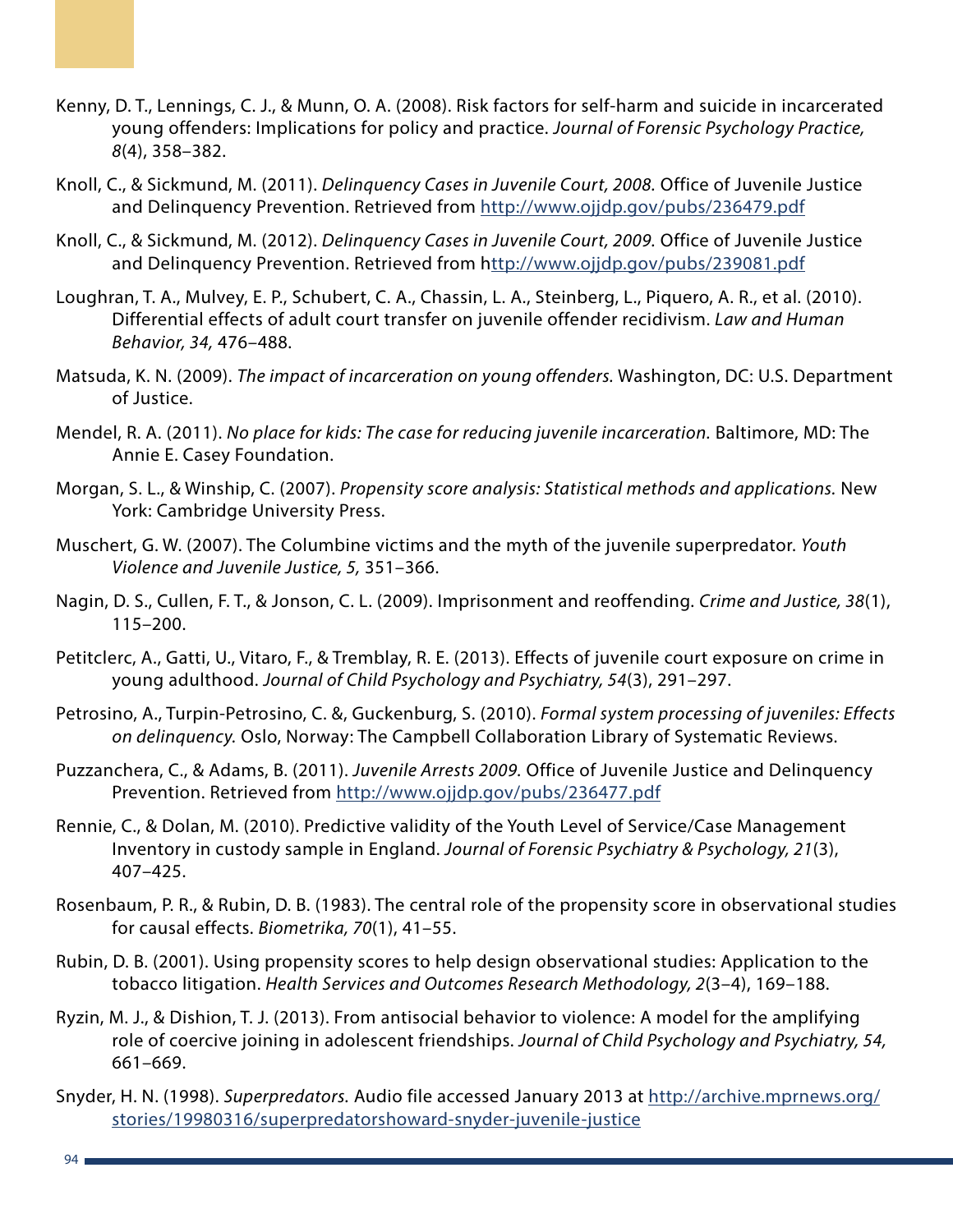Kenny, D. T., Lennings, C. J., & Munn, O. A. (2008). Risk factors for self-harm and suicide in incarcerated young offenders: Implications for policy and practice. *Journal of Forensic Psychology Practice, 8*(4), 358–382.

Knoll, C., & Sickmund, M. (2011). *Delinquency Cases in Juvenile Court, 2008.* Office of Juvenile Justice and Delinquency Prevention. Retrieved from http://www.ojjdp.gov/pubs/236479.pdf

Knoll, C., & Sickmund, M. (2012). *Delinquency Cases in Juvenile Court, 2009.* Office of Juvenile Justice and Delinquency Prevention. Retrieved from http://www.ojjdp.gov/pubs/239081.pdf

Loughran, T. A., Mulvey, E. P., Schubert, C. A., Chassin, L. A., Steinberg, L., Piquero, A. R., et al. (2010). Differential effects of adult court transfer on juvenile offender recidivism. *Law and Human Behavior, 34,* 476–488.

Matsuda, K. N. (2009). *The impact of incarceration on young offenders.* Washington, DC: U.S. Department of Justice.

Mendel, R. A. (2011). *No place for kids: The case for reducing juvenile incarceration.* Baltimore, MD: The Annie E. Casey Foundation.

Morgan, S. L., & Winship, C. (2007). *Propensity score analysis: Statistical methods and applications.* New York: Cambridge University Press.

Muschert, G. W. (2007). The Columbine victims and the myth of the juvenile superpredator. *Youth Violence and Juvenile Justice, 5,* 351–366.

Nagin, D. S., Cullen, F. T., & Jonson, C. L. (2009). Imprisonment and reoffending. *Crime and Justice, 38*(1), 115–200.

Petitclerc, A., Gatti, U., Vitaro, F., & Tremblay, R. E. (2013). Effects of juvenile court exposure on crime in young adulthood. *Journal of Child Psychology and Psychiatry, 54*(3), 291–297.

Petrosino, A., Turpin-Petrosino, C. &, Guckenburg, S. (2010). *Formal system processing of juveniles: Effects on delinquency.* Oslo, Norway: The Campbell Collaboration Library of Systematic Reviews.

Puzzanchera, C., & Adams, B. (2011). *Juvenile Arrests 2009.* Office of Juvenile Justice and Delinquency Prevention. Retrieved from http://www.ojjdp.gov/pubs/236477.pdf

Rennie, C., & Dolan, M. (2010). Predictive validity of the Youth Level of Service/Case Management Inventory in custody sample in England. *Journal of Forensic Psychiatry & Psychology, 21*(3), 407–425.

Rosenbaum, P. R., & Rubin, D. B. (1983). The central role of the propensity score in observational studies for causal effects. *Biometrika, 70*(1), 41–55.

Rubin, D. B. (2001). Using propensity scores to help design observational studies: Application to the tobacco litigation. *Health Services and Outcomes Research Methodology, 2*(3–4), 169–188.

Ryzin, M. J., & Dishion, T. J. (2013). From antisocial behavior to violence: A model for the amplifying role of coercive joining in adolescent friendships. *Journal of Child Psychology and Psychiatry, 54,* 661–669.

Snyder, H. N. (1998). *Superpredators.* Audio file accessed January 2013 at http://archive.mprnews.org/stories/19980316/superpredatorshoward-snyder-juvenile-justice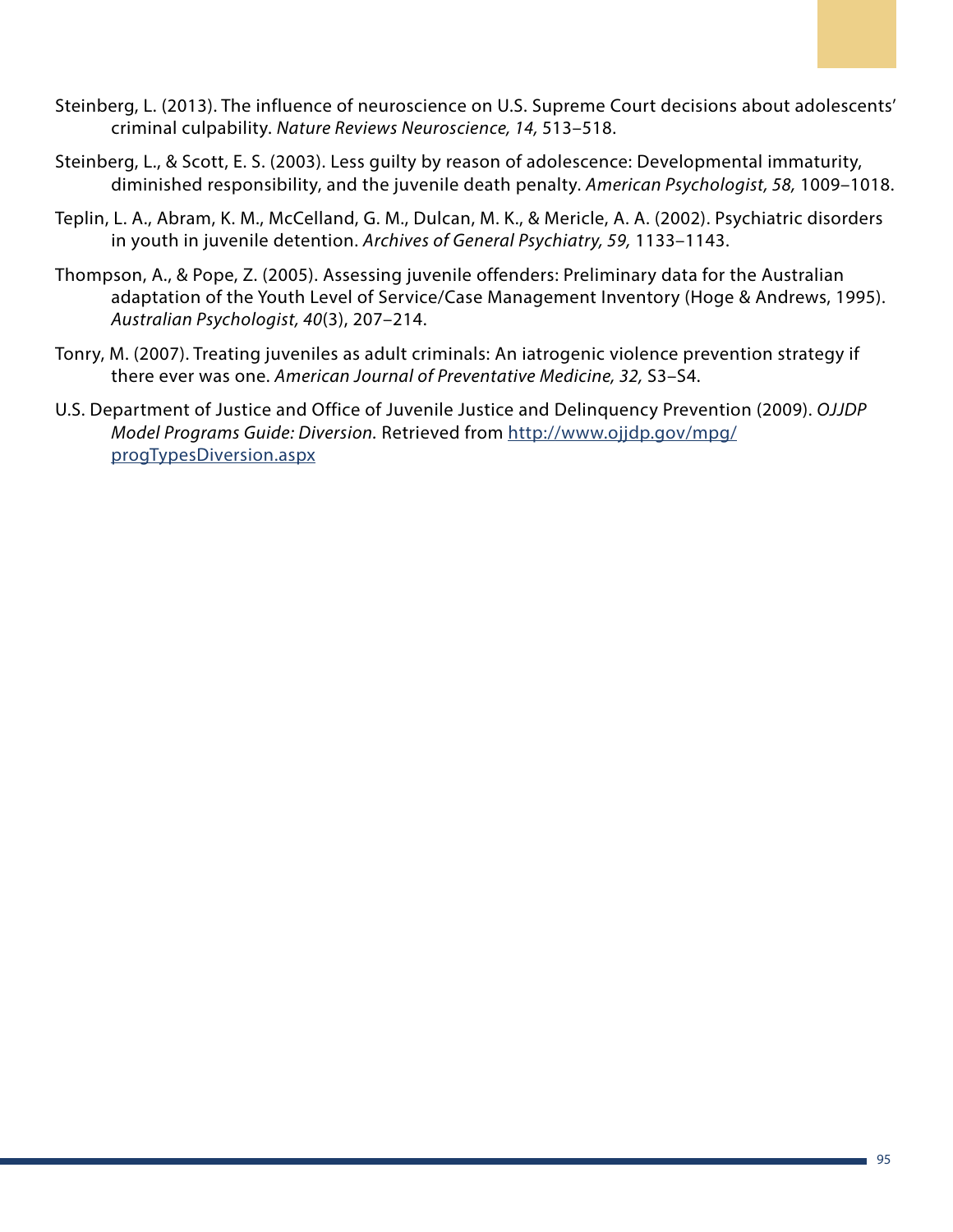Steinberg, L. (2013). The influence of neuroscience on U.S. Supreme Court decisions about adolescents' criminal culpability. *Nature Reviews Neuroscience, 14,* 513–518.

Steinberg, L., & Scott, E. S. (2003). Less guilty by reason of adolescence: Developmental immaturity, diminished responsibility, and the juvenile death penalty. *American Psychologist, 58,* 1009–1018.

Teplin, L. A., Abram, K. M., McCelland, G. M., Dulcan, M. K., & Mericle, A. A. (2002). Psychiatric disorders in youth in juvenile detention. *Archives of General Psychiatry, 59,* 1133–1143.

Thompson, A., & Pope, Z. (2005). Assessing juvenile offenders: Preliminary data for the Australian adaptation of the Youth Level of Service/Case Management Inventory (Hoge & Andrews, 1995). *Australian Psychologist, 40*(3), 207–214.

Tonry, M. (2007). Treating juveniles as adult criminals: An iatrogenic violence prevention strategy if there ever was one. *American Journal of Preventative Medicine, 32,* S3–S4.

U.S. Department of Justice and Office of Juvenile Justice and Delinquency Prevention (2009). *OJJDP Model Programs Guide: Diversion.* Retrieved from [http://www.ojjdp.gov/mpg/progTypesDiversion.aspx](http://www.ojjdp.gov/mpg/progTypesDiversion.aspx)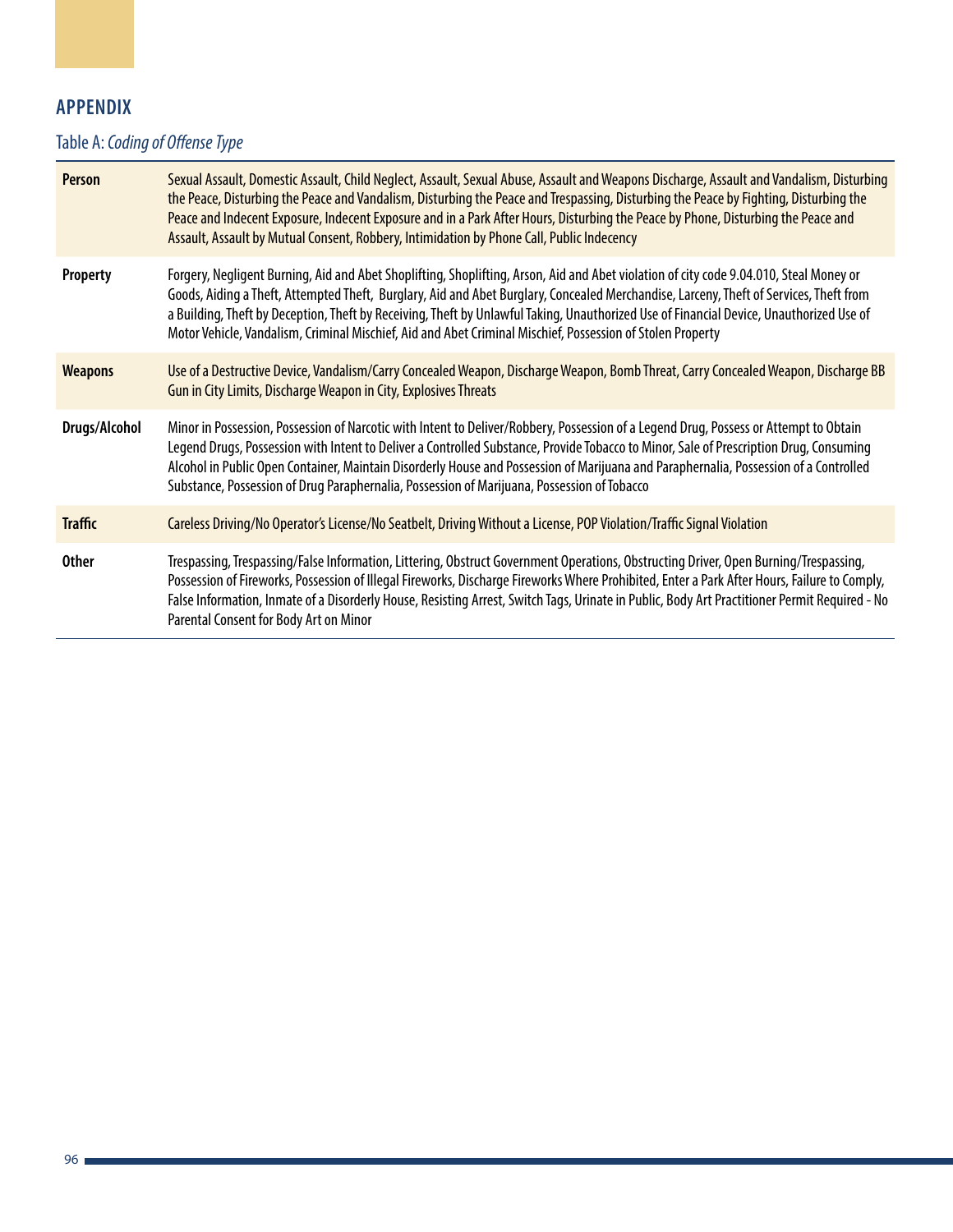## APPENDIX

Table A: *Coding of Offense Type*

| | |
|---|---|
| **Person** | Sexual Assault, Domestic Assault, Child Neglect, Assault, Sexual Abuse, Assault and Weapons Discharge, Assault and Vandalism, Disturbing the Peace, Disturbing the Peace and Vandalism, Disturbing the Peace and Trespassing, Disturbing the Peace by Fighting, Disturbing the Peace and Indecent Exposure, Indecent Exposure and in a Park After Hours, Disturbing the Peace by Phone, Disturbing the Peace and Assault, Assault by Mutual Consent, Robbery, Intimidation by Phone Call, Public Indecency |
| **Property** | Forgery, Negligent Burning, Aid and Abet Shoplifting, Shoplifting, Arson, Aid and Abet violation of city code 9.04.010, Steal Money or Goods, Aiding a Theft, Attempted Theft, Burglary, Aid and Abet Burglary, Concealed Merchandise, Larceny, Theft of Services, Theft from a Building, Theft by Deception, Theft by Receiving, Theft by Unlawful Taking, Unauthorized Use of Financial Device, Unauthorized Use of Motor Vehicle, Vandalism, Criminal Mischief, Aid and Abet Criminal Mischief, Possession of Stolen Property |
| **Weapons** | Use of a Destructive Device, Vandalism/Carry Concealed Weapon, Discharge Weapon, Bomb Threat, Carry Concealed Weapon, Discharge BB Gun in City Limits, Discharge Weapon in City, Explosives Threats |
| **Drugs/Alcohol** | Minor in Possession, Possession of Narcotic with Intent to Deliver/Robbery, Possession of a Legend Drug, Possess or Attempt to Obtain Legend Drugs, Possession with Intent to Deliver a Controlled Substance, Provide Tobacco to Minor, Sale of Prescription Drug, Consuming Alcohol in Public Open Container, Maintain Disorderly House and Possession of Marijuana and Paraphernalia, Possession of a Controlled Substance, Possession of Drug Paraphernalia, Possession of Marijuana, Possession of Tobacco |
| **Traffic** | Careless Driving/No Operator's License/No Seatbelt, Driving Without a License, POP Violation/Traffic Signal Violation |
| **Other** | Trespassing, Trespassing/False Information, Littering, Obstruct Government Operations, Obstructing Driver, Open Burning/Trespassing, Possession of Fireworks, Possession of Illegal Fireworks, Discharge Fireworks Where Prohibited, Enter a Park After Hours, Failure to Comply, False Information, Inmate of a Disorderly House, Resisting Arrest, Switch Tags, Urinate in Public, Body Art Practitioner Permit Required - No Parental Consent for Body Art on Minor |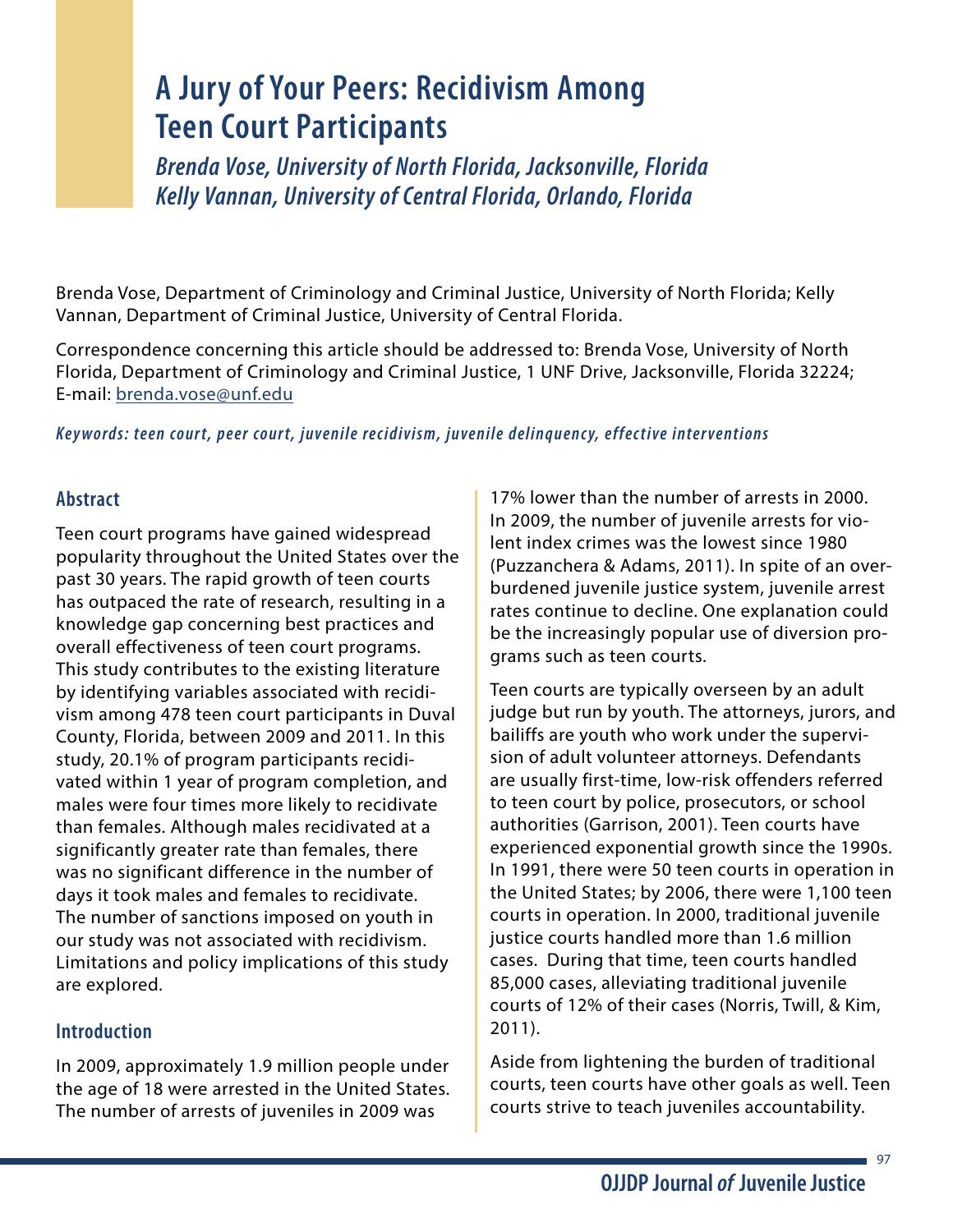# A Jury of Your Peers: Recidivism Among Teen Court Participants

*Brenda Vose, University of North Florida, Jacksonville, Florida*
*Kelly Vannan, University of Central Florida, Orlando, Florida*

Brenda Vose, Department of Criminology and Criminal Justice, University of North Florida; Kelly Vannan, Department of Criminal Justice, University of Central Florida.

Correspondence concerning this article should be addressed to: Brenda Vose, University of North Florida, Department of Criminology and Criminal Justice, 1 UNF Drive, Jacksonville, Florida 32224; E-mail: brenda.vose@unf.edu

***Keywords: teen court, peer court, juvenile recidivism, juvenile delinquency, effective interventions***

## Abstract

Teen court programs have gained widespread popularity throughout the United States over the past 30 years. The rapid growth of teen courts has outpaced the rate of research, resulting in a knowledge gap concerning best practices and overall effectiveness of teen court programs. This study contributes to the existing literature by identifying variables associated with recidivism among 478 teen court participants in Duval County, Florida, between 2009 and 2011. In this study, 20.1% of program participants recidivated within 1 year of program completion, and males were four times more likely to recidivate than females. Although males recidivated at a significantly greater rate than females, there was no significant difference in the number of days it took males and females to recidivate. The number of sanctions imposed on youth in our study was not associated with recidivism. Limitations and policy implications of this study are explored.

## Introduction

In 2009, approximately 1.9 million people under the age of 18 were arrested in the United States. The number of arrests of juveniles in 2009 was 17% lower than the number of arrests in 2000. In 2009, the number of juvenile arrests for violent index crimes was the lowest since 1980 (Puzzanchera & Adams, 2011). In spite of an overburdened juvenile justice system, juvenile arrest rates continue to decline. One explanation could be the increasingly popular use of diversion programs such as teen courts.

Teen courts are typically overseen by an adult judge but run by youth. The attorneys, jurors, and bailiffs are youth who work under the supervision of adult volunteer attorneys. Defendants are usually first-time, low-risk offenders referred to teen court by police, prosecutors, or school authorities (Garrison, 2001). Teen courts have experienced exponential growth since the 1990s. In 1991, there were 50 teen courts in operation in the United States; by 2006, there were 1,100 teen courts in operation. In 2000, traditional juvenile justice courts handled more than 1.6 million cases. During that time, teen courts handled 85,000 cases, alleviating traditional juvenile courts of 12% of their cases (Norris, Twill, & Kim, 2011).

Aside from lightening the burden of traditional courts, teen courts have other goals as well. Teen courts strive to teach juveniles accountability.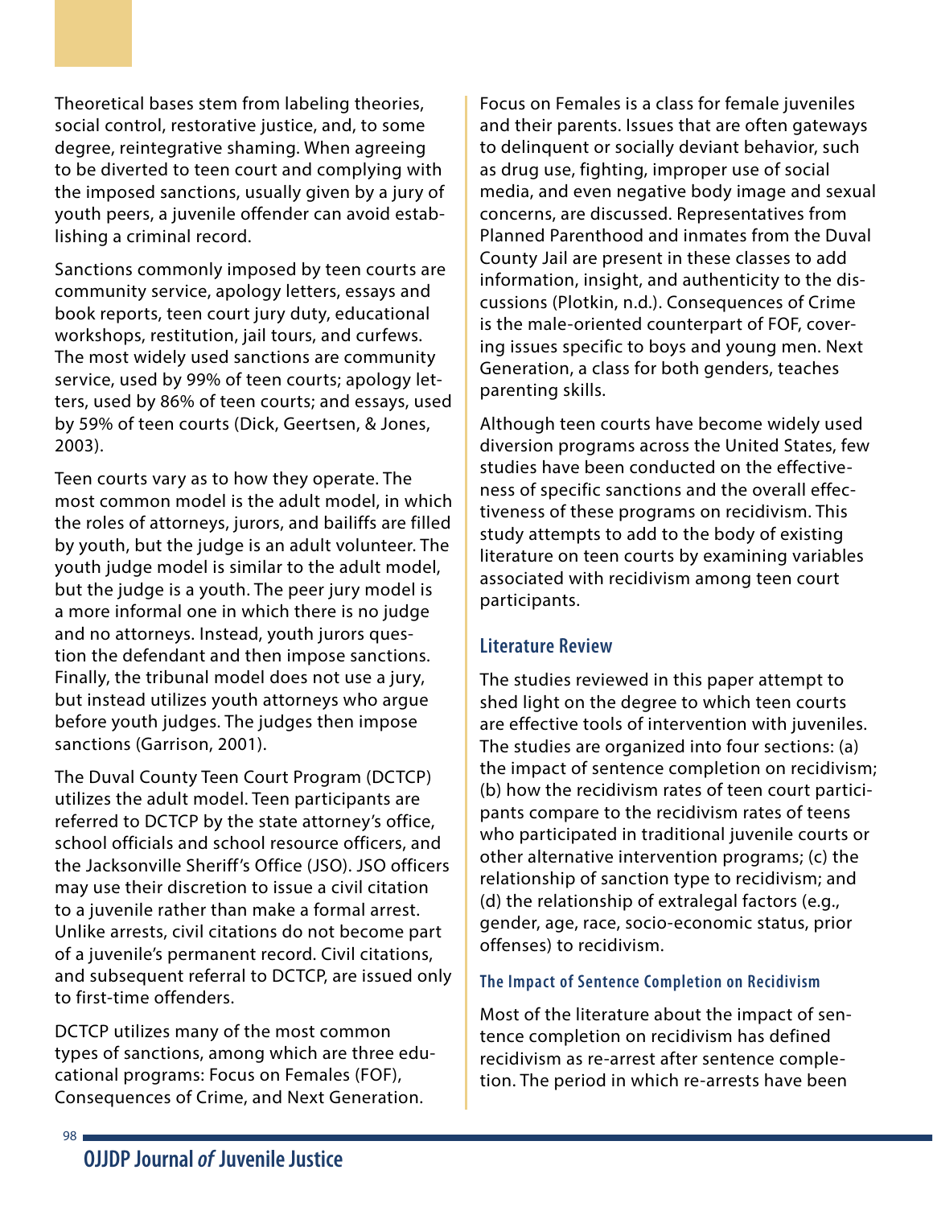Theoretical bases stem from labeling theories, social control, restorative justice, and, to some degree, reintegrative shaming. When agreeing to be diverted to teen court and complying with the imposed sanctions, usually given by a jury of youth peers, a juvenile offender can avoid establishing a criminal record.

Sanctions commonly imposed by teen courts are community service, apology letters, essays and book reports, teen court jury duty, educational workshops, restitution, jail tours, and curfews. The most widely used sanctions are community service, used by 99% of teen courts; apology letters, used by 86% of teen courts; and essays, used by 59% of teen courts (Dick, Geertsen, & Jones, 2003).

Teen courts vary as to how they operate. The most common model is the adult model, in which the roles of attorneys, jurors, and bailiffs are filled by youth, but the judge is an adult volunteer. The youth judge model is similar to the adult model, but the judge is a youth. The peer jury model is a more informal one in which there is no judge and no attorneys. Instead, youth jurors question the defendant and then impose sanctions. Finally, the tribunal model does not use a jury, but instead utilizes youth attorneys who argue before youth judges. The judges then impose sanctions (Garrison, 2001).

The Duval County Teen Court Program (DCTCP) utilizes the adult model. Teen participants are referred to DCTCP by the state attorney's office, school officials and school resource officers, and the Jacksonville Sheriff's Office (JSO). JSO officers may use their discretion to issue a civil citation to a juvenile rather than make a formal arrest. Unlike arrests, civil citations do not become part of a juvenile's permanent record. Civil citations, and subsequent referral to DCTCP, are issued only to first-time offenders.

DCTCP utilizes many of the most common types of sanctions, among which are three educational programs: Focus on Females (FOF), Consequences of Crime, and Next Generation. Focus on Females is a class for female juveniles and their parents. Issues that are often gateways to delinquent or socially deviant behavior, such as drug use, fighting, improper use of social media, and even negative body image and sexual concerns, are discussed. Representatives from Planned Parenthood and inmates from the Duval County Jail are present in these classes to add information, insight, and authenticity to the discussions (Plotkin, n.d.). Consequences of Crime is the male-oriented counterpart of FOF, covering issues specific to boys and young men. Next Generation, a class for both genders, teaches parenting skills.

Although teen courts have become widely used diversion programs across the United States, few studies have been conducted on the effectiveness of specific sanctions and the overall effectiveness of these programs on recidivism. This study attempts to add to the body of existing literature on teen courts by examining variables associated with recidivism among teen court participants.

## Literature Review

The studies reviewed in this paper attempt to shed light on the degree to which teen courts are effective tools of intervention with juveniles. The studies are organized into four sections: (a) the impact of sentence completion on recidivism; (b) how the recidivism rates of teen court participants compare to the recidivism rates of teens who participated in traditional juvenile courts or other alternative intervention programs; (c) the relationship of sanction type to recidivism; and (d) the relationship of extralegal factors (e.g., gender, age, race, socio-economic status, prior offenses) to recidivism.

### The Impact of Sentence Completion on Recidivism

Most of the literature about the impact of sentence completion on recidivism has defined recidivism as re-arrest after sentence completion. The period in which re-arrests have been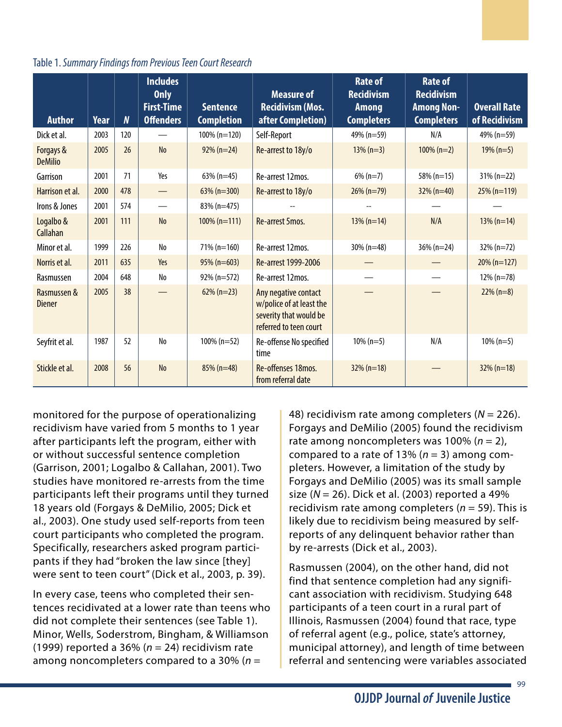Table 1. *Summary Findings from Previous Teen Court Research*

| Author | Year | N | Includes Only First-Time Offenders | Sentence Completion | Measure of Recidivism (Mos. after Completion) | Rate of Recidivism Among Completers | Rate of Recidivism Among Non-Completers | Overall Rate of Recidivism |
|---|---|---|---|---|---|---|---|---|
| Dick et al. | 2003 | 120 | — | 100% (n=120) | Self-Report | 49% (n=59) | N/A | 49% (n=59) |
| Forgays & DeMilio | 2005 | 26 | No | 92% (n=24) | Re-arrest to 18y/o | 13% (n=3) | 100% (n=2) | 19% (n=5) |
| Garrison | 2001 | 71 | Yes | 63% (n=45) | Re-arrest 12mos. | 6% (n=7) | 58% (n=15) | 31% (n=22) |
| Harrison et al. | 2000 | 478 | — | 63% (n=300) | Re-arrest to 18y/o | 26% (n=79) | 32% (n=40) | 25% (n=119) |
| Irons & Jones | 2001 | 574 | — | 83% (n=475) | -- | -- | — | — |
| Logalbo & Callahan | 2001 | 111 | No | 100% (n=111) | Re-arrest 5mos. | 13% (n=14) | N/A | 13% (n=14) |
| Minor et al. | 1999 | 226 | No | 71% (n=160) | Re-arrest 12mos. | 30% (n=48) | 36% (n=24) | 32% (n=72) |
| Norris et al. | 2011 | 635 | Yes | 95% (n=603) | Re-arrest 1999-2006 | — | — | 20% (n=127) |
| Rasmussen | 2004 | 648 | No | 92% (n=572) | Re-arrest 12mos. | — | — | 12% (n=78) |
| Rasmussen & Diener | 2005 | 38 | — | 62% (n=23) | Any negative contact w/police of at least the severity that would be referred to teen court | — | — | 22% (n=8) |
| Seyfrit et al. | 1987 | 52 | No | 100% (n=52) | Re-offense No specified time | 10% (n=5) | N/A | 10% (n=5) |
| Stickle et al. | 2008 | 56 | No | 85% (n=48) | Re-offenses 18mos. from referral date | 32% (n=18) | — | 32% (n=18) |

monitored for the purpose of operationalizing recidivism have varied from 5 months to 1 year after participants left the program, either with or without successful sentence completion (Garrison, 2001; Logalbo & Callahan, 2001). Two studies have monitored re-arrests from the time participants left their programs until they turned 18 years old (Forgays & DeMilio, 2005; Dick et al., 2003). One study used self-reports from teen court participants who completed the program. Specifically, researchers asked program participants if they had "broken the law since [they] were sent to teen court" (Dick et al., 2003, p. 39).

In every case, teens who completed their sentences recidivated at a lower rate than teens who did not complete their sentences (see Table 1). Minor, Wells, Soderstrom, Bingham, & Williamson (1999) reported a 36% ($n$ = 24) recidivism rate among noncompleters compared to a 30% ($n$ = 48) recidivism rate among completers ($N$ = 226). Forgays and DeMilio (2005) found the recidivism rate among noncompleters was 100% ($n$ = 2), compared to a rate of 13% ($n$ = 3) among completers. However, a limitation of the study by Forgays and DeMilio (2005) was its small sample size ($N$ = 26). Dick et al. (2003) reported a 49% recidivism rate among completers ($n$ = 59). This is likely due to recidivism being measured by self-reports of any delinquent behavior rather than by re-arrests (Dick et al., 2003).

Rasmussen (2004), on the other hand, did not find that sentence completion had any significant association with recidivism. Studying 648 participants of a teen court in a rural part of Illinois, Rasmussen (2004) found that race, type of referral agent (e.g., police, state's attorney, municipal attorney), and length of time between referral and sentencing were variables associated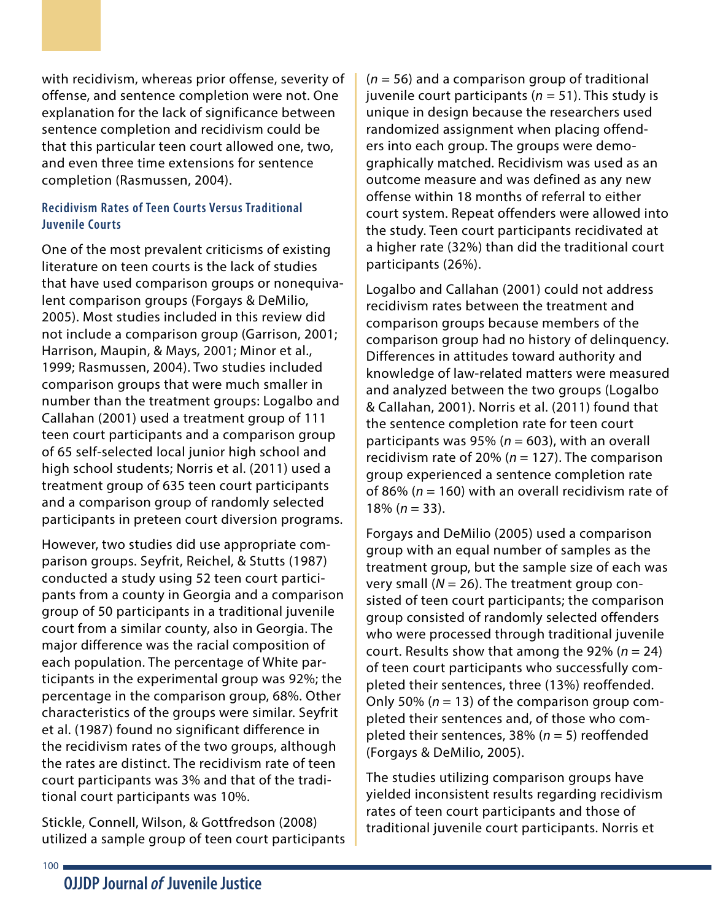with recidivism, whereas prior offense, severity of offense, and sentence completion were not. One explanation for the lack of significance between sentence completion and recidivism could be that this particular teen court allowed one, two, and even three time extensions for sentence completion (Rasmussen, 2004).

### Recidivism Rates of Teen Courts Versus Traditional Juvenile Courts

One of the most prevalent criticisms of existing literature on teen courts is the lack of studies that have used comparison groups or nonequivalent comparison groups (Forgays & DeMilio, 2005). Most studies included in this review did not include a comparison group (Garrison, 2001; Harrison, Maupin, & Mays, 2001; Minor et al., 1999; Rasmussen, 2004). Two studies included comparison groups that were much smaller in number than the treatment groups: Logalbo and Callahan (2001) used a treatment group of 111 teen court participants and a comparison group of 65 self-selected local junior high school and high school students; Norris et al. (2011) used a treatment group of 635 teen court participants and a comparison group of randomly selected participants in preteen court diversion programs.

However, two studies did use appropriate comparison groups. Seyfrit, Reichel, & Stutts (1987) conducted a study using 52 teen court participants from a county in Georgia and a comparison group of 50 participants in a traditional juvenile court from a similar county, also in Georgia. The major difference was the racial composition of each population. The percentage of White participants in the experimental group was 92%; the percentage in the comparison group, 68%. Other characteristics of the groups were similar. Seyfrit et al. (1987) found no significant difference in the recidivism rates of the two groups, although the rates are distinct. The recidivism rate of teen court participants was 3% and that of the traditional court participants was 10%.

Stickle, Connell, Wilson, & Gottfredson (2008) utilized a sample group of teen court participants ($n = 56$) and a comparison group of traditional juvenile court participants ($n = 51$). This study is unique in design because the researchers used randomized assignment when placing offenders into each group. The groups were demographically matched. Recidivism was used as an outcome measure and was defined as any new offense within 18 months of referral to either court system. Repeat offenders were allowed into the study. Teen court participants recidivated at a higher rate (32%) than did the traditional court participants (26%).

Logalbo and Callahan (2001) could not address recidivism rates between the treatment and comparison groups because members of the comparison group had no history of delinquency. Differences in attitudes toward authority and knowledge of law-related matters were measured and analyzed between the two groups (Logalbo & Callahan, 2001). Norris et al. (2011) found that the sentence completion rate for teen court participants was 95% ($n = 603$), with an overall recidivism rate of 20% ($n = 127$). The comparison group experienced a sentence completion rate of 86% ($n = 160$) with an overall recidivism rate of 18% ($n = 33$).

Forgays and DeMilio (2005) used a comparison group with an equal number of samples as the treatment group, but the sample size of each was very small ($N = 26$). The treatment group consisted of teen court participants; the comparison group consisted of randomly selected offenders who were processed through traditional juvenile court. Results show that among the 92% ($n = 24$) of teen court participants who successfully completed their sentences, three (13%) reoffended. Only 50% ($n = 13$) of the comparison group completed their sentences and, of those who completed their sentences, 38% ($n = 5$) reoffended (Forgays & DeMilio, 2005).

The studies utilizing comparison groups have yielded inconsistent results regarding recidivism rates of teen court participants and those of traditional juvenile court participants. Norris et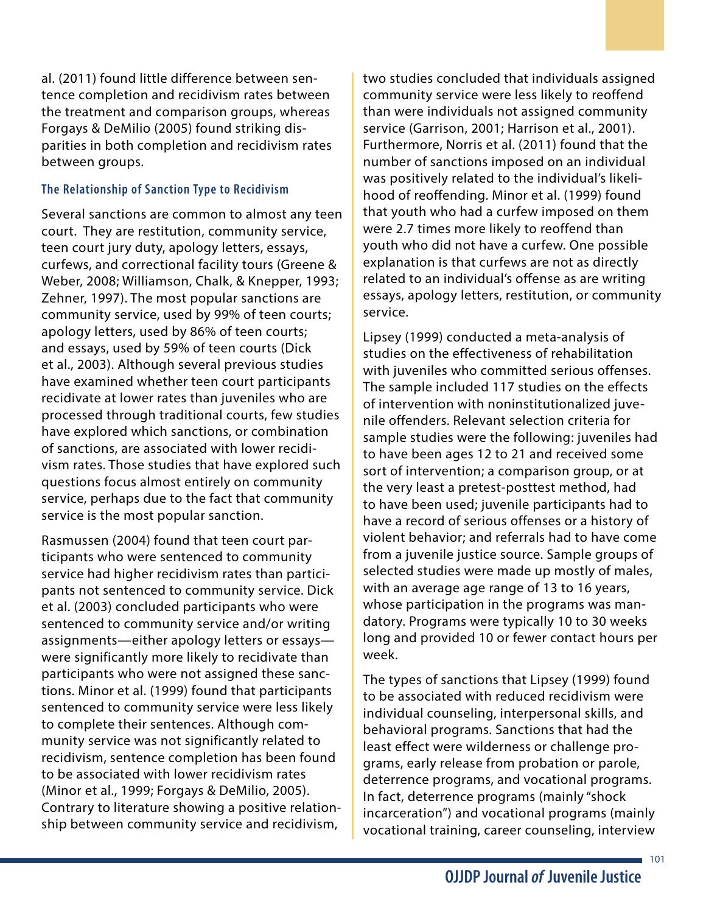al. (2011) found little difference between sentence completion and recidivism rates between the treatment and comparison groups, whereas Forgays & DeMilio (2005) found striking disparities in both completion and recidivism rates between groups.

### The Relationship of Sanction Type to Recidivism

Several sanctions are common to almost any teen court. They are restitution, community service, teen court jury duty, apology letters, essays, curfews, and correctional facility tours (Greene & Weber, 2008; Williamson, Chalk, & Knepper, 1993; Zehner, 1997). The most popular sanctions are community service, used by 99% of teen courts; apology letters, used by 86% of teen courts; and essays, used by 59% of teen courts (Dick et al., 2003). Although several previous studies have examined whether teen court participants recidivate at lower rates than juveniles who are processed through traditional courts, few studies have explored which sanctions, or combination of sanctions, are associated with lower recidivism rates. Those studies that have explored such questions focus almost entirely on community service, perhaps due to the fact that community service is the most popular sanction.

Rasmussen (2004) found that teen court participants who were sentenced to community service had higher recidivism rates than participants not sentenced to community service. Dick et al. (2003) concluded participants who were sentenced to community service and/or writing assignments—either apology letters or essays—were significantly more likely to recidivate than participants who were not assigned these sanctions. Minor et al. (1999) found that participants sentenced to community service were less likely to complete their sentences. Although community service was not significantly related to recidivism, sentence completion has been found to be associated with lower recidivism rates (Minor et al., 1999; Forgays & DeMilio, 2005). Contrary to literature showing a positive relationship between community service and recidivism, two studies concluded that individuals assigned community service were less likely to reoffend than were individuals not assigned community service (Garrison, 2001; Harrison et al., 2001). Furthermore, Norris et al. (2011) found that the number of sanctions imposed on an individual was positively related to the individual's likelihood of reoffending. Minor et al. (1999) found that youth who had a curfew imposed on them were 2.7 times more likely to reoffend than youth who did not have a curfew. One possible explanation is that curfews are not as directly related to an individual's offense as are writing essays, apology letters, restitution, or community service.

Lipsey (1999) conducted a meta-analysis of studies on the effectiveness of rehabilitation with juveniles who committed serious offenses. The sample included 117 studies on the effects of intervention with noninstitutionalized juvenile offenders. Relevant selection criteria for sample studies were the following: juveniles had to have been ages 12 to 21 and received some sort of intervention; a comparison group, or at the very least a pretest-posttest method, had to have been used; juvenile participants had to have a record of serious offenses or a history of violent behavior; and referrals had to have come from a juvenile justice source. Sample groups of selected studies were made up mostly of males, with an average age range of 13 to 16 years, whose participation in the programs was mandatory. Programs were typically 10 to 30 weeks long and provided 10 or fewer contact hours per week.

The types of sanctions that Lipsey (1999) found to be associated with reduced recidivism were individual counseling, interpersonal skills, and behavioral programs. Sanctions that had the least effect were wilderness or challenge programs, early release from probation or parole, deterrence programs, and vocational programs. In fact, deterrence programs (mainly "shock incarceration") and vocational programs (mainly vocational training, career counseling, interview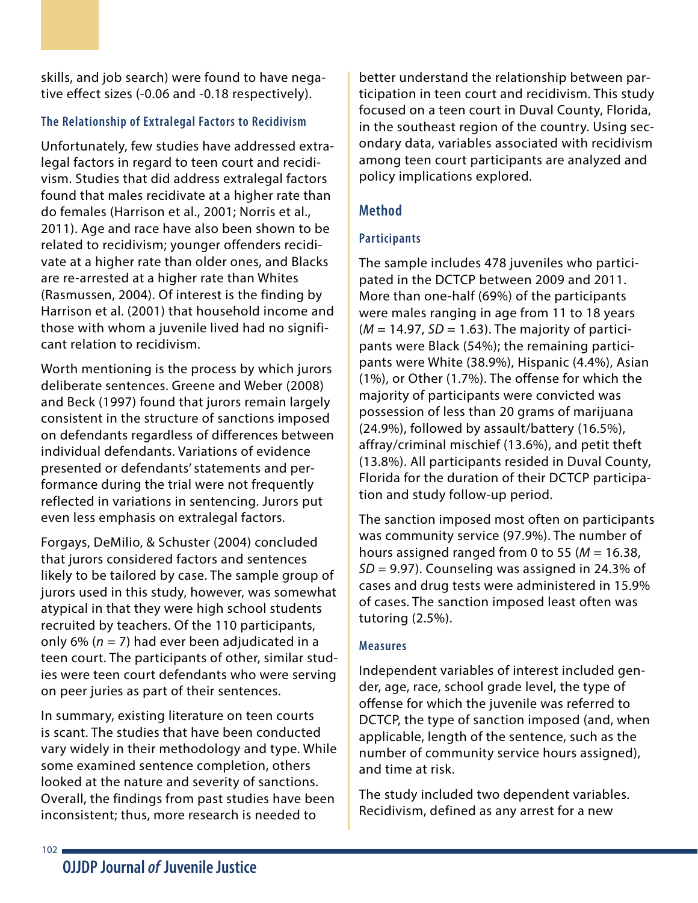skills, and job search) were found to have negative effect sizes (-0.06 and -0.18 respectively).

### The Relationship of Extralegal Factors to Recidivism

Unfortunately, few studies have addressed extralegal factors in regard to teen court and recidivism. Studies that did address extralegal factors found that males recidivate at a higher rate than do females (Harrison et al., 2001; Norris et al., 2011). Age and race have also been shown to be related to recidivism; younger offenders recidivate at a higher rate than older ones, and Blacks are re-arrested at a higher rate than Whites (Rasmussen, 2004). Of interest is the finding by Harrison et al. (2001) that household income and those with whom a juvenile lived had no significant relation to recidivism.

Worth mentioning is the process by which jurors deliberate sentences. Greene and Weber (2008) and Beck (1997) found that jurors remain largely consistent in the structure of sanctions imposed on defendants regardless of differences between individual defendants. Variations of evidence presented or defendants' statements and performance during the trial were not frequently reflected in variations in sentencing. Jurors put even less emphasis on extralegal factors.

Forgays, DeMilio, & Schuster (2004) concluded that jurors considered factors and sentences likely to be tailored by case. The sample group of jurors used in this study, however, was somewhat atypical in that they were high school students recruited by teachers. Of the 110 participants, only 6% ($n$ = 7) had ever been adjudicated in a teen court. The participants of other, similar studies were teen court defendants who were serving on peer juries as part of their sentences.

In summary, existing literature on teen courts is scant. The studies that have been conducted vary widely in their methodology and type. While some examined sentence completion, others looked at the nature and severity of sanctions. Overall, the findings from past studies have been inconsistent; thus, more research is needed to better understand the relationship between participation in teen court and recidivism. This study focused on a teen court in Duval County, Florida, in the southeast region of the country. Using secondary data, variables associated with recidivism among teen court participants are analyzed and policy implications explored.

## Method

### Participants

The sample includes 478 juveniles who participated in the DCTCP between 2009 and 2011. More than one-half (69%) of the participants were males ranging in age from 11 to 18 years ($M$ = 14.97, $SD$ = 1.63). The majority of participants were Black (54%); the remaining participants were White (38.9%), Hispanic (4.4%), Asian (1%), or Other (1.7%). The offense for which the majority of participants were convicted was possession of less than 20 grams of marijuana (24.9%), followed by assault/battery (16.5%), affray/criminal mischief (13.6%), and petit theft (13.8%). All participants resided in Duval County, Florida for the duration of their DCTCP participation and study follow-up period.

The sanction imposed most often on participants was community service (97.9%). The number of hours assigned ranged from 0 to 55 ($M$ = 16.38, $SD$ = 9.97). Counseling was assigned in 24.3% of cases and drug tests were administered in 15.9% of cases. The sanction imposed least often was tutoring (2.5%).

### Measures

Independent variables of interest included gender, age, race, school grade level, the type of offense for which the juvenile was referred to DCTCP, the type of sanction imposed (and, when applicable, length of the sentence, such as the number of community service hours assigned), and time at risk.

The study included two dependent variables. Recidivism, defined as any arrest for a new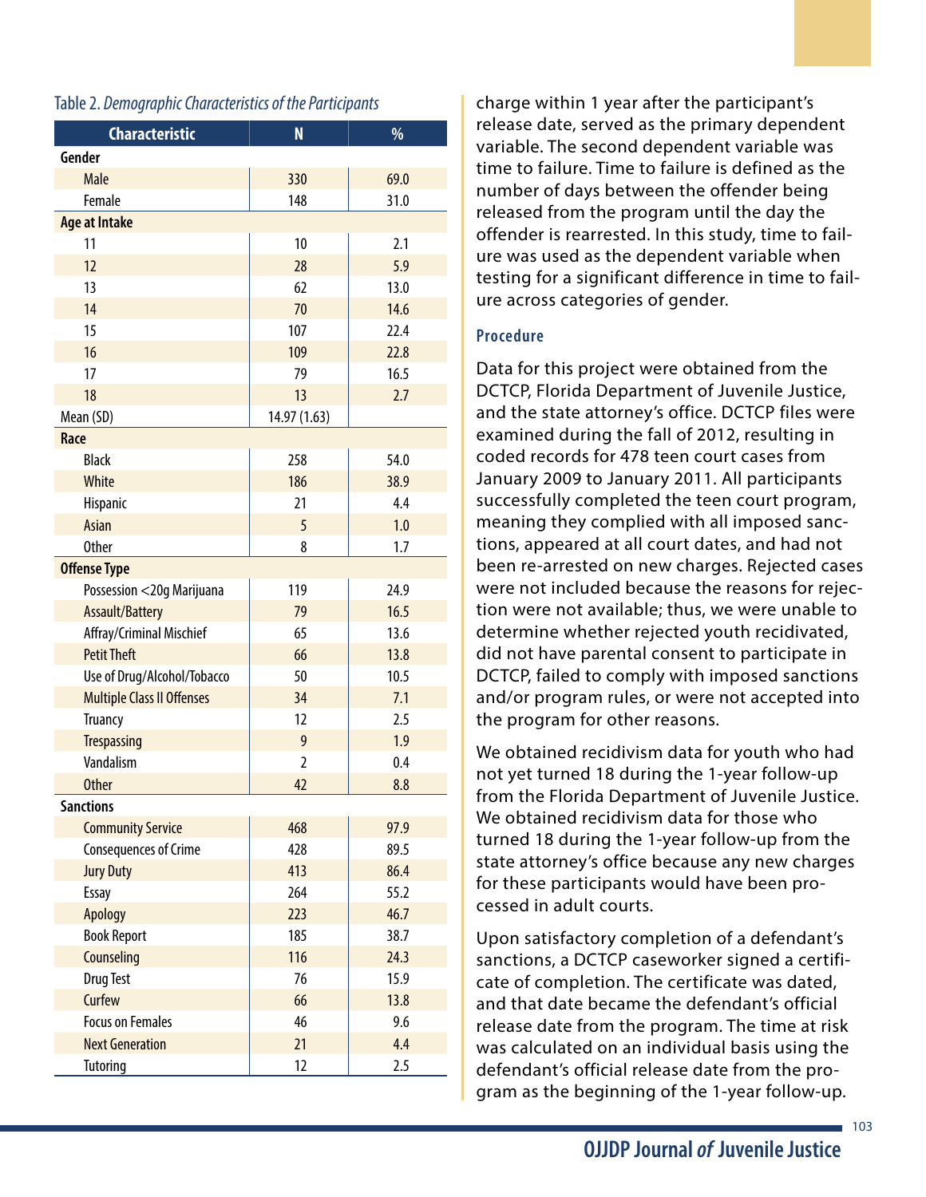Table 2. *Demographic Characteristics of the Participants*

| Characteristic | N | % |
|---|---|---|
| **Gender** | | |
| Male | 330 | 69.0 |
| Female | 148 | 31.0 |
| **Age at Intake** | | |
| 11 | 10 | 2.1 |
| 12 | 28 | 5.9 |
| 13 | 62 | 13.0 |
| 14 | 70 | 14.6 |
| 15 | 107 | 22.4 |
| 16 | 109 | 22.8 |
| 17 | 79 | 16.5 |
| 18 | 13 | 2.7 |
| Mean (SD) | 14.97 (1.63) | |
| **Race** | | |
| Black | 258 | 54.0 |
| White | 186 | 38.9 |
| Hispanic | 21 | 4.4 |
| Asian | 5 | 1.0 |
| Other | 8 | 1.7 |
| **Offense Type** | | |
| Possession <20g Marijuana | 119 | 24.9 |
| Assault/Battery | 79 | 16.5 |
| Affray/Criminal Mischief | 65 | 13.6 |
| Petit Theft | 66 | 13.8 |
| Use of Drug/Alcohol/Tobacco | 50 | 10.5 |
| Multiple Class II Offenses | 34 | 7.1 |
| Truancy | 12 | 2.5 |
| Trespassing | 9 | 1.9 |
| Vandalism | 2 | 0.4 |
| Other | 42 | 8.8 |
| **Sanctions** | | |
| Community Service | 468 | 97.9 |
| Consequences of Crime | 428 | 89.5 |
| Jury Duty | 413 | 86.4 |
| Essay | 264 | 55.2 |
| Apology | 223 | 46.7 |
| Book Report | 185 | 38.7 |
| Counseling | 116 | 24.3 |
| Drug Test | 76 | 15.9 |
| Curfew | 66 | 13.8 |
| Focus on Females | 46 | 9.6 |
| Next Generation | 21 | 4.4 |
| Tutoring | 12 | 2.5 |

charge within 1 year after the participant's release date, served as the primary dependent variable. The second dependent variable was time to failure. Time to failure is defined as the number of days between the offender being released from the program until the day the offender is rearrested. In this study, time to failure was used as the dependent variable when testing for a significant difference in time to failure across categories of gender.

### Procedure

Data for this project were obtained from the DCTCP, Florida Department of Juvenile Justice, and the state attorney's office. DCTCP files were examined during the fall of 2012, resulting in coded records for 478 teen court cases from January 2009 to January 2011. All participants successfully completed the teen court program, meaning they complied with all imposed sanctions, appeared at all court dates, and had not been re-arrested on new charges. Rejected cases were not included because the reasons for rejection were not available; thus, we were unable to determine whether rejected youth recidivated, did not have parental consent to participate in DCTCP, failed to comply with imposed sanctions and/or program rules, or were not accepted into the program for other reasons.

We obtained recidivism data for youth who had not yet turned 18 during the 1-year follow-up from the Florida Department of Juvenile Justice. We obtained recidivism data for those who turned 18 during the 1-year follow-up from the state attorney's office because any new charges for these participants would have been processed in adult courts.

Upon satisfactory completion of a defendant's sanctions, a DCTCP caseworker signed a certificate of completion. The certificate was dated, and that date became the defendant's official release date from the program. The time at risk was calculated on an individual basis using the defendant's official release date from the program as the beginning of the 1-year follow-up.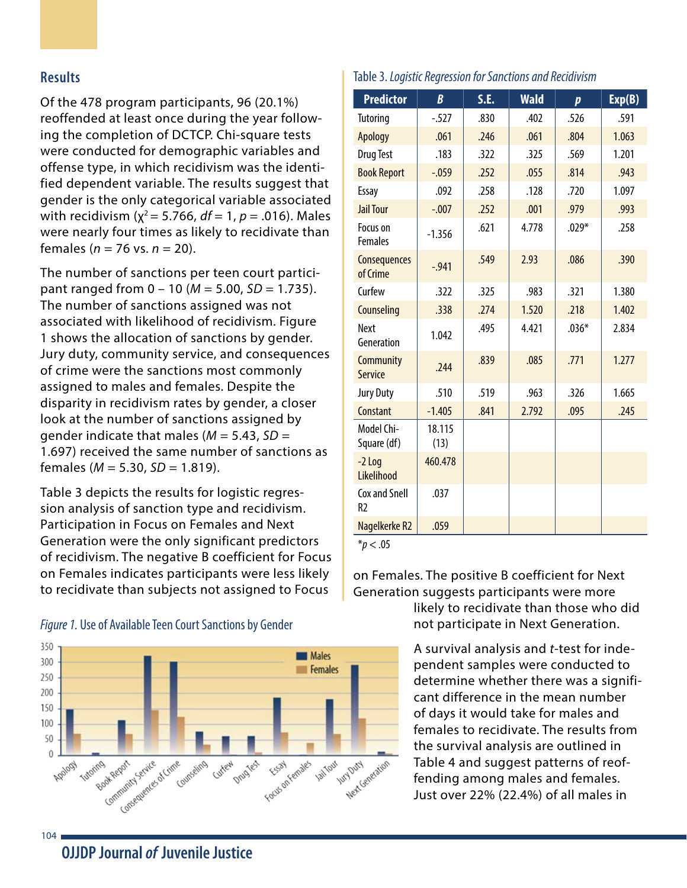## Results

Of the 478 program participants, 96 (20.1%) reoffended at least once during the year following the completion of DCTCP. Chi-square tests were conducted for demographic variables and offense type, in which recidivism was the identified dependent variable. The results suggest that gender is the only categorical variable associated with recidivism ($\chi^2 = 5.766$, $df = 1$, $p = .016$). Males were nearly four times as likely to recidivate than females ($n = 76$ vs. $n = 20$).

The number of sanctions per teen court participant ranged from 0 – 10 ($M = 5.00$, $SD = 1.735$). The number of sanctions assigned was not associated with likelihood of recidivism. Figure 1 shows the allocation of sanctions by gender. Jury duty, community service, and consequences of crime were the sanctions most commonly assigned to males and females. Despite the disparity in recidivism rates by gender, a closer look at the number of sanctions assigned by gender indicate that males ($M = 5.43$, $SD = 1.697$) received the same number of sanctions as females ($M = 5.30$, $SD = 1.819$).

Table 3 depicts the results for logistic regression analysis of sanction type and recidivism. Participation in Focus on Females and Next Generation were the only significant predictors of recidivism. The negative B coefficient for Focus on Females indicates participants were less likely to recidivate than subjects not assigned to Focus on Females. The positive B coefficient for Next Generation suggests participants were more likely to recidivate than those who did not participate in Next Generation.

Table 3. *Logistic Regression for Sanctions and Recidivism*

| Predictor | *B* | S.E. | Wald | *p* | Exp(B) |
|---|---|---|---|---|---|
| Tutoring | -.527 | .830 | .402 | .526 | .591 |
| Apology | .061 | .246 | .061 | .804 | 1.063 |
| Drug Test | .183 | .322 | .325 | .569 | 1.201 |
| Book Report | -.059 | .252 | .055 | .814 | .943 |
| Essay | .092 | .258 | .128 | .720 | 1.097 |
| Jail Tour | -.007 | .252 | .001 | .979 | .993 |
| Focus on Females | -1.356 | .621 | 4.778 | .029* | .258 |
| Consequences of Crime | -.941 | .549 | 2.93 | .086 | .390 |
| Curfew | .322 | .325 | .983 | .321 | 1.380 |
| Counseling | .338 | .274 | 1.520 | .218 | 1.402 |
| Next Generation | 1.042 | .495 | 4.421 | .036* | 2.834 |
| Community Service | .244 | .839 | .085 | .771 | 1.277 |
| Jury Duty | .510 | .519 | .963 | .326 | 1.665 |
| Constant | -1.405 | .841 | 2.792 | .095 | .245 |
| Model Chi-Square (df) | 18.115 (13) | | | | |
| -2 Log Likelihood | 460.478 | | | | |
| Cox and Snell R2 | .037 | | | | |
| Nagelkerke R2 | .059 | | | | |

*$p < .05$

*Figure 1.* Use of Available Teen Court Sanctions by Gender

A survival analysis and *t*-test for independent samples were conducted to determine whether there was a significant difference in the mean number of days it would take for males and females to recidivate. The results from the survival analysis are outlined in Table 4 and suggest patterns of reoffending among males and females. Just over 22% (22.4%) of all males in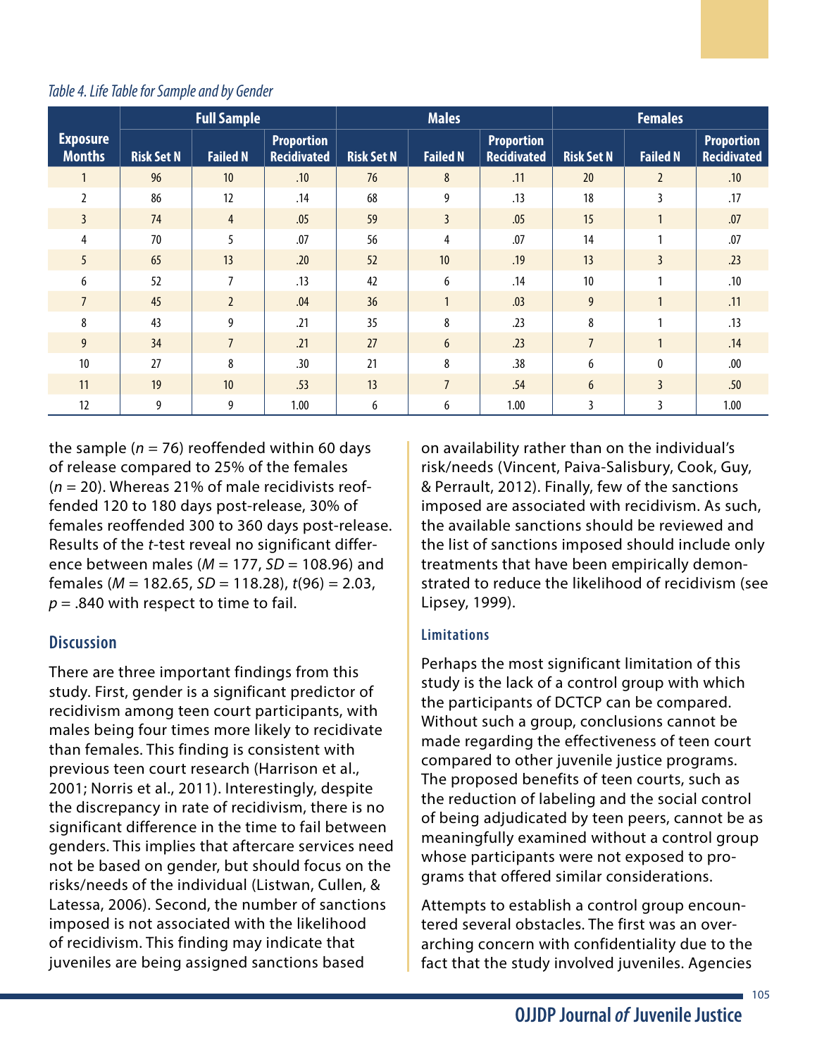*Table 4. Life Table for Sample and by Gender*

| Exposure Months | Full Sample | | | Males | | | Females | | |
|---|---|---|---|---|---|---|---|---|---|
| | Risk Set N | Failed N | Proportion Recidivated | Risk Set N | Failed N | Proportion Recidivated | Risk Set N | Failed N | Proportion Recidivated |
| 1 | 96 | 10 | .10 | 76 | 8 | .11 | 20 | 2 | .10 |
| 2 | 86 | 12 | .14 | 68 | 9 | .13 | 18 | 3 | .17 |
| 3 | 74 | 4 | .05 | 59 | 3 | .05 | 15 | 1 | .07 |
| 4 | 70 | 5 | .07 | 56 | 4 | .07 | 14 | 1 | .07 |
| 5 | 65 | 13 | .20 | 52 | 10 | .19 | 13 | 3 | .23 |
| 6 | 52 | 7 | .13 | 42 | 6 | .14 | 10 | 1 | .10 |
| 7 | 45 | 2 | .04 | 36 | 1 | .03 | 9 | 1 | .11 |
| 8 | 43 | 9 | .21 | 35 | 8 | .23 | 8 | 1 | .13 |
| 9 | 34 | 7 | .21 | 27 | 6 | .23 | 7 | 1 | .14 |
| 10 | 27 | 8 | .30 | 21 | 8 | .38 | 6 | 0 | .00 |
| 11 | 19 | 10 | .53 | 13 | 7 | .54 | 6 | 3 | .50 |
| 12 | 9 | 9 | 1.00 | 6 | 6 | 1.00 | 3 | 3 | 1.00 |

the sample ($n$ = 76) reoffended within 60 days of release compared to 25% of the females ($n$ = 20). Whereas 21% of male recidivists reoffended 120 to 180 days post-release, 30% of females reoffended 300 to 360 days post-release. Results of the $t$-test reveal no significant difference between males ($M$ = 177, $SD$ = 108.96) and females ($M$ = 182.65, $SD$ = 118.28), $t(96) = 2.03$, $p = .840$ with respect to time to fail.

## Discussion

There are three important findings from this study. First, gender is a significant predictor of recidivism among teen court participants, with males being four times more likely to recidivate than females. This finding is consistent with previous teen court research (Harrison et al., 2001; Norris et al., 2011). Interestingly, despite the discrepancy in rate of recidivism, there is no significant difference in the time to fail between genders. This implies that aftercare services need not be based on gender, but should focus on the risks/needs of the individual (Listwan, Cullen, & Latessa, 2006). Second, the number of sanctions imposed is not associated with the likelihood of recidivism. This finding may indicate that juveniles are being assigned sanctions based on availability rather than on the individual's risk/needs (Vincent, Paiva-Salisbury, Cook, Guy, & Perrault, 2012). Finally, few of the sanctions imposed are associated with recidivism. As such, the available sanctions should be reviewed and the list of sanctions imposed should include only treatments that have been empirically demonstrated to reduce the likelihood of recidivism (see Lipsey, 1999).

### Limitations

Perhaps the most significant limitation of this study is the lack of a control group with which the participants of DCTCP can be compared. Without such a group, conclusions cannot be made regarding the effectiveness of teen court compared to other juvenile justice programs. The proposed benefits of teen courts, such as the reduction of labeling and the social control of being adjudicated by teen peers, cannot be as meaningfully examined without a control group whose participants were not exposed to programs that offered similar considerations.

Attempts to establish a control group encountered several obstacles. The first was an overarching concern with confidentiality due to the fact that the study involved juveniles. Agencies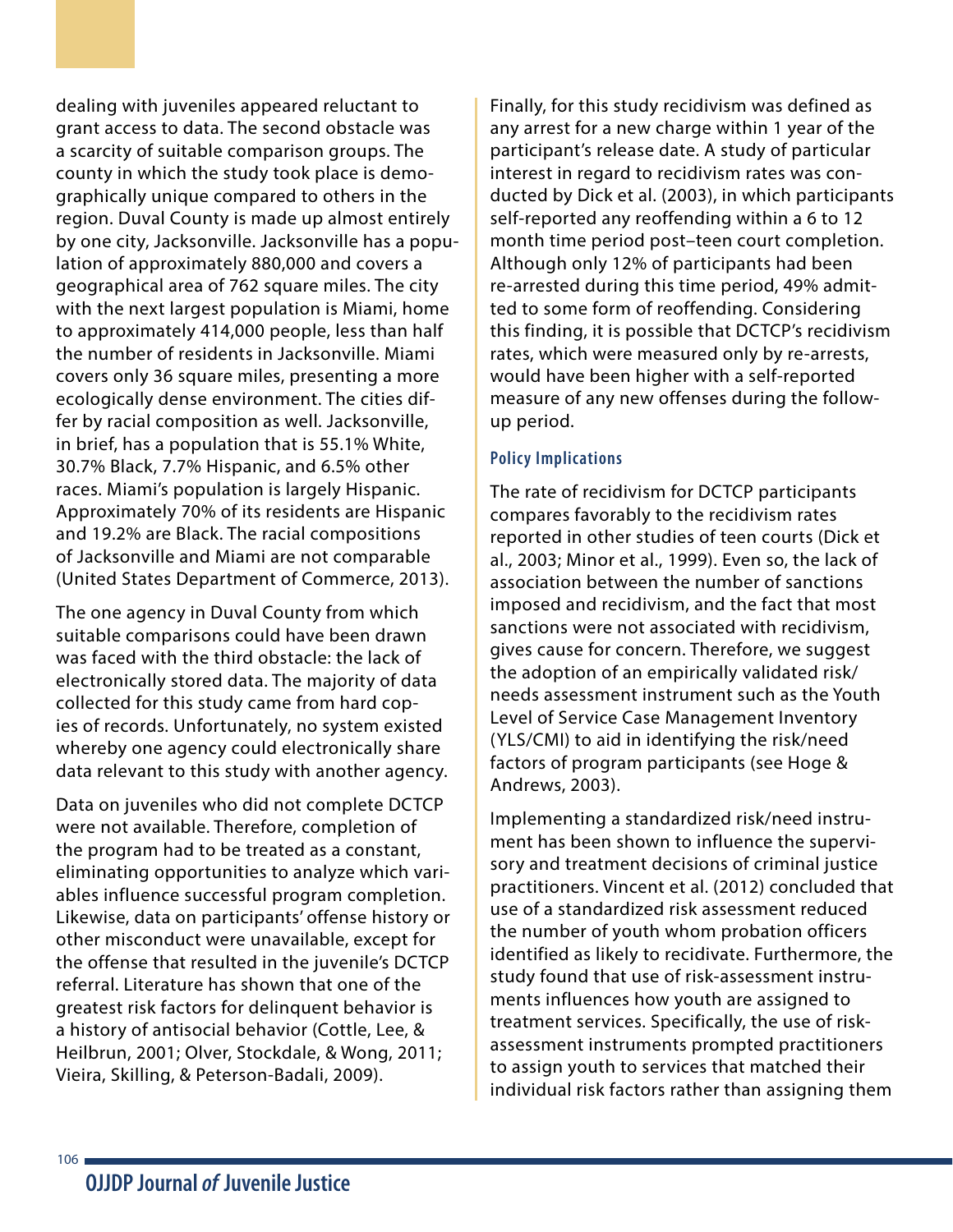dealing with juveniles appeared reluctant to grant access to data. The second obstacle was a scarcity of suitable comparison groups. The county in which the study took place is demographically unique compared to others in the region. Duval County is made up almost entirely by one city, Jacksonville. Jacksonville has a population of approximately 880,000 and covers a geographical area of 762 square miles. The city with the next largest population is Miami, home to approximately 414,000 people, less than half the number of residents in Jacksonville. Miami covers only 36 square miles, presenting a more ecologically dense environment. The cities differ by racial composition as well. Jacksonville, in brief, has a population that is 55.1% White, 30.7% Black, 7.7% Hispanic, and 6.5% other races. Miami's population is largely Hispanic. Approximately 70% of its residents are Hispanic and 19.2% are Black. The racial compositions of Jacksonville and Miami are not comparable (United States Department of Commerce, 2013).

The one agency in Duval County from which suitable comparisons could have been drawn was faced with the third obstacle: the lack of electronically stored data. The majority of data collected for this study came from hard copies of records. Unfortunately, no system existed whereby one agency could electronically share data relevant to this study with another agency.

Data on juveniles who did not complete DCTCP were not available. Therefore, completion of the program had to be treated as a constant, eliminating opportunities to analyze which variables influence successful program completion. Likewise, data on participants' offense history or other misconduct were unavailable, except for the offense that resulted in the juvenile's DCTCP referral. Literature has shown that one of the greatest risk factors for delinquent behavior is a history of antisocial behavior (Cottle, Lee, & Heilbrun, 2001; Olver, Stockdale, & Wong, 2011; Vieira, Skilling, & Peterson-Badali, 2009).

Finally, for this study recidivism was defined as any arrest for a new charge within 1 year of the participant's release date. A study of particular interest in regard to recidivism rates was conducted by Dick et al. (2003), in which participants self-reported any reoffending within a 6 to 12 month time period post–teen court completion. Although only 12% of participants had been re-arrested during this time period, 49% admitted to some form of reoffending. Considering this finding, it is possible that DCTCP's recidivism rates, which were measured only by re-arrests, would have been higher with a self-reported measure of any new offenses during the follow-up period.

### Policy Implications

The rate of recidivism for DCTCP participants compares favorably to the recidivism rates reported in other studies of teen courts (Dick et al., 2003; Minor et al., 1999). Even so, the lack of association between the number of sanctions imposed and recidivism, and the fact that most sanctions were not associated with recidivism, gives cause for concern. Therefore, we suggest the adoption of an empirically validated risk/needs assessment instrument such as the Youth Level of Service Case Management Inventory (YLS/CMI) to aid in identifying the risk/need factors of program participants (see Hoge & Andrews, 2003).

Implementing a standardized risk/need instrument has been shown to influence the supervisory and treatment decisions of criminal justice practitioners. Vincent et al. (2012) concluded that use of a standardized risk assessment reduced the number of youth whom probation officers identified as likely to recidivate. Furthermore, the study found that use of risk-assessment instruments influences how youth are assigned to treatment services. Specifically, the use of risk-assessment instruments prompted practitioners to assign youth to services that matched their individual risk factors rather than assigning them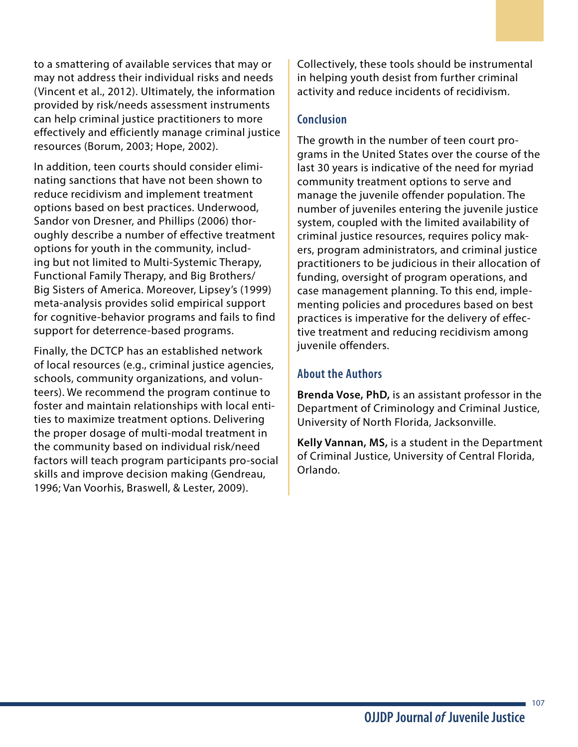to a smattering of available services that may or may not address their individual risks and needs (Vincent et al., 2012). Ultimately, the information provided by risk/needs assessment instruments can help criminal justice practitioners to more effectively and efficiently manage criminal justice resources (Borum, 2003; Hope, 2002).

In addition, teen courts should consider eliminating sanctions that have not been shown to reduce recidivism and implement treatment options based on best practices. Underwood, Sandor von Dresner, and Phillips (2006) thoroughly describe a number of effective treatment options for youth in the community, including but not limited to Multi-Systemic Therapy, Functional Family Therapy, and Big Brothers/Big Sisters of America. Moreover, Lipsey's (1999) meta-analysis provides solid empirical support for cognitive-behavior programs and fails to find support for deterrence-based programs.

Finally, the DCTCP has an established network of local resources (e.g., criminal justice agencies, schools, community organizations, and volunteers). We recommend the program continue to foster and maintain relationships with local entities to maximize treatment options. Delivering the proper dosage of multi-modal treatment in the community based on individual risk/need factors will teach program participants pro-social skills and improve decision making (Gendreau, 1996; Van Voorhis, Braswell, & Lester, 2009). Collectively, these tools should be instrumental in helping youth desist from further criminal activity and reduce incidents of recidivism.

## Conclusion

The growth in the number of teen court programs in the United States over the course of the last 30 years is indicative of the need for myriad community treatment options to serve and manage the juvenile offender population. The number of juveniles entering the juvenile justice system, coupled with the limited availability of criminal justice resources, requires policy makers, program administrators, and criminal justice practitioners to be judicious in their allocation of funding, oversight of program operations, and case management planning. To this end, implementing policies and procedures based on best practices is imperative for the delivery of effective treatment and reducing recidivism among juvenile offenders.

## About the Authors

**Brenda Vose, PhD,** is an assistant professor in the Department of Criminology and Criminal Justice, University of North Florida, Jacksonville.

**Kelly Vannan, MS,** is a student in the Department of Criminal Justice, University of Central Florida, Orlando.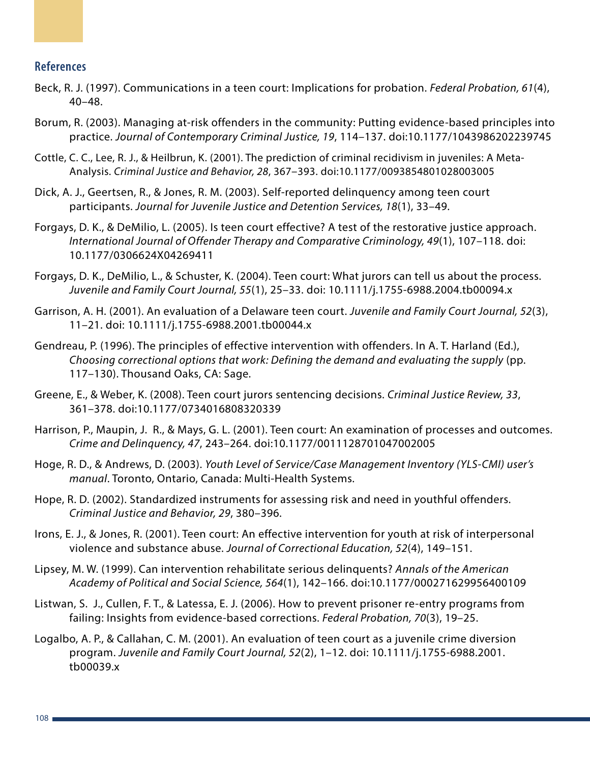## References

Beck, R. J. (1997). Communications in a teen court: Implications for probation. *Federal Probation, 61*(4), 40–48.

Borum, R. (2003). Managing at-risk offenders in the community: Putting evidence-based principles into practice. *Journal of Contemporary Criminal Justice, 19*, 114–137. doi:10.1177/1043986202239745

Cottle, C. C., Lee, R. J., & Heilbrun, K. (2001). The prediction of criminal recidivism in juveniles: A Meta-Analysis. *Criminal Justice and Behavior, 28*, 367–393. doi:10.1177/0093854801028003005

Dick, A. J., Geertsen, R., & Jones, R. M. (2003). Self-reported delinquency among teen court participants. *Journal for Juvenile Justice and Detention Services, 18*(1), 33–49.

Forgays, D. K., & DeMilio, L. (2005). Is teen court effective? A test of the restorative justice approach. *International Journal of Offender Therapy and Comparative Criminology, 49*(1), 107–118. doi: 10.1177/0306624X04269411

Forgays, D. K., DeMilio, L., & Schuster, K. (2004). Teen court: What jurors can tell us about the process. *Juvenile and Family Court Journal, 55*(1), 25–33. doi: 10.1111/j.1755-6988.2004.tb00094.x

Garrison, A. H. (2001). An evaluation of a Delaware teen court. *Juvenile and Family Court Journal, 52*(3), 11–21. doi: 10.1111/j.1755-6988.2001.tb00044.x

Gendreau, P. (1996). The principles of effective intervention with offenders. In A. T. Harland (Ed.), *Choosing correctional options that work: Defining the demand and evaluating the supply* (pp. 117–130). Thousand Oaks, CA: Sage.

Greene, E., & Weber, K. (2008). Teen court jurors sentencing decisions. *Criminal Justice Review, 33*, 361–378. doi:10.1177/0734016808320339

Harrison, P., Maupin, J. R., & Mays, G. L. (2001). Teen court: An examination of processes and outcomes. *Crime and Delinquency, 47*, 243–264. doi:10.1177/0011128701047002005

Hoge, R. D., & Andrews, D. (2003). *Youth Level of Service/Case Management Inventory (YLS-CMI) user's manual*. Toronto, Ontario, Canada: Multi-Health Systems.

Hope, R. D. (2002). Standardized instruments for assessing risk and need in youthful offenders. *Criminal Justice and Behavior, 29*, 380–396.

Irons, E. J., & Jones, R. (2001). Teen court: An effective intervention for youth at risk of interpersonal violence and substance abuse. *Journal of Correctional Education, 52*(4), 149–151.

Lipsey, M. W. (1999). Can intervention rehabilitate serious delinquents? *Annals of the American Academy of Political and Social Science, 564*(1), 142–166. doi:10.1177/000271629956400109

Listwan, S. J., Cullen, F. T., & Latessa, E. J. (2006). How to prevent prisoner re-entry programs from failing: Insights from evidence-based corrections. *Federal Probation, 70*(3), 19–25.

Logalbo, A. P., & Callahan, C. M. (2001). An evaluation of teen court as a juvenile crime diversion program. *Juvenile and Family Court Journal, 52*(2), 1–12. doi: 10.1111/j.1755-6988.2001.tb00039.x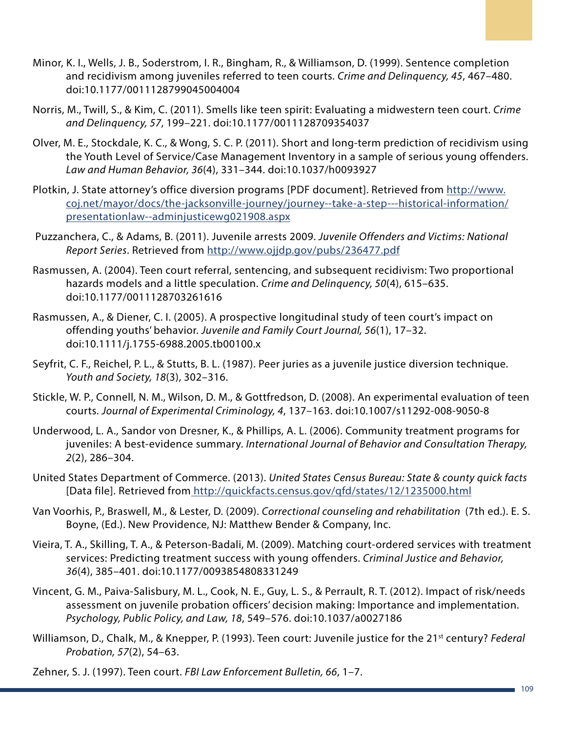Minor, K. I., Wells, J. B., Soderstrom, I. R., Bingham, R., & Williamson, D. (1999). Sentence completion and recidivism among juveniles referred to teen courts. *Crime and Delinquency, 45*, 467–480. doi:10.1177/0011128799045004004

Norris, M., Twill, S., & Kim, C. (2011). Smells like teen spirit: Evaluating a midwestern teen court. *Crime and Delinquency, 57*, 199–221. doi:10.1177/0011128709354037

Olver, M. E., Stockdale, K. C., & Wong, S. C. P. (2011). Short and long-term prediction of recidivism using the Youth Level of Service/Case Management Inventory in a sample of serious young offenders. *Law and Human Behavior, 36*(4), 331–344. doi:10.1037/h0093927

Plotkin, J. State attorney's office diversion programs [PDF document]. Retrieved from http://www.coj.net/mayor/docs/the-jacksonville-journey/journey--take-a-step---historical-information/presentationlaw--adminjusticewg021908.aspx

Puzzanchera, C., & Adams, B. (2011). Juvenile arrests 2009. *Juvenile Offenders and Victims: National Report Series*. Retrieved from http://www.ojjdp.gov/pubs/236477.pdf

Rasmussen, A. (2004). Teen court referral, sentencing, and subsequent recidivism: Two proportional hazards models and a little speculation. *Crime and Delinquency, 50*(4), 615–635. doi:10.1177/0011128703261616

Rasmussen, A., & Diener, C. I. (2005). A prospective longitudinal study of teen court's impact on offending youths' behavior. *Juvenile and Family Court Journal, 56*(1), 17–32. doi:10.1111/j.1755-6988.2005.tb00100.x

Seyfrit, C. F., Reichel, P. L., & Stutts, B. L. (1987). Peer juries as a juvenile justice diversion technique. *Youth and Society, 18*(3), 302–316.

Stickle, W. P., Connell, N. M., Wilson, D. M., & Gottfredson, D. (2008). An experimental evaluation of teen courts. *Journal of Experimental Criminology, 4*, 137–163. doi:10.1007/s11292-008-9050-8

Underwood, L. A., Sandor von Dresner, K., & Phillips, A. L. (2006). Community treatment programs for juveniles: A best-evidence summary. *International Journal of Behavior and Consultation Therapy, 2*(2), 286–304.

United States Department of Commerce. (2013). *United States Census Bureau: State & county quick facts* [Data file]. Retrieved from http://quickfacts.census.gov/qfd/states/12/1235000.html

Van Voorhis, P., Braswell, M., & Lester, D. (2009). *Correctional counseling and rehabilitation* (7th ed.). E. S. Boyne, (Ed.). New Providence, NJ: Matthew Bender & Company, Inc.

Vieira, T. A., Skilling, T. A., & Peterson-Badali, M. (2009). Matching court-ordered services with treatment services: Predicting treatment success with young offenders. *Criminal Justice and Behavior, 36*(4), 385–401. doi:10.1177/0093854808331249

Vincent, G. M., Paiva-Salisbury, M. L., Cook, N. E., Guy, L. S., & Perrault, R. T. (2012). Impact of risk/needs assessment on juvenile probation officers' decision making: Importance and implementation. *Psychology, Public Policy, and Law, 18*, 549–576. doi:10.1037/a0027186

Williamson, D., Chalk, M., & Knepper, P. (1993). Teen court: Juvenile justice for the 21st century? *Federal Probation, 57*(2), 54–63.

Zehner, S. J. (1997). Teen court. *FBI Law Enforcement Bulletin, 66*, 1–7.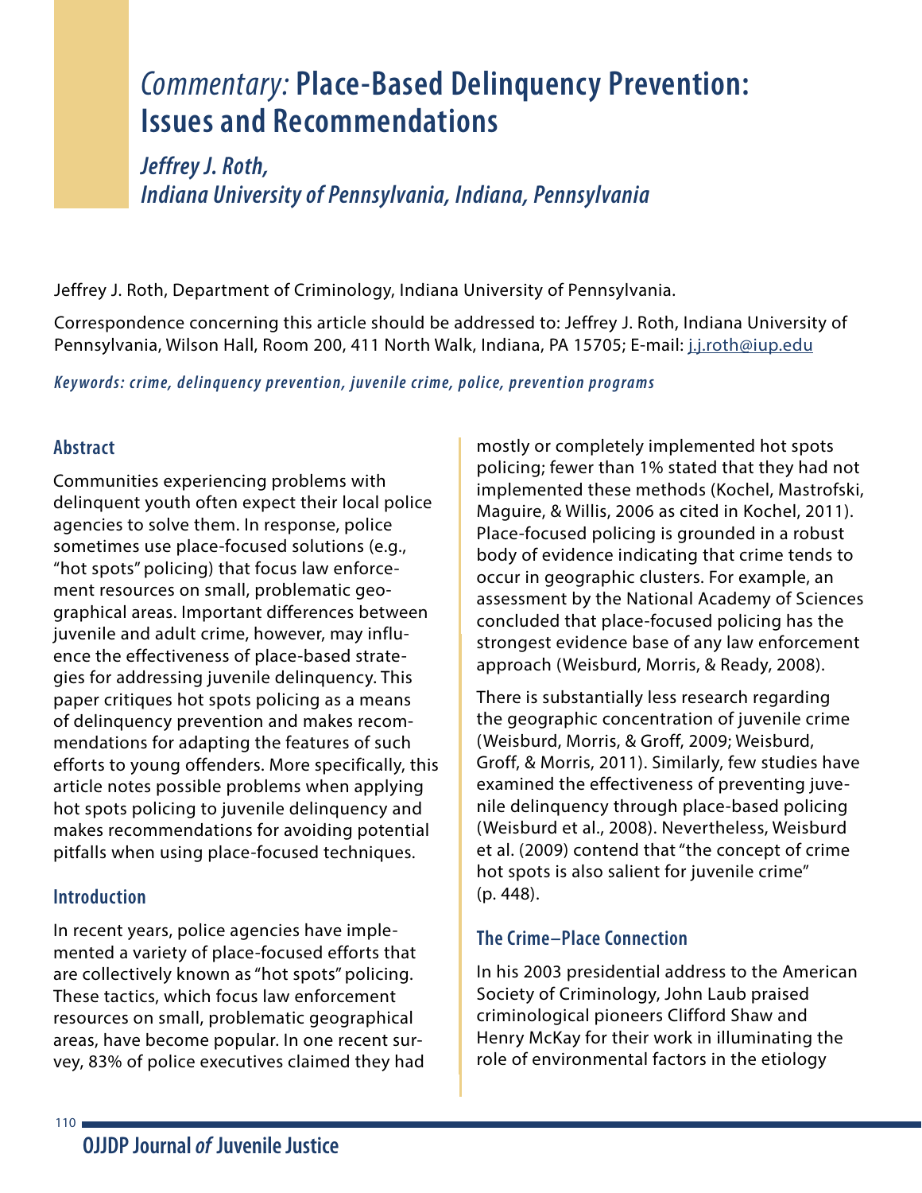# *Commentary:* Place-Based Delinquency Prevention: Issues and Recommendations

## *Jeffrey J. Roth, Indiana University of Pennsylvania, Indiana, Pennsylvania*

Jeffrey J. Roth, Department of Criminology, Indiana University of Pennsylvania.

Correspondence concerning this article should be addressed to: Jeffrey J. Roth, Indiana University of Pennsylvania, Wilson Hall, Room 200, 411 North Walk, Indiana, PA 15705; E-mail: j.j.roth@iup.edu

***Keywords: crime, delinquency prevention, juvenile crime, police, prevention programs***

### Abstract

Communities experiencing problems with delinquent youth often expect their local police agencies to solve them. In response, police sometimes use place-focused solutions (e.g., "hot spots" policing) that focus law enforcement resources on small, problematic geographical areas. Important differences between juvenile and adult crime, however, may influence the effectiveness of place-based strategies for addressing juvenile delinquency. This paper critiques hot spots policing as a means of delinquency prevention and makes recommendations for adapting the features of such efforts to young offenders. More specifically, this article notes possible problems when applying hot spots policing to juvenile delinquency and makes recommendations for avoiding potential pitfalls when using place-focused techniques.

### Introduction

In recent years, police agencies have implemented a variety of place-focused efforts that are collectively known as "hot spots" policing. These tactics, which focus law enforcement resources on small, problematic geographical areas, have become popular. In one recent survey, 83% of police executives claimed they had mostly or completely implemented hot spots policing; fewer than 1% stated that they had not implemented these methods (Kochel, Mastrofski, Maguire, & Willis, 2006 as cited in Kochel, 2011). Place-focused policing is grounded in a robust body of evidence indicating that crime tends to occur in geographic clusters. For example, an assessment by the National Academy of Sciences concluded that place-focused policing has the strongest evidence base of any law enforcement approach (Weisburd, Morris, & Ready, 2008).

There is substantially less research regarding the geographic concentration of juvenile crime (Weisburd, Morris, & Groff, 2009; Weisburd, Groff, & Morris, 2011). Similarly, few studies have examined the effectiveness of preventing juvenile delinquency through place-based policing (Weisburd et al., 2008). Nevertheless, Weisburd et al. (2009) contend that "the concept of crime hot spots is also salient for juvenile crime" (p. 448).

### The Crime–Place Connection

In his 2003 presidential address to the American Society of Criminology, John Laub praised criminological pioneers Clifford Shaw and Henry McKay for their work in illuminating the role of environmental factors in the etiology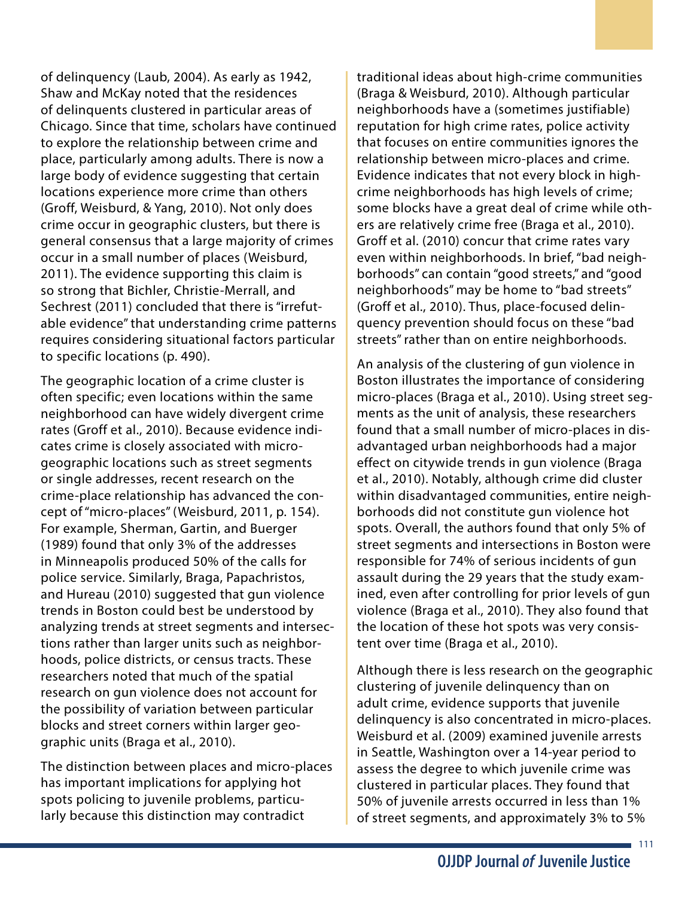of delinquency (Laub, 2004). As early as 1942, Shaw and McKay noted that the residences of delinquents clustered in particular areas of Chicago. Since that time, scholars have continued to explore the relationship between crime and place, particularly among adults. There is now a large body of evidence suggesting that certain locations experience more crime than others (Groff, Weisburd, & Yang, 2010). Not only does crime occur in geographic clusters, but there is general consensus that a large majority of crimes occur in a small number of places (Weisburd, 2011). The evidence supporting this claim is so strong that Bichler, Christie-Merrall, and Sechrest (2011) concluded that there is "irrefutable evidence" that understanding crime patterns requires considering situational factors particular to specific locations (p. 490).

The geographic location of a crime cluster is often specific; even locations within the same neighborhood can have widely divergent crime rates (Groff et al., 2010). Because evidence indicates crime is closely associated with micro-geographic locations such as street segments or single addresses, recent research on the crime-place relationship has advanced the concept of "micro-places" (Weisburd, 2011, p. 154). For example, Sherman, Gartin, and Buerger (1989) found that only 3% of the addresses in Minneapolis produced 50% of the calls for police service. Similarly, Braga, Papachristos, and Hureau (2010) suggested that gun violence trends in Boston could best be understood by analyzing trends at street segments and intersections rather than larger units such as neighborhoods, police districts, or census tracts. These researchers noted that much of the spatial research on gun violence does not account for the possibility of variation between particular blocks and street corners within larger geographic units (Braga et al., 2010).

The distinction between places and micro-places has important implications for applying hot spots policing to juvenile problems, particularly because this distinction may contradict traditional ideas about high-crime communities (Braga & Weisburd, 2010). Although particular neighborhoods have a (sometimes justifiable) reputation for high crime rates, police activity that focuses on entire communities ignores the relationship between micro-places and crime. Evidence indicates that not every block in high-crime neighborhoods has high levels of crime; some blocks have a great deal of crime while others are relatively crime free (Braga et al., 2010). Groff et al. (2010) concur that crime rates vary even within neighborhoods. In brief, "bad neighborhoods" can contain "good streets," and "good neighborhoods" may be home to "bad streets" (Groff et al., 2010). Thus, place-focused delinquency prevention should focus on these "bad streets" rather than on entire neighborhoods.

An analysis of the clustering of gun violence in Boston illustrates the importance of considering micro-places (Braga et al., 2010). Using street segments as the unit of analysis, these researchers found that a small number of micro-places in disadvantaged urban neighborhoods had a major effect on citywide trends in gun violence (Braga et al., 2010). Notably, although crime did cluster within disadvantaged communities, entire neighborhoods did not constitute gun violence hot spots. Overall, the authors found that only 5% of street segments and intersections in Boston were responsible for 74% of serious incidents of gun assault during the 29 years that the study examined, even after controlling for prior levels of gun violence (Braga et al., 2010). They also found that the location of these hot spots was very consistent over time (Braga et al., 2010).

Although there is less research on the geographic clustering of juvenile delinquency than on adult crime, evidence supports that juvenile delinquency is also concentrated in micro-places. Weisburd et al. (2009) examined juvenile arrests in Seattle, Washington over a 14-year period to assess the degree to which juvenile crime was clustered in particular places. They found that 50% of juvenile arrests occurred in less than 1% of street segments, and approximately 3% to 5%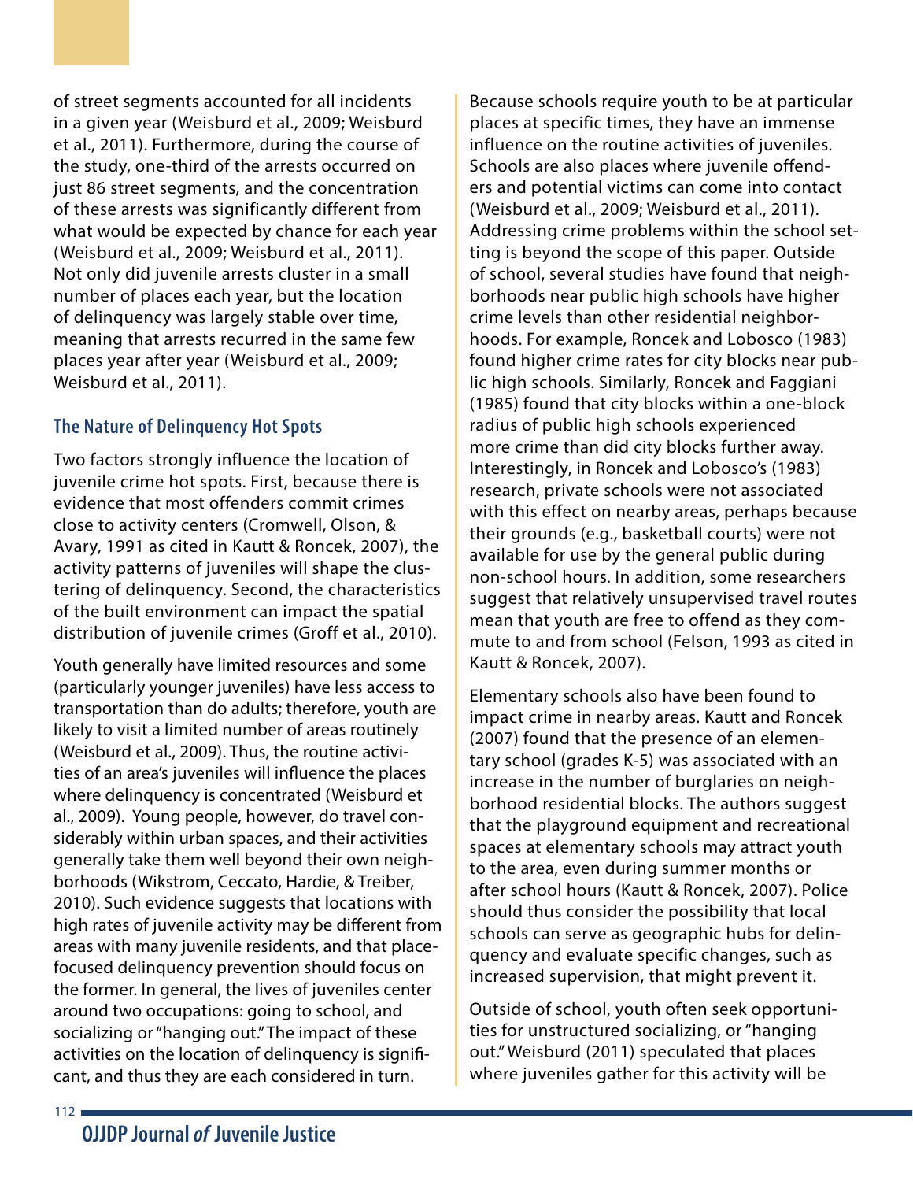of street segments accounted for all incidents in a given year (Weisburd et al., 2009; Weisburd et al., 2011). Furthermore, during the course of the study, one-third of the arrests occurred on just 86 street segments, and the concentration of these arrests was significantly different from what would be expected by chance for each year (Weisburd et al., 2009; Weisburd et al., 2011). Not only did juvenile arrests cluster in a small number of places each year, but the location of delinquency was largely stable over time, meaning that arrests recurred in the same few places year after year (Weisburd et al., 2009; Weisburd et al., 2011).

### The Nature of Delinquency Hot Spots

Two factors strongly influence the location of juvenile crime hot spots. First, because there is evidence that most offenders commit crimes close to activity centers (Cromwell, Olson, & Avary, 1991 as cited in Kautt & Roncek, 2007), the activity patterns of juveniles will shape the clustering of delinquency. Second, the characteristics of the built environment can impact the spatial distribution of juvenile crimes (Groff et al., 2010).

Youth generally have limited resources and some (particularly younger juveniles) have less access to transportation than do adults; therefore, youth are likely to visit a limited number of areas routinely (Weisburd et al., 2009). Thus, the routine activities of an area's juveniles will influence the places where delinquency is concentrated (Weisburd et al., 2009). Young people, however, do travel considerably within urban spaces, and their activities generally take them well beyond their own neighborhoods (Wikstrom, Ceccato, Hardie, & Treiber, 2010). Such evidence suggests that locations with high rates of juvenile activity may be different from areas with many juvenile residents, and that place-focused delinquency prevention should focus on the former. In general, the lives of juveniles center around two occupations: going to school, and socializing or "hanging out." The impact of these activities on the location of delinquency is significant, and thus they are each considered in turn.

Because schools require youth to be at particular places at specific times, they have an immense influence on the routine activities of juveniles. Schools are also places where juvenile offenders and potential victims can come into contact (Weisburd et al., 2009; Weisburd et al., 2011). Addressing crime problems within the school setting is beyond the scope of this paper. Outside of school, several studies have found that neighborhoods near public high schools have higher crime levels than other residential neighborhoods. For example, Roncek and Lobosco (1983) found higher crime rates for city blocks near public high schools. Similarly, Roncek and Faggiani (1985) found that city blocks within a one-block radius of public high schools experienced more crime than did city blocks further away. Interestingly, in Roncek and Lobosco's (1983) research, private schools were not associated with this effect on nearby areas, perhaps because their grounds (e.g., basketball courts) were not available for use by the general public during non-school hours. In addition, some researchers suggest that relatively unsupervised travel routes mean that youth are free to offend as they commute to and from school (Felson, 1993 as cited in Kautt & Roncek, 2007).

Elementary schools also have been found to impact crime in nearby areas. Kautt and Roncek (2007) found that the presence of an elementary school (grades K-5) was associated with an increase in the number of burglaries on neighborhood residential blocks. The authors suggest that the playground equipment and recreational spaces at elementary schools may attract youth to the area, even during summer months or after school hours (Kautt & Roncek, 2007). Police should thus consider the possibility that local schools can serve as geographic hubs for delinquency and evaluate specific changes, such as increased supervision, that might prevent it.

Outside of school, youth often seek opportunities for unstructured socializing, or "hanging out." Weisburd (2011) speculated that places where juveniles gather for this activity will be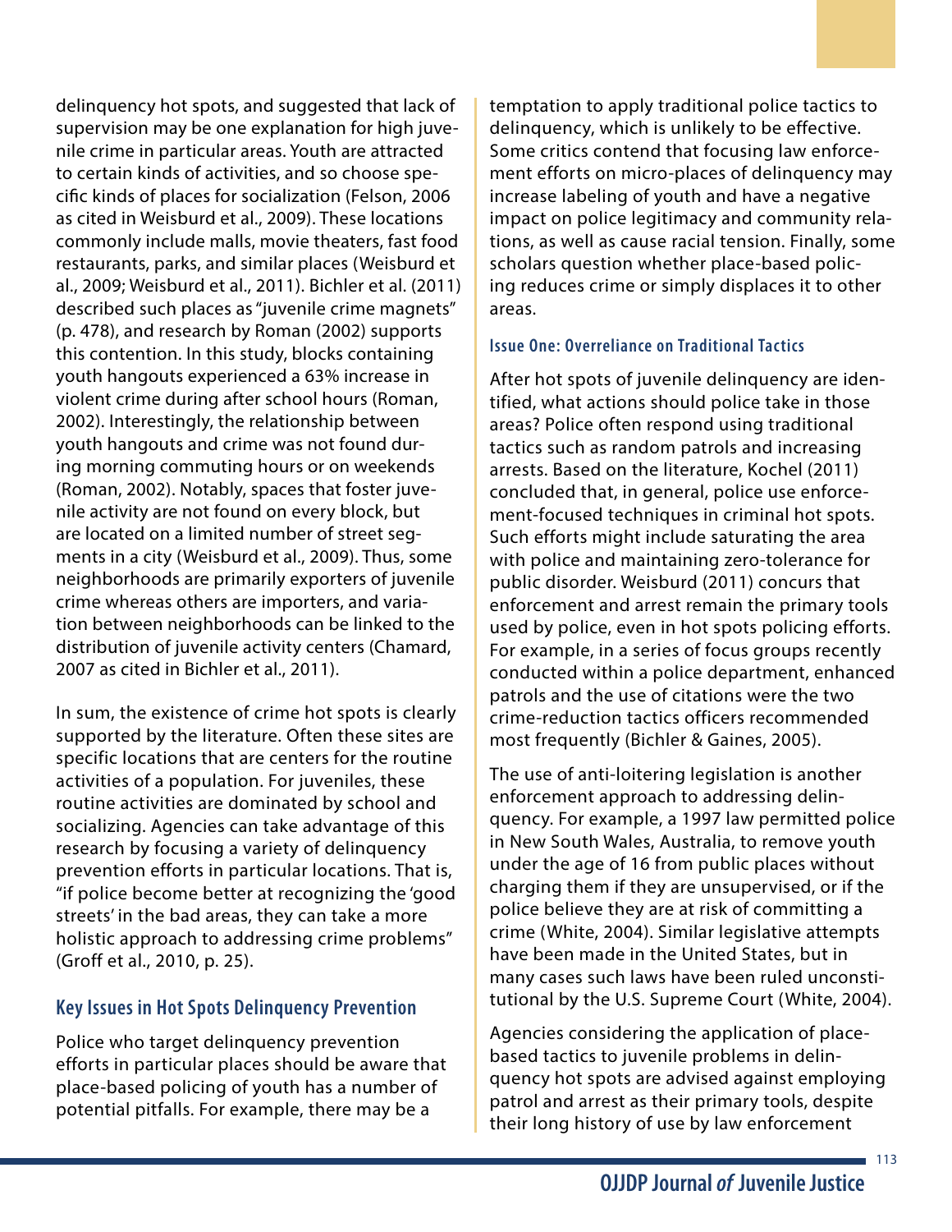delinquency hot spots, and suggested that lack of supervision may be one explanation for high juvenile crime in particular areas. Youth are attracted to certain kinds of activities, and so choose specific kinds of places for socialization (Felson, 2006 as cited in Weisburd et al., 2009). These locations commonly include malls, movie theaters, fast food restaurants, parks, and similar places (Weisburd et al., 2009; Weisburd et al., 2011). Bichler et al. (2011) described such places as "juvenile crime magnets" (p. 478), and research by Roman (2002) supports this contention. In this study, blocks containing youth hangouts experienced a 63% increase in violent crime during after school hours (Roman, 2002). Interestingly, the relationship between youth hangouts and crime was not found during morning commuting hours or on weekends (Roman, 2002). Notably, spaces that foster juvenile activity are not found on every block, but are located on a limited number of street segments in a city (Weisburd et al., 2009). Thus, some neighborhoods are primarily exporters of juvenile crime whereas others are importers, and variation between neighborhoods can be linked to the distribution of juvenile activity centers (Chamard, 2007 as cited in Bichler et al., 2011).

In sum, the existence of crime hot spots is clearly supported by the literature. Often these sites are specific locations that are centers for the routine activities of a population. For juveniles, these routine activities are dominated by school and socializing. Agencies can take advantage of this research by focusing a variety of delinquency prevention efforts in particular locations. That is, "if police become better at recognizing the 'good streets' in the bad areas, they can take a more holistic approach to addressing crime problems" (Groff et al., 2010, p. 25).

## Key Issues in Hot Spots Delinquency Prevention

Police who target delinquency prevention efforts in particular places should be aware that place-based policing of youth has a number of potential pitfalls. For example, there may be a temptation to apply traditional police tactics to delinquency, which is unlikely to be effective. Some critics contend that focusing law enforcement efforts on micro-places of delinquency may increase labeling of youth and have a negative impact on police legitimacy and community relations, as well as cause racial tension. Finally, some scholars question whether place-based policing reduces crime or simply displaces it to other areas.

### Issue One: Overreliance on Traditional Tactics

After hot spots of juvenile delinquency are identified, what actions should police take in those areas? Police often respond using traditional tactics such as random patrols and increasing arrests. Based on the literature, Kochel (2011) concluded that, in general, police use enforcement-focused techniques in criminal hot spots. Such efforts might include saturating the area with police and maintaining zero-tolerance for public disorder. Weisburd (2011) concurs that enforcement and arrest remain the primary tools used by police, even in hot spots policing efforts. For example, in a series of focus groups recently conducted within a police department, enhanced patrols and the use of citations were the two crime-reduction tactics officers recommended most frequently (Bichler & Gaines, 2005).

The use of anti-loitering legislation is another enforcement approach to addressing delinquency. For example, a 1997 law permitted police in New South Wales, Australia, to remove youth under the age of 16 from public places without charging them if they are unsupervised, or if the police believe they are at risk of committing a crime (White, 2004). Similar legislative attempts have been made in the United States, but in many cases such laws have been ruled unconstitutional by the U.S. Supreme Court (White, 2004).

Agencies considering the application of place-based tactics to juvenile problems in delinquency hot spots are advised against employing patrol and arrest as their primary tools, despite their long history of use by law enforcement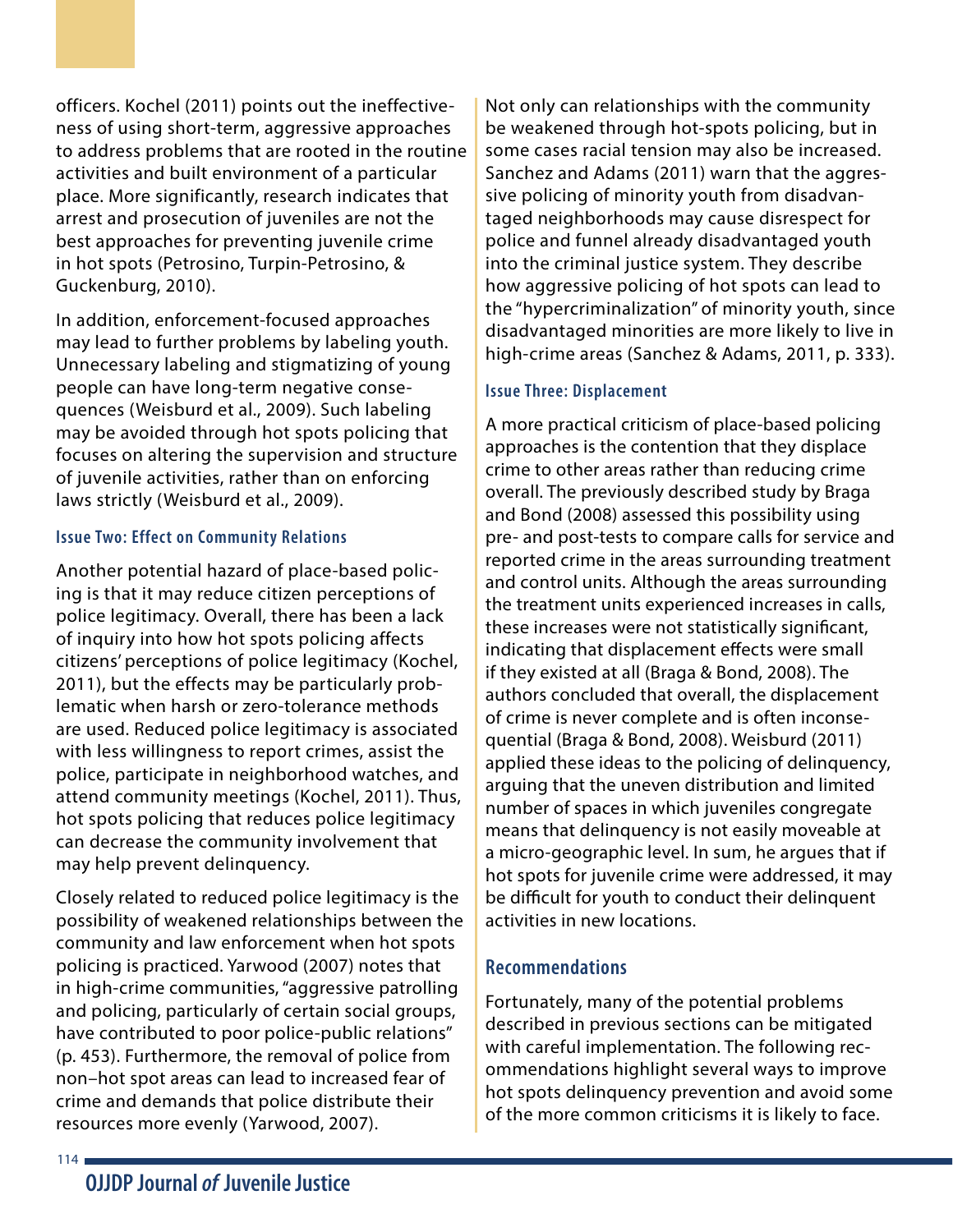officers. Kochel (2011) points out the ineffectiveness of using short-term, aggressive approaches to address problems that are rooted in the routine activities and built environment of a particular place. More significantly, research indicates that arrest and prosecution of juveniles are not the best approaches for preventing juvenile crime in hot spots (Petrosino, Turpin-Petrosino, & Guckenburg, 2010).

In addition, enforcement-focused approaches may lead to further problems by labeling youth. Unnecessary labeling and stigmatizing of young people can have long-term negative consequences (Weisburd et al., 2009). Such labeling may be avoided through hot spots policing that focuses on altering the supervision and structure of juvenile activities, rather than on enforcing laws strictly (Weisburd et al., 2009).

#### Issue Two: Effect on Community Relations

Another potential hazard of place-based policing is that it may reduce citizen perceptions of police legitimacy. Overall, there has been a lack of inquiry into how hot spots policing affects citizens' perceptions of police legitimacy (Kochel, 2011), but the effects may be particularly problematic when harsh or zero-tolerance methods are used. Reduced police legitimacy is associated with less willingness to report crimes, assist the police, participate in neighborhood watches, and attend community meetings (Kochel, 2011). Thus, hot spots policing that reduces police legitimacy can decrease the community involvement that may help prevent delinquency.

Closely related to reduced police legitimacy is the possibility of weakened relationships between the community and law enforcement when hot spots policing is practiced. Yarwood (2007) notes that in high-crime communities, "aggressive patrolling and policing, particularly of certain social groups, have contributed to poor police-public relations" (p. 453). Furthermore, the removal of police from non–hot spot areas can lead to increased fear of crime and demands that police distribute their resources more evenly (Yarwood, 2007).

Not only can relationships with the community be weakened through hot-spots policing, but in some cases racial tension may also be increased. Sanchez and Adams (2011) warn that the aggressive policing of minority youth from disadvantaged neighborhoods may cause disrespect for police and funnel already disadvantaged youth into the criminal justice system. They describe how aggressive policing of hot spots can lead to the "hypercriminalization" of minority youth, since disadvantaged minorities are more likely to live in high-crime areas (Sanchez & Adams, 2011, p. 333).

#### Issue Three: Displacement

A more practical criticism of place-based policing approaches is the contention that they displace crime to other areas rather than reducing crime overall. The previously described study by Braga and Bond (2008) assessed this possibility using pre- and post-tests to compare calls for service and reported crime in the areas surrounding treatment and control units. Although the areas surrounding the treatment units experienced increases in calls, these increases were not statistically significant, indicating that displacement effects were small if they existed at all (Braga & Bond, 2008). The authors concluded that overall, the displacement of crime is never complete and is often inconsequential (Braga & Bond, 2008). Weisburd (2011) applied these ideas to the policing of delinquency, arguing that the uneven distribution and limited number of spaces in which juveniles congregate means that delinquency is not easily moveable at a micro-geographic level. In sum, he argues that if hot spots for juvenile crime were addressed, it may be difficult for youth to conduct their delinquent activities in new locations.

### Recommendations

Fortunately, many of the potential problems described in previous sections can be mitigated with careful implementation. The following recommendations highlight several ways to improve hot spots delinquency prevention and avoid some of the more common criticisms it is likely to face.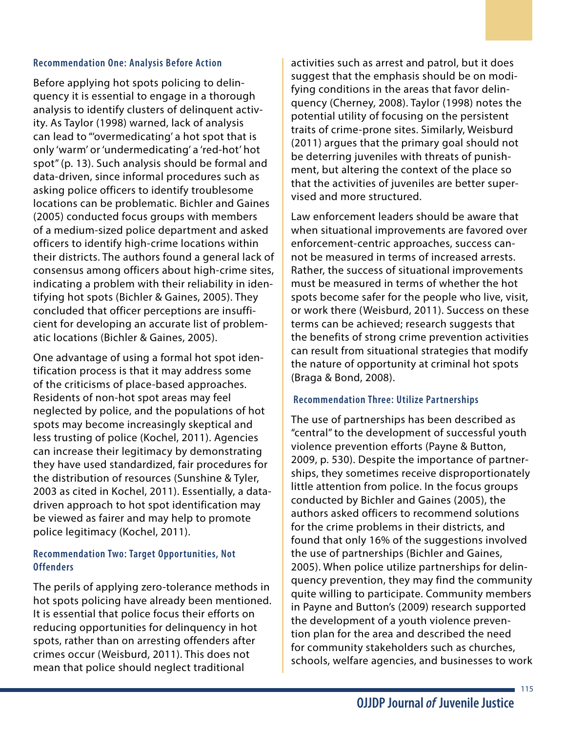### Recommendation One: Analysis Before Action

Before applying hot spots policing to delinquency it is essential to engage in a thorough analysis to identify clusters of delinquent activity. As Taylor (1998) warned, lack of analysis can lead to "'overmedicating' a hot spot that is only 'warm' or 'undermedicating' a 'red-hot' hot spot" (p. 13). Such analysis should be formal and data-driven, since informal procedures such as asking police officers to identify troublesome locations can be problematic. Bichler and Gaines (2005) conducted focus groups with members of a medium-sized police department and asked officers to identify high-crime locations within their districts. The authors found a general lack of consensus among officers about high-crime sites, indicating a problem with their reliability in identifying hot spots (Bichler & Gaines, 2005). They concluded that officer perceptions are insufficient for developing an accurate list of problematic locations (Bichler & Gaines, 2005).

One advantage of using a formal hot spot identification process is that it may address some of the criticisms of place-based approaches. Residents of non-hot spot areas may feel neglected by police, and the populations of hot spots may become increasingly skeptical and less trusting of police (Kochel, 2011). Agencies can increase their legitimacy by demonstrating they have used standardized, fair procedures for the distribution of resources (Sunshine & Tyler, 2003 as cited in Kochel, 2011). Essentially, a data-driven approach to hot spot identification may be viewed as fairer and may help to promote police legitimacy (Kochel, 2011).

### Recommendation Two: Target Opportunities, Not Offenders

The perils of applying zero-tolerance methods in hot spots policing have already been mentioned. It is essential that police focus their efforts on reducing opportunities for delinquency in hot spots, rather than on arresting offenders after crimes occur (Weisburd, 2011). This does not mean that police should neglect traditional activities such as arrest and patrol, but it does suggest that the emphasis should be on modifying conditions in the areas that favor delinquency (Cherney, 2008). Taylor (1998) notes the potential utility of focusing on the persistent traits of crime-prone sites. Similarly, Weisburd (2011) argues that the primary goal should not be deterring juveniles with threats of punishment, but altering the context of the place so that the activities of juveniles are better supervised and more structured.

Law enforcement leaders should be aware that when situational improvements are favored over enforcement-centric approaches, success cannot be measured in terms of increased arrests. Rather, the success of situational improvements must be measured in terms of whether the hot spots become safer for the people who live, visit, or work there (Weisburd, 2011). Success on these terms can be achieved; research suggests that the benefits of strong crime prevention activities can result from situational strategies that modify the nature of opportunity at criminal hot spots (Braga & Bond, 2008).

### Recommendation Three: Utilize Partnerships

The use of partnerships has been described as "central" to the development of successful youth violence prevention efforts (Payne & Button, 2009, p. 530). Despite the importance of partnerships, they sometimes receive disproportionately little attention from police. In the focus groups conducted by Bichler and Gaines (2005), the authors asked officers to recommend solutions for the crime problems in their districts, and found that only 16% of the suggestions involved the use of partnerships (Bichler and Gaines, 2005). When police utilize partnerships for delinquency prevention, they may find the community quite willing to participate. Community members in Payne and Button's (2009) research supported the development of a youth violence prevention plan for the area and described the need for community stakeholders such as churches, schools, welfare agencies, and businesses to work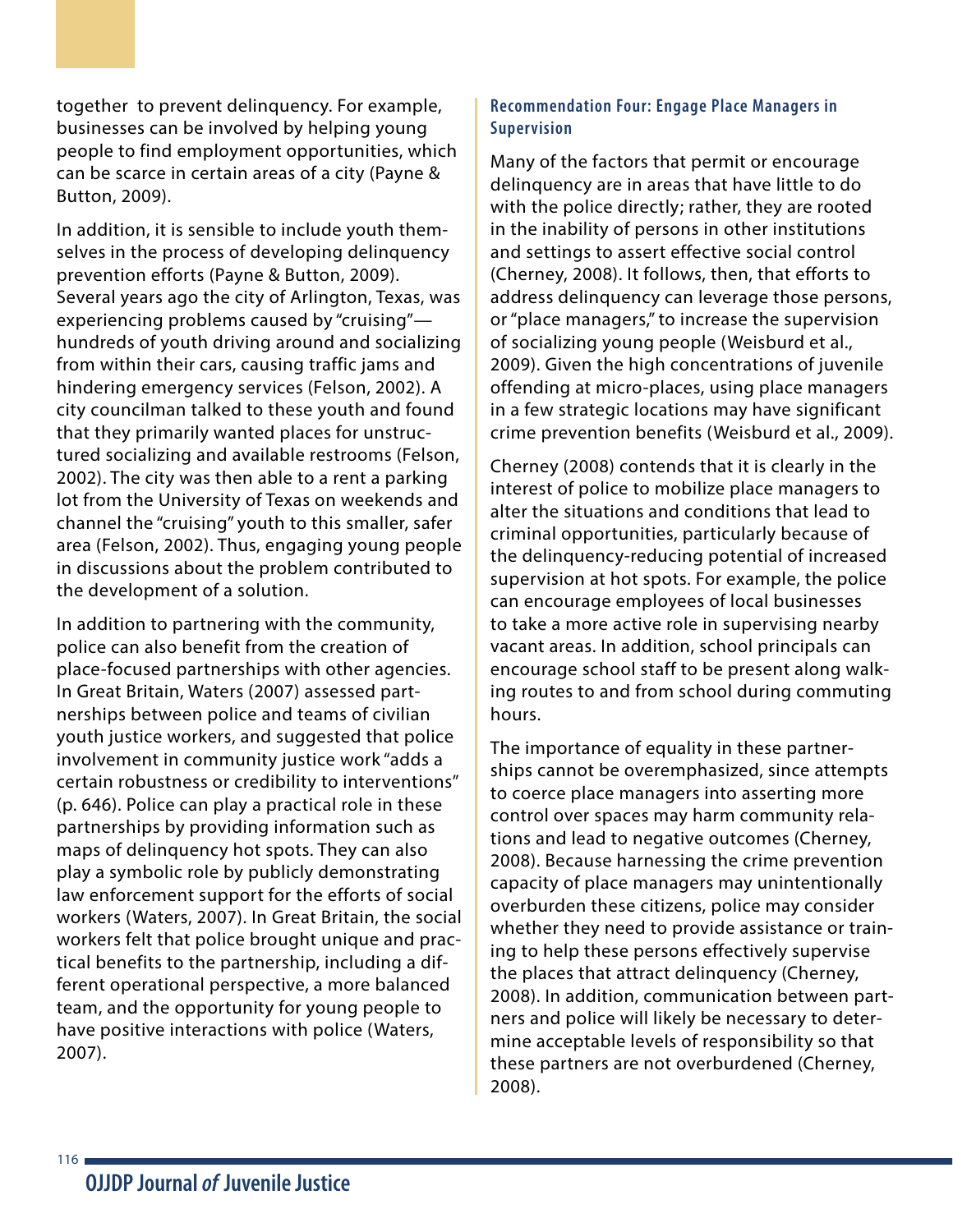together to prevent delinquency. For example, businesses can be involved by helping young people to find employment opportunities, which can be scarce in certain areas of a city (Payne & Button, 2009).

In addition, it is sensible to include youth themselves in the process of developing delinquency prevention efforts (Payne & Button, 2009). Several years ago the city of Arlington, Texas, was experiencing problems caused by "cruising"—hundreds of youth driving around and socializing from within their cars, causing traffic jams and hindering emergency services (Felson, 2002). A city councilman talked to these youth and found that they primarily wanted places for unstructured socializing and available restrooms (Felson, 2002). The city was then able to a rent a parking lot from the University of Texas on weekends and channel the "cruising" youth to this smaller, safer area (Felson, 2002). Thus, engaging young people in discussions about the problem contributed to the development of a solution.

In addition to partnering with the community, police can also benefit from the creation of place-focused partnerships with other agencies. In Great Britain, Waters (2007) assessed partnerships between police and teams of civilian youth justice workers, and suggested that police involvement in community justice work "adds a certain robustness or credibility to interventions" (p. 646). Police can play a practical role in these partnerships by providing information such as maps of delinquency hot spots. They can also play a symbolic role by publicly demonstrating law enforcement support for the efforts of social workers (Waters, 2007). In Great Britain, the social workers felt that police brought unique and practical benefits to the partnership, including a different operational perspective, a more balanced team, and the opportunity for young people to have positive interactions with police (Waters, 2007).

#### Recommendation Four: Engage Place Managers in Supervision

Many of the factors that permit or encourage delinquency are in areas that have little to do with the police directly; rather, they are rooted in the inability of persons in other institutions and settings to assert effective social control (Cherney, 2008). It follows, then, that efforts to address delinquency can leverage those persons, or "place managers," to increase the supervision of socializing young people (Weisburd et al., 2009). Given the high concentrations of juvenile offending at micro-places, using place managers in a few strategic locations may have significant crime prevention benefits (Weisburd et al., 2009).

Cherney (2008) contends that it is clearly in the interest of police to mobilize place managers to alter the situations and conditions that lead to criminal opportunities, particularly because of the delinquency-reducing potential of increased supervision at hot spots. For example, the police can encourage employees of local businesses to take a more active role in supervising nearby vacant areas. In addition, school principals can encourage school staff to be present along walking routes to and from school during commuting hours.

The importance of equality in these partnerships cannot be overemphasized, since attempts to coerce place managers into asserting more control over spaces may harm community relations and lead to negative outcomes (Cherney, 2008). Because harnessing the crime prevention capacity of place managers may unintentionally overburden these citizens, police may consider whether they need to provide assistance or training to help these persons effectively supervise the places that attract delinquency (Cherney, 2008). In addition, communication between partners and police will likely be necessary to determine acceptable levels of responsibility so that these partners are not overburdened (Cherney, 2008).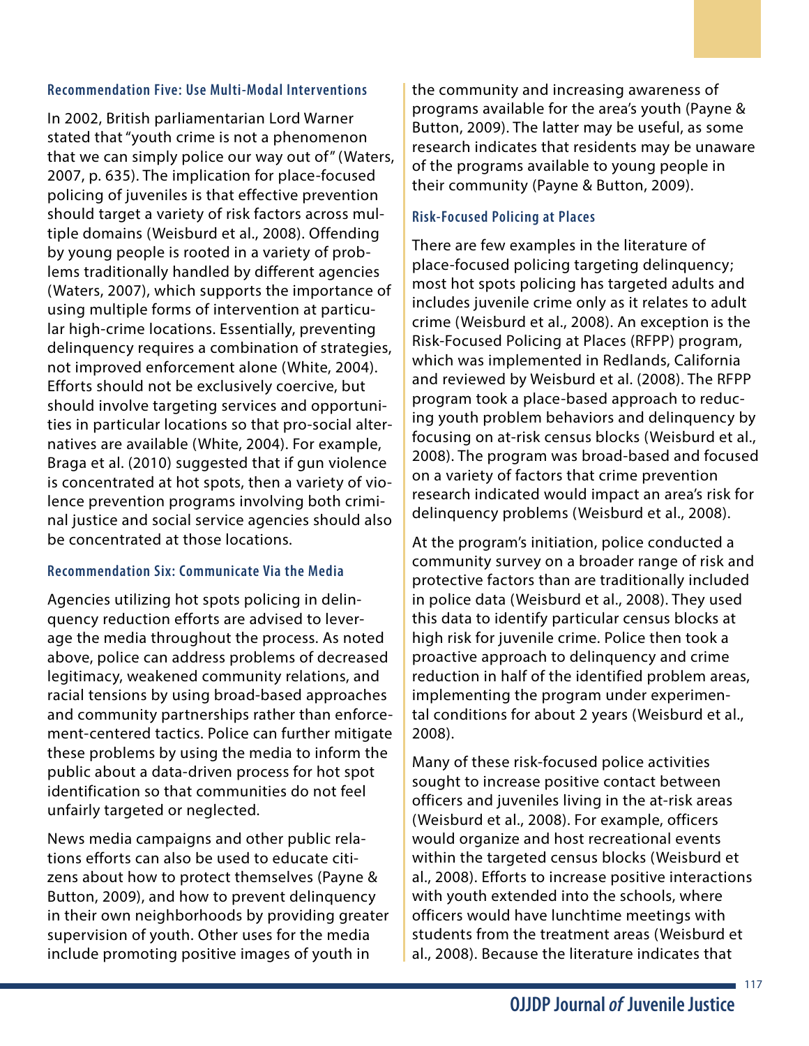### Recommendation Five: Use Multi-Modal Interventions

In 2002, British parliamentarian Lord Warner stated that "youth crime is not a phenomenon that we can simply police our way out of" (Waters, 2007, p. 635). The implication for place-focused policing of juveniles is that effective prevention should target a variety of risk factors across multiple domains (Weisburd et al., 2008). Offending by young people is rooted in a variety of problems traditionally handled by different agencies (Waters, 2007), which supports the importance of using multiple forms of intervention at particular high-crime locations. Essentially, preventing delinquency requires a combination of strategies, not improved enforcement alone (White, 2004). Efforts should not be exclusively coercive, but should involve targeting services and opportunities in particular locations so that pro-social alternatives are available (White, 2004). For example, Braga et al. (2010) suggested that if gun violence is concentrated at hot spots, then a variety of violence prevention programs involving both criminal justice and social service agencies should also be concentrated at those locations.

### Recommendation Six: Communicate Via the Media

Agencies utilizing hot spots policing in delinquency reduction efforts are advised to leverage the media throughout the process. As noted above, police can address problems of decreased legitimacy, weakened community relations, and racial tensions by using broad-based approaches and community partnerships rather than enforcement-centered tactics. Police can further mitigate these problems by using the media to inform the public about a data-driven process for hot spot identification so that communities do not feel unfairly targeted or neglected.

News media campaigns and other public relations efforts can also be used to educate citizens about how to protect themselves (Payne & Button, 2009), and how to prevent delinquency in their own neighborhoods by providing greater supervision of youth. Other uses for the media include promoting positive images of youth in the community and increasing awareness of programs available for the area's youth (Payne & Button, 2009). The latter may be useful, as some research indicates that residents may be unaware of the programs available to young people in their community (Payne & Button, 2009).

### Risk-Focused Policing at Places

There are few examples in the literature of place-focused policing targeting delinquency; most hot spots policing has targeted adults and includes juvenile crime only as it relates to adult crime (Weisburd et al., 2008). An exception is the Risk-Focused Policing at Places (RFPP) program, which was implemented in Redlands, California and reviewed by Weisburd et al. (2008). The RFPP program took a place-based approach to reducing youth problem behaviors and delinquency by focusing on at-risk census blocks (Weisburd et al., 2008). The program was broad-based and focused on a variety of factors that crime prevention research indicated would impact an area's risk for delinquency problems (Weisburd et al., 2008).

At the program's initiation, police conducted a community survey on a broader range of risk and protective factors than are traditionally included in police data (Weisburd et al., 2008). They used this data to identify particular census blocks at high risk for juvenile crime. Police then took a proactive approach to delinquency and crime reduction in half of the identified problem areas, implementing the program under experimental conditions for about 2 years (Weisburd et al., 2008).

Many of these risk-focused police activities sought to increase positive contact between officers and juveniles living in the at-risk areas (Weisburd et al., 2008). For example, officers would organize and host recreational events within the targeted census blocks (Weisburd et al., 2008). Efforts to increase positive interactions with youth extended into the schools, where officers would have lunchtime meetings with students from the treatment areas (Weisburd et al., 2008). Because the literature indicates that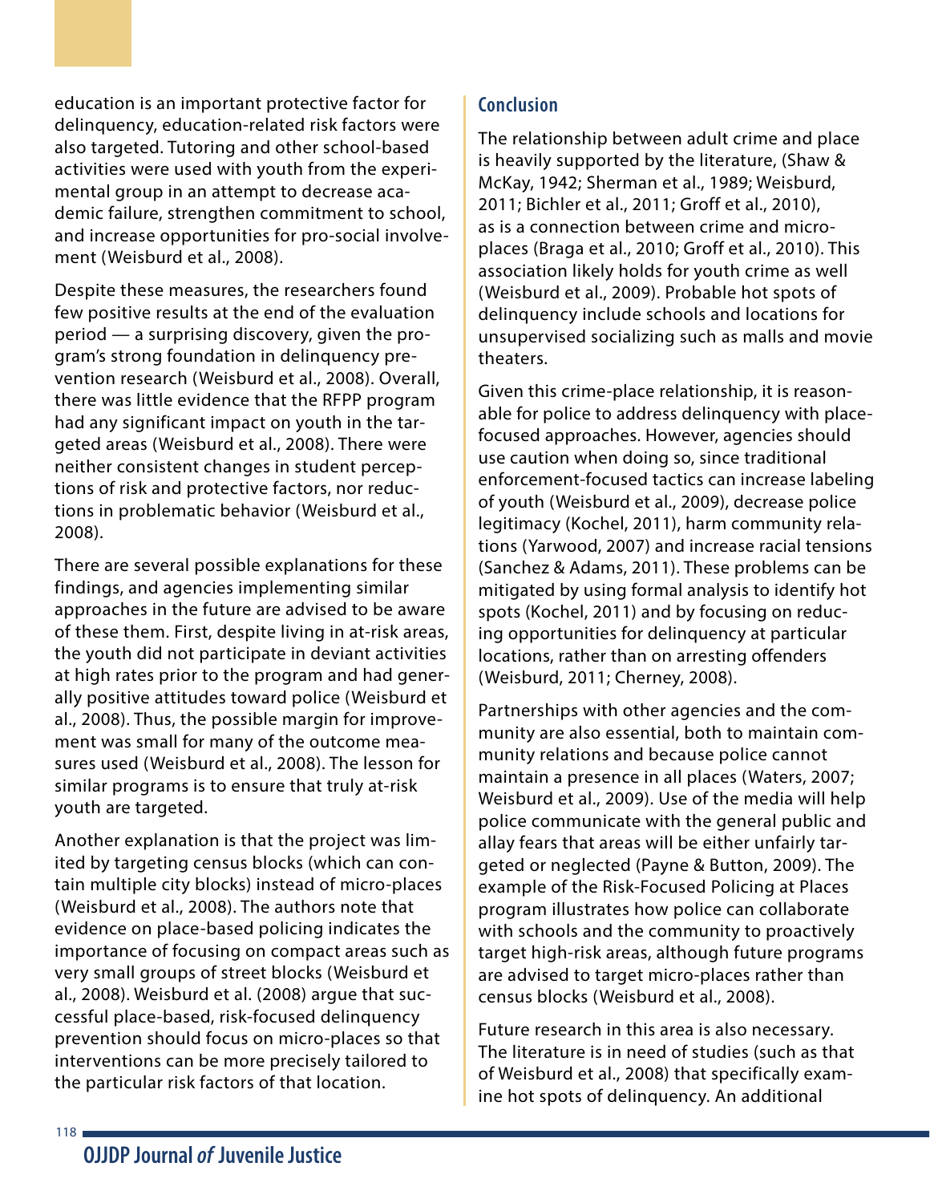education is an important protective factor for delinquency, education-related risk factors were also targeted. Tutoring and other school-based activities were used with youth from the experimental group in an attempt to decrease academic failure, strengthen commitment to school, and increase opportunities for pro-social involvement (Weisburd et al., 2008).

Despite these measures, the researchers found few positive results at the end of the evaluation period — a surprising discovery, given the program's strong foundation in delinquency prevention research (Weisburd et al., 2008). Overall, there was little evidence that the RFPP program had any significant impact on youth in the targeted areas (Weisburd et al., 2008). There were neither consistent changes in student perceptions of risk and protective factors, nor reductions in problematic behavior (Weisburd et al., 2008).

There are several possible explanations for these findings, and agencies implementing similar approaches in the future are advised to be aware of these them. First, despite living in at-risk areas, the youth did not participate in deviant activities at high rates prior to the program and had generally positive attitudes toward police (Weisburd et al., 2008). Thus, the possible margin for improvement was small for many of the outcome measures used (Weisburd et al., 2008). The lesson for similar programs is to ensure that truly at-risk youth are targeted.

Another explanation is that the project was limited by targeting census blocks (which can contain multiple city blocks) instead of micro-places (Weisburd et al., 2008). The authors note that evidence on place-based policing indicates the importance of focusing on compact areas such as very small groups of street blocks (Weisburd et al., 2008). Weisburd et al. (2008) argue that successful place-based, risk-focused delinquency prevention should focus on micro-places so that interventions can be more precisely tailored to the particular risk factors of that location.

## Conclusion

The relationship between adult crime and place is heavily supported by the literature, (Shaw & McKay, 1942; Sherman et al., 1989; Weisburd, 2011; Bichler et al., 2011; Groff et al., 2010), as is a connection between crime and micro-places (Braga et al., 2010; Groff et al., 2010). This association likely holds for youth crime as well (Weisburd et al., 2009). Probable hot spots of delinquency include schools and locations for unsupervised socializing such as malls and movie theaters.

Given this crime-place relationship, it is reasonable for police to address delinquency with place-focused approaches. However, agencies should use caution when doing so, since traditional enforcement-focused tactics can increase labeling of youth (Weisburd et al., 2009), decrease police legitimacy (Kochel, 2011), harm community relations (Yarwood, 2007) and increase racial tensions (Sanchez & Adams, 2011). These problems can be mitigated by using formal analysis to identify hot spots (Kochel, 2011) and by focusing on reducing opportunities for delinquency at particular locations, rather than on arresting offenders (Weisburd, 2011; Cherney, 2008).

Partnerships with other agencies and the community are also essential, both to maintain community relations and because police cannot maintain a presence in all places (Waters, 2007; Weisburd et al., 2009). Use of the media will help police communicate with the general public and allay fears that areas will be either unfairly targeted or neglected (Payne & Button, 2009). The example of the Risk-Focused Policing at Places program illustrates how police can collaborate with schools and the community to proactively target high-risk areas, although future programs are advised to target micro-places rather than census blocks (Weisburd et al., 2008).

Future research in this area is also necessary. The literature is in need of studies (such as that of Weisburd et al., 2008) that specifically examine hot spots of delinquency. An additional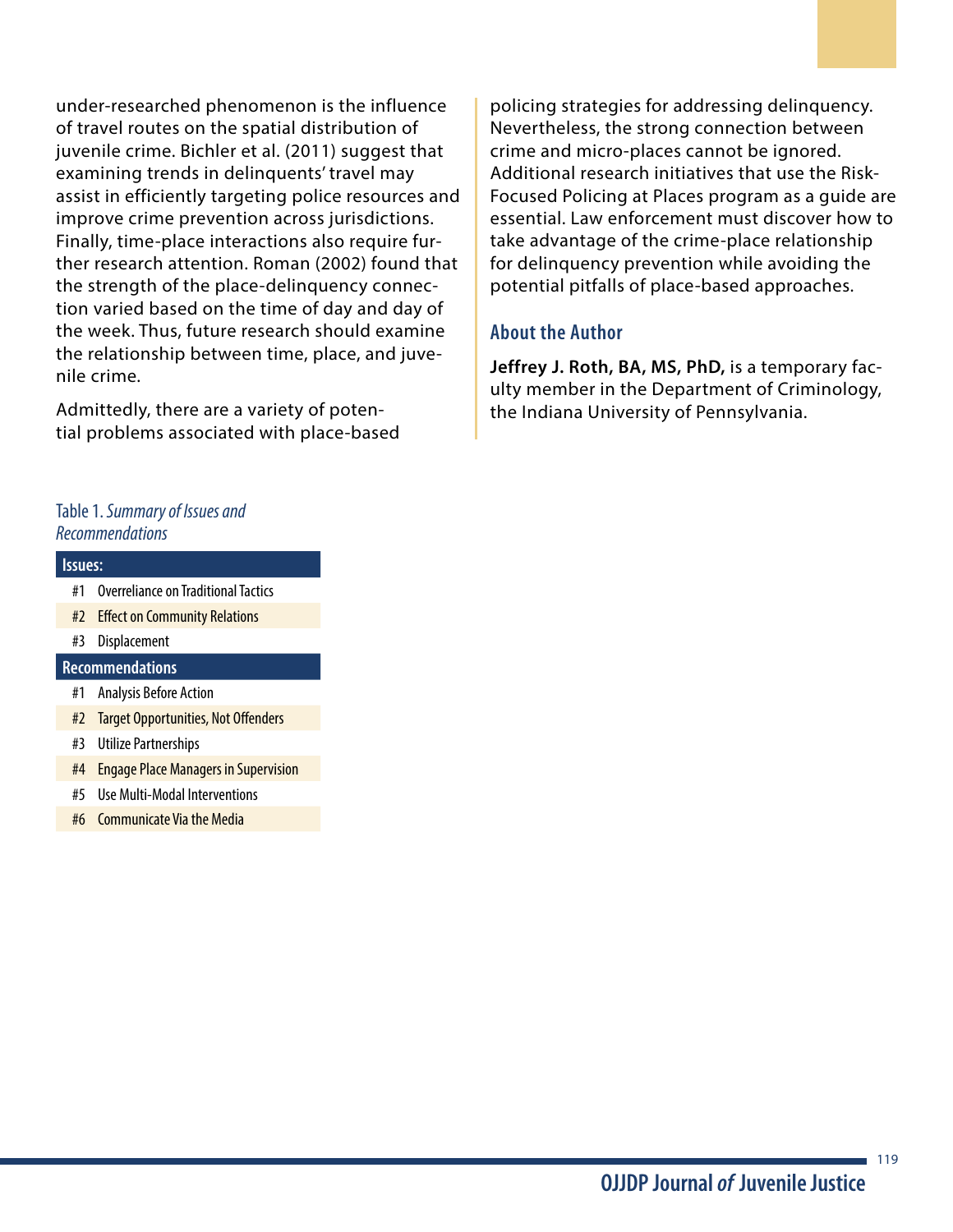under-researched phenomenon is the influence of travel routes on the spatial distribution of juvenile crime. Bichler et al. (2011) suggest that examining trends in delinquents' travel may assist in efficiently targeting police resources and improve crime prevention across jurisdictions. Finally, time-place interactions also require further research attention. Roman (2002) found that the strength of the place-delinquency connection varied based on the time of day and day of the week. Thus, future research should examine the relationship between time, place, and juvenile crime.

Admittedly, there are a variety of potential problems associated with place-based policing strategies for addressing delinquency. Nevertheless, the strong connection between crime and micro-places cannot be ignored. Additional research initiatives that use the Risk-Focused Policing at Places program as a guide are essential. Law enforcement must discover how to take advantage of the crime-place relationship for delinquency prevention while avoiding the potential pitfalls of place-based approaches.

## About the Author

**Jeffrey J. Roth, BA, MS, PhD,** is a temporary faculty member in the Department of Criminology, the Indiana University of Pennsylvania.

Table 1. *Summary of Issues and Recommendations*

| Issues: | |
|---|---|
| #1 | Overreliance on Traditional Tactics |
| #2 | Effect on Community Relations |
| #3 | Displacement |
| **Recommendations** | |
| #1 | Analysis Before Action |
| #2 | Target Opportunities, Not Offenders |
| #3 | Utilize Partnerships |
| #4 | Engage Place Managers in Supervision |
| #5 | Use Multi-Modal Interventions |
| #6 | Communicate Via the Media |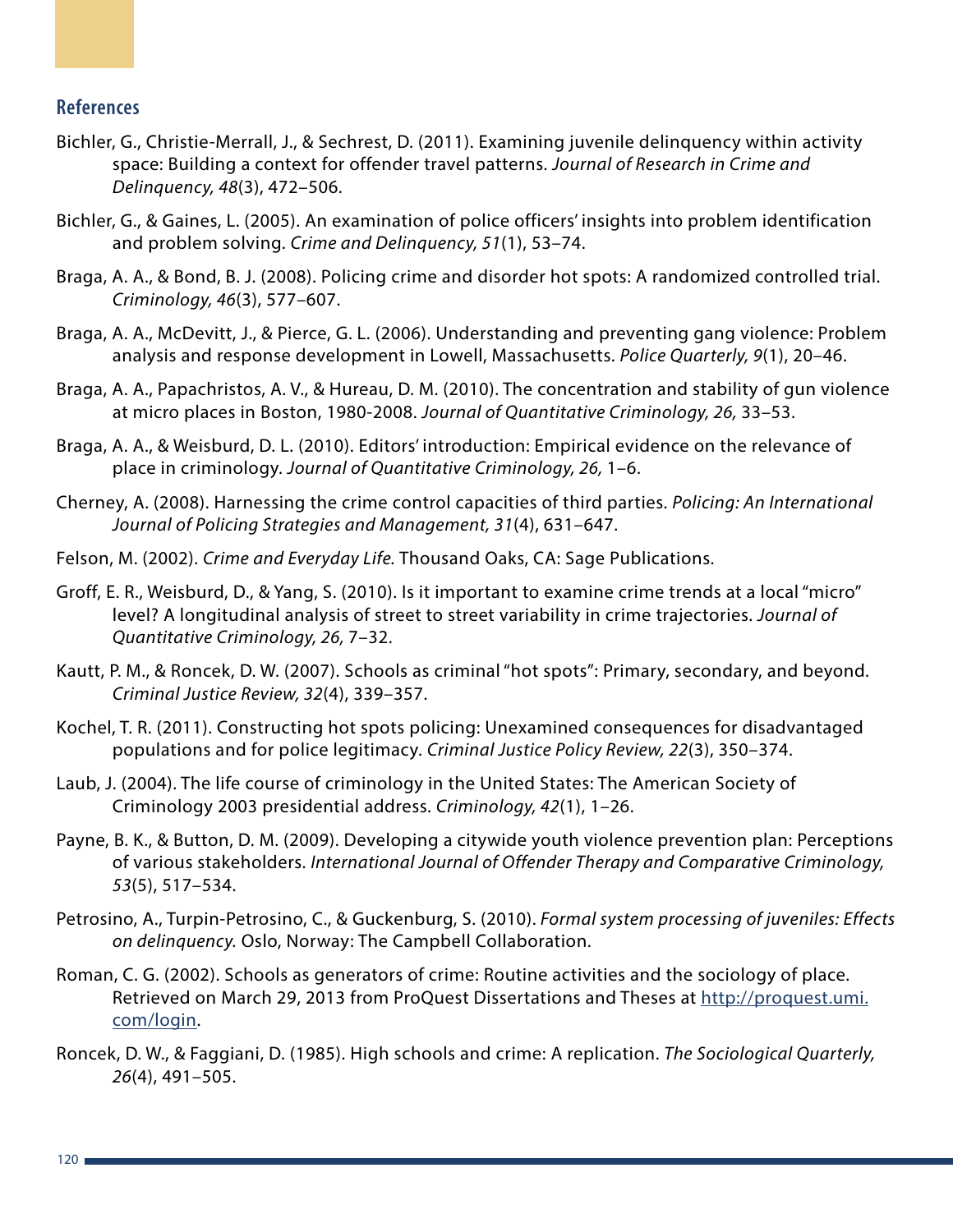## References

Bichler, G., Christie-Merrall, J., & Sechrest, D. (2011). Examining juvenile delinquency within activity space: Building a context for offender travel patterns. *Journal of Research in Crime and Delinquency, 48*(3), 472–506.

Bichler, G., & Gaines, L. (2005). An examination of police officers' insights into problem identification and problem solving. *Crime and Delinquency, 51*(1), 53–74.

Braga, A. A., & Bond, B. J. (2008). Policing crime and disorder hot spots: A randomized controlled trial. *Criminology, 46*(3), 577–607.

Braga, A. A., McDevitt, J., & Pierce, G. L. (2006). Understanding and preventing gang violence: Problem analysis and response development in Lowell, Massachusetts. *Police Quarterly, 9*(1), 20–46.

Braga, A. A., Papachristos, A. V., & Hureau, D. M. (2010). The concentration and stability of gun violence at micro places in Boston, 1980-2008. *Journal of Quantitative Criminology, 26,* 33–53.

Braga, A. A., & Weisburd, D. L. (2010). Editors' introduction: Empirical evidence on the relevance of place in criminology. *Journal of Quantitative Criminology, 26,* 1–6.

Cherney, A. (2008). Harnessing the crime control capacities of third parties. *Policing: An International Journal of Policing Strategies and Management, 31*(4), 631–647.

Felson, M. (2002). *Crime and Everyday Life.* Thousand Oaks, CA: Sage Publications.

Groff, E. R., Weisburd, D., & Yang, S. (2010). Is it important to examine crime trends at a local "micro" level? A longitudinal analysis of street to street variability in crime trajectories. *Journal of Quantitative Criminology, 26,* 7–32.

Kautt, P. M., & Roncek, D. W. (2007). Schools as criminal "hot spots": Primary, secondary, and beyond. *Criminal Justice Review, 32*(4), 339–357.

Kochel, T. R. (2011). Constructing hot spots policing: Unexamined consequences for disadvantaged populations and for police legitimacy. *Criminal Justice Policy Review, 22*(3), 350–374.

Laub, J. (2004). The life course of criminology in the United States: The American Society of Criminology 2003 presidential address. *Criminology, 42*(1), 1–26.

Payne, B. K., & Button, D. M. (2009). Developing a citywide youth violence prevention plan: Perceptions of various stakeholders. *International Journal of Offender Therapy and Comparative Criminology, 53*(5), 517–534.

Petrosino, A., Turpin-Petrosino, C., & Guckenburg, S. (2010). *Formal system processing of juveniles: Effects on delinquency.* Oslo, Norway: The Campbell Collaboration.

Roman, C. G. (2002). Schools as generators of crime: Routine activities and the sociology of place. Retrieved on March 29, 2013 from ProQuest Dissertations and Theses at http://proquest.umi.com/login.

Roncek, D. W., & Faggiani, D. (1985). High schools and crime: A replication. *The Sociological Quarterly, 26*(4), 491–505.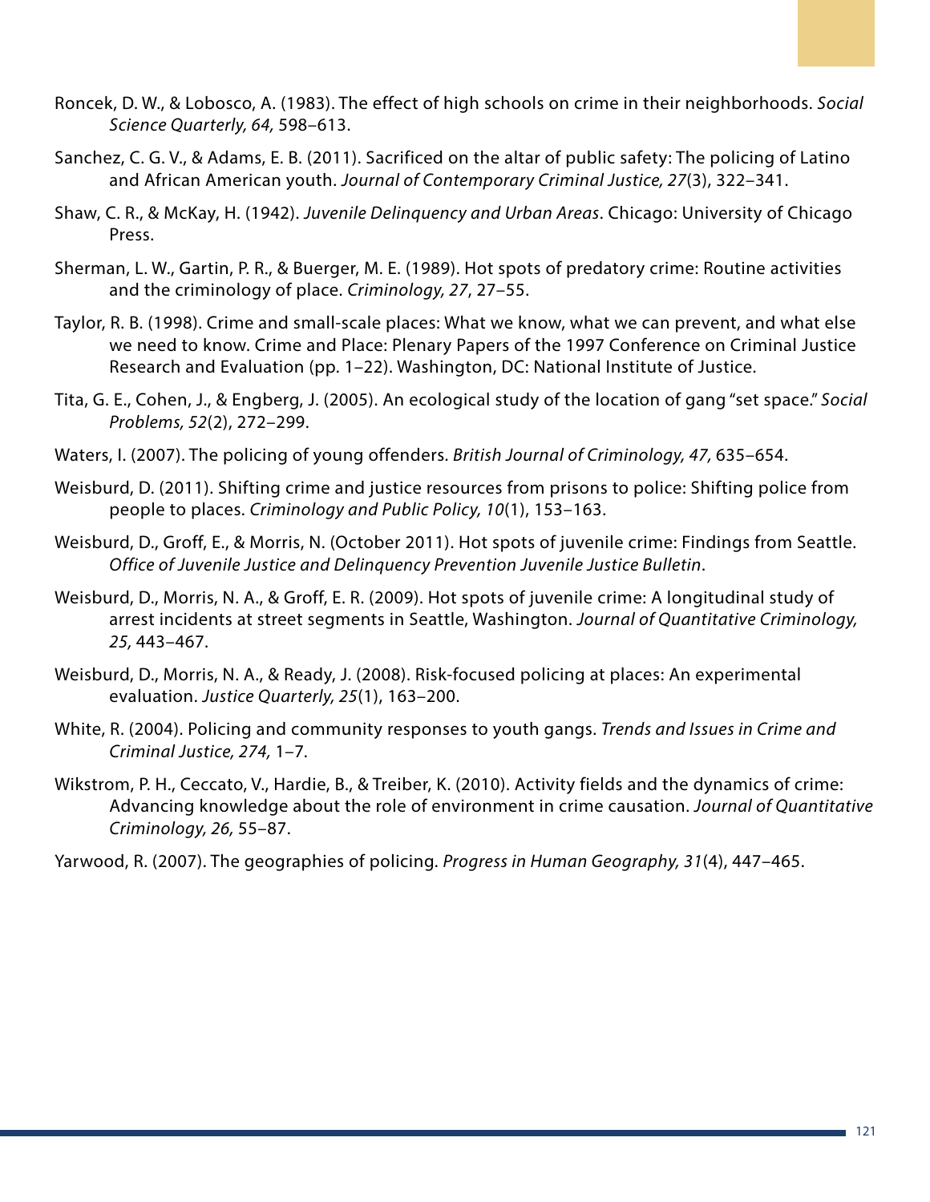Roncek, D. W., & Lobosco, A. (1983). The effect of high schools on crime in their neighborhoods. *Social Science Quarterly, 64,* 598–613.

Sanchez, C. G. V., & Adams, E. B. (2011). Sacrificed on the altar of public safety: The policing of Latino and African American youth. *Journal of Contemporary Criminal Justice, 27*(3), 322–341.

Shaw, C. R., & McKay, H. (1942). *Juvenile Delinquency and Urban Areas*. Chicago: University of Chicago Press.

Sherman, L. W., Gartin, P. R., & Buerger, M. E. (1989). Hot spots of predatory crime: Routine activities and the criminology of place. *Criminology, 27*, 27–55.

Taylor, R. B. (1998). Crime and small-scale places: What we know, what we can prevent, and what else we need to know. Crime and Place: Plenary Papers of the 1997 Conference on Criminal Justice Research and Evaluation (pp. 1–22). Washington, DC: National Institute of Justice.

Tita, G. E., Cohen, J., & Engberg, J. (2005). An ecological study of the location of gang "set space." *Social Problems, 52*(2), 272–299.

Waters, I. (2007). The policing of young offenders. *British Journal of Criminology, 47,* 635–654.

Weisburd, D. (2011). Shifting crime and justice resources from prisons to police: Shifting police from people to places. *Criminology and Public Policy, 10*(1), 153–163.

Weisburd, D., Groff, E., & Morris, N. (October 2011). Hot spots of juvenile crime: Findings from Seattle. *Office of Juvenile Justice and Delinquency Prevention Juvenile Justice Bulletin*.

Weisburd, D., Morris, N. A., & Groff, E. R. (2009). Hot spots of juvenile crime: A longitudinal study of arrest incidents at street segments in Seattle, Washington. *Journal of Quantitative Criminology, 25,* 443–467.

Weisburd, D., Morris, N. A., & Ready, J. (2008). Risk-focused policing at places: An experimental evaluation. *Justice Quarterly, 25*(1), 163–200.

White, R. (2004). Policing and community responses to youth gangs. *Trends and Issues in Crime and Criminal Justice, 274,* 1–7.

Wikstrom, P. H., Ceccato, V., Hardie, B., & Treiber, K. (2010). Activity fields and the dynamics of crime: Advancing knowledge about the role of environment in crime causation. *Journal of Quantitative Criminology, 26,* 55–87.

Yarwood, R. (2007). The geographies of policing. *Progress in Human Geography, 31*(4), 447–465.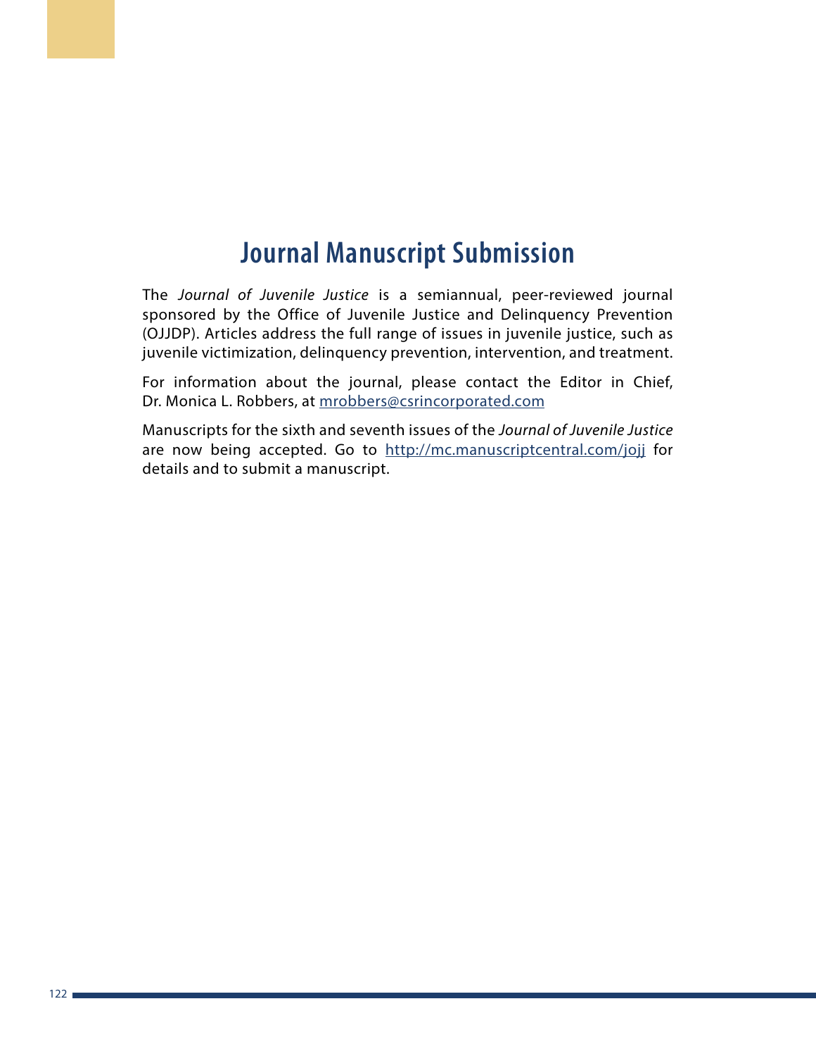# Journal Manuscript Submission

The *Journal of Juvenile Justice* is a semiannual, peer-reviewed journal sponsored by the Office of Juvenile Justice and Delinquency Prevention (OJJDP). Articles address the full range of issues in juvenile justice, such as juvenile victimization, delinquency prevention, intervention, and treatment.

For information about the journal, please contact the Editor in Chief, Dr. Monica L. Robbers, at mrobbers@csrincorporated.com

Manuscripts for the sixth and seventh issues of the *Journal of Juvenile Justice* are now being accepted. Go to http://mc.manuscriptcentral.com/jojj for details and to submit a manuscript.